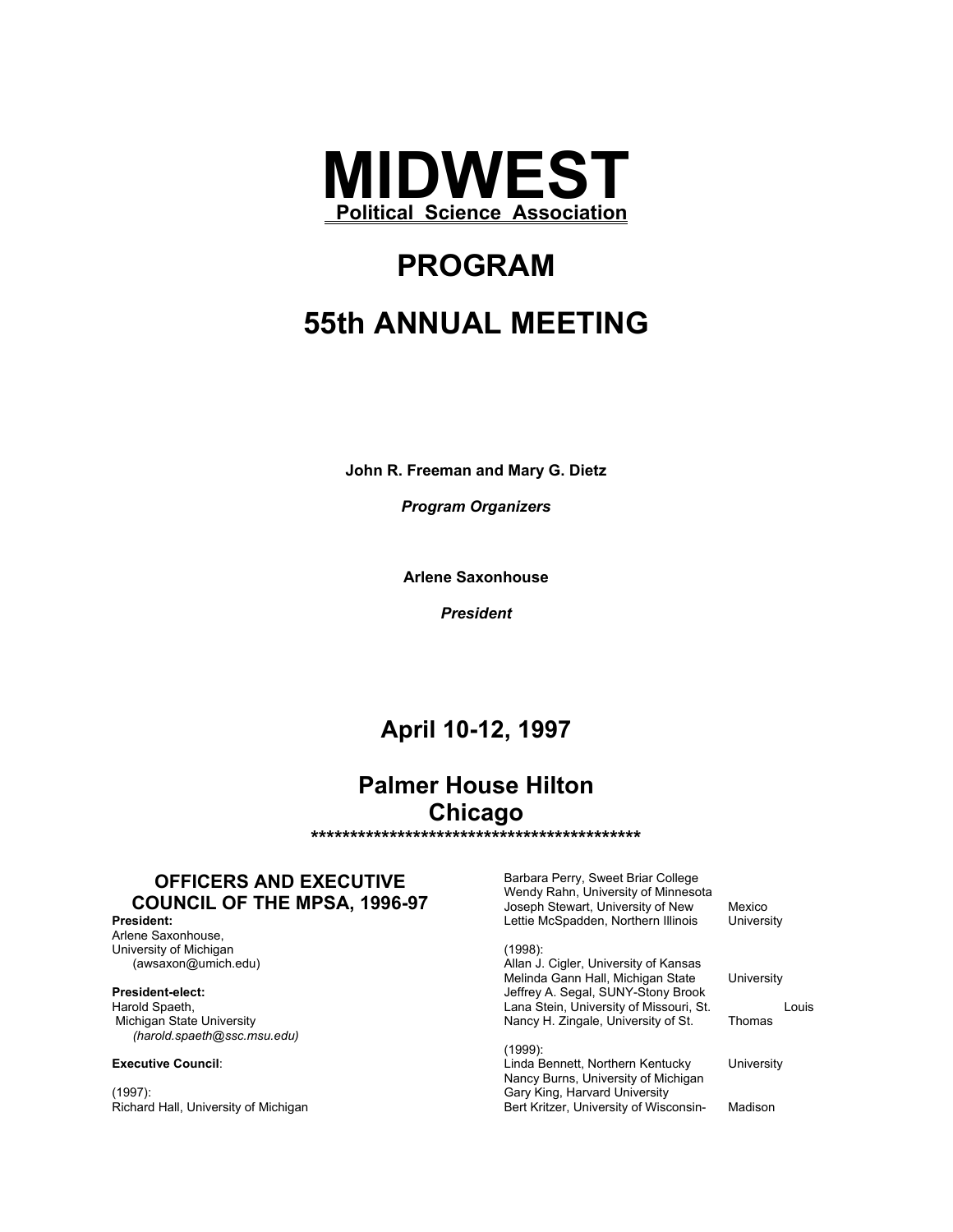# MIDWEST

**Political Science Association**

# PROGRAM

# 55th ANNUAL MEETING

**John R. Freeman and Mary G. Dietz**

***Program Organizers***

**Arlene Saxonhouse**

***President***

## April 10-12, 1997

## Palmer House Hilton
## Chicago

*******************************************

### OFFICERS AND EXECUTIVE COUNCIL OF THE MPSA, 1996-97

**President:**
Arlene Saxonhouse,
University of Michigan
(awsaxon@umich.edu)

**President-elect:**
Harold Spaeth,
Michigan State University
*(harold.spaeth@ssc.msu.edu)*

**Executive Council**:

(1997):
Richard Hall, University of Michigan
Barbara Perry, Sweet Briar College
Wendy Rahn, University of Minnesota
Joseph Stewart, University of New Mexico
Lettie McSpadden, Northern Illinois University

(1998):
Allan J. Cigler, University of Kansas
Melinda Gann Hall, Michigan State University
Jeffrey A. Segal, SUNY-Stony Brook
Lana Stein, University of Missouri, St. Louis
Nancy H. Zingale, University of St. Thomas

(1999):
Linda Bennett, Northern Kentucky University
Nancy Burns, University of Michigan
Gary King, Harvard University
Bert Kritzer, University of Wisconsin-Madison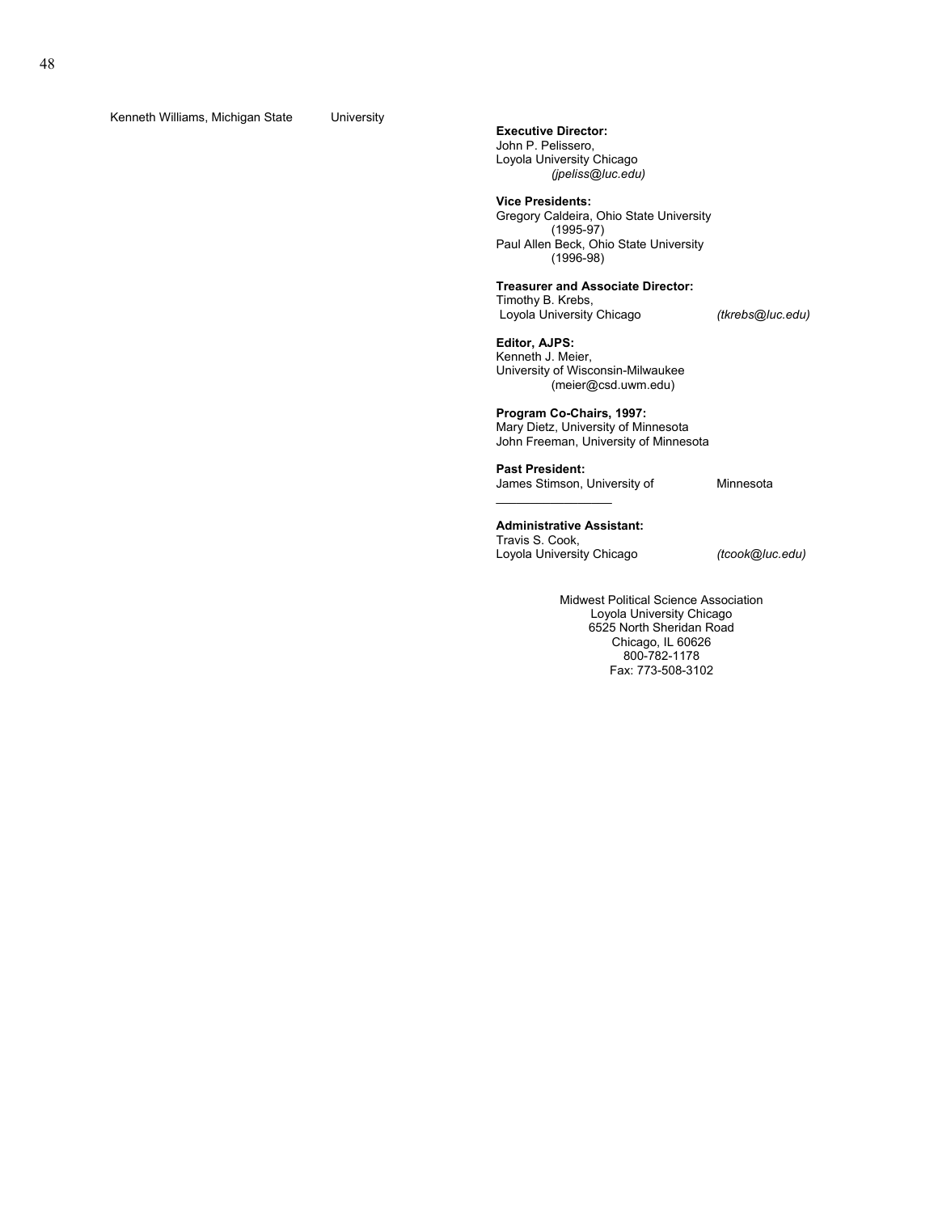Kenneth Williams, Michigan State University

**Executive Director:**
John P. Pelissero,
Loyola University Chicago
*(jpeliss@luc.edu)*

**Vice Presidents:**
Gregory Caldeira, Ohio State University
(1995-97)
Paul Allen Beck, Ohio State University
(1996-98)

**Treasurer and Associate Director:**
Timothy B. Krebs,
Loyola University Chicago *(tkrebs@luc.edu)*

**Editor, AJPS:**
Kenneth J. Meier,
University of Wisconsin-Milwaukee
(meier@csd.uwm.edu)

**Program Co-Chairs, 1997:**
Mary Dietz, University of Minnesota
John Freeman, University of Minnesota

**Past President:**
James Stimson, University of Minnesota

---

**Administrative Assistant:**
Travis S. Cook,
Loyola University Chicago *(tcook@luc.edu)*

Midwest Political Science Association
Loyola University Chicago
6525 North Sheridan Road
Chicago, IL 60626
800-782-1178
Fax: 773-508-3102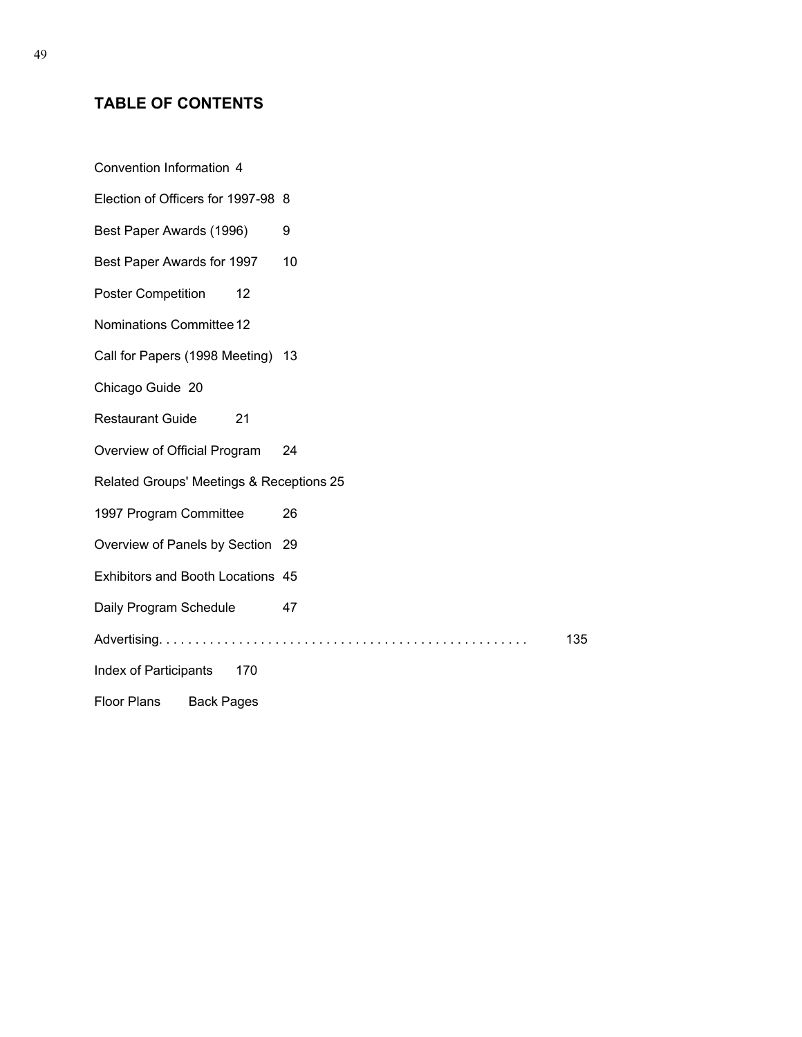## TABLE OF CONTENTS

Convention Information 4

Election of Officers for 1997-98 8

Best Paper Awards (1996) 9

Best Paper Awards for 1997 10

Poster Competition 12

Nominations Committee 12

Call for Papers (1998 Meeting) 13

Chicago Guide 20

Restaurant Guide 21

Overview of Official Program 24

Related Groups' Meetings & Receptions 25

1997 Program Committee 26

Overview of Panels by Section 29

Exhibitors and Booth Locations 45

Daily Program Schedule 47

Advertising. . . . . . . . . . . . . . . . . . . . . . . . . . . . . . . . . . . . . . . . . . . . . . . . . 135

Index of Participants 170

Floor Plans Back Pages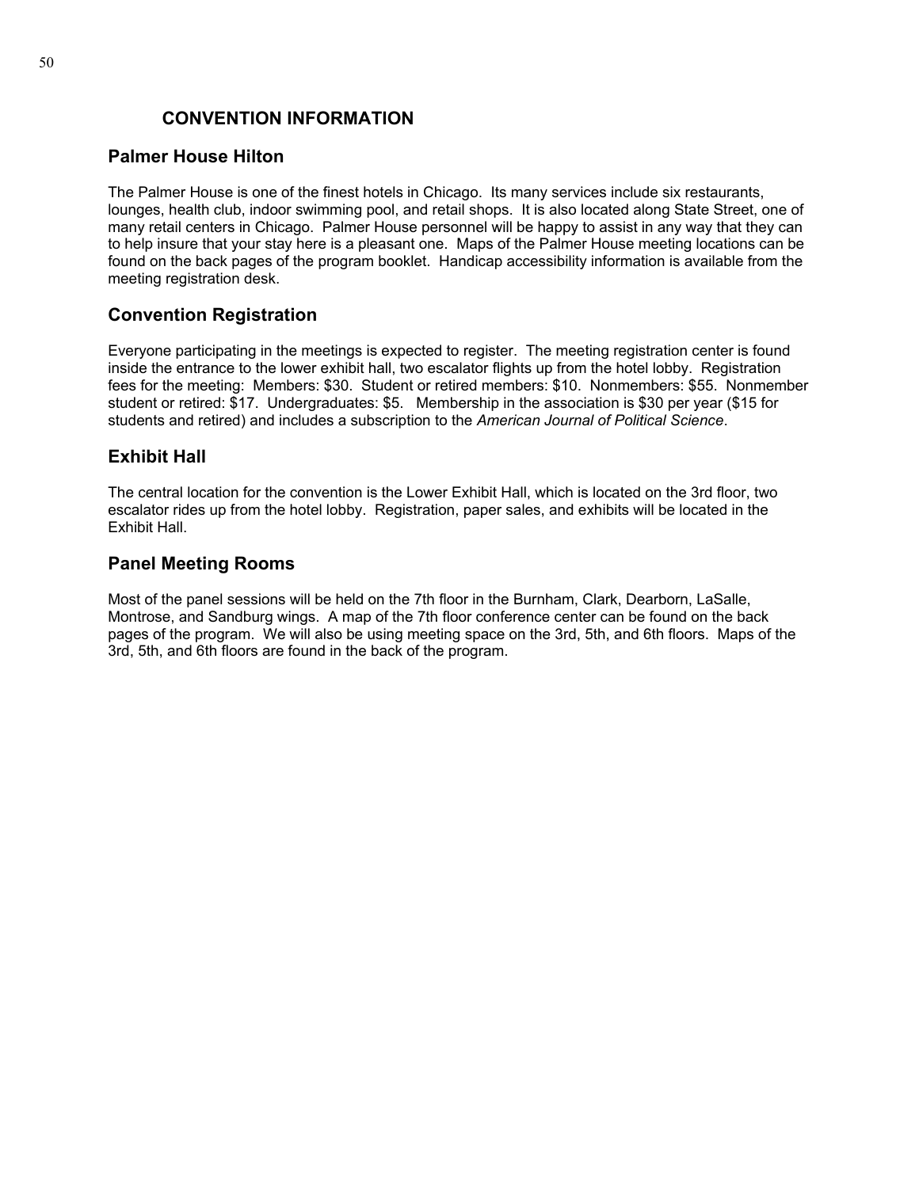# CONVENTION INFORMATION

## Palmer House Hilton

The Palmer House is one of the finest hotels in Chicago. Its many services include six restaurants, lounges, health club, indoor swimming pool, and retail shops. It is also located along State Street, one of many retail centers in Chicago. Palmer House personnel will be happy to assist in any way that they can to help insure that your stay here is a pleasant one. Maps of the Palmer House meeting locations can be found on the back pages of the program booklet. Handicap accessibility information is available from the meeting registration desk.

## Convention Registration

Everyone participating in the meetings is expected to register. The meeting registration center is found inside the entrance to the lower exhibit hall, two escalator flights up from the hotel lobby. Registration fees for the meeting: Members: $30. Student or retired members: $10. Nonmembers: $55. Nonmember student or retired: $17. Undergraduates: $5. Membership in the association is $30 per year ($15 for students and retired) and includes a subscription to the *American Journal of Political Science*.

## Exhibit Hall

The central location for the convention is the Lower Exhibit Hall, which is located on the 3rd floor, two escalator rides up from the hotel lobby. Registration, paper sales, and exhibits will be located in the Exhibit Hall.

## Panel Meeting Rooms

Most of the panel sessions will be held on the 7th floor in the Burnham, Clark, Dearborn, LaSalle, Montrose, and Sandburg wings. A map of the 7th floor conference center can be found on the back pages of the program. We will also be using meeting space on the 3rd, 5th, and 6th floors. Maps of the 3rd, 5th, and 6th floors are found in the back of the program.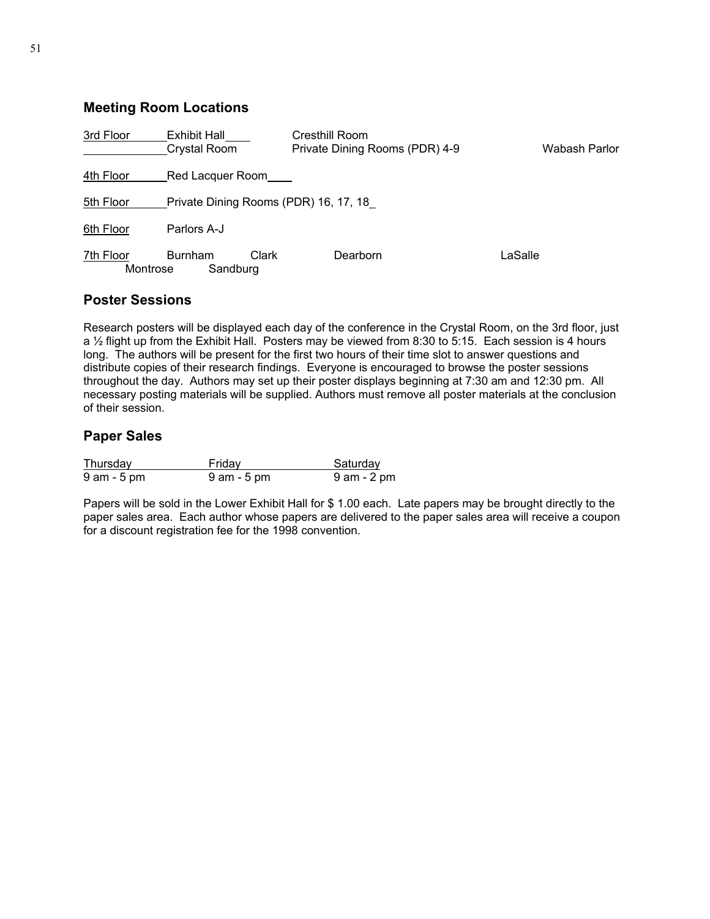## Meeting Room Locations

| Floor | Rooms | | |
|---|---|---|---|
| 3rd Floor | Exhibit Hall | Cresthill Room | |
| | Crystal Room | Private Dining Rooms (PDR) 4-9 | Wabash Parlor |
| 4th Floor | Red Lacquer Room | | |
| 5th Floor | Private Dining Rooms (PDR) 16, 17, 18 | | |
| 6th Floor | Parlors A-J | | |
| 7th Floor | Burnham, Clark | Dearborn | LaSalle |
| | Montrose, Sandburg | | |

## Poster Sessions

Research posters will be displayed each day of the conference in the Crystal Room, on the 3rd floor, just a ½ flight up from the Exhibit Hall. Posters may be viewed from 8:30 to 5:15. Each session is 4 hours long. The authors will be present for the first two hours of their time slot to answer questions and distribute copies of their research findings. Everyone is encouraged to browse the poster sessions throughout the day. Authors may set up their poster displays beginning at 7:30 am and 12:30 pm. All necessary posting materials will be supplied. Authors must remove all poster materials at the conclusion of their session.

## Paper Sales

| Thursday | Friday | Saturday |
|---|---|---|
| 9 am - 5 pm | 9 am - 5 pm | 9 am - 2 pm |

Papers will be sold in the Lower Exhibit Hall for $ 1.00 each. Late papers may be brought directly to the paper sales area. Each author whose papers are delivered to the paper sales area will receive a coupon for a discount registration fee for the 1998 convention.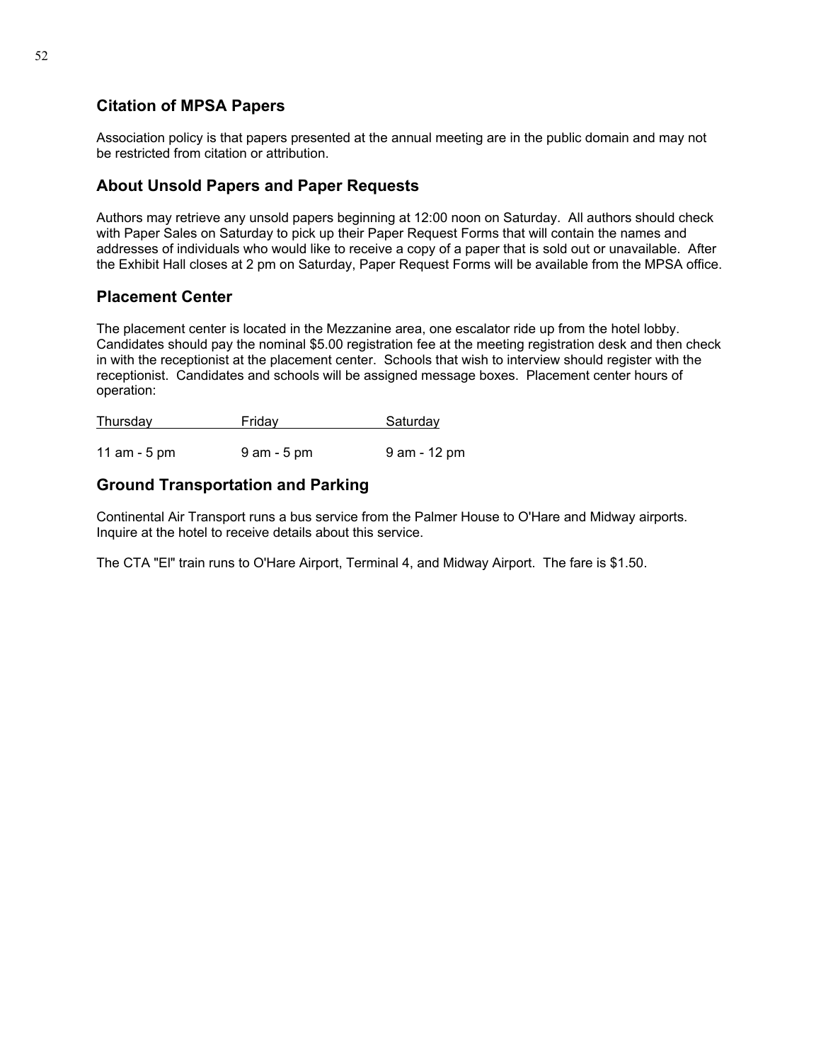## Citation of MPSA Papers

Association policy is that papers presented at the annual meeting are in the public domain and may not be restricted from citation or attribution.

## About Unsold Papers and Paper Requests

Authors may retrieve any unsold papers beginning at 12:00 noon on Saturday. All authors should check with Paper Sales on Saturday to pick up their Paper Request Forms that will contain the names and addresses of individuals who would like to receive a copy of a paper that is sold out or unavailable. After the Exhibit Hall closes at 2 pm on Saturday, Paper Request Forms will be available from the MPSA office.

## Placement Center

The placement center is located in the Mezzanine area, one escalator ride up from the hotel lobby. Candidates should pay the nominal $5.00 registration fee at the meeting registration desk and then check in with the receptionist at the placement center. Schools that wish to interview should register with the receptionist. Candidates and schools will be assigned message boxes. Placement center hours of operation:

| Thursday | Friday | Saturday |
|---|---|---|
| 11 am - 5 pm | 9 am - 5 pm | 9 am - 12 pm |

## Ground Transportation and Parking

Continental Air Transport runs a bus service from the Palmer House to O'Hare and Midway airports. Inquire at the hotel to receive details about this service.

The CTA "El" train runs to O'Hare Airport, Terminal 4, and Midway Airport. The fare is $1.50.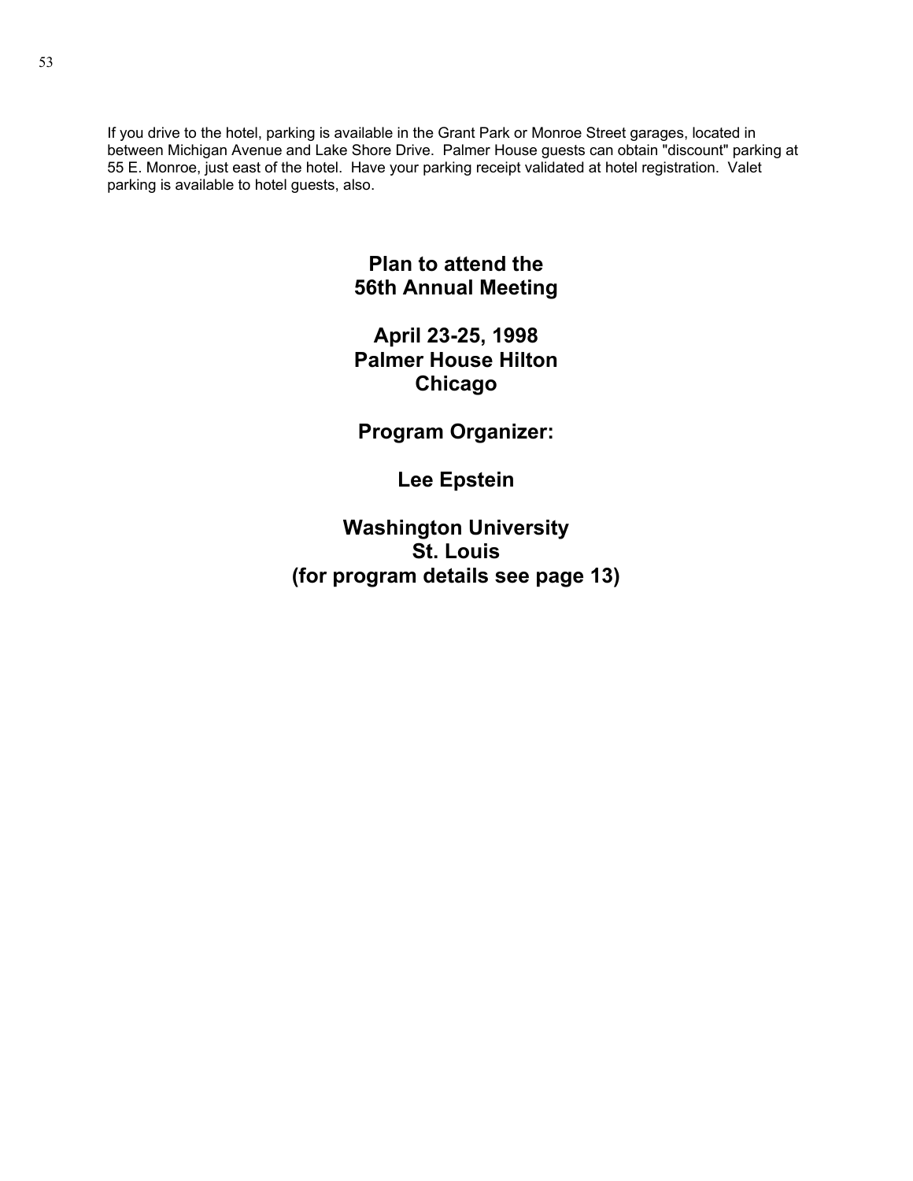If you drive to the hotel, parking is available in the Grant Park or Monroe Street garages, located in between Michigan Avenue and Lake Shore Drive. Palmer House guests can obtain "discount" parking at 55 E. Monroe, just east of the hotel. Have your parking receipt validated at hotel registration. Valet parking is available to hotel guests, also.

**Plan to attend the**
**56th Annual Meeting**

**April 23-25, 1998**
**Palmer House Hilton**
**Chicago**

**Program Organizer:**

**Lee Epstein**

**Washington University**
**St. Louis**
**(for program details see page 13)**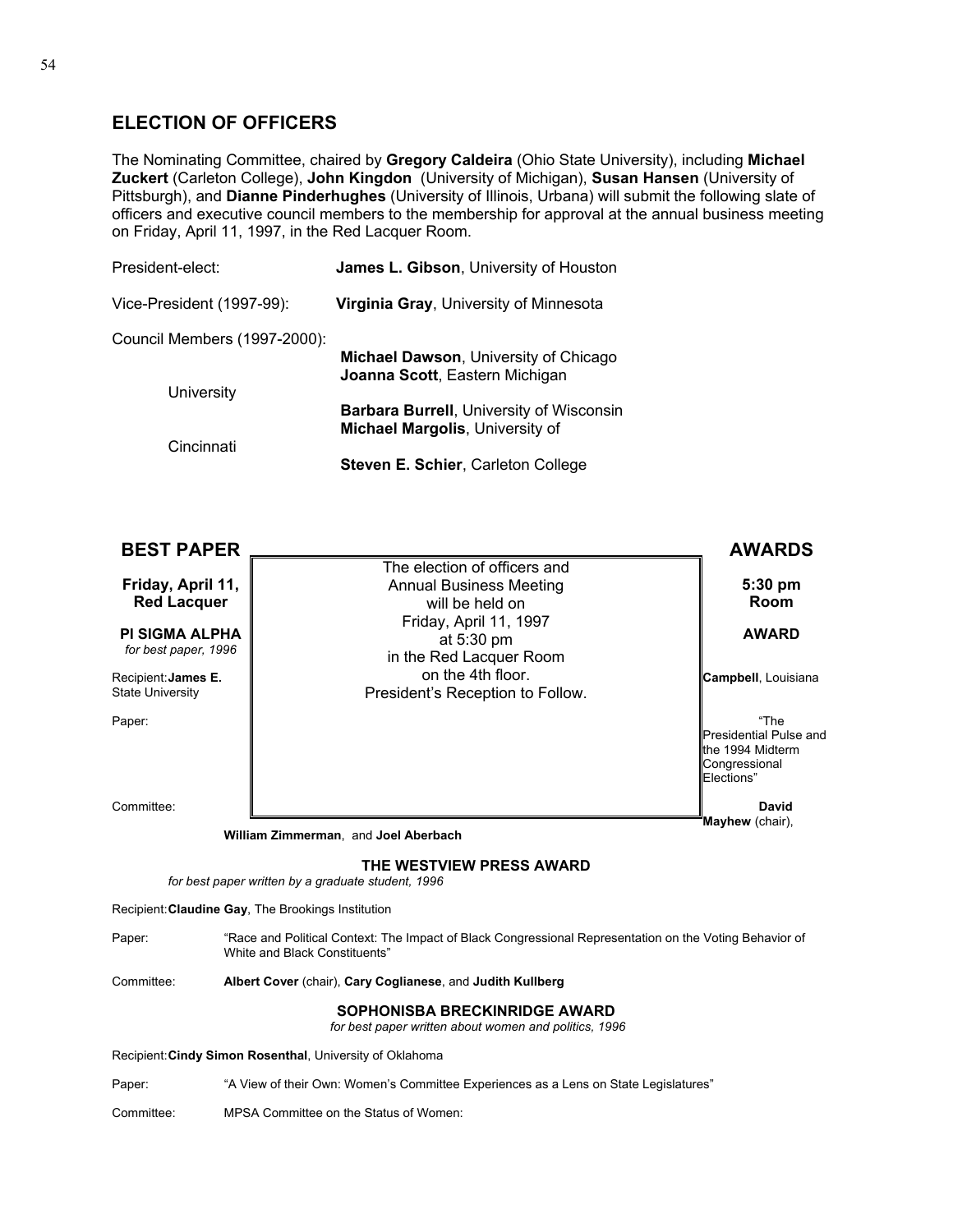## ELECTION OF OFFICERS

The Nominating Committee, chaired by **Gregory Caldeira** (Ohio State University), including **Michael Zuckert** (Carleton College), **John Kingdon** (University of Michigan), **Susan Hansen** (University of Pittsburgh), and **Dianne Pinderhughes** (University of Illinois, Urbana) will submit the following slate of officers and executive council members to the membership for approval at the annual business meeting on Friday, April 11, 1997, in the Red Lacquer Room.

President-elect: **James L. Gibson**, University of Houston

Vice-President (1997-99): **Virginia Gray**, University of Minnesota

Council Members (1997-2000):

- **Michael Dawson**, University of Chicago
- **Joanna Scott**, Eastern Michigan University
- **Barbara Burrell**, University of Wisconsin
- **Michael Margolis**, University of Cincinnati
- **Steven E. Schier**, Carleton College

> The election of officers and Annual Business Meeting will be held on Friday, April 11, 1997 at 5:30 pm in the Red Lacquer Room on the 4th floor. President's Reception to Follow.

## BEST PAPER AWARDS

**Friday, April 11, 5:30 pm Red Lacquer Room**

### PI SIGMA ALPHA AWARD

*for best paper, 1996*

Recipient: **James E. Campbell**, Louisiana State University

Paper: "The Presidential Pulse and the 1994 Midterm Congressional Elections"

Committee: **David Mayhew** (chair), **William Zimmerman**, and **Joel Aberbach**

### THE WESTVIEW PRESS AWARD

*for best paper written by a graduate student, 1996*

Recipient: **Claudine Gay**, The Brookings Institution

Paper: "Race and Political Context: The Impact of Black Congressional Representation on the Voting Behavior of White and Black Constituents"

Committee: **Albert Cover** (chair), **Cary Coglianese**, and **Judith Kullberg**

### SOPHONISBA BRECKINRIDGE AWARD

*for best paper written about women and politics, 1996*

Recipient: **Cindy Simon Rosenthal**, University of Oklahoma

Paper: "A View of their Own: Women's Committee Experiences as a Lens on State Legislatures"

Committee: MPSA Committee on the Status of Women: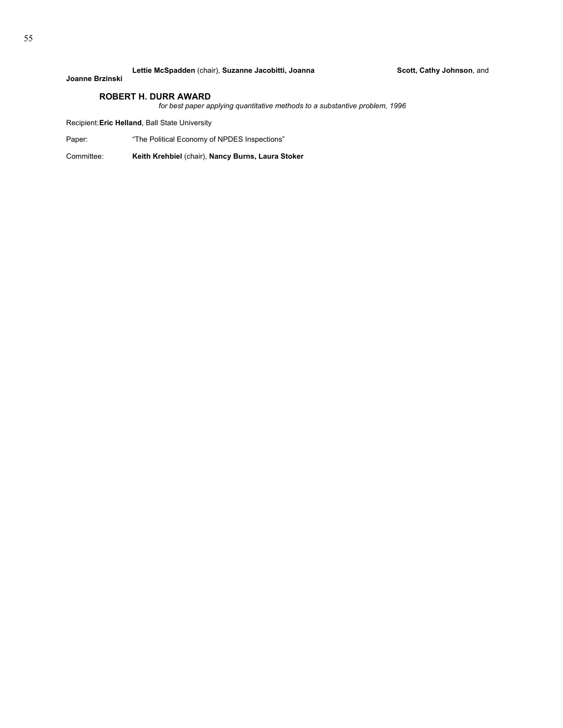Committee: **Lettie McSpadden** (chair), **Suzanne Jacobitti, Joanna Scott, Cathy Johnson**, and **Joanne Brzinski**

## ROBERT H. DURR AWARD

*for best paper applying quantitative methods to a substantive problem, 1996*

Recipient: **Eric Helland**, Ball State University

Paper: "The Political Economy of NPDES Inspections"

Committee: **Keith Krehbiel** (chair), **Nancy Burns, Laura Stoker**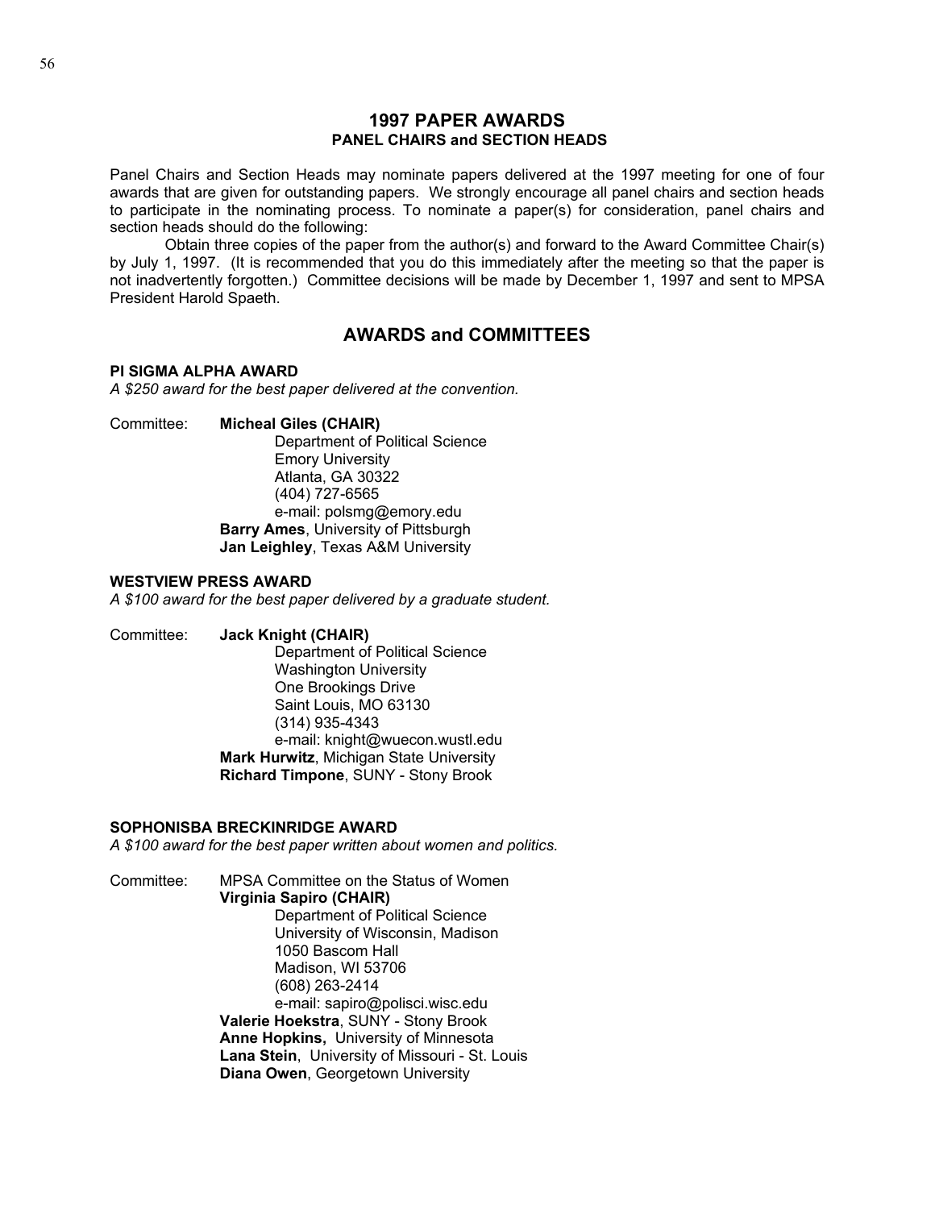## 1997 PAPER AWARDS

### PANEL CHAIRS and SECTION HEADS

Panel Chairs and Section Heads may nominate papers delivered at the 1997 meeting for one of four awards that are given for outstanding papers. We strongly encourage all panel chairs and section heads to participate in the nominating process. To nominate a paper(s) for consideration, panel chairs and section heads should do the following:

Obtain three copies of the paper from the author(s) and forward to the Award Committee Chair(s) by July 1, 1997. (It is recommended that you do this immediately after the meeting so that the paper is not inadvertently forgotten.) Committee decisions will be made by December 1, 1997 and sent to MPSA President Harold Spaeth.

## AWARDS and COMMITTEES

### PI SIGMA ALPHA AWARD

*A $250 award for the best paper delivered at the convention.*

Committee: **Micheal Giles (CHAIR)**
Department of Political Science
Emory University
Atlanta, GA 30322
(404) 727-6565
e-mail: polsmg@emory.edu
**Barry Ames**, University of Pittsburgh
**Jan Leighley**, Texas A&M University

### WESTVIEW PRESS AWARD

*A $100 award for the best paper delivered by a graduate student.*

Committee: **Jack Knight (CHAIR)**
Department of Political Science
Washington University
One Brookings Drive
Saint Louis, MO 63130
(314) 935-4343
e-mail: knight@wuecon.wustl.edu
**Mark Hurwitz**, Michigan State University
**Richard Timpone**, SUNY - Stony Brook

### SOPHONISBA BRECKINRIDGE AWARD

*A $100 award for the best paper written about women and politics.*

Committee: MPSA Committee on the Status of Women
**Virginia Sapiro (CHAIR)**
Department of Political Science
University of Wisconsin, Madison
1050 Bascom Hall
Madison, WI 53706
(608) 263-2414
e-mail: sapiro@polisci.wisc.edu
**Valerie Hoekstra**, SUNY - Stony Brook
**Anne Hopkins,** University of Minnesota
**Lana Stein**, University of Missouri - St. Louis
**Diana Owen**, Georgetown University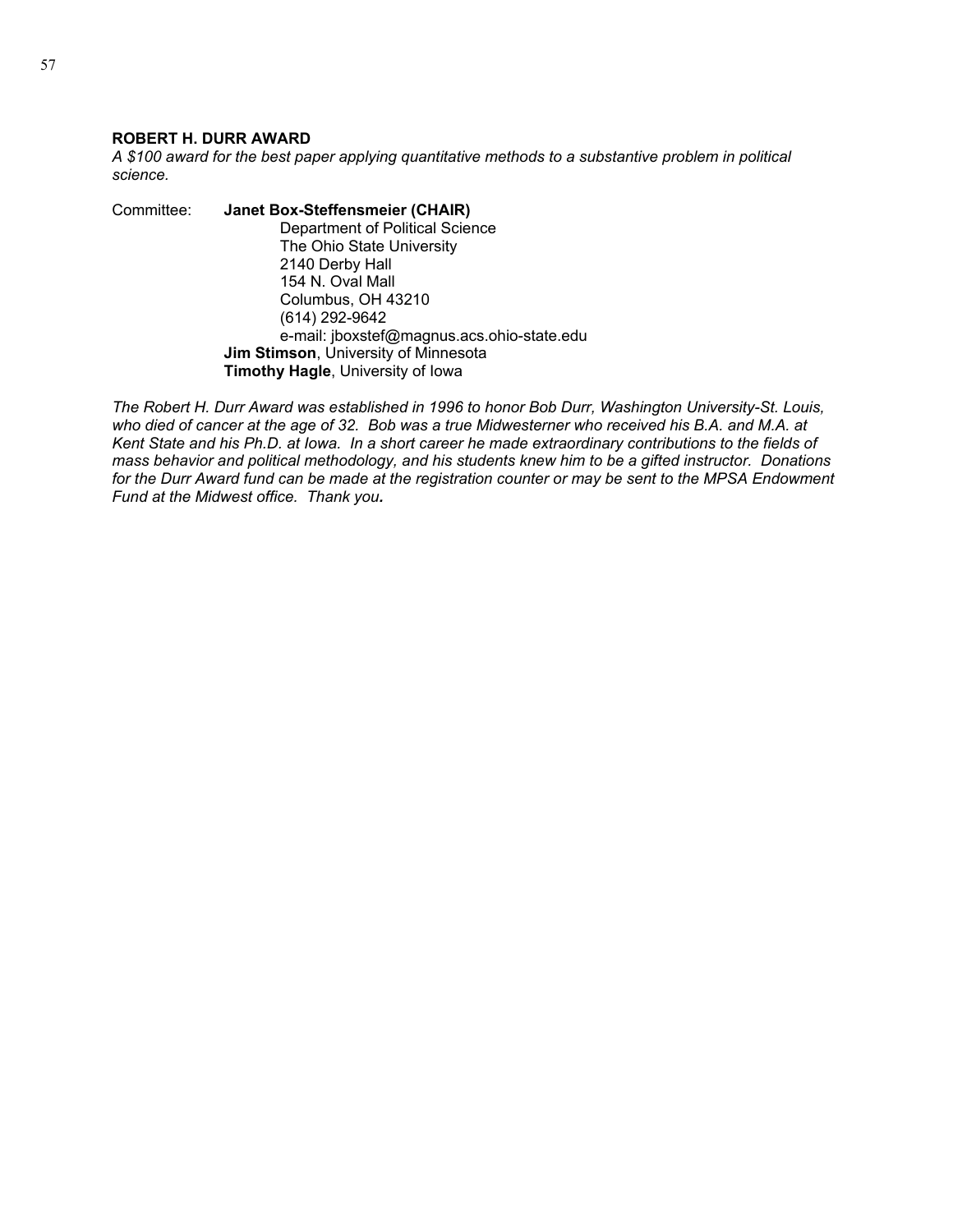### ROBERT H. DURR AWARD

*A $100 award for the best paper applying quantitative methods to a substantive problem in political science.*

Committee: **Janet Box-Steffensmeier (CHAIR)**
Department of Political Science
The Ohio State University
2140 Derby Hall
154 N. Oval Mall
Columbus, OH 43210
(614) 292-9642
e-mail: jboxstef@magnus.acs.ohio-state.edu
**Jim Stimson**, University of Minnesota
**Timothy Hagle**, University of Iowa

*The Robert H. Durr Award was established in 1996 to honor Bob Durr, Washington University-St. Louis, who died of cancer at the age of 32. Bob was a true Midwesterner who received his B.A. and M.A. at Kent State and his Ph.D. at Iowa. In a short career he made extraordinary contributions to the fields of mass behavior and political methodology, and his students knew him to be a gifted instructor. Donations for the Durr Award fund can be made at the registration counter or may be sent to the MPSA Endowment Fund at the Midwest office. Thank you.*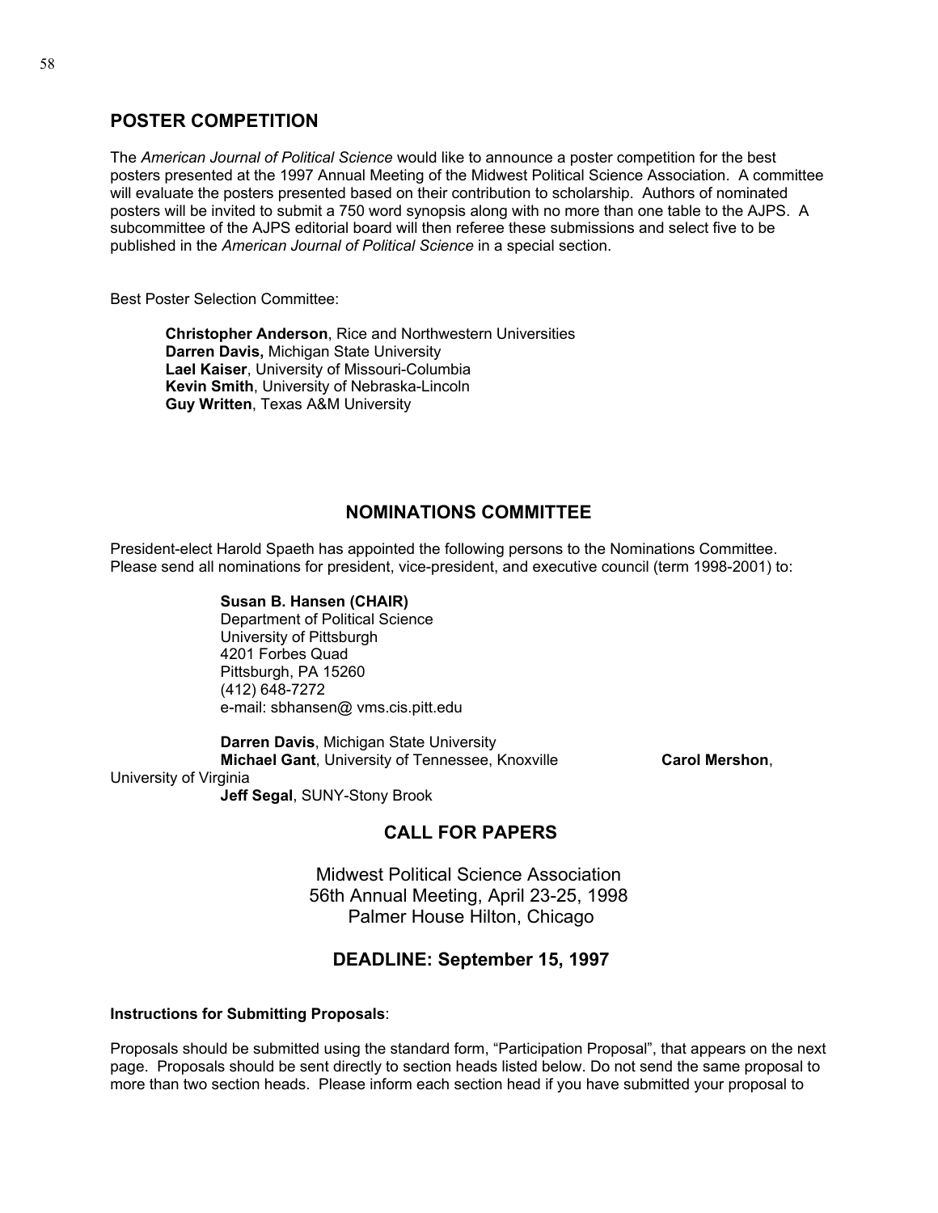## POSTER COMPETITION

The *American Journal of Political Science* would like to announce a poster competition for the best posters presented at the 1997 Annual Meeting of the Midwest Political Science Association. A committee will evaluate the posters presented based on their contribution to scholarship. Authors of nominated posters will be invited to submit a 750 word synopsis along with no more than one table to the AJPS. A subcommittee of the AJPS editorial board will then referee these submissions and select five to be published in the *American Journal of Political Science* in a special section.

Best Poster Selection Committee:

**Christopher Anderson**, Rice and Northwestern Universities
**Darren Davis,** Michigan State University
**Lael Kaiser**, University of Missouri-Columbia
**Kevin Smith**, University of Nebraska-Lincoln
**Guy Written**, Texas A&M University

## NOMINATIONS COMMITTEE

President-elect Harold Spaeth has appointed the following persons to the Nominations Committee. Please send all nominations for president, vice-president, and executive council (term 1998-2001) to:

**Susan B. Hansen (CHAIR)**
Department of Political Science
University of Pittsburgh
4201 Forbes Quad
Pittsburgh, PA 15260
(412) 648-7272
e-mail: sbhansen@ vms.cis.pitt.edu

**Darren Davis**, Michigan State University
**Michael Gant**, University of Tennessee, Knoxville
**Carol Mershon**, University of Virginia
**Jeff Segal**, SUNY-Stony Brook

## CALL FOR PAPERS

Midwest Political Science Association
56th Annual Meeting, April 23-25, 1998
Palmer House Hilton, Chicago

### DEADLINE: September 15, 1997

**Instructions for Submitting Proposals**:

Proposals should be submitted using the standard form, "Participation Proposal", that appears on the next page. Proposals should be sent directly to section heads listed below. Do not send the same proposal to more than two section heads. Please inform each section head if you have submitted your proposal to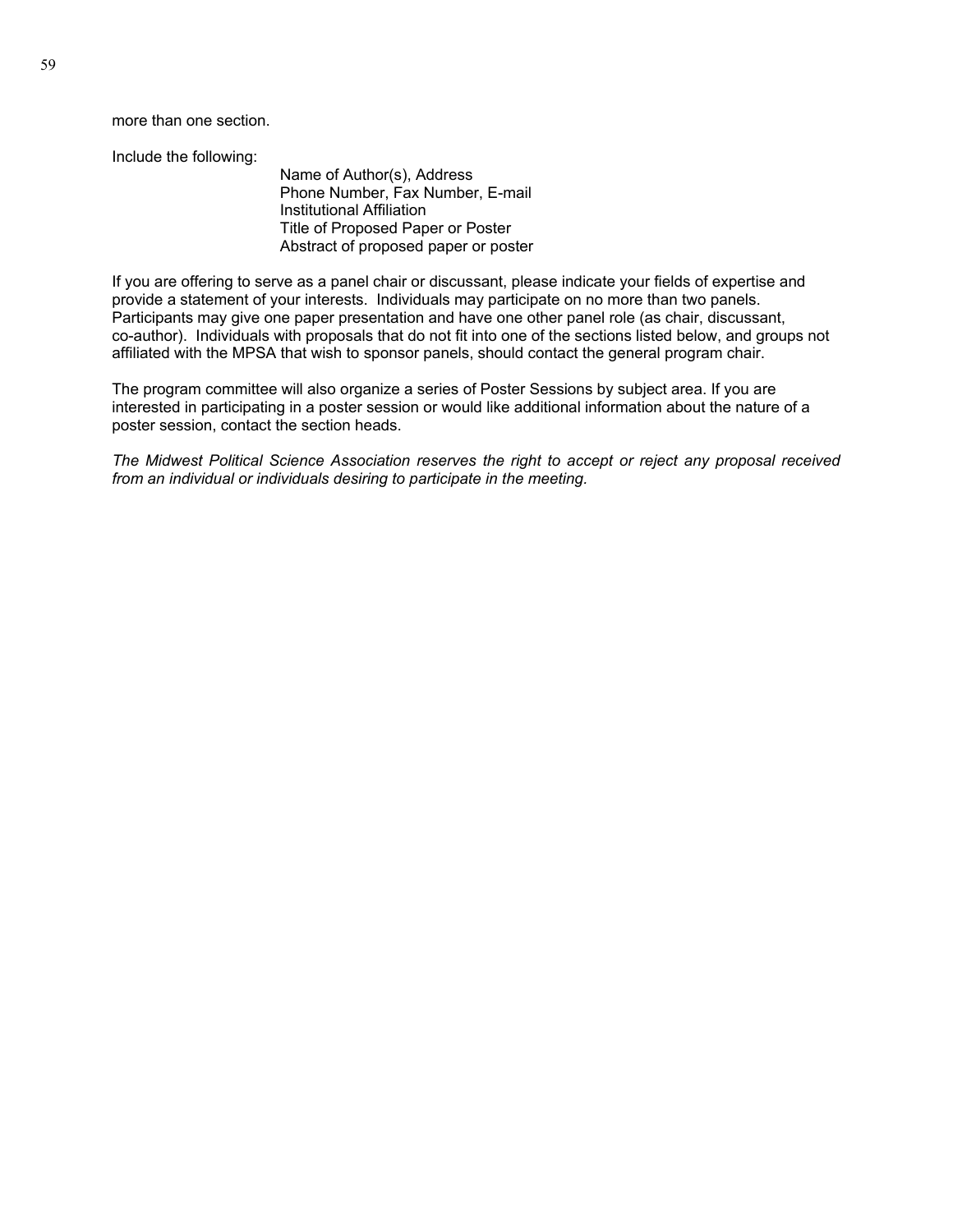more than one section.

Include the following:

- Name of Author(s), Address
- Phone Number, Fax Number, E-mail
- Institutional Affiliation
- Title of Proposed Paper or Poster
- Abstract of proposed paper or poster

If you are offering to serve as a panel chair or discussant, please indicate your fields of expertise and provide a statement of your interests. Individuals may participate on no more than two panels. Participants may give one paper presentation and have one other panel role (as chair, discussant, co-author). Individuals with proposals that do not fit into one of the sections listed below, and groups not affiliated with the MPSA that wish to sponsor panels, should contact the general program chair.

The program committee will also organize a series of Poster Sessions by subject area. If you are interested in participating in a poster session or would like additional information about the nature of a poster session, contact the section heads.

*The Midwest Political Science Association reserves the right to accept or reject any proposal received from an individual or individuals desiring to participate in the meeting.*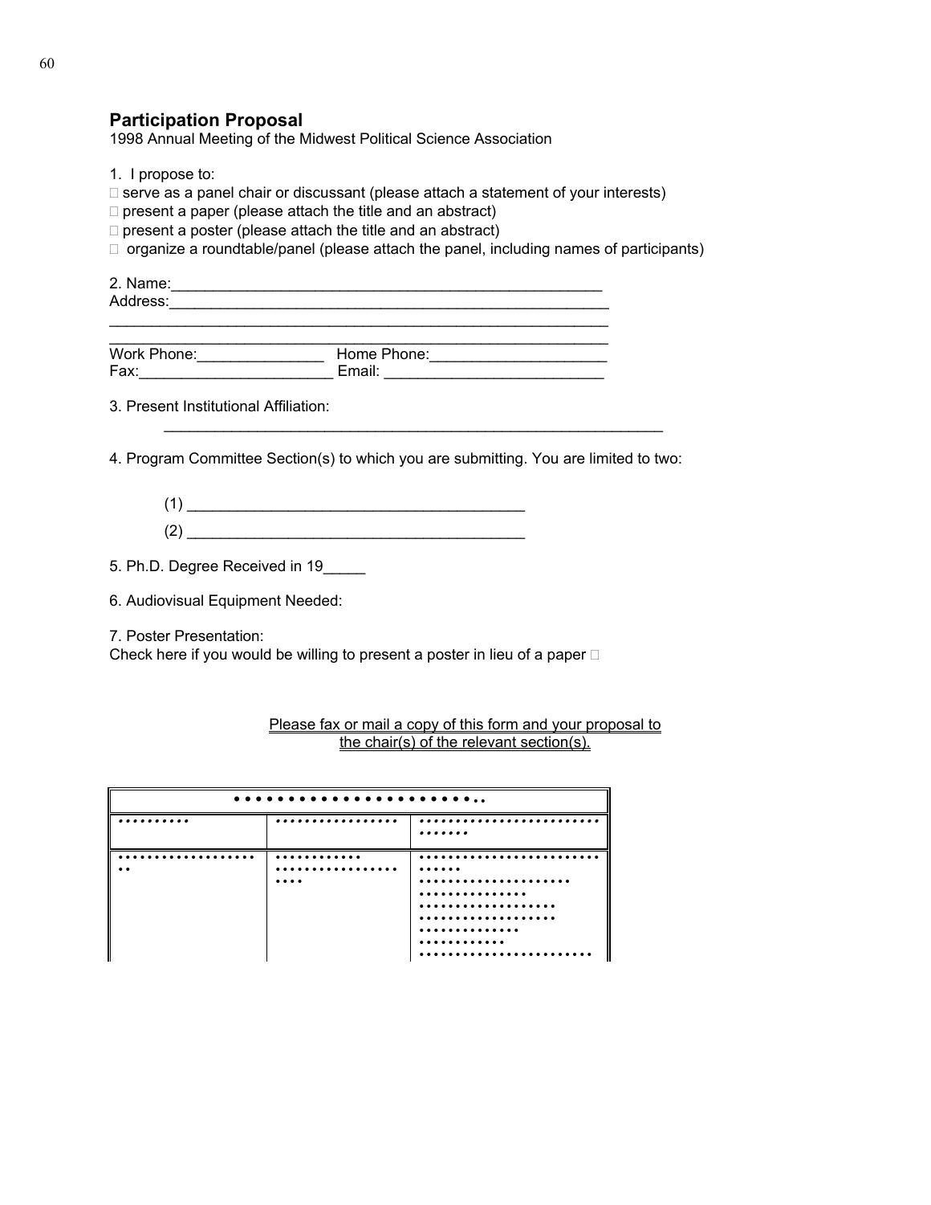## Participation Proposal

1998 Annual Meeting of the Midwest Political Science Association

1. I propose to:

☐ serve as a panel chair or discussant (please attach a statement of your interests)
☐ present a paper (please attach the title and an abstract)
☐ present a poster (please attach the title and an abstract)
☐ organize a roundtable/panel (please attach the panel, including names of participants)

2. Name:_____________________________________________________
Address:______________________________________________________
______________________________________________________________
______________________________________________________________
Work Phone:_______________ Home Phone:_____________________
Fax:_______________________ Email: _________________________

3. Present Institutional Affiliation:
______________________________________________________________

4. Program Committee Section(s) to which you are submitting. You are limited to two:

(1) ________________________________________
(2) ________________________________________

5. Ph.D. Degree Received in 19_____

6. Audiovisual Equipment Needed:

7. Poster Presentation:
Check here if you would be willing to present a poster in lieu of a paper ☐

Please fax or mail a copy of this form and your proposal to the chair(s) of the relevant section(s).

| ••••••••••••••••••••••.. | | |
|---|---|---|
| •••••••••• | •••••••••••••••• | ••••••••••••••••••••••• ••••••• |
| •••••••••••••••••• •• | •••••••••••• •••••••••••••••• •••• | ••••••••••••••••••••••• •••••• ••••••••••••••••••• •••••••••••••• ••••••••••••••••• ••••••••••••••••• ••••••••••••• •••••••••••• ••••••••••••••••••••• |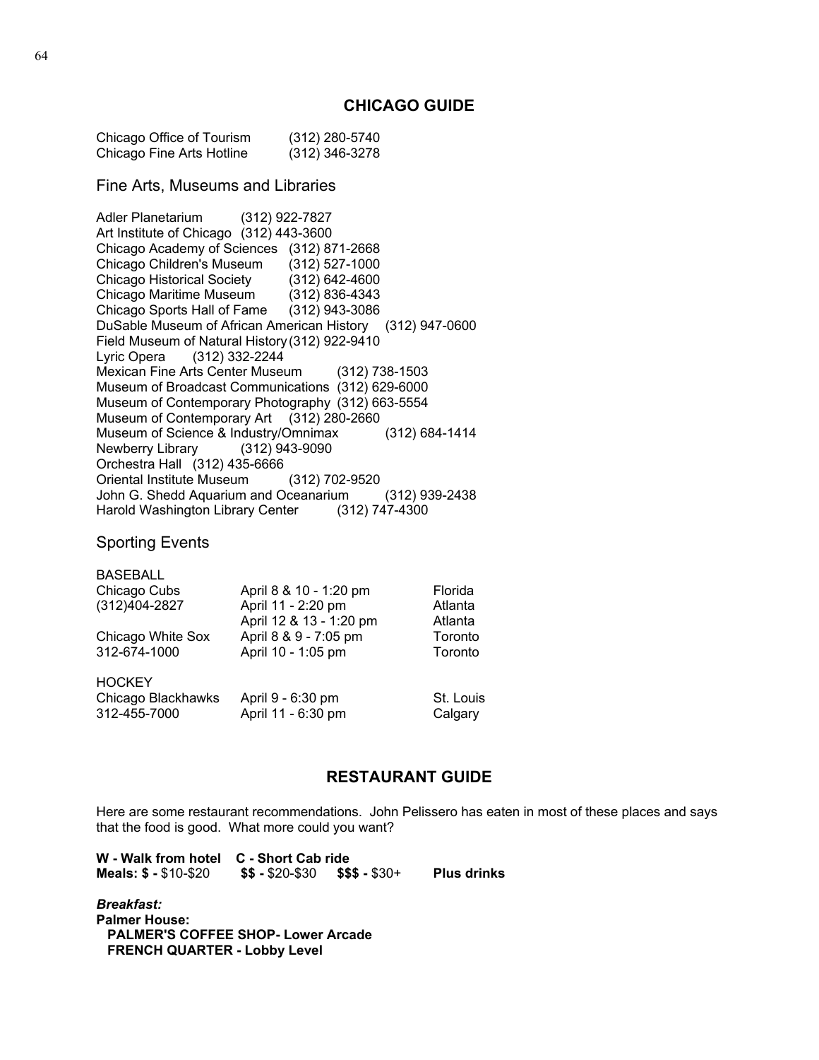## CHICAGO GUIDE

Chicago Office of Tourism (312) 280-5740
Chicago Fine Arts Hotline (312) 346-3278

### Fine Arts, Museums and Libraries

Adler Planetarium (312) 922-7827
Art Institute of Chicago (312) 443-3600
Chicago Academy of Sciences (312) 871-2668
Chicago Children's Museum (312) 527-1000
Chicago Historical Society (312) 642-4600
Chicago Maritime Museum (312) 836-4343
Chicago Sports Hall of Fame (312) 943-3086
DuSable Museum of African American History (312) 947-0600
Field Museum of Natural History (312) 922-9410
Lyric Opera (312) 332-2244
Mexican Fine Arts Center Museum (312) 738-1503
Museum of Broadcast Communications (312) 629-6000
Museum of Contemporary Photography (312) 663-5554
Museum of Contemporary Art (312) 280-2660
Museum of Science & Industry/Omnimax (312) 684-1414
Newberry Library (312) 943-9090
Orchestra Hall (312) 435-6666
Oriental Institute Museum (312) 702-9520
John G. Shedd Aquarium and Oceanarium (312) 939-2438
Harold Washington Library Center (312) 747-4300

### Sporting Events

| | | |
|---|---|---|
| BASEBALL | | |
| Chicago Cubs | April 8 & 10 - 1:20 pm | Florida |
| (312)404-2827 | April 11 - 2:20 pm | Atlanta |
| | April 12 & 13 - 1:20 pm | Atlanta |
| Chicago White Sox | April 8 & 9 - 7:05 pm | Toronto |
| 312-674-1000 | April 10 - 1:05 pm | Toronto |
| HOCKEY | | |
| Chicago Blackhawks | April 9 - 6:30 pm | St. Louis |
| 312-455-7000 | April 11 - 6:30 pm | Calgary |

## RESTAURANT GUIDE

Here are some restaurant recommendations. John Pelissero has eaten in most of these places and says that the food is good. What more could you want?

**W - Walk from hotel C - Short Cab ride**
**Meals: $ -** $10-$20 **$$ -** $20-$30 **$$$ -** $30+ **Plus drinks**

***Breakfast:***
**Palmer House:**
**PALMER'S COFFEE SHOP- Lower Arcade**
**FRENCH QUARTER - Lobby Level**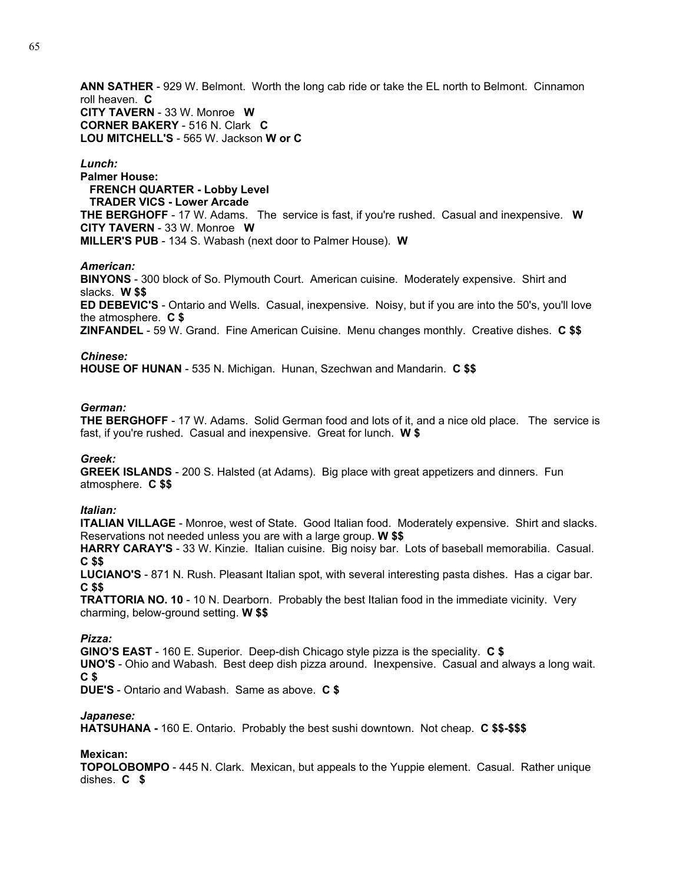**ANN SATHER** - 929 W. Belmont. Worth the long cab ride or take the EL north to Belmont. Cinnamon roll heaven. **C**
**CITY TAVERN** - 33 W. Monroe **W**
**CORNER BAKERY** - 516 N. Clark **C**
**LOU MITCHELL'S** - 565 W. Jackson **W or C**

***Lunch:***
**Palmer House:**
  **FRENCH QUARTER - Lobby Level**
  **TRADER VICS - Lower Arcade**
**THE BERGHOFF** - 17 W. Adams. The service is fast, if you're rushed. Casual and inexpensive. **W**
**CITY TAVERN** - 33 W. Monroe **W**
**MILLER'S PUB** - 134 S. Wabash (next door to Palmer House). **W**

***American:***
**BINYONS** - 300 block of So. Plymouth Court. American cuisine. Moderately expensive. Shirt and slacks. **W $$**
**ED DEBEVIC'S** - Ontario and Wells. Casual, inexpensive. Noisy, but if you are into the 50's, you'll love the atmosphere. **C $**
**ZINFANDEL** - 59 W. Grand. Fine American Cuisine. Menu changes monthly. Creative dishes. **C $$**

***Chinese:***
**HOUSE OF HUNAN** - 535 N. Michigan. Hunan, Szechwan and Mandarin. **C $$**

***German:***
**THE BERGHOFF** - 17 W. Adams. Solid German food and lots of it, and a nice old place. The service is fast, if you're rushed. Casual and inexpensive. Great for lunch. **W $**

***Greek:***
**GREEK ISLANDS** - 200 S. Halsted (at Adams). Big place with great appetizers and dinners. Fun atmosphere. **C $$**

***Italian:***
**ITALIAN VILLAGE** - Monroe, west of State. Good Italian food. Moderately expensive. Shirt and slacks. Reservations not needed unless you are with a large group. **W $$**
**HARRY CARAY'S** - 33 W. Kinzie. Italian cuisine. Big noisy bar. Lots of baseball memorabilia. Casual. **C $$**
**LUCIANO'S** - 871 N. Rush. Pleasant Italian spot, with several interesting pasta dishes. Has a cigar bar. **C $$**
**TRATTORIA NO. 10** - 10 N. Dearborn. Probably the best Italian food in the immediate vicinity. Very charming, below-ground setting. **W $$**

***Pizza:***
**GINO'S EAST** - 160 E. Superior. Deep-dish Chicago style pizza is the speciality. **C $**
**UNO'S** - Ohio and Wabash. Best deep dish pizza around. Inexpensive. Casual and always a long wait. **C $**
**DUE'S** - Ontario and Wabash. Same as above. **C $**

***Japanese:***
**HATSUHANA -** 160 E. Ontario. Probably the best sushi downtown. Not cheap. **C $$-$$$**

**Mexican:**
**TOPOLOBOMPO** - 445 N. Clark. Mexican, but appeals to the Yuppie element. Casual. Rather unique dishes. **C $**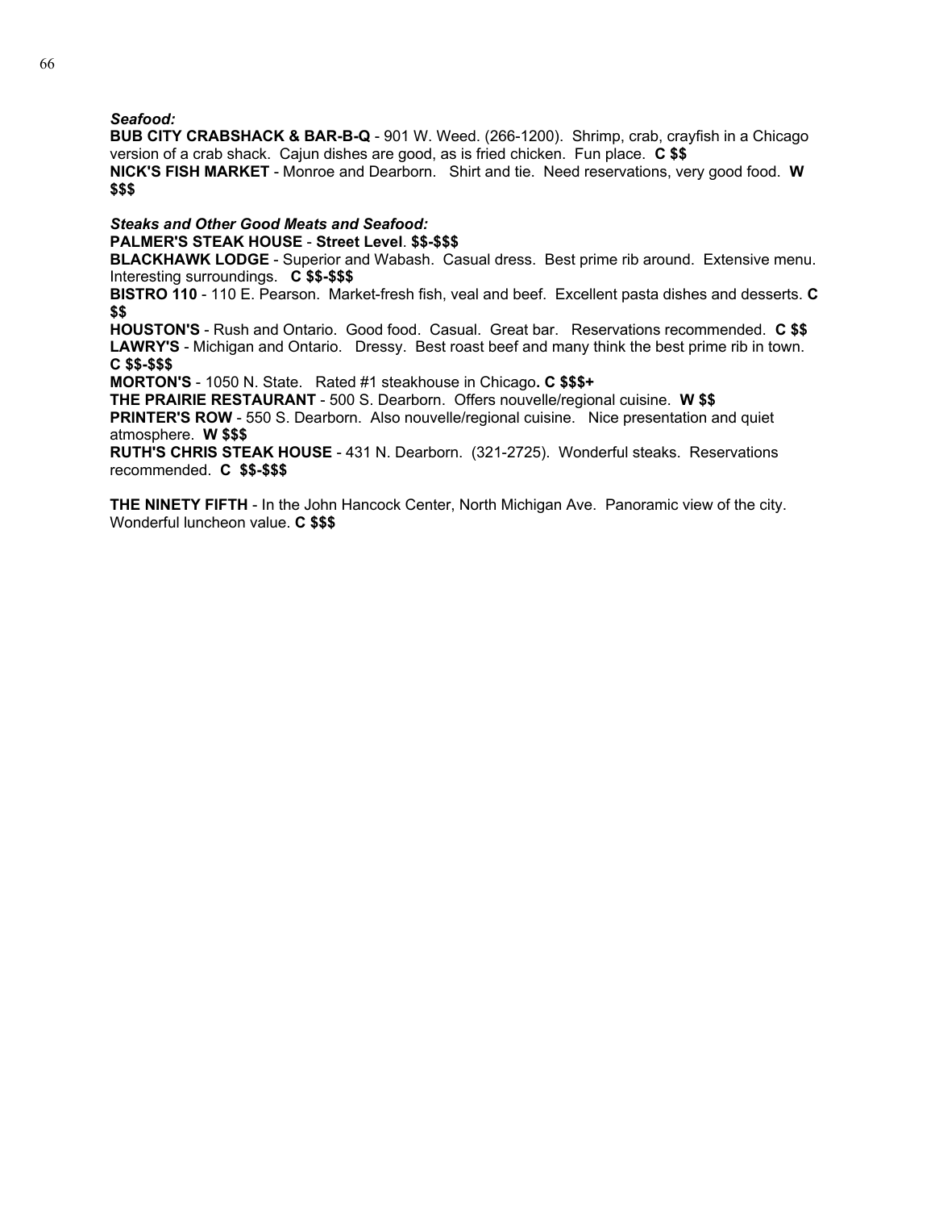***Seafood:***

**BUB CITY CRABSHACK & BAR-B-Q** - 901 W. Weed. (266-1200). Shrimp, crab, crayfish in a Chicago version of a crab shack. Cajun dishes are good, as is fried chicken. Fun place. **C $$**

**NICK'S FISH MARKET** - Monroe and Dearborn. Shirt and tie. Need reservations, very good food. **W $$$**

***Steaks and Other Good Meats and Seafood:***

**PALMER'S STEAK HOUSE** - **Street Level**. **$$-$$$**

**BLACKHAWK LODGE** - Superior and Wabash. Casual dress. Best prime rib around. Extensive menu. Interesting surroundings. **C $$-$$$**

**BISTRO 110** - 110 E. Pearson. Market-fresh fish, veal and beef. Excellent pasta dishes and desserts. **C $$**

**HOUSTON'S** - Rush and Ontario. Good food. Casual. Great bar. Reservations recommended. **C $$**

**LAWRY'S** - Michigan and Ontario. Dressy. Best roast beef and many think the best prime rib in town. **C $$-$$$**

**MORTON'S** - 1050 N. State. Rated #1 steakhouse in Chicago**. C $$$+**

**THE PRAIRIE RESTAURANT** - 500 S. Dearborn. Offers nouvelle/regional cuisine. **W $$**

**PRINTER'S ROW** - 550 S. Dearborn. Also nouvelle/regional cuisine. Nice presentation and quiet atmosphere. **W $$$**

**RUTH'S CHRIS STEAK HOUSE** - 431 N. Dearborn. (321-2725). Wonderful steaks. Reservations recommended. **C $$-$$$**

**THE NINETY FIFTH** - In the John Hancock Center, North Michigan Ave. Panoramic view of the city. Wonderful luncheon value. **C $$$**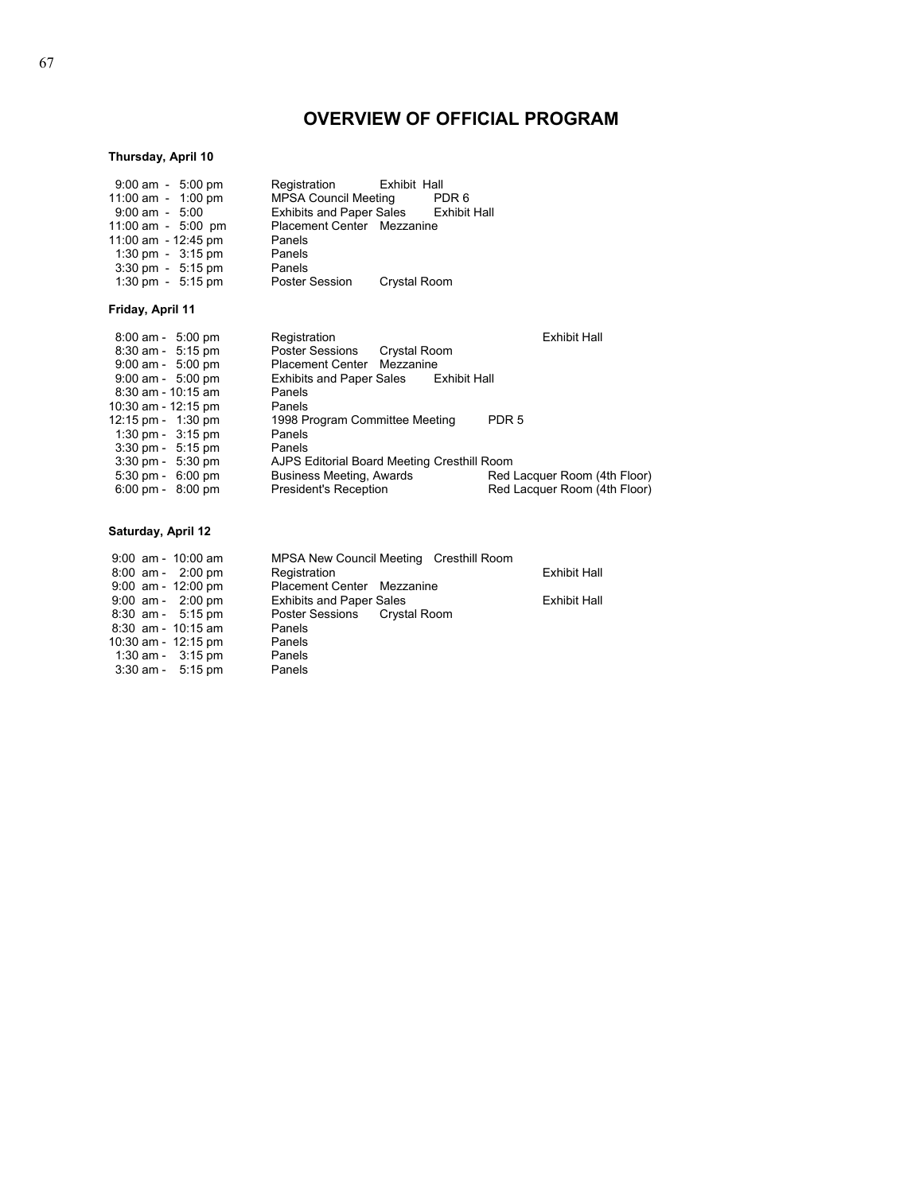# OVERVIEW OF OFFICIAL PROGRAM

### Thursday, April 10

| Time | Event | Location |
|---|---|---|
| 9:00 am - 5:00 pm | Registration | Exhibit Hall |
| 11:00 am - 1:00 pm | MPSA Council Meeting | PDR 6 |
| 9:00 am - 5:00 | Exhibits and Paper Sales | Exhibit Hall |
| 11:00 am - 5:00 pm | Placement Center | Mezzanine |
| 11:00 am - 12:45 pm | Panels | |
| 1:30 pm - 3:15 pm | Panels | |
| 3:30 pm - 5:15 pm | Panels | |
| 1:30 pm - 5:15 pm | Poster Session | Crystal Room |

### Friday, April 11

| Time | Event | Location |
|---|---|---|
| 8:00 am - 5:00 pm | Registration | Exhibit Hall |
| 8:30 am - 5:15 pm | Poster Sessions | Crystal Room |
| 9:00 am - 5:00 pm | Placement Center | Mezzanine |
| 9:00 am - 5:00 pm | Exhibits and Paper Sales | Exhibit Hall |
| 8:30 am - 10:15 am | Panels | |
| 10:30 am - 12:15 pm | Panels | |
| 12:15 pm - 1:30 pm | 1998 Program Committee Meeting | PDR 5 |
| 1:30 pm - 3:15 pm | Panels | |
| 3:30 pm - 5:15 pm | Panels | |
| 3:30 pm - 5:30 pm | AJPS Editorial Board Meeting | Cresthill Room |
| 5:30 pm - 6:00 pm | Business Meeting, Awards | Red Lacquer Room (4th Floor) |
| 6:00 pm - 8:00 pm | President's Reception | Red Lacquer Room (4th Floor) |

### Saturday, April 12

| Time | Event | Location |
|---|---|---|
| 9:00 am - 10:00 am | MPSA New Council Meeting | Cresthill Room |
| 8:00 am - 2:00 pm | Registration | Exhibit Hall |
| 9:00 am - 12:00 pm | Placement Center | Mezzanine |
| 9:00 am - 2:00 pm | Exhibits and Paper Sales | Exhibit Hall |
| 8:30 am - 5:15 pm | Poster Sessions | Crystal Room |
| 8:30 am - 10:15 am | Panels | |
| 10:30 am - 12:15 pm | Panels | |
| 1:30 am - 3:15 pm | Panels | |
| 3:30 am - 5:15 pm | Panels | |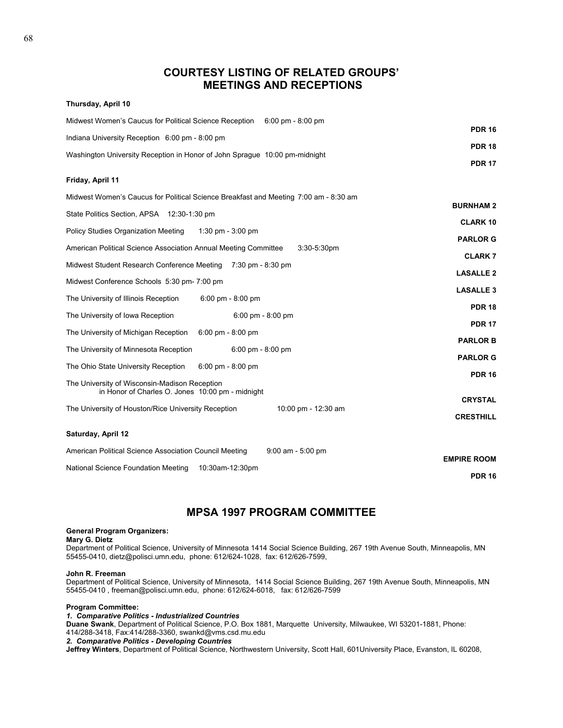## COURTESY LISTING OF RELATED GROUPS' MEETINGS AND RECEPTIONS

**Thursday, April 10**

| Event | Location |
|---|---|
| Midwest Women's Caucus for Political Science Reception 6:00 pm - 8:00 pm | **PDR 16** |
| Indiana University Reception 6:00 pm - 8:00 pm | **PDR 18** |
| Washington University Reception in Honor of John Sprague 10:00 pm-midnight | **PDR 17** |

**Friday, April 11**

| Event | Location |
|---|---|
| Midwest Women's Caucus for Political Science Breakfast and Meeting 7:00 am - 8:30 am | **BURNHAM 2** |
| State Politics Section, APSA 12:30-1:30 pm | **CLARK 10** |
| Policy Studies Organization Meeting 1:30 pm - 3:00 pm | **PARLOR G** |
| American Political Science Association Annual Meeting Committee 3:30-5:30pm | **CLARK 7** |
| Midwest Student Research Conference Meeting 7:30 pm - 8:30 pm | **LASALLE 2** |
| Midwest Conference Schools 5:30 pm- 7:00 pm | **LASALLE 3** |
| The University of Illinois Reception 6:00 pm - 8:00 pm | **PDR 18** |
| The University of Iowa Reception 6:00 pm - 8:00 pm | **PDR 17** |
| The University of Michigan Reception 6:00 pm - 8:00 pm | **PARLOR B** |
| The University of Minnesota Reception 6:00 pm - 8:00 pm | **PARLOR G** |
| The Ohio State University Reception 6:00 pm - 8:00 pm | **PDR 16** |
| The University of Wisconsin-Madison Reception in Honor of Charles O. Jones 10:00 pm - midnight | **CRYSTAL** |
| The University of Houston/Rice University Reception 10:00 pm - 12:30 am | **CRESTHILL** |

**Saturday, April 12**

| Event | Location |
|---|---|
| American Political Science Association Council Meeting 9:00 am - 5:00 pm | **EMPIRE ROOM** |
| National Science Foundation Meeting 10:30am-12:30pm | **PDR 16** |

## MPSA 1997 PROGRAM COMMITTEE

**General Program Organizers:**

**Mary G. Dietz**
Department of Political Science, University of Minnesota 1414 Social Science Building, 267 19th Avenue South, Minneapolis, MN 55455-0410, dietz@polisci.umn.edu, phone: 612/624-1028, fax: 612/626-7599,

**John R. Freeman**
Department of Political Science, University of Minnesota, 1414 Social Science Building, 267 19th Avenue South, Minneapolis, MN 55455-0410 , freeman@polisci.umn.edu, phone: 612/624-6018, fax: 612/626-7599

**Program Committee:**

***1. Comparative Politics - Industrialized Countries***
**Duane Swank**, Department of Political Science, P.O. Box 1881, Marquette University, Milwaukee, WI 53201-1881, Phone: 414/288-3418, Fax:414/288-3360, swankd@vms.csd.mu.edu

***2. Comparative Politics - Developing Countries***
**Jeffrey Winters**, Department of Political Science, Northwestern University, Scott Hall, 601University Place, Evanston, IL 60208,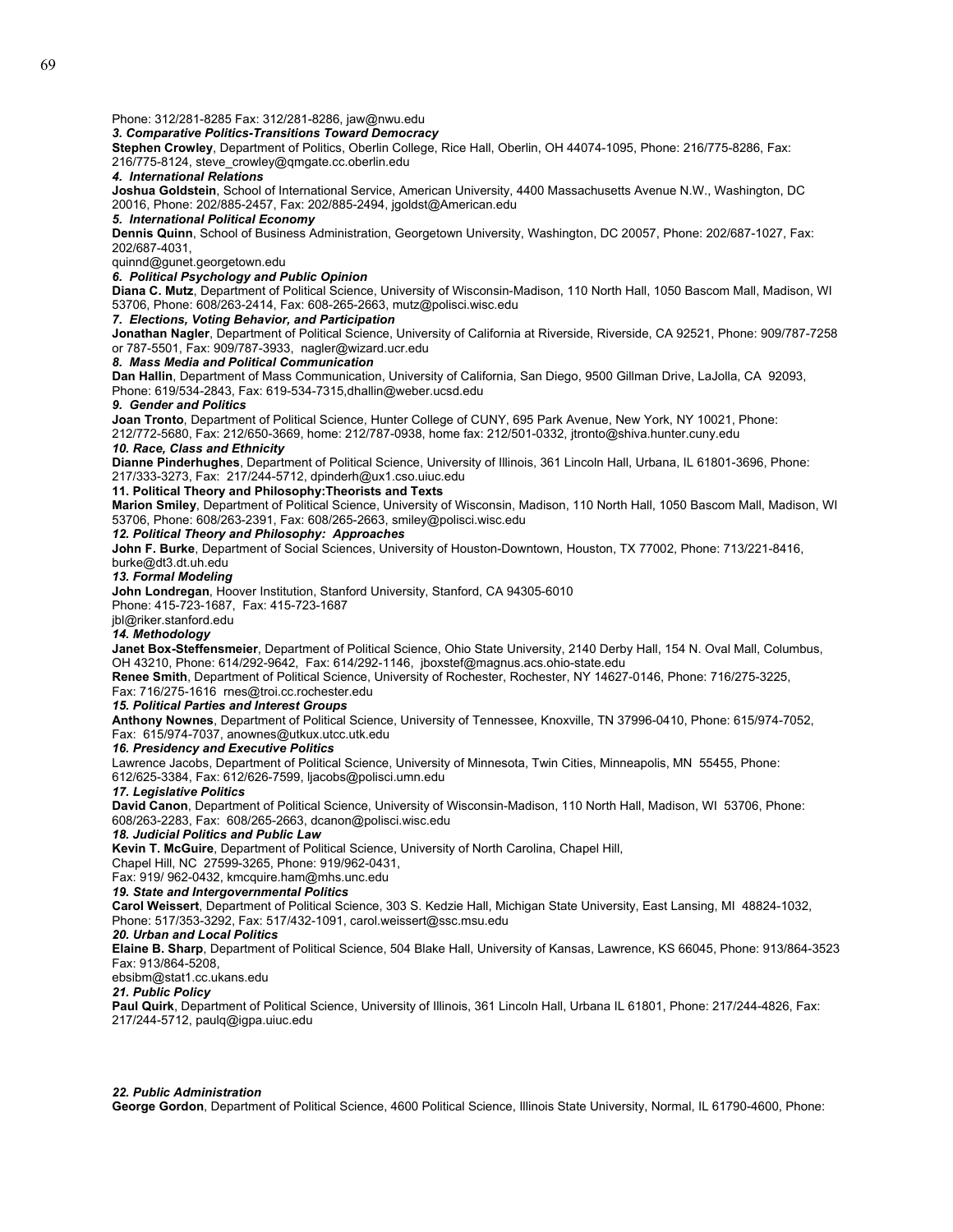Phone: 312/281-8285 Fax: 312/281-8286, jaw@nwu.edu

***3. Comparative Politics-Transitions Toward Democracy***

**Stephen Crowley**, Department of Politics, Oberlin College, Rice Hall, Oberlin, OH 44074-1095, Phone: 216/775-8286, Fax: 216/775-8124, steve_crowley@qmgate.cc.oberlin.edu

***4. International Relations***

**Joshua Goldstein**, School of International Service, American University, 4400 Massachusetts Avenue N.W., Washington, DC 20016, Phone: 202/885-2457, Fax: 202/885-2494, jgoldst@American.edu

***5. International Political Economy***

**Dennis Quinn**, School of Business Administration, Georgetown University, Washington, DC 20057, Phone: 202/687-1027, Fax: 202/687-4031,
quinnd@gunet.georgetown.edu

***6. Political Psychology and Public Opinion***

**Diana C. Mutz**, Department of Political Science, University of Wisconsin-Madison, 110 North Hall, 1050 Bascom Mall, Madison, WI 53706, Phone: 608/263-2414, Fax: 608-265-2663, mutz@polisci.wisc.edu

***7. Elections, Voting Behavior, and Participation***

**Jonathan Nagler**, Department of Political Science, University of California at Riverside, Riverside, CA 92521, Phone: 909/787-7258 or 787-5501, Fax: 909/787-3933, nagler@wizard.ucr.edu

***8. Mass Media and Political Communication***

**Dan Hallin**, Department of Mass Communication, University of California, San Diego, 9500 Gillman Drive, LaJolla, CA 92093, Phone: 619/534-2843, Fax: 619-534-7315,dhallin@weber.ucsd.edu

***9. Gender and Politics***

**Joan Tronto**, Department of Political Science, Hunter College of CUNY, 695 Park Avenue, New York, NY 10021, Phone: 212/772-5680, Fax: 212/650-3669, home: 212/787-0938, home fax: 212/501-0332, jtronto@shiva.hunter.cuny.edu

***10. Race, Class and Ethnicity***

**Dianne Pinderhughes**, Department of Political Science, University of Illinois, 361 Lincoln Hall, Urbana, IL 61801-3696, Phone: 217/333-3273, Fax: 217/244-5712, dpinderh@ux1.cso.uiuc.edu

**11. Political Theory and Philosophy:Theorists and Texts**

**Marion Smiley**, Department of Political Science, University of Wisconsin, Madison, 110 North Hall, 1050 Bascom Mall, Madison, WI 53706, Phone: 608/263-2391, Fax: 608/265-2663, smiley@polisci.wisc.edu

***12. Political Theory and Philosophy: Approaches***

**John F. Burke**, Department of Social Sciences, University of Houston-Downtown, Houston, TX 77002, Phone: 713/221-8416, burke@dt3.dt.uh.edu

***13. Formal Modeling***

**John Londregan**, Hoover Institution, Stanford University, Stanford, CA 94305-6010
Phone: 415-723-1687, Fax: 415-723-1687
jbl@riker.stanford.edu

***14. Methodology***

**Janet Box-Steffensmeier**, Department of Political Science, Ohio State University, 2140 Derby Hall, 154 N. Oval Mall, Columbus, OH 43210, Phone: 614/292-9642, Fax: 614/292-1146, jboxstef@magnus.acs.ohio-state.edu

**Renee Smith**, Department of Political Science, University of Rochester, Rochester, NY 14627-0146, Phone: 716/275-3225, Fax: 716/275-1616 rnes@troi.cc.rochester.edu

***15. Political Parties and Interest Groups***

**Anthony Nownes**, Department of Political Science, University of Tennessee, Knoxville, TN 37996-0410, Phone: 615/974-7052, Fax: 615/974-7037, anownes@utkux.utcc.utk.edu

***16. Presidency and Executive Politics***

Lawrence Jacobs, Department of Political Science, University of Minnesota, Twin Cities, Minneapolis, MN 55455, Phone: 612/625-3384, Fax: 612/626-7599, ljacobs@polisci.umn.edu

***17. Legislative Politics***

**David Canon**, Department of Political Science, University of Wisconsin-Madison, 110 North Hall, Madison, WI 53706, Phone: 608/263-2283, Fax: 608/265-2663, dcanon@polisci.wisc.edu

***18. Judicial Politics and Public Law***

**Kevin T. McGuire**, Department of Political Science, University of North Carolina, Chapel Hill,
Chapel Hill, NC 27599-3265, Phone: 919/962-0431,
Fax: 919/ 962-0432, kmcquire.ham@mhs.unc.edu

***19. State and Intergovernmental Politics***

**Carol Weissert**, Department of Political Science, 303 S. Kedzie Hall, Michigan State University, East Lansing, MI 48824-1032, Phone: 517/353-3292, Fax: 517/432-1091, carol.weissert@ssc.msu.edu

***20. Urban and Local Politics***

**Elaine B. Sharp**, Department of Political Science, 504 Blake Hall, University of Kansas, Lawrence, KS 66045, Phone: 913/864-3523 Fax: 913/864-5208,
ebsibm@stat1.cc.ukans.edu

***21. Public Policy***

**Paul Quirk**, Department of Political Science, University of Illinois, 361 Lincoln Hall, Urbana IL 61801, Phone: 217/244-4826, Fax: 217/244-5712, paulq@igpa.uiuc.edu

***22. Public Administration***

**George Gordon**, Department of Political Science, 4600 Political Science, Illinois State University, Normal, IL 61790-4600, Phone: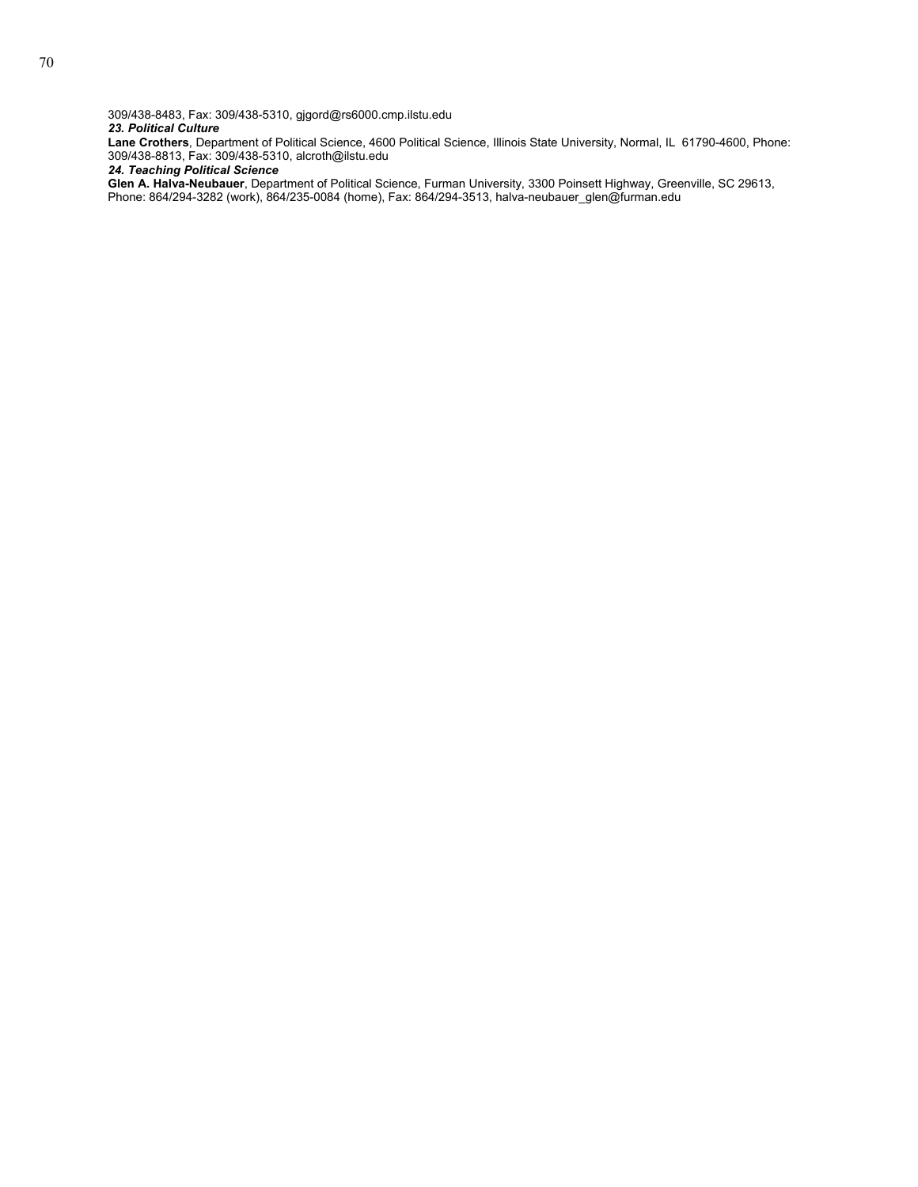309/438-8483, Fax: 309/438-5310, gjgord@rs6000.cmp.ilstu.edu

***23. Political Culture***

**Lane Crothers**, Department of Political Science, 4600 Political Science, Illinois State University, Normal, IL 61790-4600, Phone: 309/438-8813, Fax: 309/438-5310, alcroth@ilstu.edu

***24. Teaching Political Science***

**Glen A. Halva-Neubauer**, Department of Political Science, Furman University, 3300 Poinsett Highway, Greenville, SC 29613, Phone: 864/294-3282 (work), 864/235-0084 (home), Fax: 864/294-3513, halva-neubauer_glen@furman.edu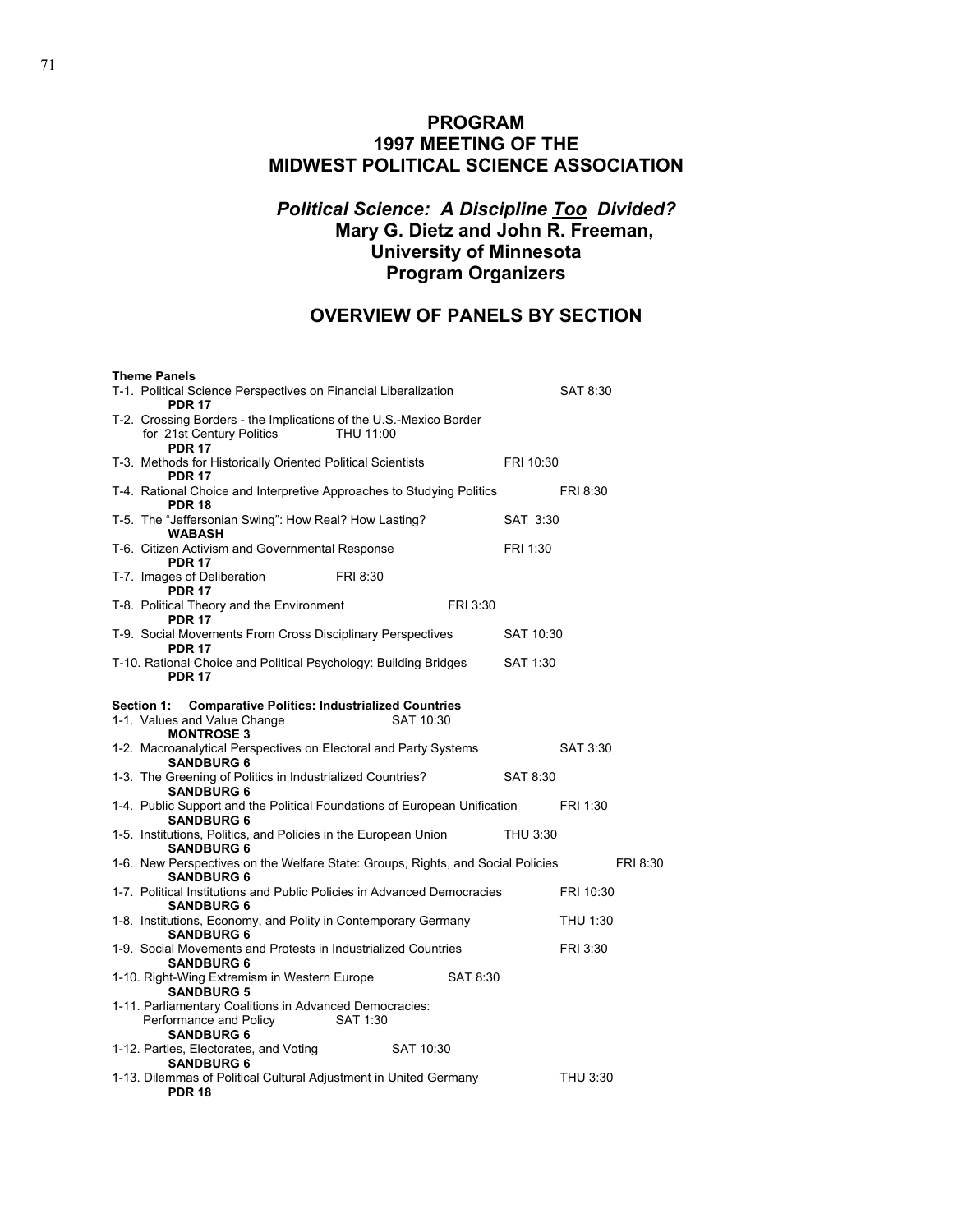# PROGRAM
# 1997 MEETING OF THE
# MIDWEST POLITICAL SCIENCE ASSOCIATION

## *Political Science: A Discipline Too Divided?*
**Mary G. Dietz and John R. Freeman,**
**University of Minnesota**
**Program Organizers**

## OVERVIEW OF PANELS BY SECTION

**Theme Panels**

T-1. Political Science Perspectives on Financial Liberalization SAT 8:30
**PDR 17**

T-2. Crossing Borders - the Implications of the U.S.-Mexico Border for 21st Century Politics THU 11:00
**PDR 17**

T-3. Methods for Historically Oriented Political Scientists FRI 10:30
**PDR 17**

T-4. Rational Choice and Interpretive Approaches to Studying Politics FRI 8:30
**PDR 18**

T-5. The "Jeffersonian Swing": How Real? How Lasting? SAT 3:30
**WABASH**

T-6. Citizen Activism and Governmental Response FRI 1:30
**PDR 17**

T-7. Images of Deliberation FRI 8:30
**PDR 17**

T-8. Political Theory and the Environment FRI 3:30
**PDR 17**

T-9. Social Movements From Cross Disciplinary Perspectives SAT 10:30
**PDR 17**

T-10. Rational Choice and Political Psychology: Building Bridges SAT 1:30
**PDR 17**

**Section 1: Comparative Politics: Industrialized Countries**

1-1. Values and Value Change SAT 10:30
**MONTROSE 3**

1-2. Macroanalytical Perspectives on Electoral and Party Systems SAT 3:30
**SANDBURG 6**

1-3. The Greening of Politics in Industrialized Countries? SAT 8:30
**SANDBURG 6**

1-4. Public Support and the Political Foundations of European Unification FRI 1:30
**SANDBURG 6**

1-5. Institutions, Politics, and Policies in the European Union THU 3:30
**SANDBURG 6**

1-6. New Perspectives on the Welfare State: Groups, Rights, and Social Policies FRI 8:30
**SANDBURG 6**

1-7. Political Institutions and Public Policies in Advanced Democracies FRI 10:30
**SANDBURG 6**

1-8. Institutions, Economy, and Polity in Contemporary Germany THU 1:30
**SANDBURG 6**

1-9. Social Movements and Protests in Industrialized Countries FRI 3:30
**SANDBURG 6**

1-10. Right-Wing Extremism in Western Europe SAT 8:30
**SANDBURG 5**

1-11. Parliamentary Coalitions in Advanced Democracies: Performance and Policy SAT 1:30
**SANDBURG 6**

1-12. Parties, Electorates, and Voting SAT 10:30
**SANDBURG 6**

1-13. Dilemmas of Political Cultural Adjustment in United Germany THU 3:30
**PDR 18**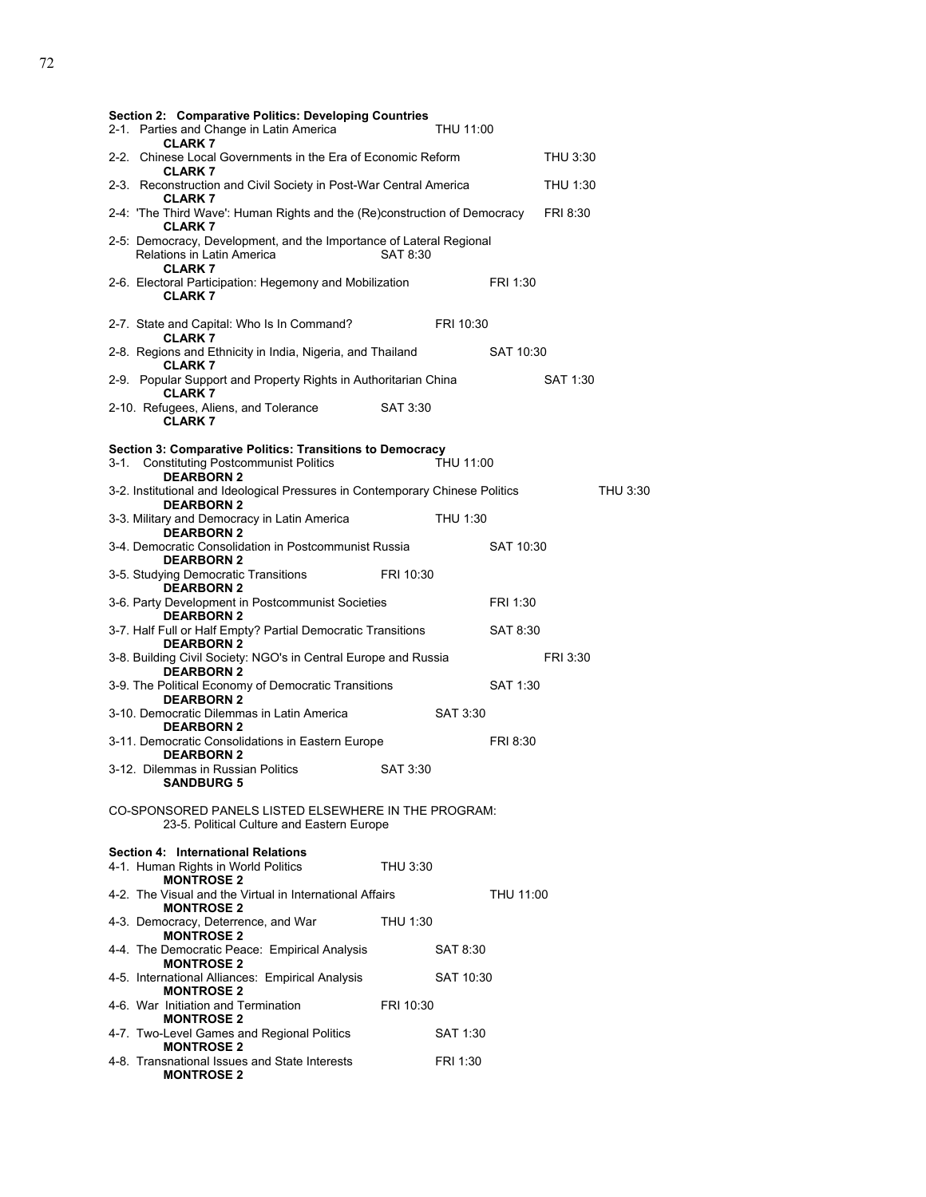**Section 2: Comparative Politics: Developing Countries**

2-1. Parties and Change in Latin America THU 11:00
**CLARK 7**

2-2. Chinese Local Governments in the Era of Economic Reform THU 3:30
**CLARK 7**

2-3. Reconstruction and Civil Society in Post-War Central America THU 1:30
**CLARK 7**

2-4: 'The Third Wave': Human Rights and the (Re)construction of Democracy FRI 8:30
**CLARK 7**

2-5: Democracy, Development, and the Importance of Lateral Regional Relations in Latin America SAT 8:30
**CLARK 7**

2-6. Electoral Participation: Hegemony and Mobilization FRI 1:30
**CLARK 7**

2-7. State and Capital: Who Is In Command? FRI 10:30
**CLARK 7**

2-8. Regions and Ethnicity in India, Nigeria, and Thailand SAT 10:30
**CLARK 7**

2-9. Popular Support and Property Rights in Authoritarian China SAT 1:30
**CLARK 7**

2-10. Refugees, Aliens, and Tolerance SAT 3:30
**CLARK 7**

**Section 3: Comparative Politics: Transitions to Democracy**

3-1. Constituting Postcommunist Politics THU 11:00
**DEARBORN 2**

3-2. Institutional and Ideological Pressures in Contemporary Chinese Politics THU 3:30
**DEARBORN 2**

3-3. Military and Democracy in Latin America THU 1:30
**DEARBORN 2**

3-4. Democratic Consolidation in Postcommunist Russia SAT 10:30
**DEARBORN 2**

3-5. Studying Democratic Transitions FRI 10:30
**DEARBORN 2**

3-6. Party Development in Postcommunist Societies FRI 1:30
**DEARBORN 2**

3-7. Half Full or Half Empty? Partial Democratic Transitions SAT 8:30
**DEARBORN 2**

3-8. Building Civil Society: NGO's in Central Europe and Russia FRI 3:30
**DEARBORN 2**

3-9. The Political Economy of Democratic Transitions SAT 1:30
**DEARBORN 2**

3-10. Democratic Dilemmas in Latin America SAT 3:30
**DEARBORN 2**

3-11. Democratic Consolidations in Eastern Europe FRI 8:30
**DEARBORN 2**

3-12. Dilemmas in Russian Politics SAT 3:30
**SANDBURG 5**

CO-SPONSORED PANELS LISTED ELSEWHERE IN THE PROGRAM:
23-5. Political Culture and Eastern Europe

**Section 4: International Relations**

4-1. Human Rights in World Politics THU 3:30
**MONTROSE 2**

4-2. The Visual and the Virtual in International Affairs THU 11:00
**MONTROSE 2**

4-3. Democracy, Deterrence, and War THU 1:30
**MONTROSE 2**

4-4. The Democratic Peace: Empirical Analysis SAT 8:30
**MONTROSE 2**

4-5. International Alliances: Empirical Analysis SAT 10:30
**MONTROSE 2**

4-6. War Initiation and Termination FRI 10:30
**MONTROSE 2**

4-7. Two-Level Games and Regional Politics SAT 1:30
**MONTROSE 2**

4-8. Transnational Issues and State Interests FRI 1:30
**MONTROSE 2**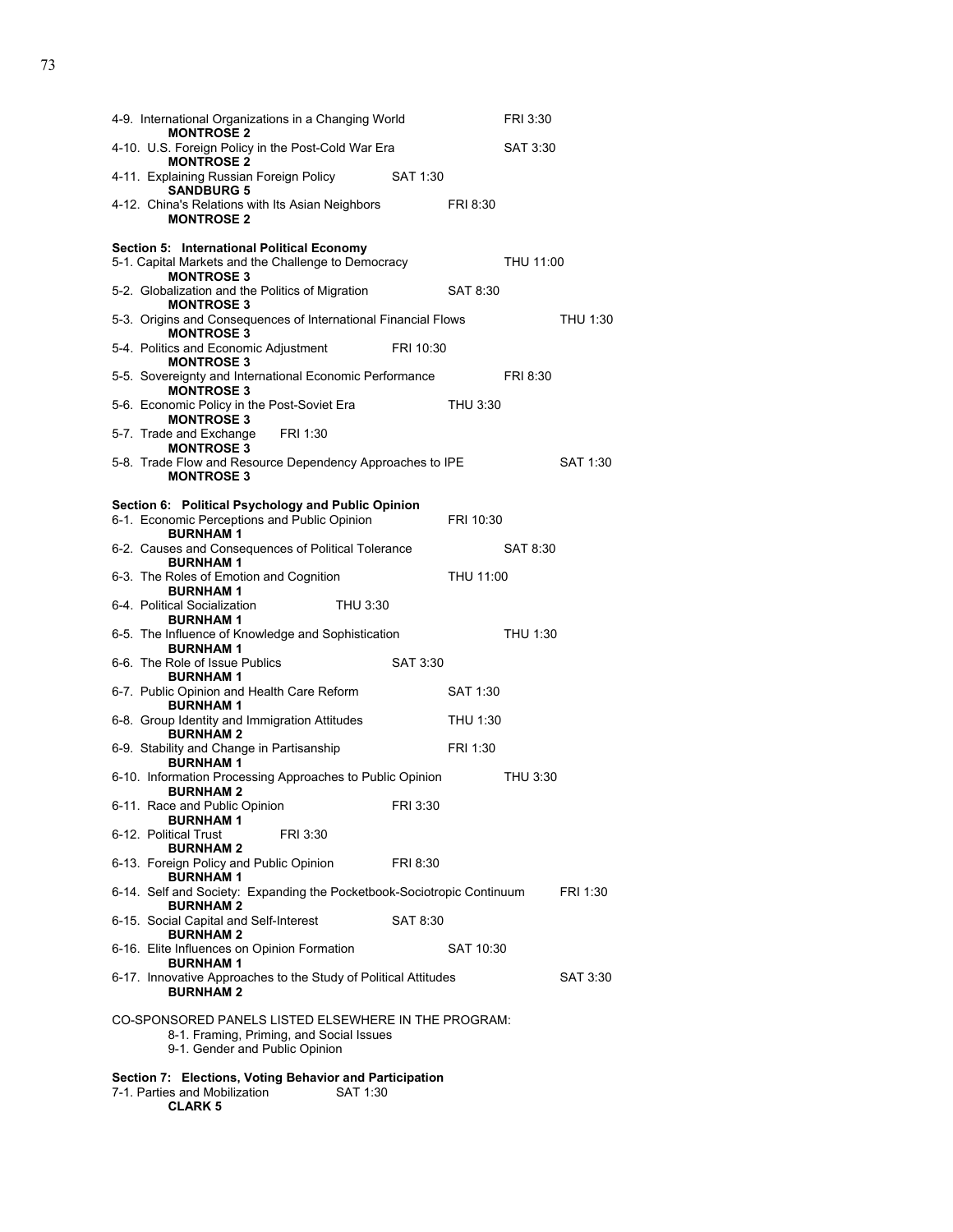4-9. International Organizations in a Changing World FRI 3:30
**MONTROSE 2**

4-10. U.S. Foreign Policy in the Post-Cold War Era SAT 3:30
**MONTROSE 2**

4-11. Explaining Russian Foreign Policy SAT 1:30
**SANDBURG 5**

4-12. China's Relations with Its Asian Neighbors FRI 8:30
**MONTROSE 2**

**Section 5: International Political Economy**

5-1. Capital Markets and the Challenge to Democracy THU 11:00
**MONTROSE 3**

5-2. Globalization and the Politics of Migration SAT 8:30
**MONTROSE 3**

5-3. Origins and Consequences of International Financial Flows THU 1:30
**MONTROSE 3**

5-4. Politics and Economic Adjustment FRI 10:30
**MONTROSE 3**

5-5. Sovereignty and International Economic Performance FRI 8:30
**MONTROSE 3**

5-6. Economic Policy in the Post-Soviet Era THU 3:30
**MONTROSE 3**

5-7. Trade and Exchange FRI 1:30
**MONTROSE 3**

5-8. Trade Flow and Resource Dependency Approaches to IPE SAT 1:30
**MONTROSE 3**

**Section 6: Political Psychology and Public Opinion**

6-1. Economic Perceptions and Public Opinion FRI 10:30
**BURNHAM 1**

6-2. Causes and Consequences of Political Tolerance SAT 8:30
**BURNHAM 1**

6-3. The Roles of Emotion and Cognition THU 11:00
**BURNHAM 1**

6-4. Political Socialization THU 3:30
**BURNHAM 1**

6-5. The Influence of Knowledge and Sophistication THU 1:30
**BURNHAM 1**

6-6. The Role of Issue Publics SAT 3:30
**BURNHAM 1**

6-7. Public Opinion and Health Care Reform SAT 1:30
**BURNHAM 1**

6-8. Group Identity and Immigration Attitudes THU 1:30
**BURNHAM 2**

6-9. Stability and Change in Partisanship FRI 1:30
**BURNHAM 1**

6-10. Information Processing Approaches to Public Opinion THU 3:30
**BURNHAM 2**

6-11. Race and Public Opinion FRI 3:30
**BURNHAM 1**

6-12. Political Trust FRI 3:30
**BURNHAM 2**

6-13. Foreign Policy and Public Opinion FRI 8:30
**BURNHAM 1**

6-14. Self and Society: Expanding the Pocketbook-Sociotropic Continuum FRI 1:30
**BURNHAM 2**

6-15. Social Capital and Self-Interest SAT 8:30
**BURNHAM 2**

6-16. Elite Influences on Opinion Formation SAT 10:30
**BURNHAM 1**

6-17. Innovative Approaches to the Study of Political Attitudes SAT 3:30
**BURNHAM 2**

CO-SPONSORED PANELS LISTED ELSEWHERE IN THE PROGRAM:

8-1. Framing, Priming, and Social Issues
9-1. Gender and Public Opinion

**Section 7: Elections, Voting Behavior and Participation**

7-1. Parties and Mobilization SAT 1:30
**CLARK 5**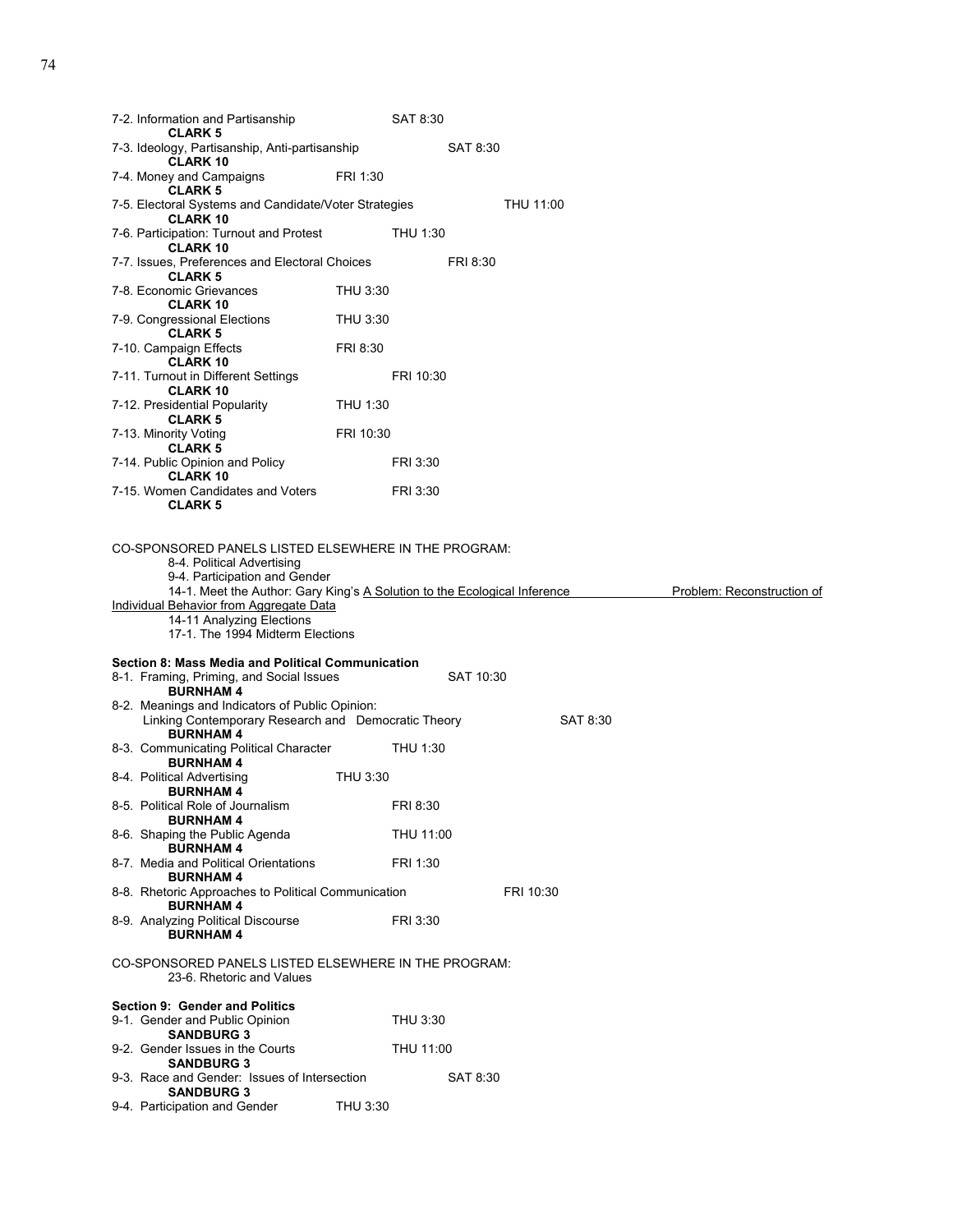7-2. Information and Partisanship SAT 8:30
**CLARK 5**

7-3. Ideology, Partisanship, Anti-partisanship SAT 8:30
**CLARK 10**

7-4. Money and Campaigns FRI 1:30
**CLARK 5**

7-5. Electoral Systems and Candidate/Voter Strategies THU 11:00
**CLARK 10**

7-6. Participation: Turnout and Protest THU 1:30
**CLARK 10**

7-7. Issues, Preferences and Electoral Choices FRI 8:30
**CLARK 5**

7-8. Economic Grievances THU 3:30
**CLARK 10**

7-9. Congressional Elections THU 3:30
**CLARK 5**

7-10. Campaign Effects FRI 8:30
**CLARK 10**

7-11. Turnout in Different Settings FRI 10:30
**CLARK 10**

7-12. Presidential Popularity THU 1:30
**CLARK 5**

7-13. Minority Voting FRI 10:30
**CLARK 5**

7-14. Public Opinion and Policy FRI 3:30
**CLARK 10**

7-15. Women Candidates and Voters FRI 3:30
**CLARK 5**

CO-SPONSORED PANELS LISTED ELSEWHERE IN THE PROGRAM:

8-4. Political Advertising
9-4. Participation and Gender
14-1. Meet the Author: Gary King's A Solution to the Ecological Inference Problem: Reconstruction of Individual Behavior from Aggregate Data
14-11 Analyzing Elections
17-1. The 1994 Midterm Elections

**Section 8: Mass Media and Political Communication**

8-1. Framing, Priming, and Social Issues SAT 10:30
**BURNHAM 4**

8-2. Meanings and Indicators of Public Opinion: Linking Contemporary Research and Democratic Theory SAT 8:30
**BURNHAM 4**

8-3. Communicating Political Character THU 1:30
**BURNHAM 4**

8-4. Political Advertising THU 3:30
**BURNHAM 4**

8-5. Political Role of Journalism FRI 8:30
**BURNHAM 4**

8-6. Shaping the Public Agenda THU 11:00
**BURNHAM 4**

8-7. Media and Political Orientations FRI 1:30
**BURNHAM 4**

8-8. Rhetoric Approaches to Political Communication FRI 10:30
**BURNHAM 4**

8-9. Analyzing Political Discourse FRI 3:30
**BURNHAM 4**

CO-SPONSORED PANELS LISTED ELSEWHERE IN THE PROGRAM:

23-6. Rhetoric and Values

**Section 9: Gender and Politics**

9-1. Gender and Public Opinion THU 3:30
**SANDBURG 3**

9-2. Gender Issues in the Courts THU 11:00
**SANDBURG 3**

9-3. Race and Gender: Issues of Intersection SAT 8:30
**SANDBURG 3**

9-4. Participation and Gender THU 3:30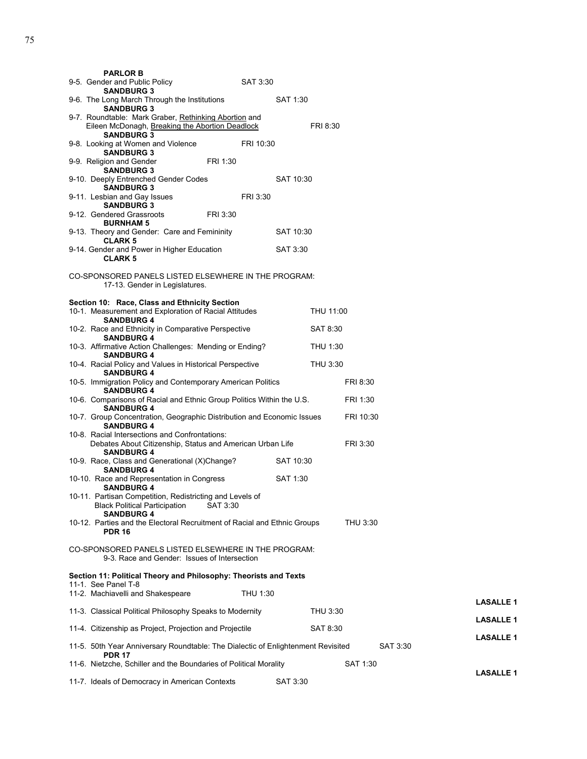**PARLOR B**

9-5. Gender and Public Policy SAT 3:30

**SANDBURG 3**

9-6. The Long March Through the Institutions SAT 1:30

**SANDBURG 3**

9-7. Roundtable: Mark Graber, Rethinking Abortion and Eileen McDonagh, Breaking the Abortion Deadlock FRI 8:30

**SANDBURG 3**

9-8. Looking at Women and Violence FRI 10:30

**SANDBURG 3**

9-9. Religion and Gender FRI 1:30

**SANDBURG 3**

9-10. Deeply Entrenched Gender Codes SAT 10:30

**SANDBURG 3**

9-11. Lesbian and Gay Issues FRI 3:30

**SANDBURG 3**

9-12. Gendered Grassroots FRI 3:30

**BURNHAM 5**

9-13. Theory and Gender: Care and Femininity SAT 10:30

**CLARK 5**

9-14. Gender and Power in Higher Education SAT 3:30

**CLARK 5**

CO-SPONSORED PANELS LISTED ELSEWHERE IN THE PROGRAM:
17-13. Gender in Legislatures.

**Section 10: Race, Class and Ethnicity Section**

10-1. Measurement and Exploration of Racial Attitudes THU 11:00

**SANDBURG 4**

10-2. Race and Ethnicity in Comparative Perspective SAT 8:30

**SANDBURG 4**

10-3. Affirmative Action Challenges: Mending or Ending? THU 1:30

**SANDBURG 4**

10-4. Racial Policy and Values in Historical Perspective THU 3:30

**SANDBURG 4**

10-5. Immigration Policy and Contemporary American Politics FRI 8:30

**SANDBURG 4**

10-6. Comparisons of Racial and Ethnic Group Politics Within the U.S. FRI 1:30

**SANDBURG 4**

10-7. Group Concentration, Geographic Distribution and Economic Issues FRI 10:30

**SANDBURG 4**

10-8. Racial Intersections and Confrontations: Debates About Citizenship, Status and American Urban Life FRI 3:30

**SANDBURG 4**

10-9. Race, Class and Generational (X)Change? SAT 10:30

**SANDBURG 4**

10-10. Race and Representation in Congress SAT 1:30

**SANDBURG 4**

10-11. Partisan Competition, Redistricting and Levels of Black Political Participation SAT 3:30

**SANDBURG 4**

10-12. Parties and the Electoral Recruitment of Racial and Ethnic Groups THU 3:30

**PDR 16**

CO-SPONSORED PANELS LISTED ELSEWHERE IN THE PROGRAM:
9-3. Race and Gender: Issues of Intersection

**Section 11: Political Theory and Philosophy: Theorists and Texts**

11-1. See Panel T-8

11-2. Machiavelli and Shakespeare THU 1:30

**LASALLE 1**

11-3. Classical Political Philosophy Speaks to Modernity THU 3:30

**LASALLE 1**

11-4. Citizenship as Project, Projection and Projectile SAT 8:30

**LASALLE 1**

11-5. 50th Year Anniversary Roundtable: The Dialectic of Enlightenment Revisited SAT 3:30

**PDR 17**

11-6. Nietzche, Schiller and the Boundaries of Political Morality SAT 1:30

**LASALLE 1**

11-7. Ideals of Democracy in American Contexts SAT 3:30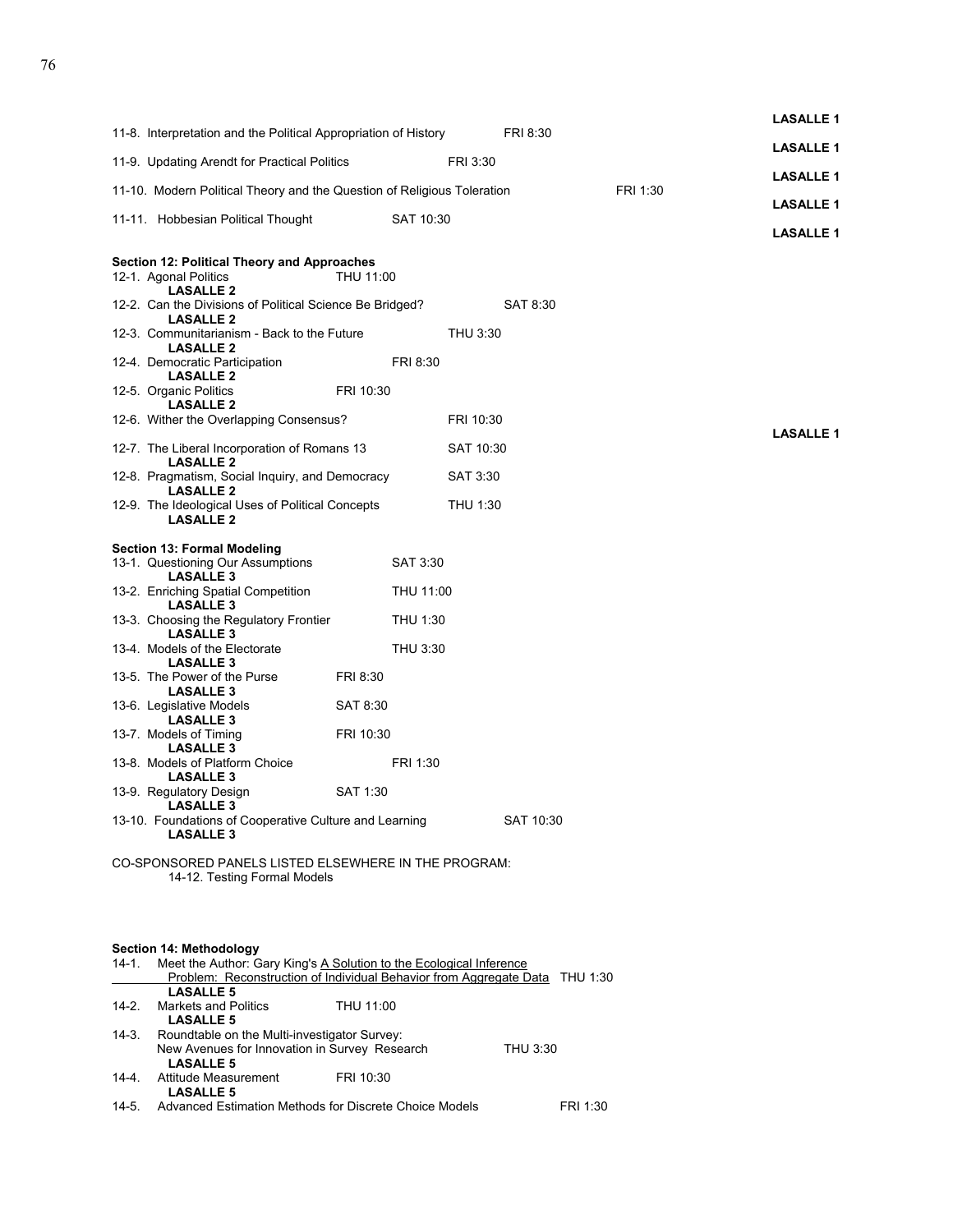11-8. Interpretation and the Political Appropriation of History FRI 8:30
**LASALLE 1**

11-9. Updating Arendt for Practical Politics FRI 3:30
**LASALLE 1**

11-10. Modern Political Theory and the Question of Religious Toleration FRI 1:30
**LASALLE 1**

11-11. Hobbesian Political Thought SAT 10:30
**LASALLE 1**

### Section 12: Political Theory and Approaches

12-1. Agonal Politics THU 11:00
**LASALLE 2**

12-2. Can the Divisions of Political Science Be Bridged? SAT 8:30
**LASALLE 2**

12-3. Communitarianism - Back to the Future THU 3:30
**LASALLE 2**

12-4. Democratic Participation FRI 8:30
**LASALLE 2**

12-5. Organic Politics FRI 10:30
**LASALLE 2**

12-6. Wither the Overlapping Consensus? FRI 10:30
**LASALLE 1**

12-7. The Liberal Incorporation of Romans 13 SAT 10:30
**LASALLE 2**

12-8. Pragmatism, Social Inquiry, and Democracy SAT 3:30
**LASALLE 2**

12-9. The Ideological Uses of Political Concepts THU 1:30
**LASALLE 2**

### Section 13: Formal Modeling

13-1. Questioning Our Assumptions SAT 3:30
**LASALLE 3**

13-2. Enriching Spatial Competition THU 11:00
**LASALLE 3**

13-3. Choosing the Regulatory Frontier THU 1:30
**LASALLE 3**

13-4. Models of the Electorate THU 3:30
**LASALLE 3**

13-5. The Power of the Purse FRI 8:30
**LASALLE 3**

13-6. Legislative Models SAT 8:30
**LASALLE 3**

13-7. Models of Timing FRI 10:30
**LASALLE 3**

13-8. Models of Platform Choice FRI 1:30
**LASALLE 3**

13-9. Regulatory Design SAT 1:30
**LASALLE 3**

13-10. Foundations of Cooperative Culture and Learning SAT 10:30
**LASALLE 3**

CO-SPONSORED PANELS LISTED ELSEWHERE IN THE PROGRAM:
14-12. Testing Formal Models

### Section 14: Methodology

14-1. Meet the Author: Gary King's A Solution to the Ecological Inference Problem: Reconstruction of Individual Behavior from Aggregate Data THU 1:30
**LASALLE 5**

14-2. Markets and Politics THU 11:00
**LASALLE 5**

14-3. Roundtable on the Multi-investigator Survey: New Avenues for Innovation in Survey Research THU 3:30
**LASALLE 5**

14-4. Attitude Measurement FRI 10:30
**LASALLE 5**

14-5. Advanced Estimation Methods for Discrete Choice Models FRI 1:30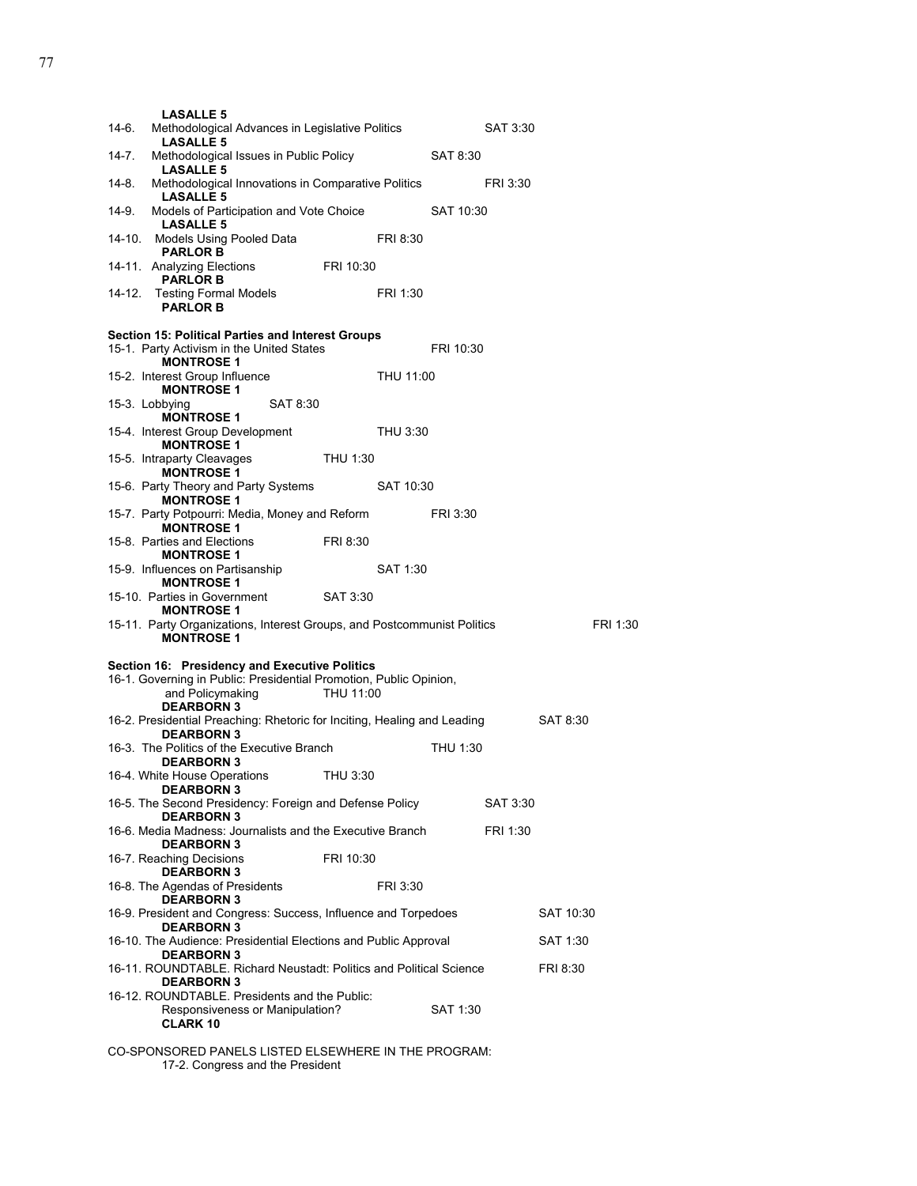**LASALLE 5**

14-6. Methodological Advances in Legislative Politics SAT 3:30
**LASALLE 5**

14-7. Methodological Issues in Public Policy SAT 8:30
**LASALLE 5**

14-8. Methodological Innovations in Comparative Politics FRI 3:30
**LASALLE 5**

14-9. Models of Participation and Vote Choice SAT 10:30
**LASALLE 5**

14-10. Models Using Pooled Data FRI 8:30
**PARLOR B**

14-11. Analyzing Elections FRI 10:30
**PARLOR B**

14-12. Testing Formal Models FRI 1:30
**PARLOR B**

**Section 15: Political Parties and Interest Groups**

15-1. Party Activism in the United States FRI 10:30
**MONTROSE 1**

15-2. Interest Group Influence THU 11:00
**MONTROSE 1**

15-3. Lobbying SAT 8:30
**MONTROSE 1**

15-4. Interest Group Development THU 3:30
**MONTROSE 1**

15-5. Intraparty Cleavages THU 1:30
**MONTROSE 1**

15-6. Party Theory and Party Systems SAT 10:30
**MONTROSE 1**

15-7. Party Potpourri: Media, Money and Reform FRI 3:30
**MONTROSE 1**

15-8. Parties and Elections FRI 8:30
**MONTROSE 1**

15-9. Influences on Partisanship SAT 1:30
**MONTROSE 1**

15-10. Parties in Government SAT 3:30
**MONTROSE 1**

15-11. Party Organizations, Interest Groups, and Postcommunist Politics FRI 1:30
**MONTROSE 1**

**Section 16: Presidency and Executive Politics**

16-1. Governing in Public: Presidential Promotion, Public Opinion, and Policymaking THU 11:00
**DEARBORN 3**

16-2. Presidential Preaching: Rhetoric for Inciting, Healing and Leading SAT 8:30
**DEARBORN 3**

16-3. The Politics of the Executive Branch THU 1:30
**DEARBORN 3**

16-4. White House Operations THU 3:30
**DEARBORN 3**

16-5. The Second Presidency: Foreign and Defense Policy SAT 3:30
**DEARBORN 3**

16-6. Media Madness: Journalists and the Executive Branch FRI 1:30
**DEARBORN 3**

16-7. Reaching Decisions FRI 10:30
**DEARBORN 3**

16-8. The Agendas of Presidents FRI 3:30
**DEARBORN 3**

16-9. President and Congress: Success, Influence and Torpedoes SAT 10:30
**DEARBORN 3**

16-10. The Audience: Presidential Elections and Public Approval SAT 1:30
**DEARBORN 3**

16-11. ROUNDTABLE. Richard Neustadt: Politics and Political Science FRI 8:30
**DEARBORN 3**

16-12. ROUNDTABLE. Presidents and the Public: Responsiveness or Manipulation? SAT 1:30
**CLARK 10**

CO-SPONSORED PANELS LISTED ELSEWHERE IN THE PROGRAM:
17-2. Congress and the President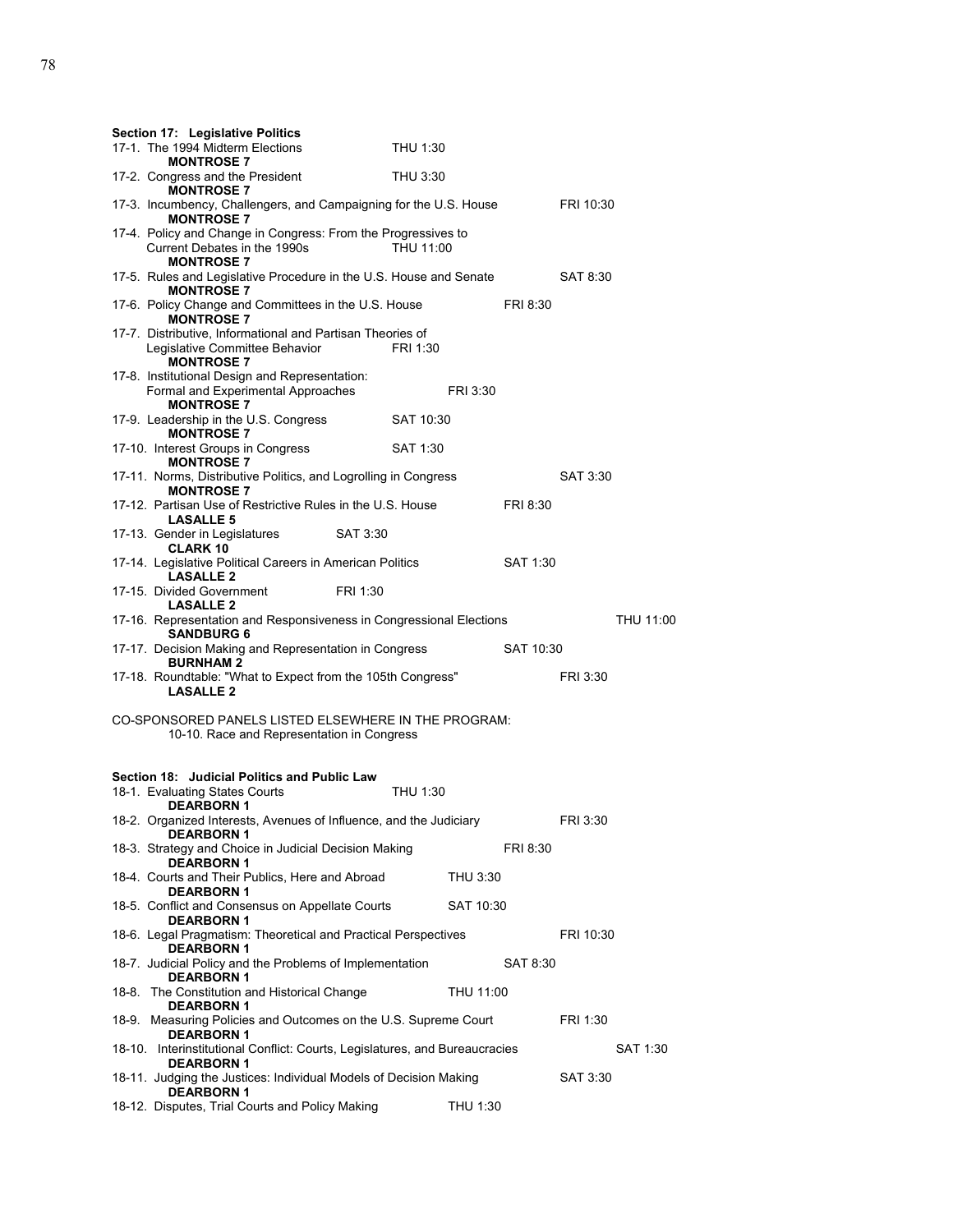### Section 17: Legislative Politics

17-1. The 1994 Midterm Elections THU 1:30
**MONTROSE 7**

17-2. Congress and the President THU 3:30
**MONTROSE 7**

17-3. Incumbency, Challengers, and Campaigning for the U.S. House FRI 10:30
**MONTROSE 7**

17-4. Policy and Change in Congress: From the Progressives to Current Debates in the 1990s THU 11:00
**MONTROSE 7**

17-5. Rules and Legislative Procedure in the U.S. House and Senate SAT 8:30
**MONTROSE 7**

17-6. Policy Change and Committees in the U.S. House FRI 8:30
**MONTROSE 7**

17-7. Distributive, Informational and Partisan Theories of Legislative Committee Behavior FRI 1:30
**MONTROSE 7**

17-8. Institutional Design and Representation: Formal and Experimental Approaches FRI 3:30
**MONTROSE 7**

17-9. Leadership in the U.S. Congress SAT 10:30
**MONTROSE 7**

17-10. Interest Groups in Congress SAT 1:30
**MONTROSE 7**

17-11. Norms, Distributive Politics, and Logrolling in Congress SAT 3:30
**MONTROSE 7**

17-12. Partisan Use of Restrictive Rules in the U.S. House FRI 8:30
**LASALLE 5**

17-13. Gender in Legislatures SAT 3:30
**CLARK 10**

17-14. Legislative Political Careers in American Politics SAT 1:30
**LASALLE 2**

17-15. Divided Government FRI 1:30
**LASALLE 2**

17-16. Representation and Responsiveness in Congressional Elections THU 11:00
**SANDBURG 6**

17-17. Decision Making and Representation in Congress SAT 10:30
**BURNHAM 2**

17-18. Roundtable: "What to Expect from the 105th Congress" FRI 3:30
**LASALLE 2**

CO-SPONSORED PANELS LISTED ELSEWHERE IN THE PROGRAM:
10-10. Race and Representation in Congress

### Section 18: Judicial Politics and Public Law

18-1. Evaluating States Courts THU 1:30
**DEARBORN 1**

18-2. Organized Interests, Avenues of Influence, and the Judiciary FRI 3:30
**DEARBORN 1**

18-3. Strategy and Choice in Judicial Decision Making FRI 8:30
**DEARBORN 1**

18-4. Courts and Their Publics, Here and Abroad THU 3:30
**DEARBORN 1**

18-5. Conflict and Consensus on Appellate Courts SAT 10:30
**DEARBORN 1**

18-6. Legal Pragmatism: Theoretical and Practical Perspectives FRI 10:30
**DEARBORN 1**

18-7. Judicial Policy and the Problems of Implementation SAT 8:30
**DEARBORN 1**

18-8. The Constitution and Historical Change THU 11:00
**DEARBORN 1**

18-9. Measuring Policies and Outcomes on the U.S. Supreme Court FRI 1:30
**DEARBORN 1**

18-10. Interinstitutional Conflict: Courts, Legislatures, and Bureaucracies SAT 1:30
**DEARBORN 1**

18-11. Judging the Justices: Individual Models of Decision Making SAT 3:30
**DEARBORN 1**

18-12. Disputes, Trial Courts and Policy Making THU 1:30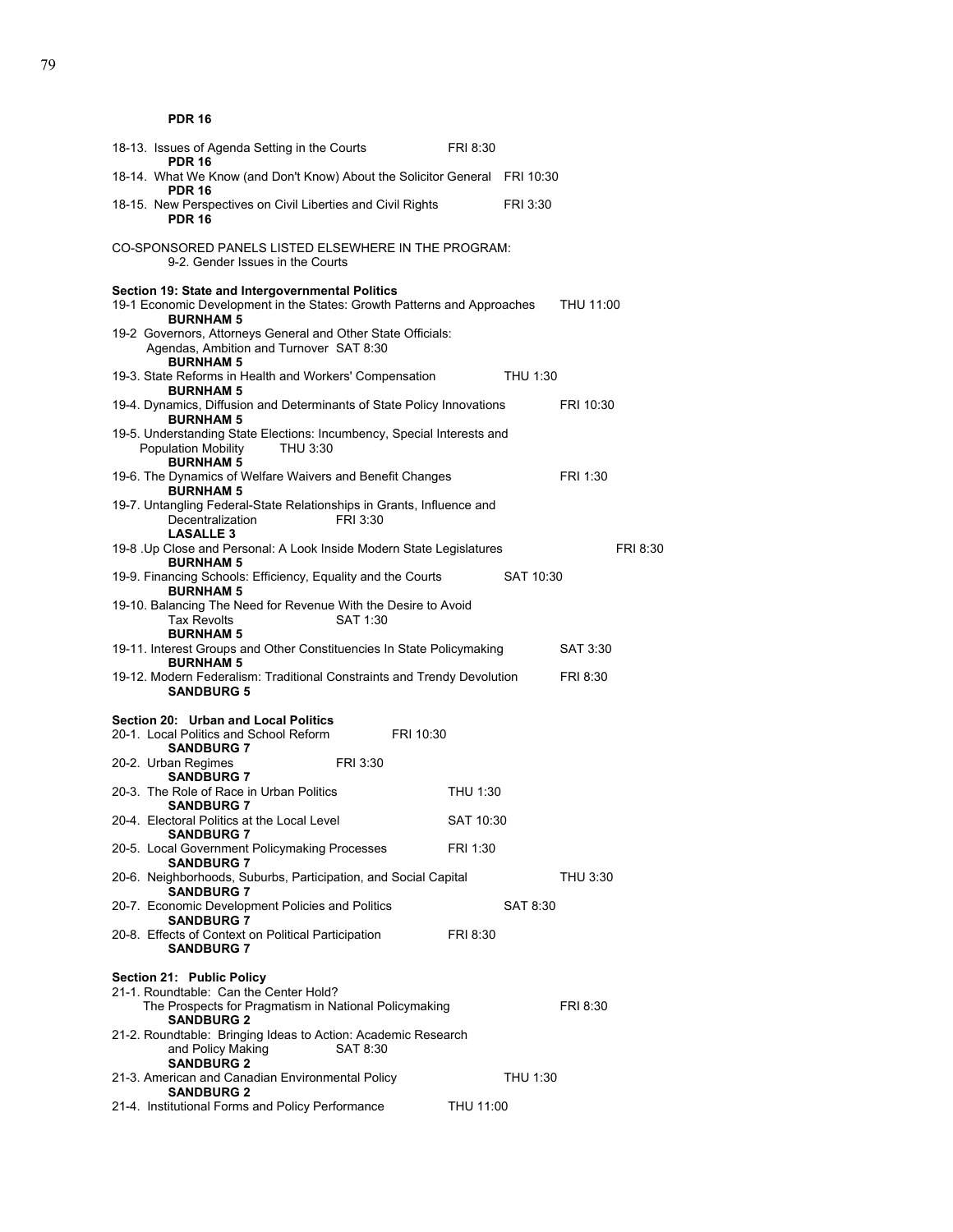**PDR 16**

18-13. Issues of Agenda Setting in the Courts FRI 8:30
**PDR 16**

18-14. What We Know (and Don't Know) About the Solicitor General FRI 10:30
**PDR 16**

18-15. New Perspectives on Civil Liberties and Civil Rights FRI 3:30
**PDR 16**

CO-SPONSORED PANELS LISTED ELSEWHERE IN THE PROGRAM:
9-2. Gender Issues in the Courts

**Section 19: State and Intergovernmental Politics**

19-1 Economic Development in the States: Growth Patterns and Approaches THU 11:00
**BURNHAM 5**

19-2 Governors, Attorneys General and Other State Officials: Agendas, Ambition and Turnover SAT 8:30
**BURNHAM 5**

19-3. State Reforms in Health and Workers' Compensation THU 1:30
**BURNHAM 5**

19-4. Dynamics, Diffusion and Determinants of State Policy Innovations FRI 10:30
**BURNHAM 5**

19-5. Understanding State Elections: Incumbency, Special Interests and Population Mobility THU 3:30
**BURNHAM 5**

19-6. The Dynamics of Welfare Waivers and Benefit Changes FRI 1:30
**BURNHAM 5**

19-7. Untangling Federal-State Relationships in Grants, Influence and Decentralization FRI 3:30
**LASALLE 3**

19-8 .Up Close and Personal: A Look Inside Modern State Legislatures FRI 8:30
**BURNHAM 5**

19-9. Financing Schools: Efficiency, Equality and the Courts SAT 10:30
**BURNHAM 5**

19-10. Balancing The Need for Revenue With the Desire to Avoid Tax Revolts SAT 1:30
**BURNHAM 5**

19-11. Interest Groups and Other Constituencies In State Policymaking SAT 3:30
**BURNHAM 5**

19-12. Modern Federalism: Traditional Constraints and Trendy Devolution FRI 8:30
**SANDBURG 5**

**Section 20: Urban and Local Politics**

20-1. Local Politics and School Reform FRI 10:30
**SANDBURG 7**

20-2. Urban Regimes FRI 3:30
**SANDBURG 7**

20-3. The Role of Race in Urban Politics THU 1:30
**SANDBURG 7**

20-4. Electoral Politics at the Local Level SAT 10:30
**SANDBURG 7**

20-5. Local Government Policymaking Processes FRI 1:30
**SANDBURG 7**

20-6. Neighborhoods, Suburbs, Participation, and Social Capital THU 3:30
**SANDBURG 7**

20-7. Economic Development Policies and Politics SAT 8:30
**SANDBURG 7**

20-8. Effects of Context on Political Participation FRI 8:30
**SANDBURG 7**

**Section 21: Public Policy**

21-1. Roundtable: Can the Center Hold? The Prospects for Pragmatism in National Policymaking FRI 8:30
**SANDBURG 2**

21-2. Roundtable: Bringing Ideas to Action: Academic Research and Policy Making SAT 8:30
**SANDBURG 2**

21-3. American and Canadian Environmental Policy THU 1:30
**SANDBURG 2**

21-4. Institutional Forms and Policy Performance THU 11:00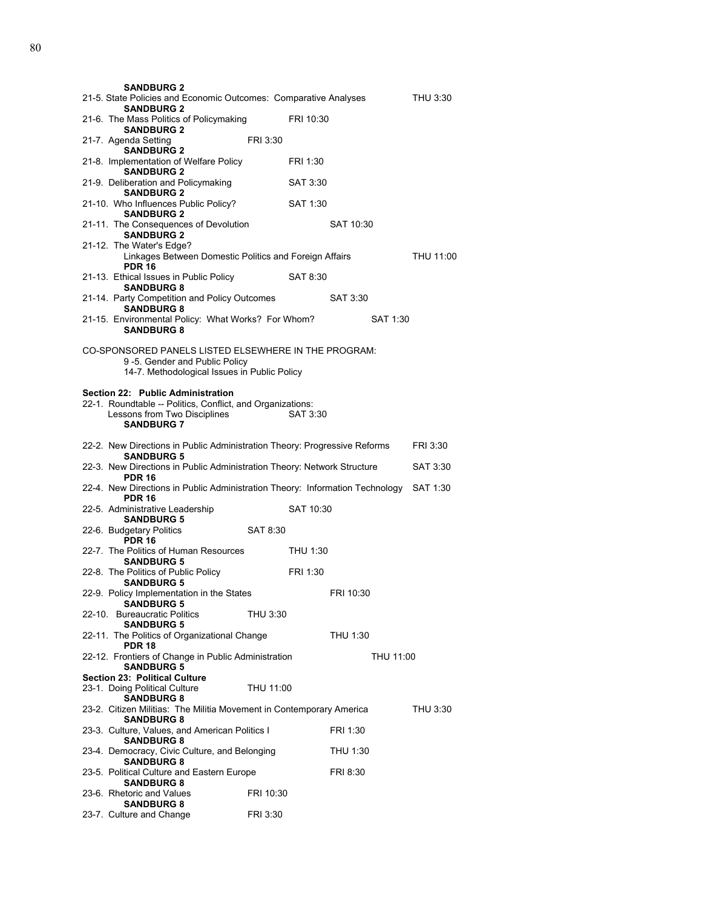**SANDBURG 2**

21-5. State Policies and Economic Outcomes: Comparative Analyses THU 3:30
**SANDBURG 2**

21-6. The Mass Politics of Policymaking FRI 10:30
**SANDBURG 2**

21-7. Agenda Setting FRI 3:30
**SANDBURG 2**

21-8. Implementation of Welfare Policy FRI 1:30
**SANDBURG 2**

21-9. Deliberation and Policymaking SAT 3:30
**SANDBURG 2**

21-10. Who Influences Public Policy? SAT 1:30
**SANDBURG 2**

21-11. The Consequences of Devolution SAT 10:30
**SANDBURG 2**

21-12. The Water's Edge?
Linkages Between Domestic Politics and Foreign Affairs THU 11:00
**PDR 16**

21-13. Ethical Issues in Public Policy SAT 8:30
**SANDBURG 8**

21-14. Party Competition and Policy Outcomes SAT 3:30
**SANDBURG 8**

21-15. Environmental Policy: What Works? For Whom? SAT 1:30
**SANDBURG 8**

CO-SPONSORED PANELS LISTED ELSEWHERE IN THE PROGRAM:
9 -5. Gender and Public Policy
14-7. Methodological Issues in Public Policy

**Section 22: Public Administration**

22-1. Roundtable -- Politics, Conflict, and Organizations:
Lessons from Two Disciplines SAT 3:30
**SANDBURG 7**

22-2. New Directions in Public Administration Theory: Progressive Reforms FRI 3:30
**SANDBURG 5**

22-3. New Directions in Public Administration Theory: Network Structure SAT 3:30
**PDR 16**

22-4. New Directions in Public Administration Theory: Information Technology SAT 1:30
**PDR 16**

22-5. Administrative Leadership SAT 10:30
**SANDBURG 5**

22-6. Budgetary Politics SAT 8:30
**PDR 16**

22-7. The Politics of Human Resources THU 1:30
**SANDBURG 5**

22-8. The Politics of Public Policy FRI 1:30
**SANDBURG 5**

22-9. Policy Implementation in the States FRI 10:30
**SANDBURG 5**

22-10. Bureaucratic Politics THU 3:30
**SANDBURG 5**

22-11. The Politics of Organizational Change THU 1:30
**PDR 18**

22-12. Frontiers of Change in Public Administration THU 11:00
**SANDBURG 5**

**Section 23: Political Culture**

23-1. Doing Political Culture THU 11:00
**SANDBURG 8**

23-2. Citizen Militias: The Militia Movement in Contemporary America THU 3:30
**SANDBURG 8**

23-3. Culture, Values, and American Politics I FRI 1:30
**SANDBURG 8**

23-4. Democracy, Civic Culture, and Belonging THU 1:30
**SANDBURG 8**

23-5. Political Culture and Eastern Europe FRI 8:30
**SANDBURG 8**

23-6. Rhetoric and Values FRI 10:30
**SANDBURG 8**

23-7. Culture and Change FRI 3:30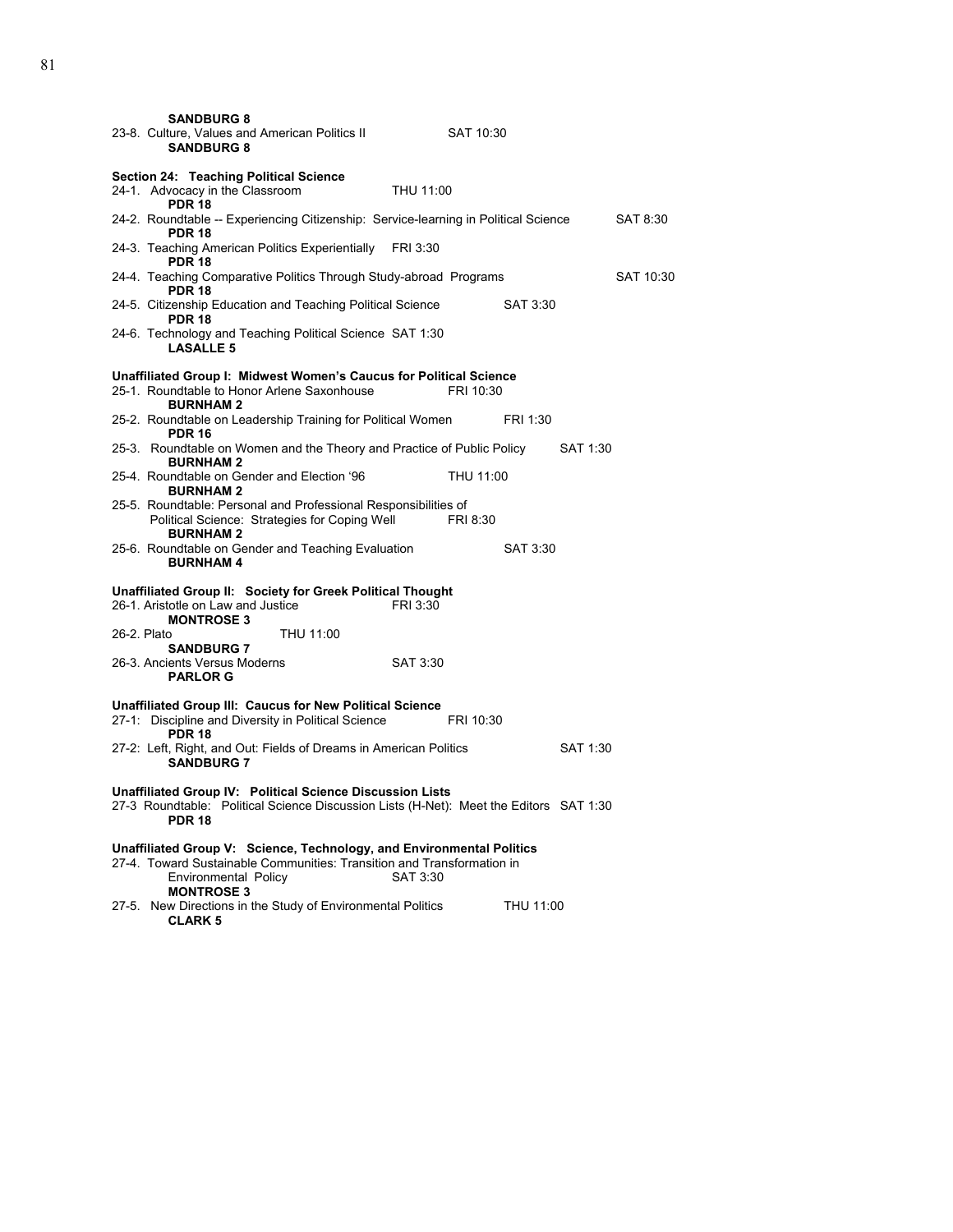**SANDBURG 8**

23-8. Culture, Values and American Politics II SAT 10:30
**SANDBURG 8**

**Section 24: Teaching Political Science**

24-1. Advocacy in the Classroom THU 11:00
**PDR 18**

24-2. Roundtable -- Experiencing Citizenship: Service-learning in Political Science SAT 8:30
**PDR 18**

24-3. Teaching American Politics Experientially FRI 3:30
**PDR 18**

24-4. Teaching Comparative Politics Through Study-abroad Programs SAT 10:30
**PDR 18**

24-5. Citizenship Education and Teaching Political Science SAT 3:30
**PDR 18**

24-6. Technology and Teaching Political Science SAT 1:30
**LASALLE 5**

**Unaffiliated Group I: Midwest Women's Caucus for Political Science**

25-1. Roundtable to Honor Arlene Saxonhouse FRI 10:30
**BURNHAM 2**

25-2. Roundtable on Leadership Training for Political Women FRI 1:30
**PDR 16**

25-3. Roundtable on Women and the Theory and Practice of Public Policy SAT 1:30
**BURNHAM 2**

25-4. Roundtable on Gender and Election '96 THU 11:00
**BURNHAM 2**

25-5. Roundtable: Personal and Professional Responsibilities of Political Science: Strategies for Coping Well FRI 8:30
**BURNHAM 2**

25-6. Roundtable on Gender and Teaching Evaluation SAT 3:30
**BURNHAM 4**

**Unaffiliated Group II: Society for Greek Political Thought**

26-1. Aristotle on Law and Justice FRI 3:30
**MONTROSE 3**

26-2. Plato THU 11:00
**SANDBURG 7**

26-3. Ancients Versus Moderns SAT 3:30
**PARLOR G**

**Unaffiliated Group III: Caucus for New Political Science**

27-1: Discipline and Diversity in Political Science FRI 10:30
**PDR 18**

27-2: Left, Right, and Out: Fields of Dreams in American Politics SAT 1:30
**SANDBURG 7**

**Unaffiliated Group IV: Political Science Discussion Lists**

27-3 Roundtable: Political Science Discussion Lists (H-Net): Meet the Editors SAT 1:30
**PDR 18**

**Unaffiliated Group V: Science, Technology, and Environmental Politics**

27-4. Toward Sustainable Communities: Transition and Transformation in Environmental Policy SAT 3:30
**MONTROSE 3**

27-5. New Directions in the Study of Environmental Politics THU 11:00
**CLARK 5**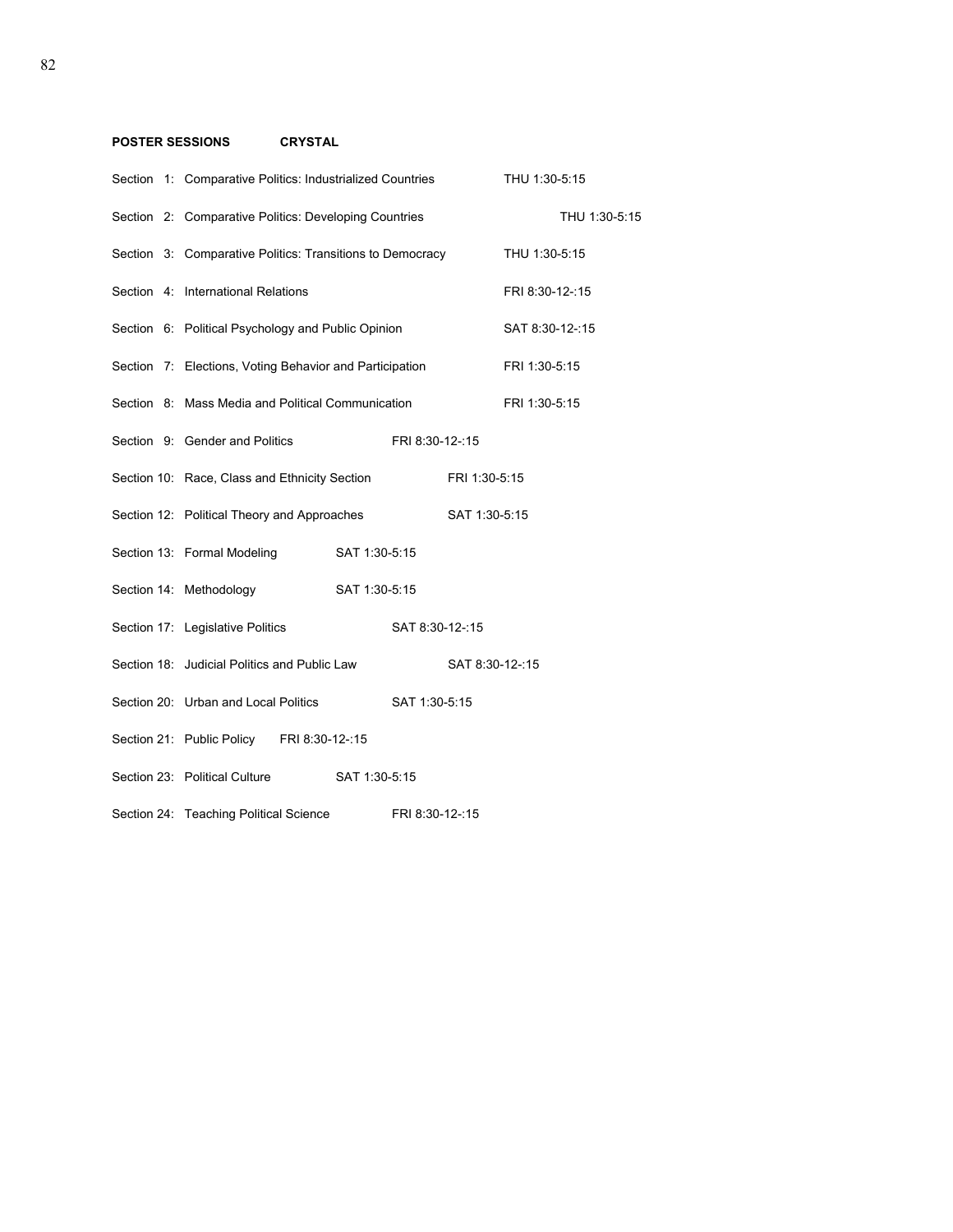**POSTER SESSIONS CRYSTAL**

Section 1: Comparative Politics: Industrialized Countries THU 1:30-5:15

Section 2: Comparative Politics: Developing Countries THU 1:30-5:15

Section 3: Comparative Politics: Transitions to Democracy THU 1:30-5:15

Section 4: International Relations FRI 8:30-12-:15

Section 6: Political Psychology and Public Opinion SAT 8:30-12-:15

Section 7: Elections, Voting Behavior and Participation FRI 1:30-5:15

Section 8: Mass Media and Political Communication FRI 1:30-5:15

Section 9: Gender and Politics FRI 8:30-12-:15

Section 10: Race, Class and Ethnicity Section FRI 1:30-5:15

Section 12: Political Theory and Approaches SAT 1:30-5:15

Section 13: Formal Modeling SAT 1:30-5:15

Section 14: Methodology SAT 1:30-5:15

Section 17: Legislative Politics SAT 8:30-12-:15

Section 18: Judicial Politics and Public Law SAT 8:30-12-:15

Section 20: Urban and Local Politics SAT 1:30-5:15

Section 21: Public Policy FRI 8:30-12-:15

Section 23: Political Culture SAT 1:30-5:15

Section 24: Teaching Political Science FRI 8:30-12-:15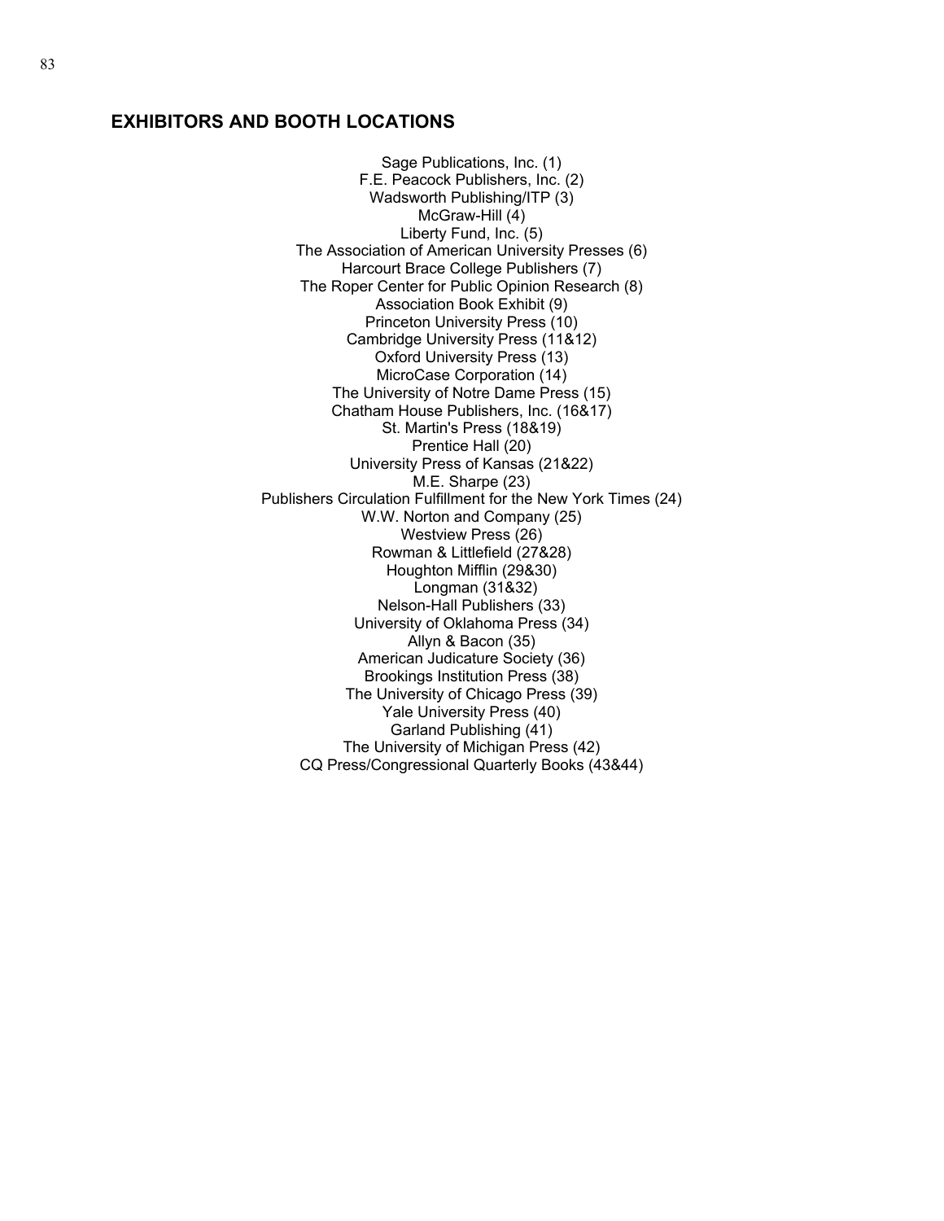## EXHIBITORS AND BOOTH LOCATIONS

Sage Publications, Inc. (1)
F.E. Peacock Publishers, Inc. (2)
Wadsworth Publishing/ITP (3)
McGraw-Hill (4)
Liberty Fund, Inc. (5)
The Association of American University Presses (6)
Harcourt Brace College Publishers (7)
The Roper Center for Public Opinion Research (8)
Association Book Exhibit (9)
Princeton University Press (10)
Cambridge University Press (11&12)
Oxford University Press (13)
MicroCase Corporation (14)
The University of Notre Dame Press (15)
Chatham House Publishers, Inc. (16&17)
St. Martin's Press (18&19)
Prentice Hall (20)
University Press of Kansas (21&22)
M.E. Sharpe (23)
Publishers Circulation Fulfillment for the New York Times (24)
W.W. Norton and Company (25)
Westview Press (26)
Rowman & Littlefield (27&28)
Houghton Mifflin (29&30)
Longman (31&32)
Nelson-Hall Publishers (33)
University of Oklahoma Press (34)
Allyn & Bacon (35)
American Judicature Society (36)
Brookings Institution Press (38)
The University of Chicago Press (39)
Yale University Press (40)
Garland Publishing (41)
The University of Michigan Press (42)
CQ Press/Congressional Quarterly Books (43&44)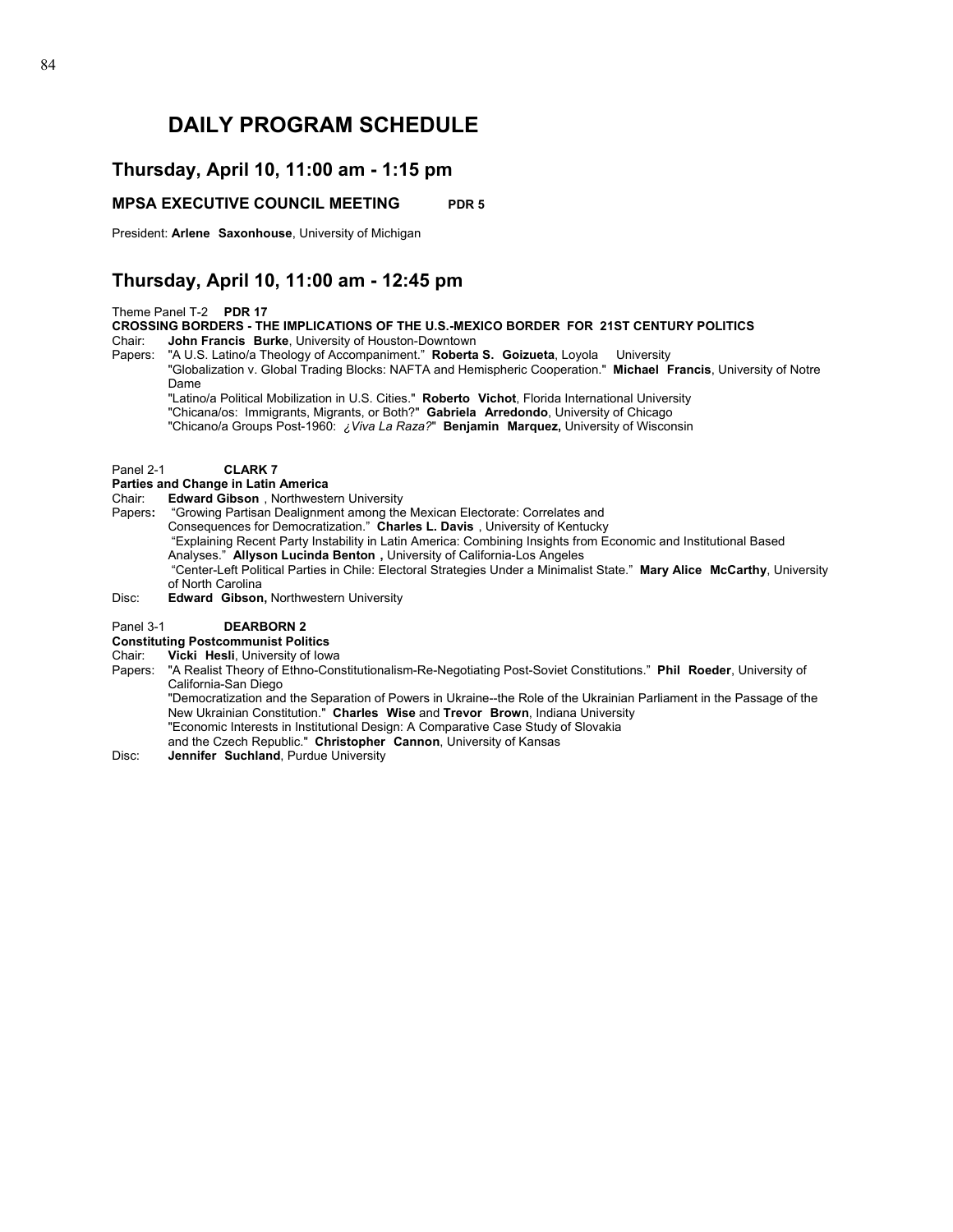# DAILY PROGRAM SCHEDULE

## Thursday, April 10, 11:00 am - 1:15 pm

### MPSA EXECUTIVE COUNCIL MEETING PDR 5

President: **Arlene Saxonhouse**, University of Michigan

## Thursday, April 10, 11:00 am - 12:45 pm

Theme Panel T-2 **PDR 17**

**CROSSING BORDERS - THE IMPLICATIONS OF THE U.S.-MEXICO BORDER FOR 21ST CENTURY POLITICS**

Chair: **John Francis Burke**, University of Houston-Downtown

Papers: "A U.S. Latino/a Theology of Accompaniment." **Roberta S. Goizueta**, Loyola University
"Globalization v. Global Trading Blocks: NAFTA and Hemispheric Cooperation." **Michael Francis**, University of Notre Dame
"Latino/a Political Mobilization in U.S. Cities." **Roberto Vichot**, Florida International University
"Chicana/os: Immigrants, Migrants, or Both?" **Gabriela Arredondo**, University of Chicago
"Chicano/a Groups Post-1960: *¿Viva La Raza?*" **Benjamin Marquez,** University of Wisconsin

Panel 2-1 **CLARK 7**

**Parties and Change in Latin America**

Chair: **Edward Gibson** , Northwestern University

Papers**:** "Growing Partisan Dealignment among the Mexican Electorate: Correlates and Consequences for Democratization." **Charles L. Davis** , University of Kentucky
"Explaining Recent Party Instability in Latin America: Combining Insights from Economic and Institutional Based Analyses." **Allyson Lucinda Benton ,** University of California-Los Angeles
"Center-Left Political Parties in Chile: Electoral Strategies Under a Minimalist State." **Mary Alice McCarthy**, University of North Carolina

Disc: **Edward Gibson,** Northwestern University

Panel 3-1 **DEARBORN 2**

**Constituting Postcommunist Politics**

Chair: **Vicki Hesli**, University of Iowa

Papers: "A Realist Theory of Ethno-Constitutionalism-Re-Negotiating Post-Soviet Constitutions." **Phil Roeder**, University of California-San Diego
"Democratization and the Separation of Powers in Ukraine--the Role of the Ukrainian Parliament in the Passage of the New Ukrainian Constitution." **Charles Wise** and **Trevor Brown**, Indiana University
"Economic Interests in Institutional Design: A Comparative Case Study of Slovakia and the Czech Republic." **Christopher Cannon**, University of Kansas

Disc: **Jennifer Suchland**, Purdue University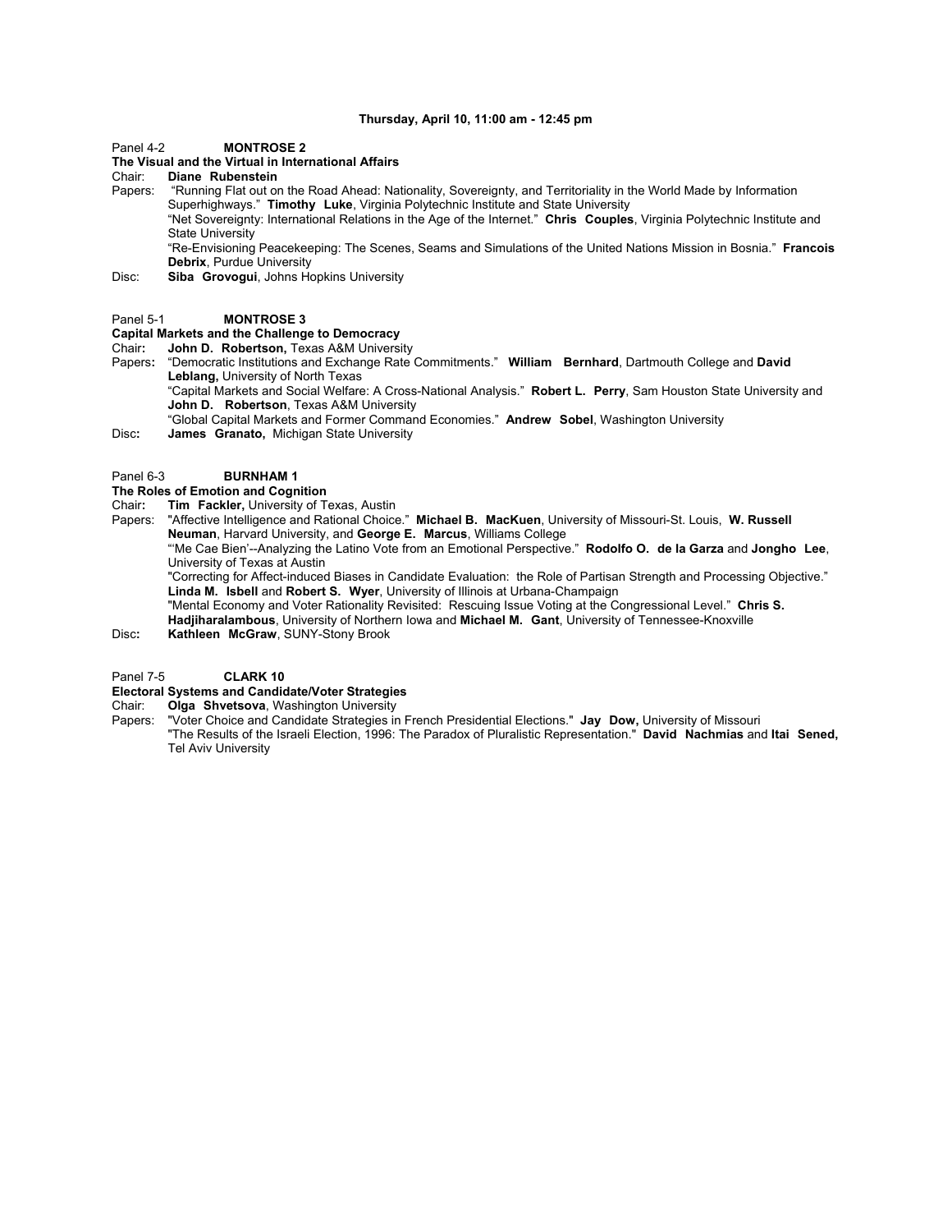**Thursday, April 10, 11:00 am - 12:45 pm**

Panel 4-2 **MONTROSE 2**

**The Visual and the Virtual in International Affairs**

Chair: **Diane Rubenstein**

Papers: "Running Flat out on the Road Ahead: Nationality, Sovereignty, and Territoriality in the World Made by Information Superhighways." **Timothy Luke**, Virginia Polytechnic Institute and State University

"Net Sovereignty: International Relations in the Age of the Internet." **Chris Couples**, Virginia Polytechnic Institute and State University

"Re-Envisioning Peacekeeping: The Scenes, Seams and Simulations of the United Nations Mission in Bosnia." **Francois Debrix**, Purdue University

Disc: **Siba Grovogui**, Johns Hopkins University

Panel 5-1 **MONTROSE 3**

**Capital Markets and the Challenge to Democracy**

Chair: **John D. Robertson,** Texas A&M University

Papers: "Democratic Institutions and Exchange Rate Commitments." **William Bernhard**, Dartmouth College and **David Leblang,** University of North Texas

"Capital Markets and Social Welfare: A Cross-National Analysis." **Robert L. Perry**, Sam Houston State University and **John D. Robertson**, Texas A&M University

"Global Capital Markets and Former Command Economies." **Andrew Sobel**, Washington University

Disc: **James Granato,** Michigan State University

Panel 6-3 **BURNHAM 1**

**The Roles of Emotion and Cognition**

Chair: **Tim Fackler,** University of Texas, Austin

Papers: "Affective Intelligence and Rational Choice." **Michael B. MacKuen**, University of Missouri-St. Louis, **W. Russell Neuman**, Harvard University, and **George E. Marcus**, Williams College

"'Me Cae Bien'--Analyzing the Latino Vote from an Emotional Perspective." **Rodolfo O. de la Garza** and **Jongho Lee**, University of Texas at Austin

"Correcting for Affect-induced Biases in Candidate Evaluation: the Role of Partisan Strength and Processing Objective." **Linda M. Isbell** and **Robert S. Wyer**, University of Illinois at Urbana-Champaign

"Mental Economy and Voter Rationality Revisited: Rescuing Issue Voting at the Congressional Level." **Chris S. Hadjiharalambous**, University of Northern Iowa and **Michael M. Gant**, University of Tennessee-Knoxville

Disc: **Kathleen McGraw**, SUNY-Stony Brook

Panel 7-5 **CLARK 10**

**Electoral Systems and Candidate/Voter Strategies**

Chair: **Olga Shvetsova**, Washington University

Papers: "Voter Choice and Candidate Strategies in French Presidential Elections." **Jay Dow,** University of Missouri

"The Results of the Israeli Election, 1996: The Paradox of Pluralistic Representation." **David Nachmias** and **Itai Sened,** Tel Aviv University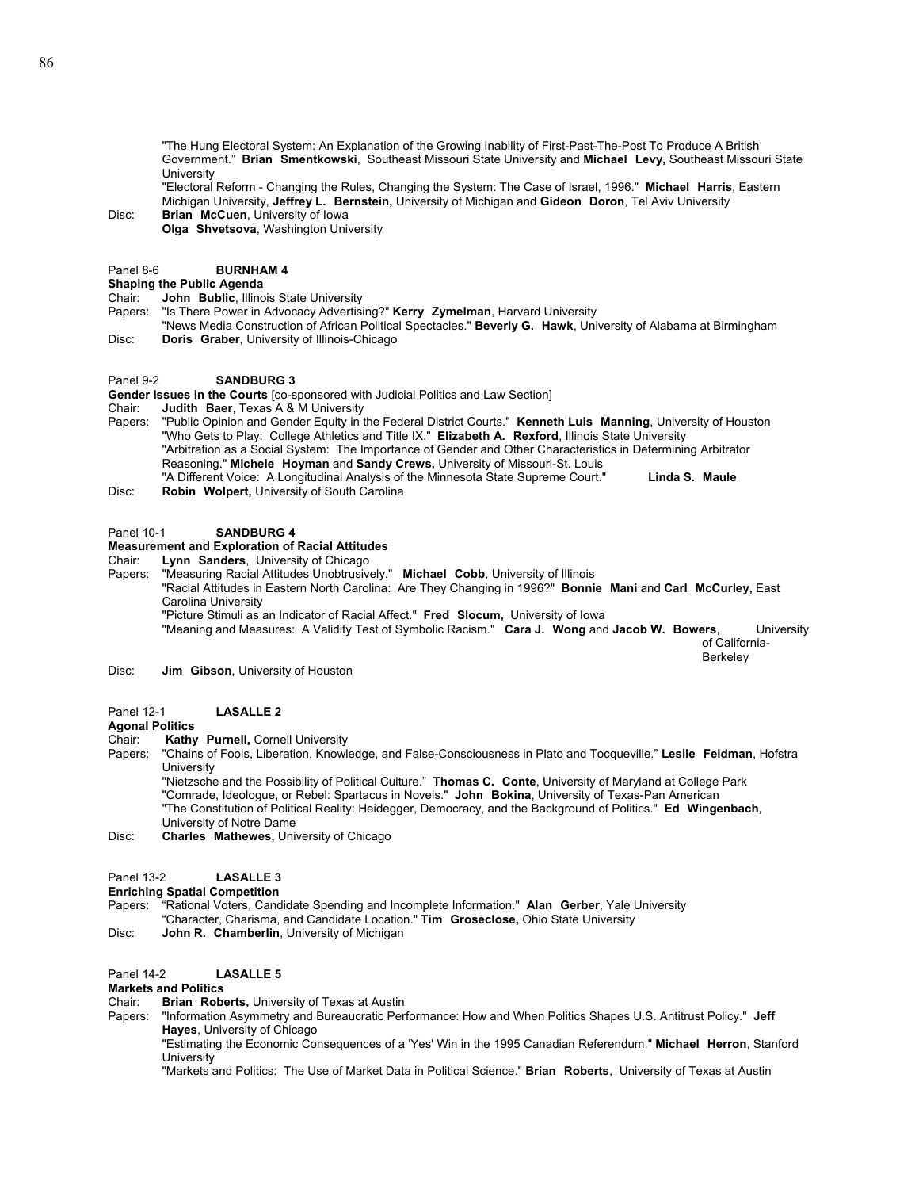"The Hung Electoral System: An Explanation of the Growing Inability of First-Past-The-Post To Produce A British Government." **Brian Smentkowski**, Southeast Missouri State University and **Michael Levy,** Southeast Missouri State University

"Electoral Reform - Changing the Rules, Changing the System: The Case of Israel, 1996." **Michael Harris**, Eastern Michigan University, **Jeffrey L. Bernstein,** University of Michigan and **Gideon Doron**, Tel Aviv University

Disc: **Brian McCuen**, University of Iowa
**Olga Shvetsova**, Washington University

Panel 8-6 **BURNHAM 4**

**Shaping the Public Agenda**

Chair: **John Bublic**, Illinois State University

Papers: "Is There Power in Advocacy Advertising?" **Kerry Zymelman**, Harvard University
"News Media Construction of African Political Spectacles." **Beverly G. Hawk**, University of Alabama at Birmingham

Disc: **Doris Graber**, University of Illinois-Chicago

Panel 9-2 **SANDBURG 3**

**Gender Issues in the Courts** [co-sponsored with Judicial Politics and Law Section]

Chair: **Judith Baer**, Texas A & M University

Papers: "Public Opinion and Gender Equity in the Federal District Courts." **Kenneth Luis Manning**, University of Houston
"Who Gets to Play: College Athletics and Title IX." **Elizabeth A. Rexford**, Illinois State University
"Arbitration as a Social System: The Importance of Gender and Other Characteristics in Determining Arbitrator Reasoning." **Michele Hoyman** and **Sandy Crews,** University of Missouri-St. Louis
"A Different Voice: A Longitudinal Analysis of the Minnesota State Supreme Court." **Linda S. Maule**

Disc: **Robin Wolpert,** University of South Carolina

Panel 10-1 **SANDBURG 4**

**Measurement and Exploration of Racial Attitudes**

Chair: **Lynn Sanders**, University of Chicago

Papers: "Measuring Racial Attitudes Unobtrusively." **Michael Cobb**, University of Illinois
"Racial Attitudes in Eastern North Carolina: Are They Changing in 1996?" **Bonnie Mani** and **Carl McCurley,** East Carolina University
"Picture Stimuli as an Indicator of Racial Affect." **Fred Slocum,** University of Iowa
"Meaning and Measures: A Validity Test of Symbolic Racism." **Cara J. Wong** and **Jacob W. Bowers**, University of California-Berkeley

Disc: **Jim Gibson**, University of Houston

Panel 12-1 **LASALLE 2**

**Agonal Politics**

Chair: **Kathy Purnell,** Cornell University

Papers: "Chains of Fools, Liberation, Knowledge, and False-Consciousness in Plato and Tocqueville." **Leslie Feldman**, Hofstra University
"Nietzsche and the Possibility of Political Culture." **Thomas C. Conte**, University of Maryland at College Park
"Comrade, Ideologue, or Rebel: Spartacus in Novels." **John Bokina**, University of Texas-Pan American
"The Constitution of Political Reality: Heidegger, Democracy, and the Background of Politics." **Ed Wingenbach**, University of Notre Dame

Disc: **Charles Mathewes,** University of Chicago

Panel 13-2 **LASALLE 3**

**Enriching Spatial Competition**

Papers: "Rational Voters, Candidate Spending and Incomplete Information." **Alan Gerber**, Yale University
"Character, Charisma, and Candidate Location." **Tim Groseclose,** Ohio State University

Disc: **John R. Chamberlin**, University of Michigan

Panel 14-2 **LASALLE 5**

**Markets and Politics**

Chair: **Brian Roberts,** University of Texas at Austin

Papers: "Information Asymmetry and Bureaucratic Performance: How and When Politics Shapes U.S. Antitrust Policy." **Jeff Hayes**, University of Chicago
"Estimating the Economic Consequences of a 'Yes' Win in the 1995 Canadian Referendum." **Michael Herron**, Stanford University
"Markets and Politics: The Use of Market Data in Political Science." **Brian Roberts**, University of Texas at Austin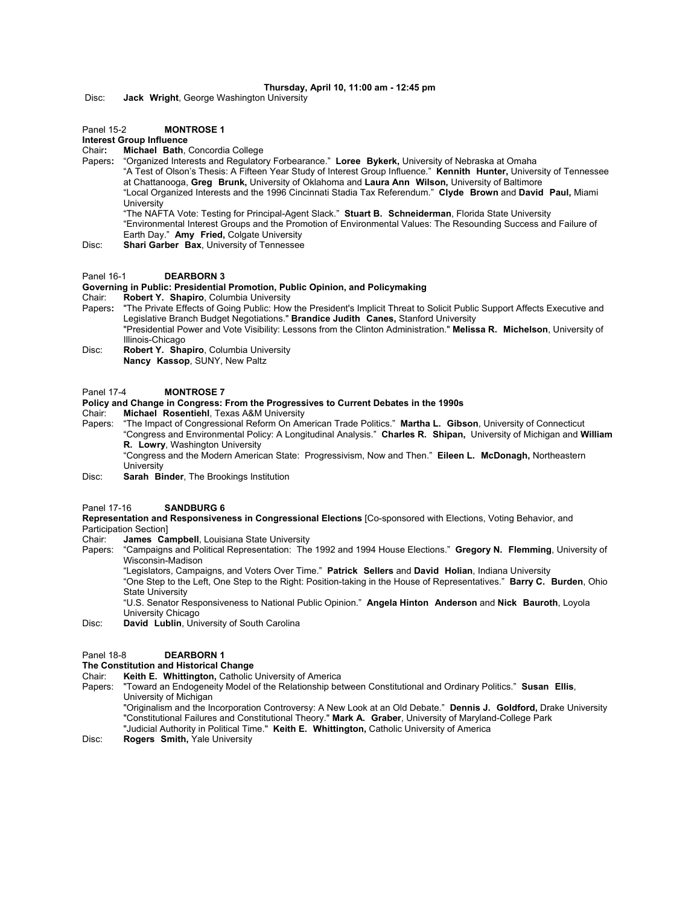**Thursday, April 10, 11:00 am - 12:45 pm**

Disc: **Jack Wright**, George Washington University

Panel 15-2 **MONTROSE 1**

**Interest Group Influence**

Chair: **Michael Bath**, Concordia College

Papers: "Organized Interests and Regulatory Forbearance." **Loree Bykerk,** University of Nebraska at Omaha

"A Test of Olson's Thesis: A Fifteen Year Study of Interest Group Influence." **Kennith Hunter,** University of Tennessee at Chattanooga, **Greg Brunk,** University of Oklahoma and **Laura Ann Wilson,** University of Baltimore

"Local Organized Interests and the 1996 Cincinnati Stadia Tax Referendum." **Clyde Brown** and **David Paul,** Miami University

"The NAFTA Vote: Testing for Principal-Agent Slack." **Stuart B. Schneiderman**, Florida State University

"Environmental Interest Groups and the Promotion of Environmental Values: The Resounding Success and Failure of Earth Day." **Amy Fried,** Colgate University

Disc: **Shari Garber Bax**, University of Tennessee

Panel 16-1 **DEARBORN 3**

**Governing in Public: Presidential Promotion, Public Opinion, and Policymaking**

Chair: **Robert Y. Shapiro**, Columbia University

Papers: "The Private Effects of Going Public: How the President's Implicit Threat to Solicit Public Support Affects Executive and Legislative Branch Budget Negotiations." **Brandice Judith Canes,** Stanford University

"Presidential Power and Vote Visibility: Lessons from the Clinton Administration." **Melissa R. Michelson**, University of Illinois-Chicago

Disc: **Robert Y. Shapiro**, Columbia University
**Nancy Kassop**, SUNY, New Paltz

Panel 17-4 **MONTROSE 7**

**Policy and Change in Congress: From the Progressives to Current Debates in the 1990s**

Chair: **Michael Rosentiehl**, Texas A&M University

Papers: "The Impact of Congressional Reform On American Trade Politics." **Martha L. Gibson**, University of Connecticut

"Congress and Environmental Policy: A Longitudinal Analysis." **Charles R. Shipan,** University of Michigan and **William R. Lowry**, Washington University

"Congress and the Modern American State: Progressivism, Now and Then." **Eileen L. McDonagh,** Northeastern University

Disc: **Sarah Binder**, The Brookings Institution

Panel 17-16 **SANDBURG 6**

**Representation and Responsiveness in Congressional Elections** [Co-sponsored with Elections, Voting Behavior, and Participation Section]

Chair: **James Campbell**, Louisiana State University

Papers: "Campaigns and Political Representation: The 1992 and 1994 House Elections." **Gregory N. Flemming**, University of Wisconsin-Madison

"Legislators, Campaigns, and Voters Over Time." **Patrick Sellers** and **David Holian**, Indiana University

"One Step to the Left, One Step to the Right: Position-taking in the House of Representatives." **Barry C. Burden**, Ohio State University

"U.S. Senator Responsiveness to National Public Opinion." **Angela Hinton Anderson** and **Nick Bauroth**, Loyola University Chicago

Disc: **David Lublin**, University of South Carolina

Panel 18-8 **DEARBORN 1**

**The Constitution and Historical Change**

Chair: **Keith E. Whittington,** Catholic University of America

Papers: "Toward an Endogeneity Model of the Relationship between Constitutional and Ordinary Politics." **Susan Ellis**, University of Michigan

"Originalism and the Incorporation Controversy: A New Look at an Old Debate." **Dennis J. Goldford,** Drake University

"Constitutional Failures and Constitutional Theory." **Mark A. Graber**, University of Maryland-College Park

"Judicial Authority in Political Time." **Keith E. Whittington,** Catholic University of America

Disc: **Rogers Smith,** Yale University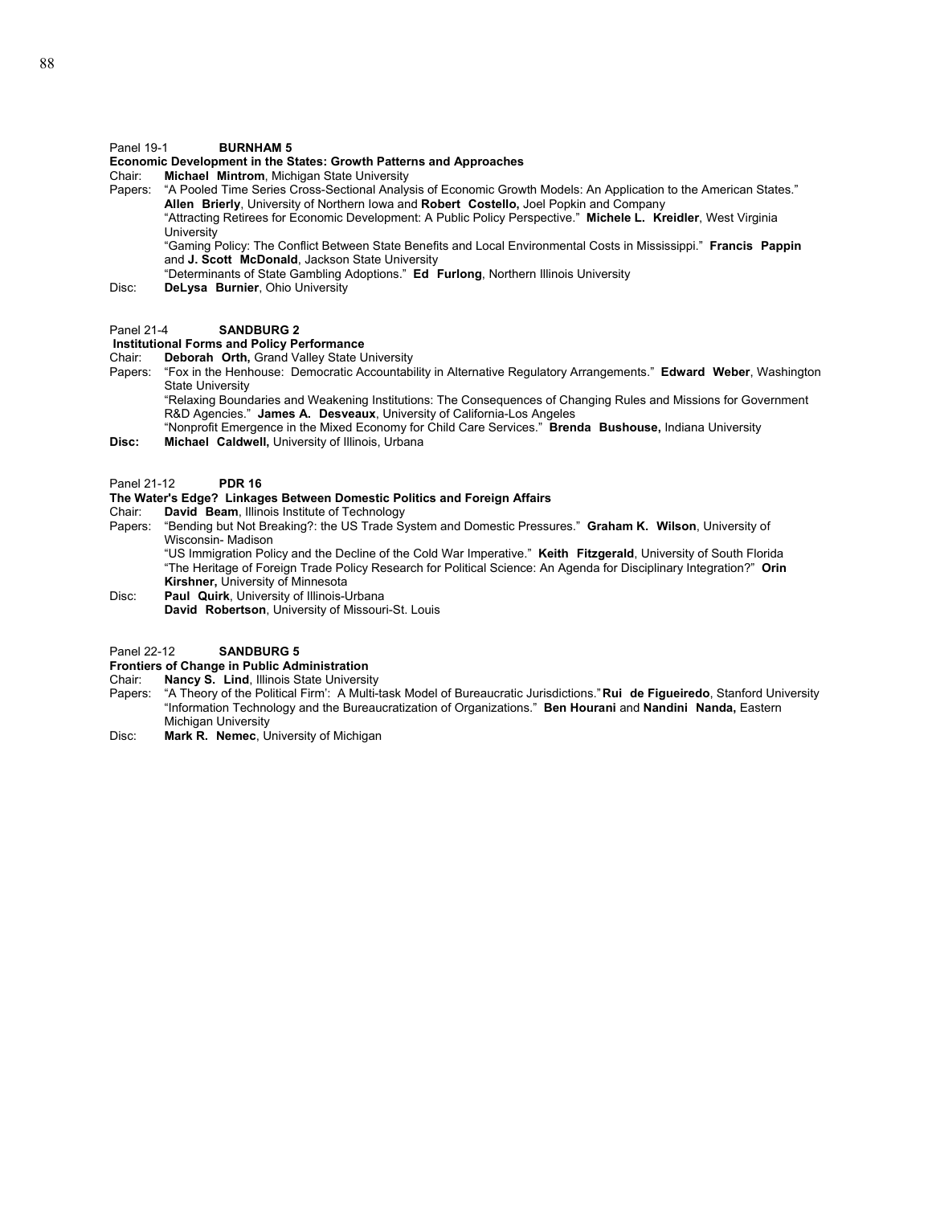Panel 19-1 **BURNHAM 5**

**Economic Development in the States: Growth Patterns and Approaches**

Chair: **Michael Mintrom**, Michigan State University

Papers: "A Pooled Time Series Cross-Sectional Analysis of Economic Growth Models: An Application to the American States." **Allen Brierly**, University of Northern Iowa and **Robert Costello,** Joel Popkin and Company

"Attracting Retirees for Economic Development: A Public Policy Perspective." **Michele L. Kreidler**, West Virginia University

"Gaming Policy: The Conflict Between State Benefits and Local Environmental Costs in Mississippi." **Francis Pappin** and **J. Scott McDonald**, Jackson State University

"Determinants of State Gambling Adoptions." **Ed Furlong**, Northern Illinois University

Disc: **DeLysa Burnier**, Ohio University

Panel 21-4 **SANDBURG 2**

**Institutional Forms and Policy Performance**

Chair: **Deborah Orth,** Grand Valley State University

Papers: "Fox in the Henhouse: Democratic Accountability in Alternative Regulatory Arrangements." **Edward Weber**, Washington State University

"Relaxing Boundaries and Weakening Institutions: The Consequences of Changing Rules and Missions for Government R&D Agencies." **James A. Desveaux**, University of California-Los Angeles

"Nonprofit Emergence in the Mixed Economy for Child Care Services." **Brenda Bushouse,** Indiana University

**Disc:** **Michael Caldwell,** University of Illinois, Urbana

Panel 21-12 **PDR 16**

**The Water's Edge? Linkages Between Domestic Politics and Foreign Affairs**

Chair: **David Beam**, Illinois Institute of Technology

Papers: "Bending but Not Breaking?: the US Trade System and Domestic Pressures." **Graham K. Wilson**, University of Wisconsin- Madison

"US Immigration Policy and the Decline of the Cold War Imperative." **Keith Fitzgerald**, University of South Florida

"The Heritage of Foreign Trade Policy Research for Political Science: An Agenda for Disciplinary Integration?" **Orin Kirshner,** University of Minnesota

Disc: **Paul Quirk**, University of Illinois-Urbana

**David Robertson**, University of Missouri-St. Louis

Panel 22-12 **SANDBURG 5**

**Frontiers of Change in Public Administration**

Chair: **Nancy S. Lind**, Illinois State University

Papers: "A Theory of the Political Firm': A Multi-task Model of Bureaucratic Jurisdictions." **Rui de Figueiredo**, Stanford University

"Information Technology and the Bureaucratization of Organizations." **Ben Hourani** and **Nandini Nanda,** Eastern Michigan University

Disc: **Mark R. Nemec**, University of Michigan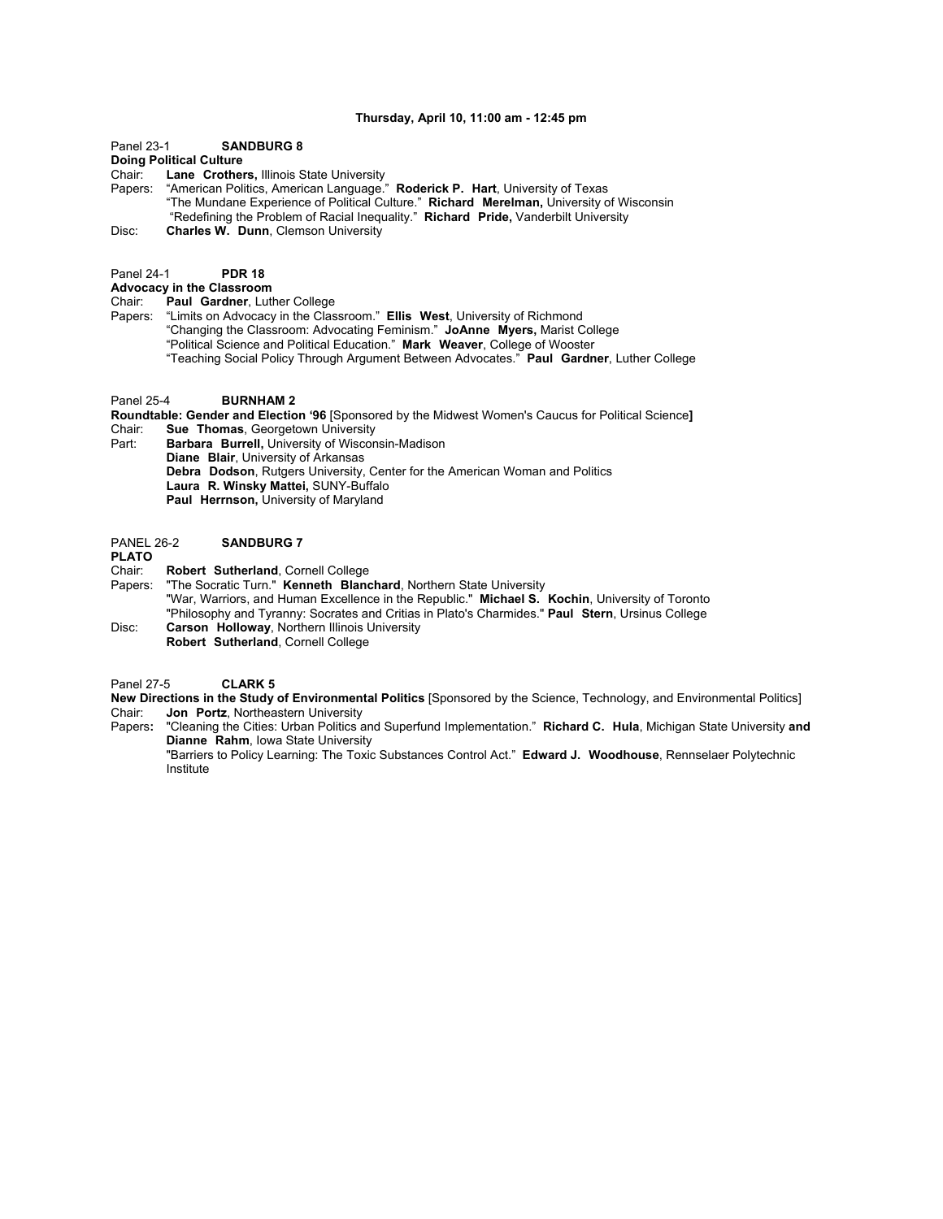**Thursday, April 10, 11:00 am - 12:45 pm**

Panel 23-1 **SANDBURG 8**

**Doing Political Culture**

Chair: **Lane Crothers,** Illinois State University

Papers: "American Politics, American Language." **Roderick P. Hart**, University of Texas
"The Mundane Experience of Political Culture." **Richard Merelman,** University of Wisconsin
"Redefining the Problem of Racial Inequality." **Richard Pride,** Vanderbilt University

Disc: **Charles W. Dunn**, Clemson University

Panel 24-1 **PDR 18**

**Advocacy in the Classroom**

Chair: **Paul Gardner**, Luther College

Papers: "Limits on Advocacy in the Classroom." **Ellis West**, University of Richmond
"Changing the Classroom: Advocating Feminism." **JoAnne Myers,** Marist College
"Political Science and Political Education." **Mark Weaver**, College of Wooster
"Teaching Social Policy Through Argument Between Advocates." **Paul Gardner**, Luther College

Panel 25-4 **BURNHAM 2**

**Roundtable: Gender and Election '96** [Sponsored by the Midwest Women's Caucus for Political Science**]**

Chair: **Sue Thomas**, Georgetown University

Part: **Barbara Burrell,** University of Wisconsin-Madison
**Diane Blair**, University of Arkansas
**Debra Dodson**, Rutgers University, Center for the American Woman and Politics
**Laura R. Winsky Mattei,** SUNY-Buffalo
**Paul Herrnson,** University of Maryland

PANEL 26-2 **SANDBURG 7**

**PLATO**

Chair: **Robert Sutherland**, Cornell College

Papers: "The Socratic Turn." **Kenneth Blanchard**, Northern State University
"War, Warriors, and Human Excellence in the Republic." **Michael S. Kochin**, University of Toronto
"Philosophy and Tyranny: Socrates and Critias in Plato's Charmides." **Paul Stern**, Ursinus College

Disc: **Carson Holloway**, Northern Illinois University
**Robert Sutherland**, Cornell College

Panel 27-5 **CLARK 5**

**New Directions in the Study of Environmental Politics** [Sponsored by the Science, Technology, and Environmental Politics]

Chair: **Jon Portz**, Northeastern University

Papers**:** "Cleaning the Cities: Urban Politics and Superfund Implementation." **Richard C. Hula**, Michigan State University **and Dianne Rahm**, Iowa State University
"Barriers to Policy Learning: The Toxic Substances Control Act." **Edward J. Woodhouse**, Rennselaer Polytechnic Institute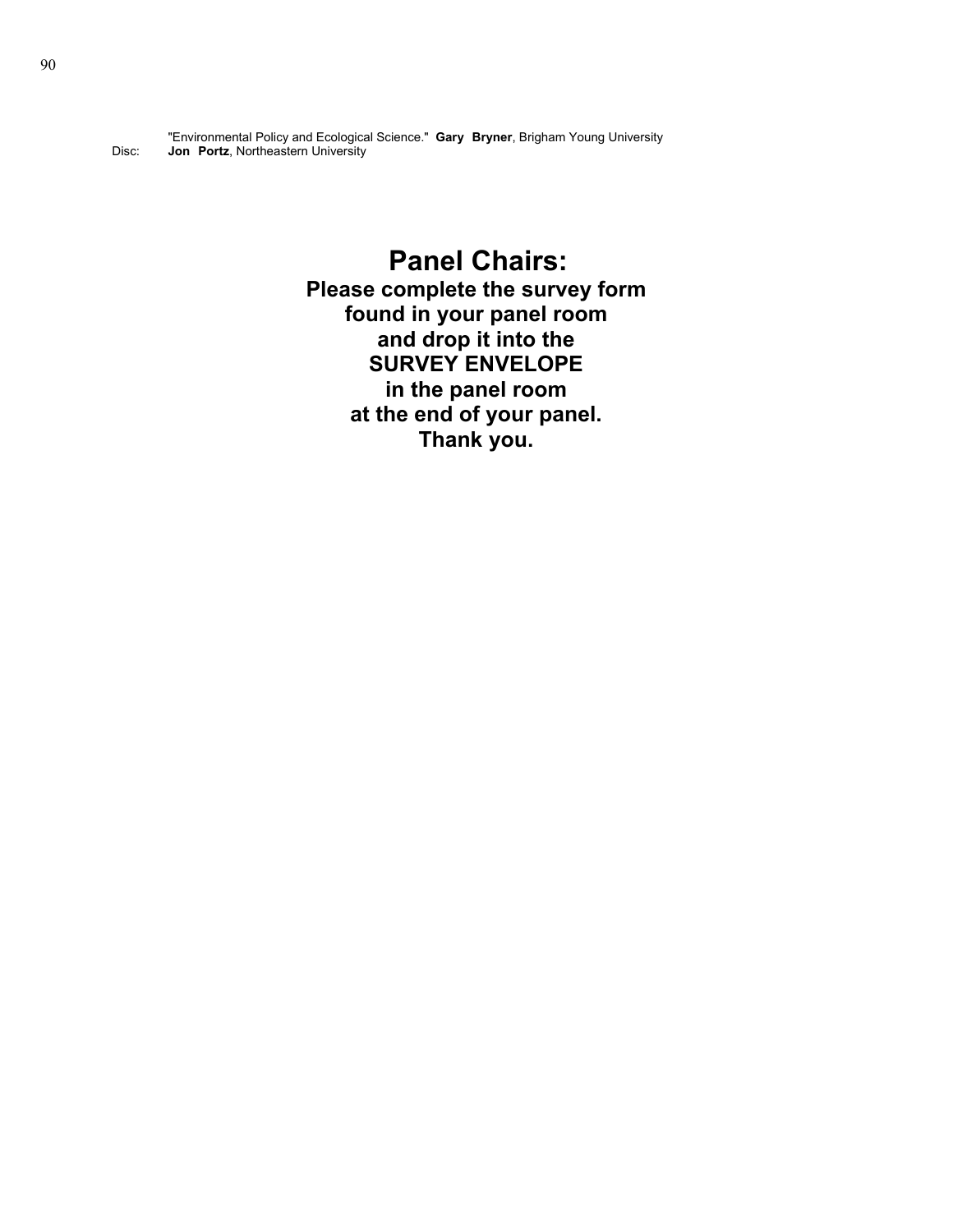"Environmental Policy and Ecological Science." **Gary Bryner**, Brigham Young University

Disc: **Jon Portz**, Northeastern University

# Panel Chairs:

**Please complete the survey form found in your panel room and drop it into the SURVEY ENVELOPE in the panel room at the end of your panel. Thank you.**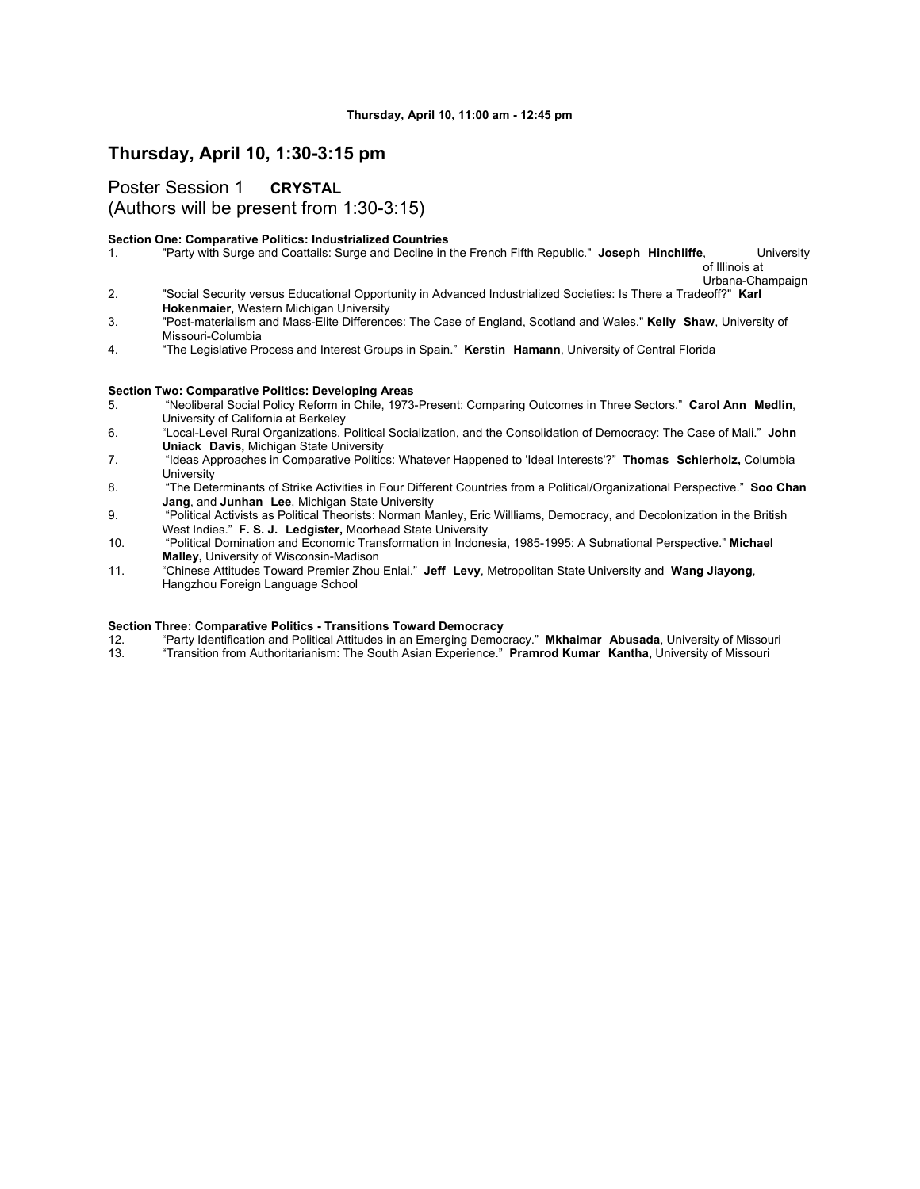**Thursday, April 10, 11:00 am - 12:45 pm**

## Thursday, April 10, 1:30-3:15 pm

### Poster Session 1 **CRYSTAL**
(Authors will be present from 1:30-3:15)

**Section One: Comparative Politics: Industrialized Countries**

1. "Party with Surge and Coattails: Surge and Decline in the French Fifth Republic." **Joseph Hinchliffe**, University of Illinois at Urbana-Champaign
2. "Social Security versus Educational Opportunity in Advanced Industrialized Societies: Is There a Tradeoff?" **Karl Hokenmaier,** Western Michigan University
3. "Post-materialism and Mass-Elite Differences: The Case of England, Scotland and Wales." **Kelly Shaw**, University of Missouri-Columbia
4. "The Legislative Process and Interest Groups in Spain." **Kerstin Hamann**, University of Central Florida

**Section Two: Comparative Politics: Developing Areas**

5. "Neoliberal Social Policy Reform in Chile, 1973-Present: Comparing Outcomes in Three Sectors." **Carol Ann Medlin**, University of California at Berkeley
6. "Local-Level Rural Organizations, Political Socialization, and the Consolidation of Democracy: The Case of Mali." **John Uniack Davis,** Michigan State University
7. "Ideas Approaches in Comparative Politics: Whatever Happened to 'Ideal Interests'?" **Thomas Schierholz,** Columbia University
8. "The Determinants of Strike Activities in Four Different Countries from a Political/Organizational Perspective." **Soo Chan Jang**, and **Junhan Lee**, Michigan State University
9. "Political Activists as Political Theorists: Norman Manley, Eric Willliams, Democracy, and Decolonization in the British West Indies." **F. S. J. Ledgister,** Moorhead State University
10. "Political Domination and Economic Transformation in Indonesia, 1985-1995: A Subnational Perspective." **Michael Malley,** University of Wisconsin-Madison
11. "Chinese Attitudes Toward Premier Zhou Enlai." **Jeff Levy**, Metropolitan State University and **Wang Jiayong**, Hangzhou Foreign Language School

**Section Three: Comparative Politics - Transitions Toward Democracy**

12. "Party Identification and Political Attitudes in an Emerging Democracy." **Mkhaimar Abusada**, University of Missouri
13. "Transition from Authoritarianism: The South Asian Experience." **Pramrod Kumar Kantha,** University of Missouri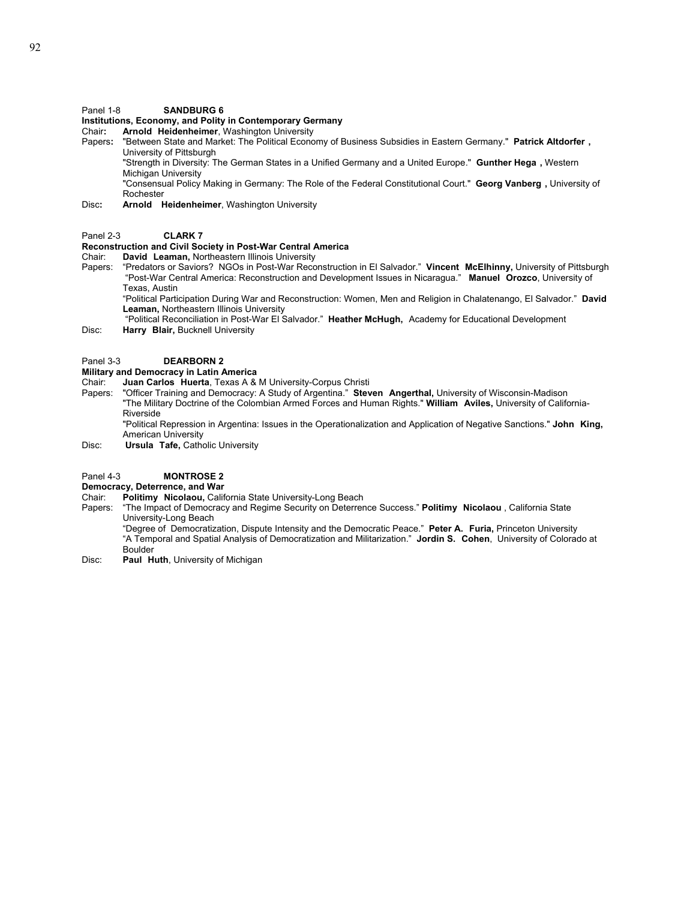Panel 1-8 **SANDBURG 6**

**Institutions, Economy, and Polity in Contemporary Germany**

Chair**:** **Arnold Heidenheimer**, Washington University

Papers**:** "Between State and Market: The Political Economy of Business Subsidies in Eastern Germany." **Patrick Altdorfer ,** University of Pittsburgh

"Strength in Diversity: The German States in a Unified Germany and a United Europe." **Gunther Hega ,** Western Michigan University

"Consensual Policy Making in Germany: The Role of the Federal Constitutional Court." **Georg Vanberg ,** University of Rochester

Disc**:** **Arnold Heidenheimer**, Washington University

Panel 2-3 **CLARK 7**

**Reconstruction and Civil Society in Post-War Central America**

Chair: **David Leaman,** Northeastern Illinois University

Papers: "Predators or Saviors? NGOs in Post-War Reconstruction in El Salvador." **Vincent McElhinny,** University of Pittsburgh

"Post-War Central America: Reconstruction and Development Issues in Nicaragua." **Manuel Orozco**, University of Texas, Austin

"Political Participation During War and Reconstruction: Women, Men and Religion in Chalatenango, El Salvador." **David Leaman,** Northeastern Illinois University

"Political Reconciliation in Post-War El Salvador." **Heather McHugh,** Academy for Educational Development

Disc: **Harry Blair,** Bucknell University

Panel 3-3 **DEARBORN 2**

**Military and Democracy in Latin America**

Chair: **Juan Carlos Huerta**, Texas A & M University-Corpus Christi

Papers: "Officer Training and Democracy: A Study of Argentina." **Steven Angerthal,** University of Wisconsin-Madison

"The Military Doctrine of the Colombian Armed Forces and Human Rights." **William Aviles,** University of California-Riverside

"Political Repression in Argentina: Issues in the Operationalization and Application of Negative Sanctions." **John King,** American University

Disc: **Ursula Tafe,** Catholic University

Panel 4-3 **MONTROSE 2**

**Democracy, Deterrence, and War**

Chair: **Politimy Nicolaou,** California State University-Long Beach

Papers: "The Impact of Democracy and Regime Security on Deterrence Success." **Politimy Nicolaou** , California State University-Long Beach

"Degree of Democratization, Dispute Intensity and the Democratic Peace." **Peter A. Furia,** Princeton University

"A Temporal and Spatial Analysis of Democratization and Militarization." **Jordin S. Cohen**, University of Colorado at Boulder

Disc: **Paul Huth**, University of Michigan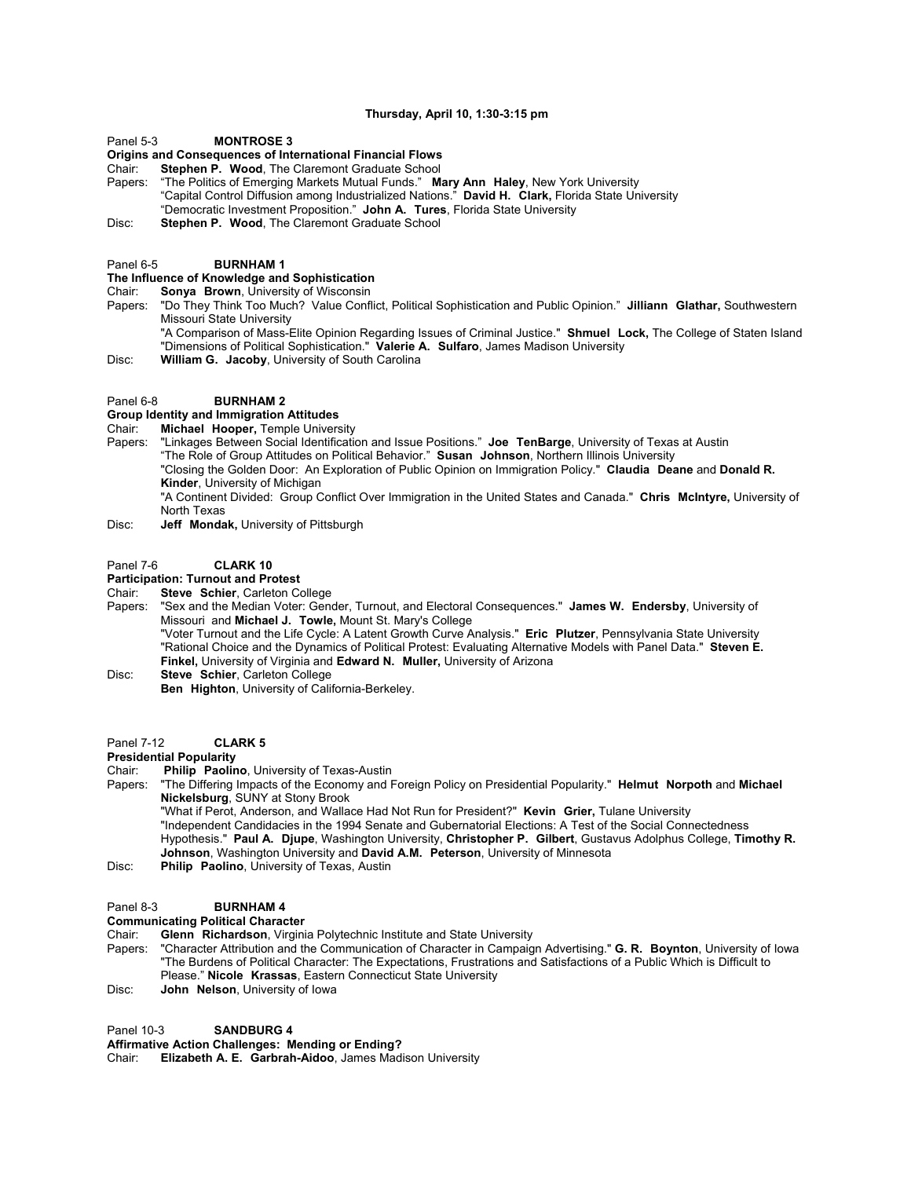**Thursday, April 10, 1:30-3:15 pm**

Panel 5-3 **MONTROSE 3**

**Origins and Consequences of International Financial Flows**

Chair: **Stephen P. Wood**, The Claremont Graduate School

Papers: "The Politics of Emerging Markets Mutual Funds." **Mary Ann Haley**, New York University
"Capital Control Diffusion among Industrialized Nations." **David H. Clark,** Florida State University
"Democratic Investment Proposition." **John A. Tures**, Florida State University

Disc: **Stephen P. Wood**, The Claremont Graduate School

Panel 6-5 **BURNHAM 1**

**The Influence of Knowledge and Sophistication**

Chair: **Sonya Brown**, University of Wisconsin

Papers: "Do They Think Too Much? Value Conflict, Political Sophistication and Public Opinion." **Jilliann Glathar,** Southwestern Missouri State University
"A Comparison of Mass-Elite Opinion Regarding Issues of Criminal Justice." **Shmuel Lock,** The College of Staten Island
"Dimensions of Political Sophistication." **Valerie A. Sulfaro**, James Madison University

Disc: **William G. Jacoby**, University of South Carolina

Panel 6-8 **BURNHAM 2**

**Group Identity and Immigration Attitudes**

Chair: **Michael Hooper,** Temple University

Papers: "Linkages Between Social Identification and Issue Positions." **Joe TenBarge**, University of Texas at Austin
"The Role of Group Attitudes on Political Behavior." **Susan Johnson**, Northern Illinois University
"Closing the Golden Door: An Exploration of Public Opinion on Immigration Policy." **Claudia Deane** and **Donald R. Kinder**, University of Michigan
"A Continent Divided: Group Conflict Over Immigration in the United States and Canada." **Chris McIntyre,** University of North Texas

Disc: **Jeff Mondak,** University of Pittsburgh

Panel 7-6 **CLARK 10**

**Participation: Turnout and Protest**

Chair: **Steve Schier**, Carleton College

Papers: "Sex and the Median Voter: Gender, Turnout, and Electoral Consequences." **James W. Endersby**, University of Missouri and **Michael J. Towle,** Mount St. Mary's College
"Voter Turnout and the Life Cycle: A Latent Growth Curve Analysis." **Eric Plutzer**, Pennsylvania State University
"Rational Choice and the Dynamics of Political Protest: Evaluating Alternative Models with Panel Data." **Steven E. Finkel,** University of Virginia and **Edward N. Muller,** University of Arizona

Disc: **Steve Schier**, Carleton College
**Ben Highton**, University of California-Berkeley.

Panel 7-12 **CLARK 5**

**Presidential Popularity**

Chair: **Philip Paolino**, University of Texas-Austin

Papers: "The Differing Impacts of the Economy and Foreign Policy on Presidential Popularity." **Helmut Norpoth** and **Michael Nickelsburg**, SUNY at Stony Brook
"What if Perot, Anderson, and Wallace Had Not Run for President?" **Kevin Grier,** Tulane University
"Independent Candidacies in the 1994 Senate and Gubernatorial Elections: A Test of the Social Connectedness Hypothesis." **Paul A. Djupe**, Washington University, **Christopher P. Gilbert**, Gustavus Adolphus College, **Timothy R. Johnson**, Washington University and **David A.M. Peterson**, University of Minnesota

Disc: **Philip Paolino**, University of Texas, Austin

Panel 8-3 **BURNHAM 4**

**Communicating Political Character**

Chair: **Glenn Richardson**, Virginia Polytechnic Institute and State University

Papers: "Character Attribution and the Communication of Character in Campaign Advertising." **G. R. Boynton**, University of Iowa
"The Burdens of Political Character: The Expectations, Frustrations and Satisfactions of a Public Which is Difficult to Please." **Nicole Krassas**, Eastern Connecticut State University

Disc: **John Nelson**, University of Iowa

Panel 10-3 **SANDBURG 4**

**Affirmative Action Challenges: Mending or Ending?**

Chair: **Elizabeth A. E. Garbrah-Aidoo**, James Madison University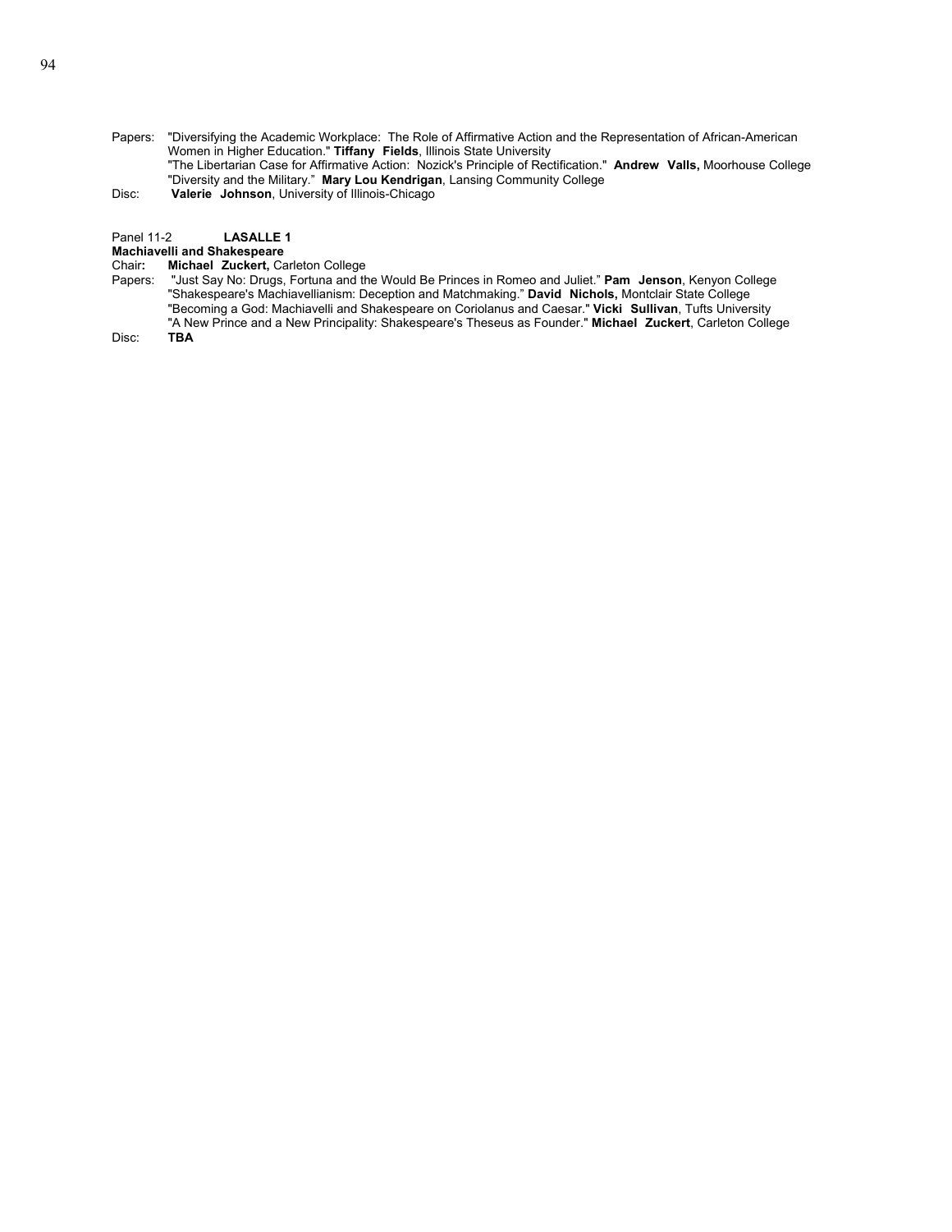Papers: "Diversifying the Academic Workplace: The Role of Affirmative Action and the Representation of African-American Women in Higher Education." **Tiffany Fields**, Illinois State University
"The Libertarian Case for Affirmative Action: Nozick's Principle of Rectification." **Andrew Valls,** Moorhouse College
"Diversity and the Military." **Mary Lou Kendrigan**, Lansing Community College
Disc: **Valerie Johnson**, University of Illinois-Chicago

Panel 11-2 **LASALLE 1**
**Machiavelli and Shakespeare**
Chair**:** **Michael Zuckert,** Carleton College
Papers: "Just Say No: Drugs, Fortuna and the Would Be Princes in Romeo and Juliet." **Pam Jenson**, Kenyon College
"Shakespeare's Machiavellianism: Deception and Matchmaking." **David Nichols,** Montclair State College
"Becoming a God: Machiavelli and Shakespeare on Coriolanus and Caesar." **Vicki Sullivan**, Tufts University
"A New Prince and a New Principality: Shakespeare's Theseus as Founder." **Michael Zuckert**, Carleton College
Disc: **TBA**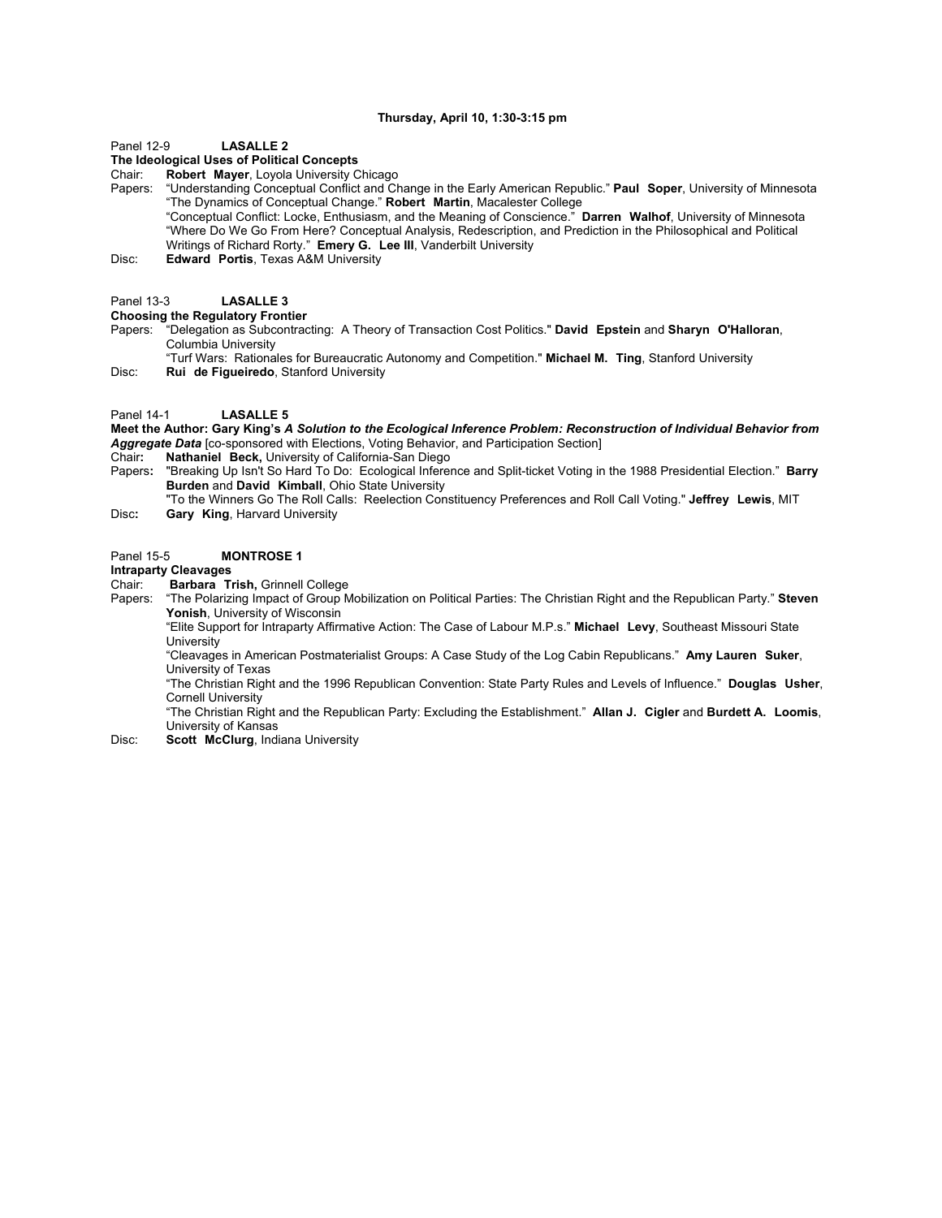**Thursday, April 10, 1:30-3:15 pm**

Panel 12-9 **LASALLE 2**

**The Ideological Uses of Political Concepts**

Chair: **Robert Mayer**, Loyola University Chicago

Papers: “Understanding Conceptual Conflict and Change in the Early American Republic.” **Paul Soper**, University of Minnesota
“The Dynamics of Conceptual Change.” **Robert Martin**, Macalester College
“Conceptual Conflict: Locke, Enthusiasm, and the Meaning of Conscience.” **Darren Walhof**, University of Minnesota
“Where Do We Go From Here? Conceptual Analysis, Redescription, and Prediction in the Philosophical and Political Writings of Richard Rorty.” **Emery G. Lee III**, Vanderbilt University

Disc: **Edward Portis**, Texas A&M University

Panel 13-3 **LASALLE 3**

**Choosing the Regulatory Frontier**

Papers: “Delegation as Subcontracting: A Theory of Transaction Cost Politics." **David Epstein** and **Sharyn O'Halloran**, Columbia University
“Turf Wars: Rationales for Bureaucratic Autonomy and Competition." **Michael M. Ting**, Stanford University

Disc: **Rui de Figueiredo**, Stanford University

Panel 14-1 **LASALLE 5**

**Meet the Author: Gary King's *A Solution to the Ecological Inference Problem: Reconstruction of Individual Behavior from Aggregate Data*** [co-sponsored with Elections, Voting Behavior, and Participation Section]

Chair**:** **Nathaniel Beck,** University of California-San Diego

Papers**:** "Breaking Up Isn't So Hard To Do: Ecological Inference and Split-ticket Voting in the 1988 Presidential Election." **Barry Burden** and **David Kimball**, Ohio State University
"To the Winners Go The Roll Calls: Reelection Constituency Preferences and Roll Call Voting." **Jeffrey Lewis**, MIT

Disc**:** **Gary King**, Harvard University

Panel 15-5 **MONTROSE 1**

**Intraparty Cleavages**

Chair: **Barbara Trish,** Grinnell College

Papers: “The Polarizing Impact of Group Mobilization on Political Parties: The Christian Right and the Republican Party.” **Steven Yonish**, University of Wisconsin
“Elite Support for Intraparty Affirmative Action: The Case of Labour M.P.s.” **Michael Levy**, Southeast Missouri State University
“Cleavages in American Postmaterialist Groups: A Case Study of the Log Cabin Republicans.” **Amy Lauren Suker**, University of Texas
“The Christian Right and the 1996 Republican Convention: State Party Rules and Levels of Influence.” **Douglas Usher**, Cornell University
“The Christian Right and the Republican Party: Excluding the Establishment.” **Allan J. Cigler** and **Burdett A. Loomis**, University of Kansas

Disc: **Scott McClurg**, Indiana University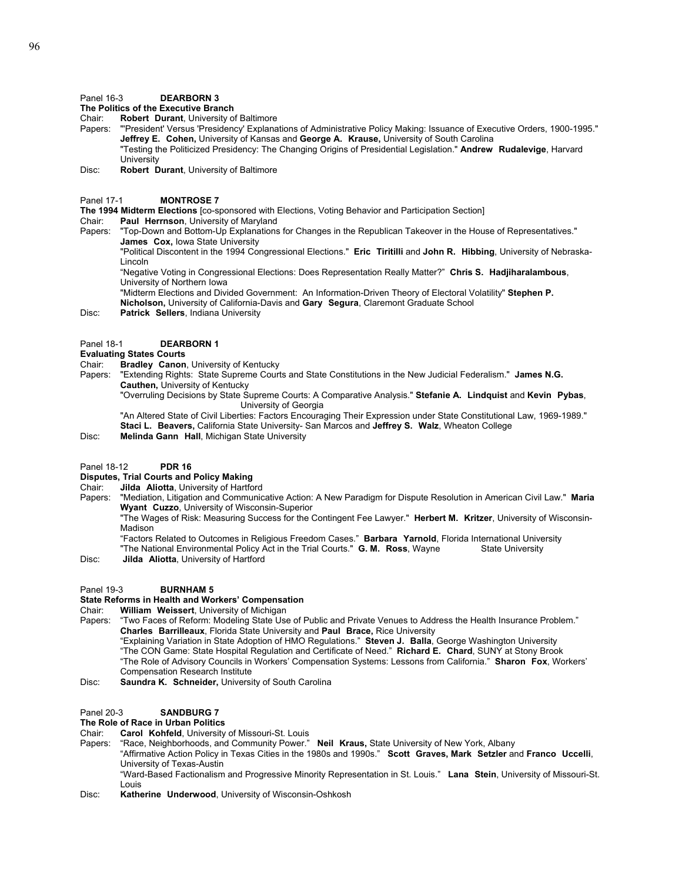Panel 16-3 **DEARBORN 3**

**The Politics of the Executive Branch**

Chair: **Robert Durant**, University of Baltimore

Papers: "'President' Versus 'Presidency' Explanations of Administrative Policy Making: Issuance of Executive Orders, 1900-1995." **Jeffrey E. Cohen,** University of Kansas and **George A. Krause,** University of South Carolina

"Testing the Politicized Presidency: The Changing Origins of Presidential Legislation." **Andrew Rudalevige**, Harvard University

Disc: **Robert Durant**, University of Baltimore

Panel 17-1 **MONTROSE 7**

**The 1994 Midterm Elections** [co-sponsored with Elections, Voting Behavior and Participation Section]

Chair: **Paul Herrnson**, University of Maryland

Papers: "Top-Down and Bottom-Up Explanations for Changes in the Republican Takeover in the House of Representatives." **James Cox,** Iowa State University

"Political Discontent in the 1994 Congressional Elections." **Eric Tiritilli** and **John R. Hibbing**, University of Nebraska-Lincoln

"Negative Voting in Congressional Elections: Does Representation Really Matter?" **Chris S. Hadjiharalambous**, University of Northern Iowa

"Midterm Elections and Divided Government: An Information-Driven Theory of Electoral Volatility" **Stephen P. Nicholson,** University of California-Davis and **Gary Segura**, Claremont Graduate School

Disc: **Patrick Sellers**, Indiana University

Panel 18-1 **DEARBORN 1**

**Evaluating States Courts**

Chair: **Bradley Canon**, University of Kentucky

Papers: "Extending Rights: State Supreme Courts and State Constitutions in the New Judicial Federalism." **James N.G. Cauthen,** University of Kentucky

"Overruling Decisions by State Supreme Courts: A Comparative Analysis." **Stefanie A. Lindquist** and **Kevin Pybas**, University of Georgia

"An Altered State of Civil Liberties: Factors Encouraging Their Expression under State Constitutional Law, 1969-1989." **Staci L. Beavers,** California State University- San Marcos and **Jeffrey S. Walz**, Wheaton College

Disc: **Melinda Gann Hall**, Michigan State University

Panel 18-12 **PDR 16**

**Disputes, Trial Courts and Policy Making**

Chair: **Jilda Aliotta**, University of Hartford

Papers: "Mediation, Litigation and Communicative Action: A New Paradigm for Dispute Resolution in American Civil Law." **Maria Wyant Cuzzo**, University of Wisconsin-Superior

"The Wages of Risk: Measuring Success for the Contingent Fee Lawyer." **Herbert M. Kritzer**, University of Wisconsin-Madison

"Factors Related to Outcomes in Religious Freedom Cases." **Barbara Yarnold**, Florida International University

"The National Environmental Policy Act in the Trial Courts." **G. M. Ross**, Wayne State University

Disc: **Jilda Aliotta**, University of Hartford

Panel 19-3 **BURNHAM 5**

**State Reforms in Health and Workers' Compensation**

Chair: **William Weissert**, University of Michigan

Papers: "Two Faces of Reform: Modeling State Use of Public and Private Venues to Address the Health Insurance Problem." **Charles Barrilleaux**, Florida State University and **Paul Brace,** Rice University

"Explaining Variation in State Adoption of HMO Regulations." **Steven J. Balla**, George Washington University

"The CON Game: State Hospital Regulation and Certificate of Need." **Richard E. Chard**, SUNY at Stony Brook

"The Role of Advisory Councils in Workers' Compensation Systems: Lessons from California." **Sharon Fox**, Workers' Compensation Research Institute

Disc: **Saundra K. Schneider,** University of South Carolina

Panel 20-3 **SANDBURG 7**

**The Role of Race in Urban Politics**

Chair: **Carol Kohfeld**, University of Missouri-St. Louis

Papers: "Race, Neighborhoods, and Community Power." **Neil Kraus,** State University of New York, Albany

"Affirmative Action Policy in Texas Cities in the 1980s and 1990s." **Scott Graves, Mark Setzler** and **Franco Uccelli**, University of Texas-Austin

"Ward-Based Factionalism and Progressive Minority Representation in St. Louis." **Lana Stein**, University of Missouri-St. Louis

Disc: **Katherine Underwood**, University of Wisconsin-Oshkosh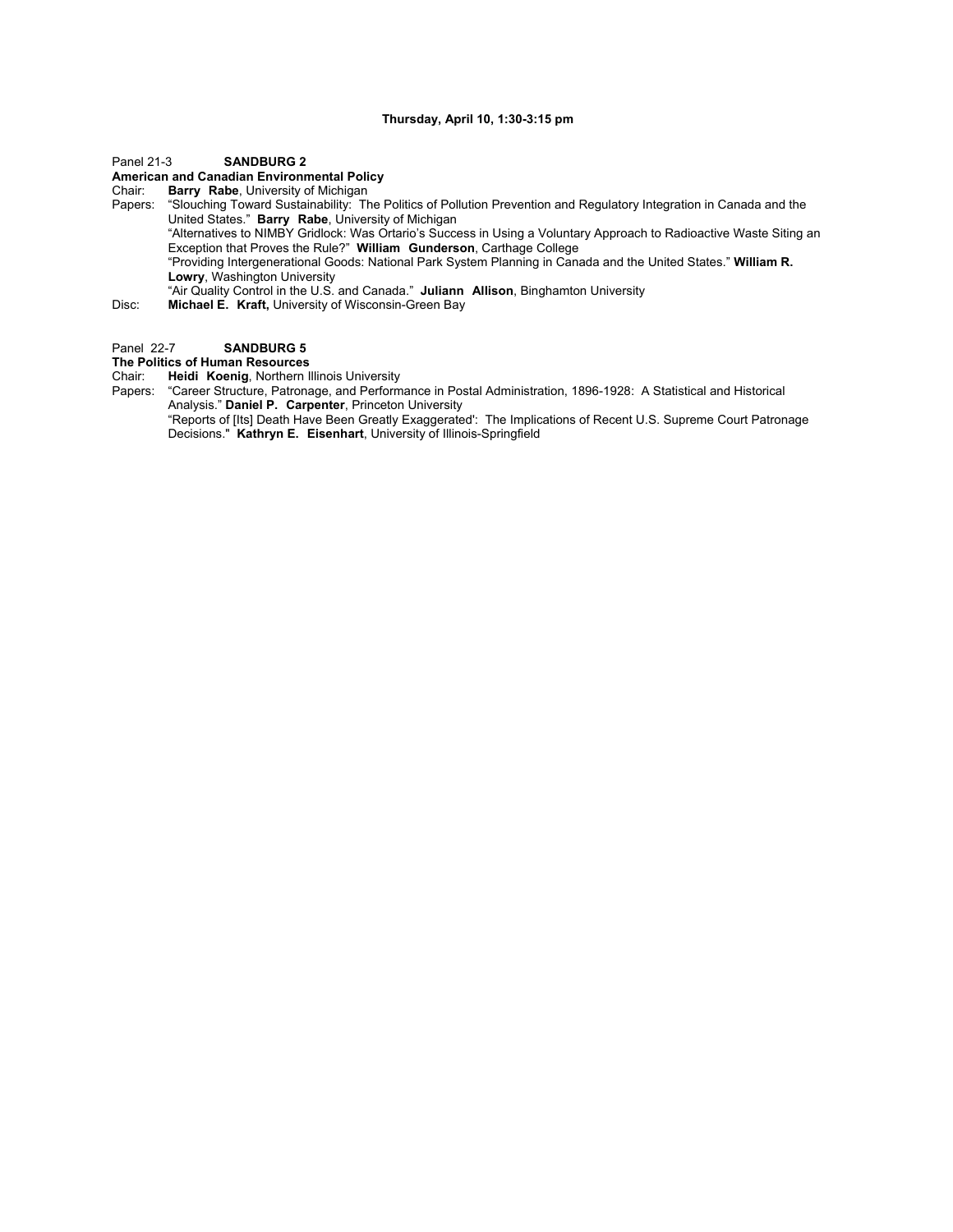**Thursday, April 10, 1:30-3:15 pm**

Panel 21-3 **SANDBURG 2**

**American and Canadian Environmental Policy**

Chair: **Barry Rabe**, University of Michigan

Papers: "Slouching Toward Sustainability: The Politics of Pollution Prevention and Regulatory Integration in Canada and the United States." **Barry Rabe**, University of Michigan

"Alternatives to NIMBY Gridlock: Was Ortario's Success in Using a Voluntary Approach to Radioactive Waste Siting an Exception that Proves the Rule?" **William Gunderson**, Carthage College

"Providing Intergenerational Goods: National Park System Planning in Canada and the United States." **William R. Lowry**, Washington University

"Air Quality Control in the U.S. and Canada." **Juliann Allison**, Binghamton University

Disc: **Michael E. Kraft,** University of Wisconsin-Green Bay

Panel 22-7 **SANDBURG 5**

**The Politics of Human Resources**

Chair: **Heidi Koenig**, Northern Illinois University

Papers: "Career Structure, Patronage, and Performance in Postal Administration, 1896-1928: A Statistical and Historical Analysis." **Daniel P. Carpenter**, Princeton University

"Reports of [Its] Death Have Been Greatly Exaggerated': The Implications of Recent U.S. Supreme Court Patronage Decisions." **Kathryn E. Eisenhart**, University of Illinois-Springfield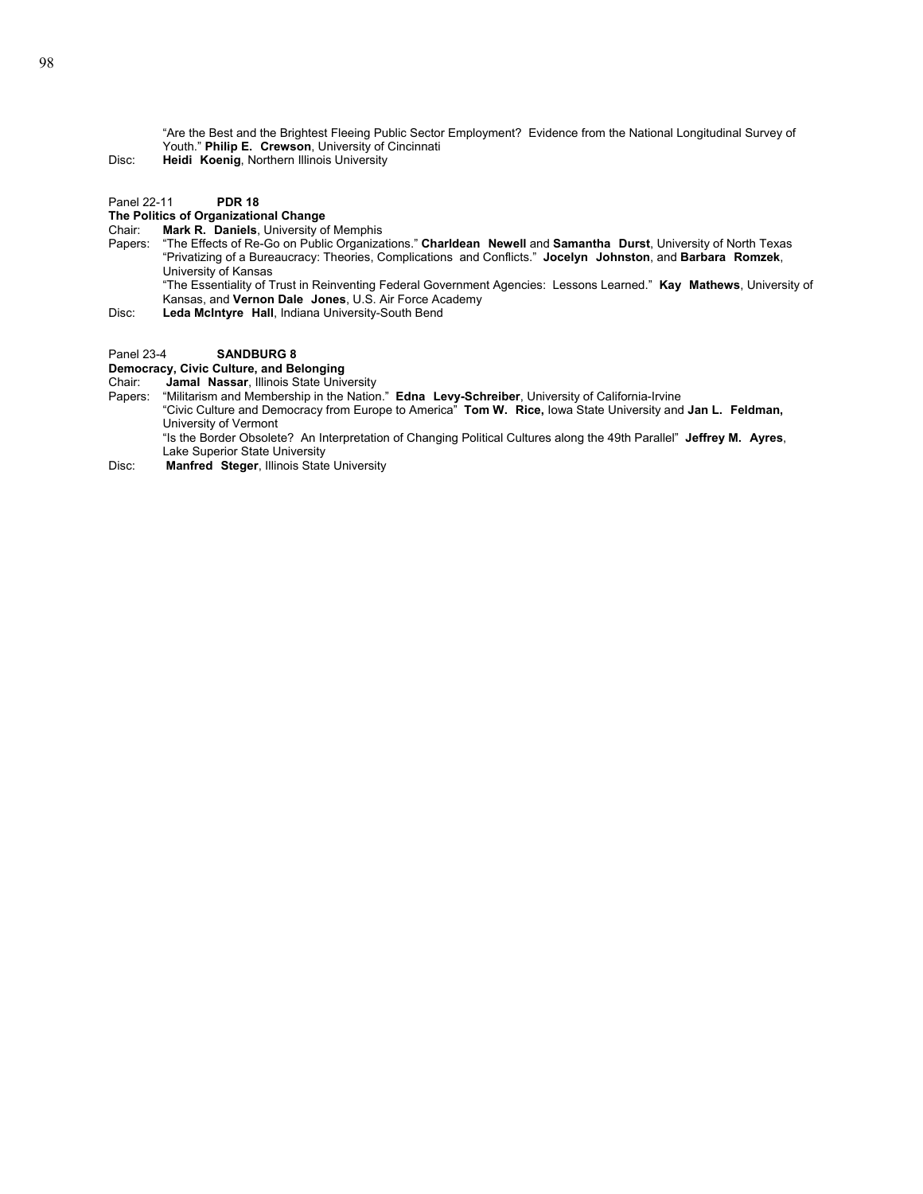"Are the Best and the Brightest Fleeing Public Sector Employment? Evidence from the National Longitudinal Survey of Youth." **Philip E. Crewson**, University of Cincinnati

Disc: **Heidi Koenig**, Northern Illinois University

Panel 22-11 **PDR 18**

**The Politics of Organizational Change**

Chair: **Mark R. Daniels**, University of Memphis

Papers: "The Effects of Re-Go on Public Organizations." **Charldean Newell** and **Samantha Durst**, University of North Texas

"Privatizing of a Bureaucracy: Theories, Complications and Conflicts." **Jocelyn Johnston**, and **Barbara Romzek**, University of Kansas

"The Essentiality of Trust in Reinventing Federal Government Agencies: Lessons Learned." **Kay Mathews**, University of Kansas, and **Vernon Dale Jones**, U.S. Air Force Academy

Disc: **Leda McIntyre Hall**, Indiana University-South Bend

Panel 23-4 **SANDBURG 8**

**Democracy, Civic Culture, and Belonging**

Chair: **Jamal Nassar**, Illinois State University

Papers: "Militarism and Membership in the Nation." **Edna Levy-Schreiber**, University of California-Irvine

"Civic Culture and Democracy from Europe to America" **Tom W. Rice,** Iowa State University and **Jan L. Feldman,** University of Vermont

"Is the Border Obsolete? An Interpretation of Changing Political Cultures along the 49th Parallel" **Jeffrey M. Ayres**, Lake Superior State University

Disc: **Manfred Steger**, Illinois State University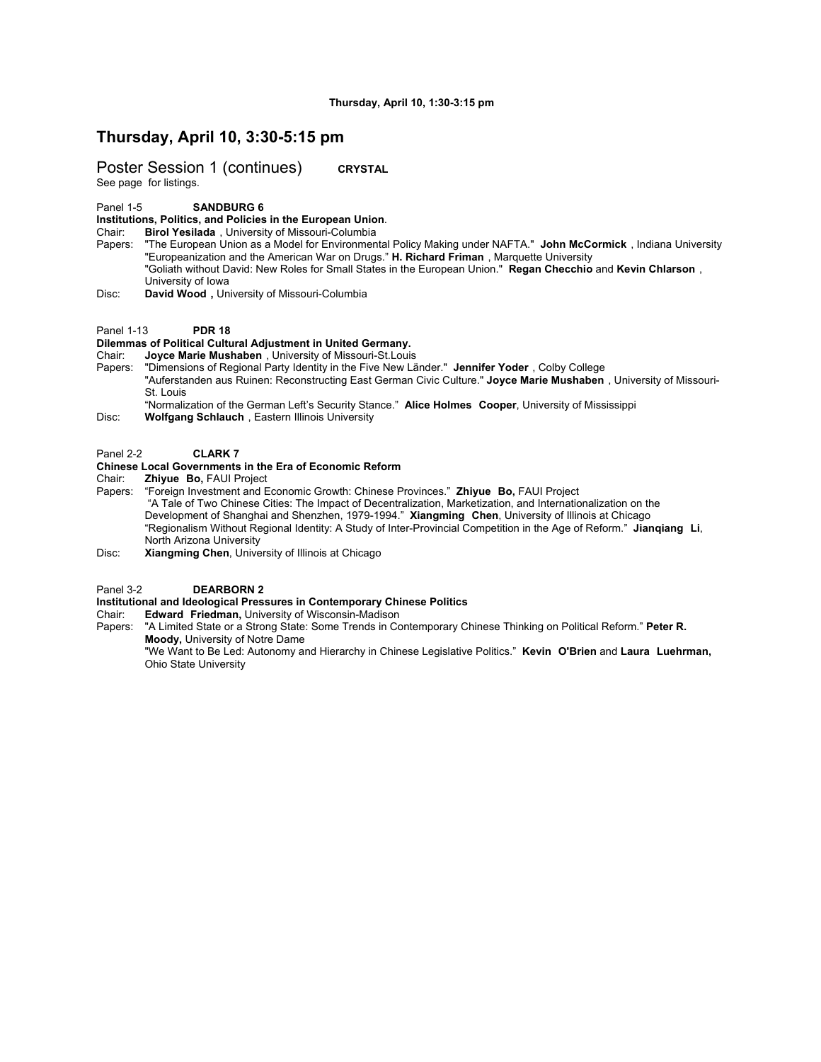Thursday, April 10, 1:30-3:15 pm

## Thursday, April 10, 3:30-5:15 pm

Poster Session 1 (continues) **CRYSTAL**
See page for listings.

Panel 1-5 **SANDBURG 6**
**Institutions, Politics, and Policies in the European Union**.
Chair: **Birol Yesilada** , University of Missouri-Columbia
Papers: "The European Union as a Model for Environmental Policy Making under NAFTA." **John McCormick** , Indiana University
"Europeanization and the American War on Drugs." **H. Richard Friman** , Marquette University
"Goliath without David: New Roles for Small States in the European Union." **Regan Checchio** and **Kevin Chlarson** , University of Iowa
Disc: **David Wood ,** University of Missouri-Columbia

Panel 1-13 **PDR 18**
**Dilemmas of Political Cultural Adjustment in United Germany.**
Chair: **Joyce Marie Mushaben** , University of Missouri-St.Louis
Papers: "Dimensions of Regional Party Identity in the Five New Länder." **Jennifer Yoder** , Colby College
"Auferstanden aus Ruinen: Reconstructing East German Civic Culture." **Joyce Marie Mushaben** , University of Missouri-St. Louis
"Normalization of the German Left's Security Stance." **Alice Holmes Cooper**, University of Mississippi
Disc: **Wolfgang Schlauch** , Eastern Illinois University

Panel 2-2 **CLARK 7**
**Chinese Local Governments in the Era of Economic Reform**
Chair: **Zhiyue Bo,** FAUI Project
Papers: "Foreign Investment and Economic Growth: Chinese Provinces." **Zhiyue Bo,** FAUI Project
"A Tale of Two Chinese Cities: The Impact of Decentralization, Marketization, and Internationalization on the Development of Shanghai and Shenzhen, 1979-1994." **Xiangming Chen**, University of Illinois at Chicago
"Regionalism Without Regional Identity: A Study of Inter-Provincial Competition in the Age of Reform." **Jianqiang Li**, North Arizona University
Disc: **Xiangming Chen**, University of Illinois at Chicago

Panel 3-2 **DEARBORN 2**
**Institutional and Ideological Pressures in Contemporary Chinese Politics**
Chair: **Edward Friedman,** University of Wisconsin-Madison
Papers: "A Limited State or a Strong State: Some Trends in Contemporary Chinese Thinking on Political Reform." **Peter R. Moody,** University of Notre Dame
"We Want to Be Led: Autonomy and Hierarchy in Chinese Legislative Politics." **Kevin O'Brien** and **Laura Luehrman,** Ohio State University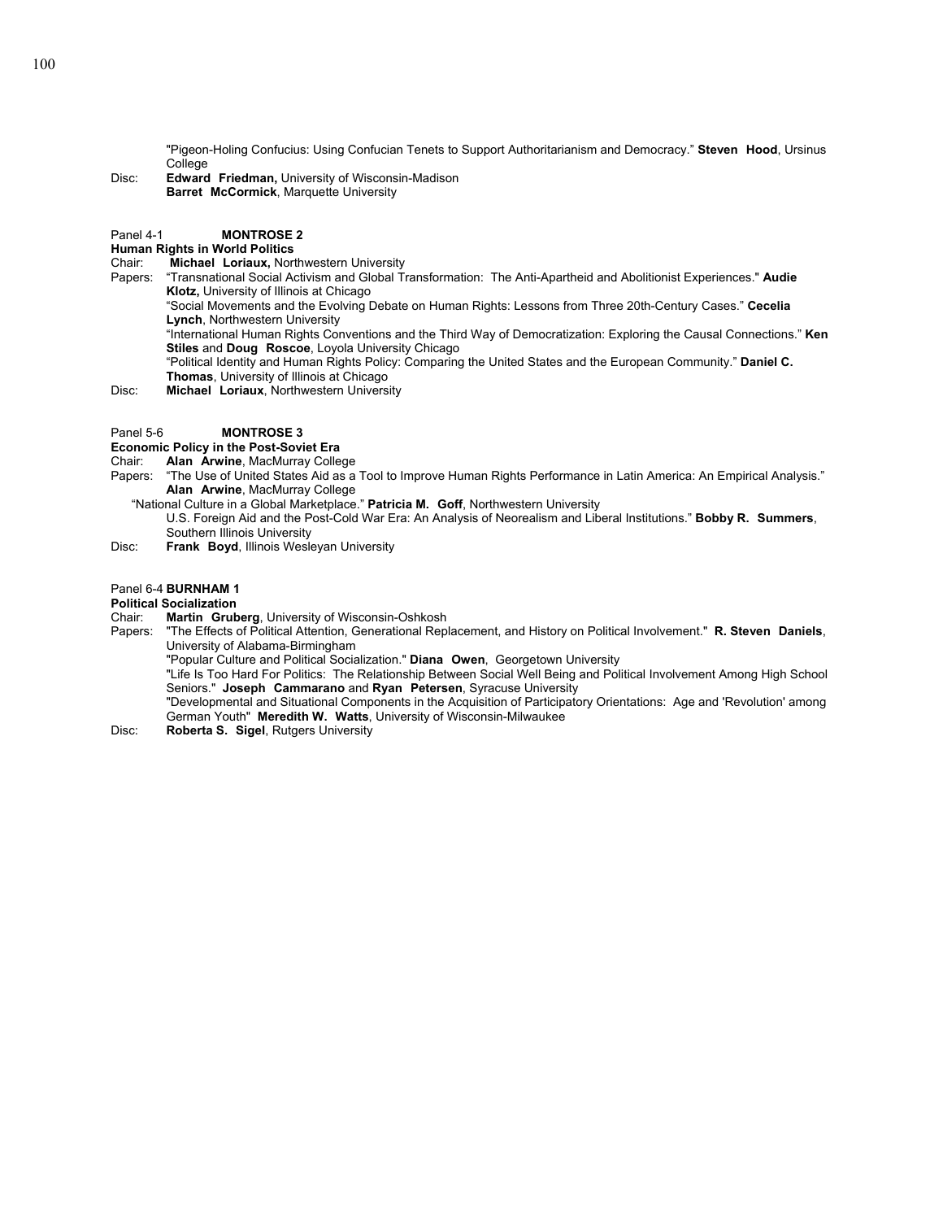"Pigeon-Holing Confucius: Using Confucian Tenets to Support Authoritarianism and Democracy." **Steven Hood**, Ursinus College

Disc: **Edward Friedman,** University of Wisconsin-Madison
**Barret McCormick**, Marquette University

Panel 4-1 **MONTROSE 2**

**Human Rights in World Politics**

Chair: **Michael Loriaux,** Northwestern University

Papers: "Transnational Social Activism and Global Transformation: The Anti-Apartheid and Abolitionist Experiences." **Audie Klotz,** University of Illinois at Chicago
"Social Movements and the Evolving Debate on Human Rights: Lessons from Three 20th-Century Cases." **Cecelia Lynch**, Northwestern University
"International Human Rights Conventions and the Third Way of Democratization: Exploring the Causal Connections." **Ken Stiles** and **Doug Roscoe**, Loyola University Chicago
"Political Identity and Human Rights Policy: Comparing the United States and the European Community." **Daniel C. Thomas**, University of Illinois at Chicago

Disc: **Michael Loriaux**, Northwestern University

Panel 5-6 **MONTROSE 3**

**Economic Policy in the Post-Soviet Era**

Chair: **Alan Arwine**, MacMurray College

Papers: "The Use of United States Aid as a Tool to Improve Human Rights Performance in Latin America: An Empirical Analysis." **Alan Arwine**, MacMurray College
"National Culture in a Global Marketplace." **Patricia M. Goff**, Northwestern University
U.S. Foreign Aid and the Post-Cold War Era: An Analysis of Neorealism and Liberal Institutions." **Bobby R. Summers**, Southern Illinois University

Disc: **Frank Boyd**, Illinois Wesleyan University

Panel 6-4 **BURNHAM 1**

**Political Socialization**

Chair: **Martin Gruberg**, University of Wisconsin-Oshkosh

Papers: "The Effects of Political Attention, Generational Replacement, and History on Political Involvement." **R. Steven Daniels**, University of Alabama-Birmingham
"Popular Culture and Political Socialization." **Diana Owen**, Georgetown University
"Life Is Too Hard For Politics: The Relationship Between Social Well Being and Political Involvement Among High School Seniors." **Joseph Cammarano** and **Ryan Petersen**, Syracuse University
"Developmental and Situational Components in the Acquisition of Participatory Orientations: Age and 'Revolution' among German Youth" **Meredith W. Watts**, University of Wisconsin-Milwaukee

Disc: **Roberta S. Sigel**, Rutgers University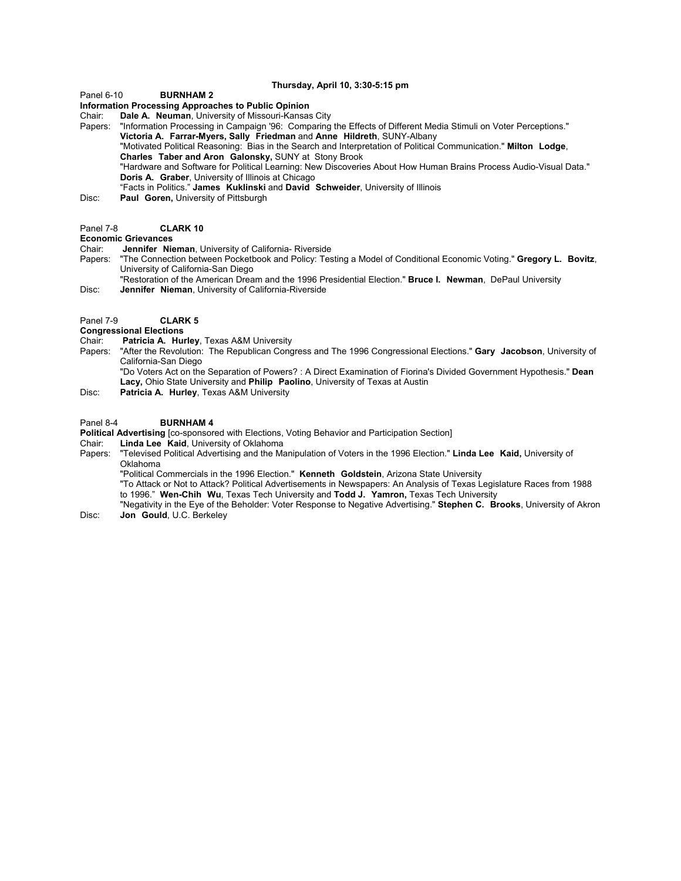**Thursday, April 10, 3:30-5:15 pm**

Panel 6-10 **BURNHAM 2**

**Information Processing Approaches to Public Opinion**

Chair: **Dale A. Neuman**, University of Missouri-Kansas City

Papers: "Information Processing in Campaign '96: Comparing the Effects of Different Media Stimuli on Voter Perceptions." **Victoria A. Farrar-Myers, Sally Friedman** and **Anne Hildreth**, SUNY-Albany

"Motivated Political Reasoning: Bias in the Search and Interpretation of Political Communication." **Milton Lodge**, **Charles Taber and Aron Galonsky,** SUNY at Stony Brook

"Hardware and Software for Political Learning: New Discoveries About How Human Brains Process Audio-Visual Data." **Doris A. Graber**, University of Illinois at Chicago

"Facts in Politics." **James Kuklinski** and **David Schweider**, University of Illinois

Disc: **Paul Goren,** University of Pittsburgh

Panel 7-8 **CLARK 10**

**Economic Grievances**

Chair: **Jennifer Nieman**, University of California- Riverside

Papers: "The Connection between Pocketbook and Policy: Testing a Model of Conditional Economic Voting." **Gregory L. Bovitz**, University of California-San Diego

"Restoration of the American Dream and the 1996 Presidential Election." **Bruce I. Newman**, DePaul University

Disc: **Jennifer Nieman**, University of California-Riverside

Panel 7-9 **CLARK 5**

**Congressional Elections**

Chair: **Patricia A. Hurley**, Texas A&M University

Papers: "After the Revolution: The Republican Congress and The 1996 Congressional Elections." **Gary Jacobson**, University of California-San Diego

"Do Voters Act on the Separation of Powers? : A Direct Examination of Fiorina's Divided Government Hypothesis." **Dean Lacy,** Ohio State University and **Philip Paolino**, University of Texas at Austin

Disc: **Patricia A. Hurley**, Texas A&M University

Panel 8-4 **BURNHAM 4**

**Political Advertising** [co-sponsored with Elections, Voting Behavior and Participation Section]

Chair: **Linda Lee Kaid**, University of Oklahoma

Papers: "Televised Political Advertising and the Manipulation of Voters in the 1996 Election." **Linda Lee Kaid,** University of Oklahoma

"Political Commercials in the 1996 Election." **Kenneth Goldstein**, Arizona State University

"To Attack or Not to Attack? Political Advertisements in Newspapers: An Analysis of Texas Legislature Races from 1988 to 1996." **Wen-Chih Wu**, Texas Tech University and **Todd J. Yamron,** Texas Tech University

"Negativity in the Eye of the Beholder: Voter Response to Negative Advertising." **Stephen C. Brooks**, University of Akron

Disc: **Jon Gould**, U.C. Berkeley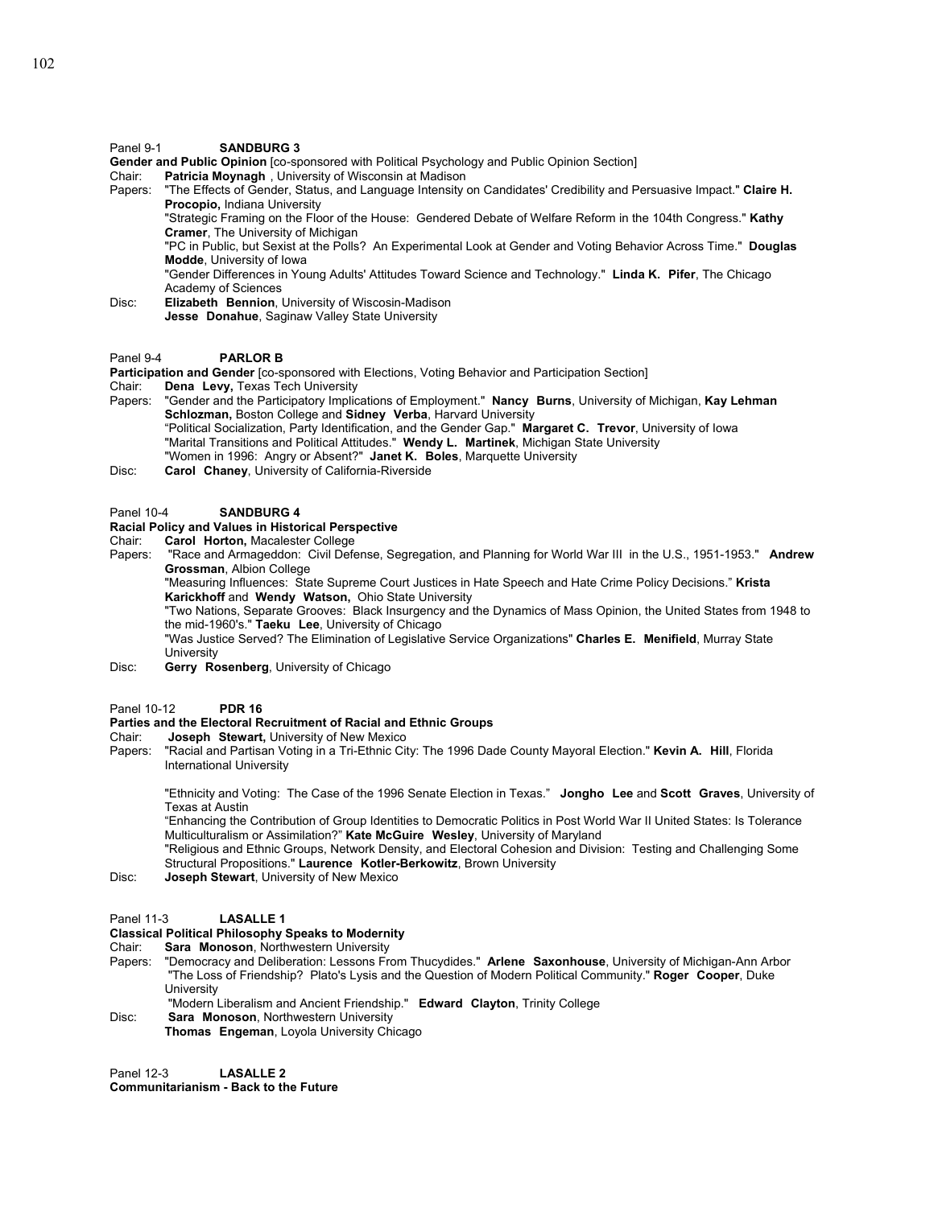Panel 9-1 **SANDBURG 3**

**Gender and Public Opinion** [co-sponsored with Political Psychology and Public Opinion Section]

Chair: **Patricia Moynagh** , University of Wisconsin at Madison

Papers: "The Effects of Gender, Status, and Language Intensity on Candidates' Credibility and Persuasive Impact." **Claire H. Procopio,** Indiana University

"Strategic Framing on the Floor of the House: Gendered Debate of Welfare Reform in the 104th Congress." **Kathy Cramer**, The University of Michigan

"PC in Public, but Sexist at the Polls? An Experimental Look at Gender and Voting Behavior Across Time." **Douglas Modde**, University of Iowa

"Gender Differences in Young Adults' Attitudes Toward Science and Technology." **Linda K. Pifer**, The Chicago Academy of Sciences

Disc: **Elizabeth Bennion**, University of Wiscosin-Madison

**Jesse Donahue**, Saginaw Valley State University

Panel 9-4 **PARLOR B**

**Participation and Gender** [co-sponsored with Elections, Voting Behavior and Participation Section]

Chair: **Dena Levy,** Texas Tech University

Papers: "Gender and the Participatory Implications of Employment." **Nancy Burns**, University of Michigan, **Kay Lehman Schlozman,** Boston College and **Sidney Verba**, Harvard University

"Political Socialization, Party Identification, and the Gender Gap." **Margaret C. Trevor**, University of Iowa

"Marital Transitions and Political Attitudes." **Wendy L. Martinek**, Michigan State University

"Women in 1996: Angry or Absent?" **Janet K. Boles**, Marquette University

Disc: **Carol Chaney**, University of California-Riverside

Panel 10-4 **SANDBURG 4**

**Racial Policy and Values in Historical Perspective**

Chair: **Carol Horton,** Macalester College

Papers: "Race and Armageddon: Civil Defense, Segregation, and Planning for World War III in the U.S., 1951-1953." **Andrew Grossman**, Albion College

"Measuring Influences: State Supreme Court Justices in Hate Speech and Hate Crime Policy Decisions." **Krista Karickhoff** and **Wendy Watson,** Ohio State University

"Two Nations, Separate Grooves: Black Insurgency and the Dynamics of Mass Opinion, the United States from 1948 to the mid-1960's." **Taeku Lee**, University of Chicago

"Was Justice Served? The Elimination of Legislative Service Organizations" **Charles E. Menifield**, Murray State University

Disc: **Gerry Rosenberg**, University of Chicago

Panel 10-12 **PDR 16**

**Parties and the Electoral Recruitment of Racial and Ethnic Groups**

Chair: **Joseph Stewart,** University of New Mexico

Papers: "Racial and Partisan Voting in a Tri-Ethnic City: The 1996 Dade County Mayoral Election." **Kevin A. Hill**, Florida International University

"Ethnicity and Voting: The Case of the 1996 Senate Election in Texas." **Jongho Lee** and **Scott Graves**, University of Texas at Austin

"Enhancing the Contribution of Group Identities to Democratic Politics in Post World War II United States: Is Tolerance Multiculturalism or Assimilation?" **Kate McGuire Wesley**, University of Maryland

"Religious and Ethnic Groups, Network Density, and Electoral Cohesion and Division: Testing and Challenging Some Structural Propositions." **Laurence Kotler-Berkowitz**, Brown University

Disc: **Joseph Stewart**, University of New Mexico

Panel 11-3 **LASALLE 1**

**Classical Political Philosophy Speaks to Modernity**

Chair: **Sara Monoson**, Northwestern University

Papers: "Democracy and Deliberation: Lessons From Thucydides." **Arlene Saxonhouse**, University of Michigan-Ann Arbor

"The Loss of Friendship? Plato's Lysis and the Question of Modern Political Community." **Roger Cooper**, Duke University

"Modern Liberalism and Ancient Friendship." **Edward Clayton**, Trinity College

Disc: **Sara Monoson**, Northwestern University

**Thomas Engeman**, Loyola University Chicago

Panel 12-3 **LASALLE 2**

**Communitarianism - Back to the Future**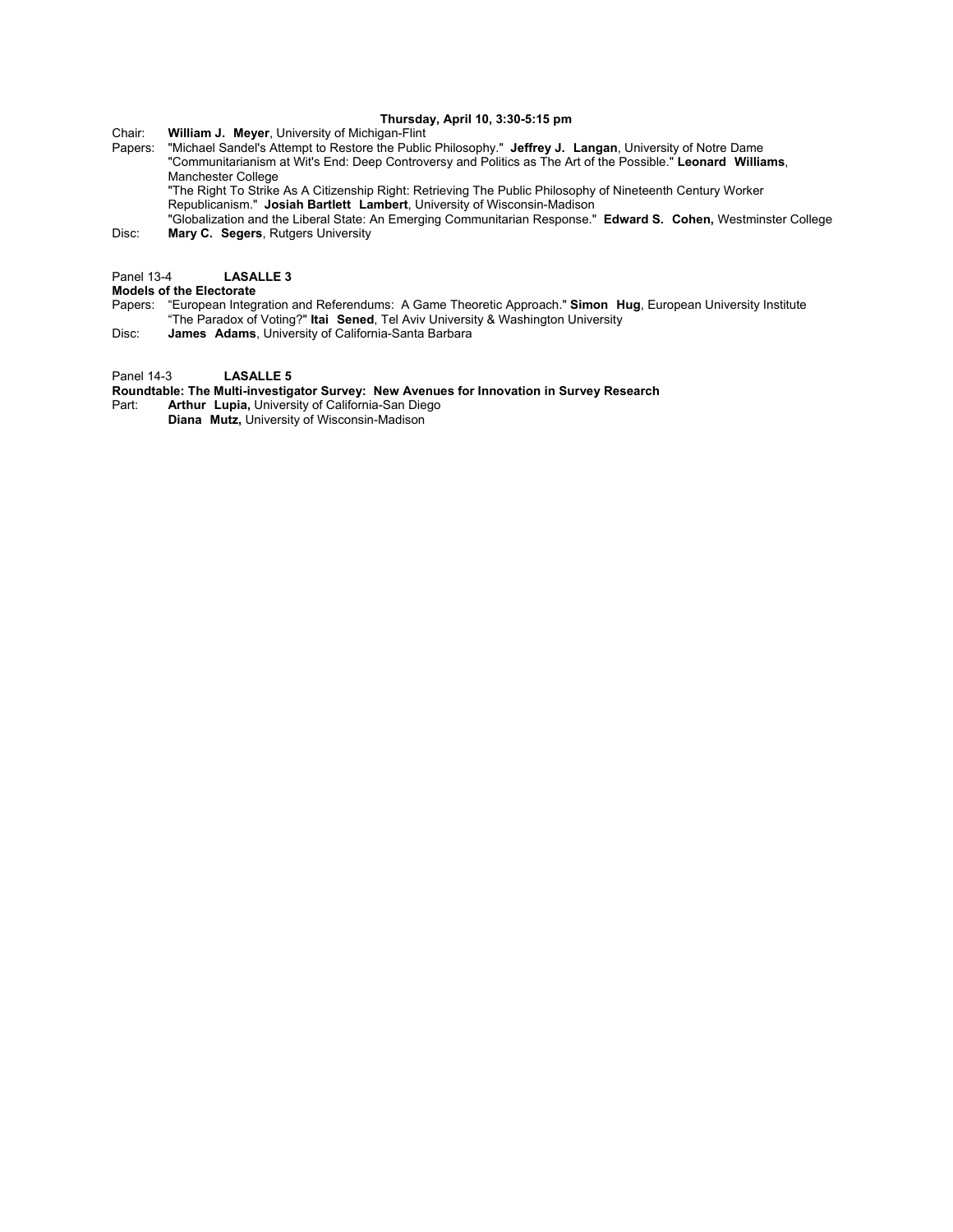**Thursday, April 10, 3:30-5:15 pm**

Chair: **William J. Meyer**, University of Michigan-Flint

Papers: "Michael Sandel's Attempt to Restore the Public Philosophy." **Jeffrey J. Langan**, University of Notre Dame
"Communitarianism at Wit's End: Deep Controversy and Politics as The Art of the Possible." **Leonard Williams**, Manchester College
"The Right To Strike As A Citizenship Right: Retrieving The Public Philosophy of Nineteenth Century Worker Republicanism." **Josiah Bartlett Lambert**, University of Wisconsin-Madison
"Globalization and the Liberal State: An Emerging Communitarian Response." **Edward S. Cohen,** Westminster College

Disc: **Mary C. Segers**, Rutgers University

Panel 13-4 **LASALLE 3**

**Models of the Electorate**

Papers: "European Integration and Referendums: A Game Theoretic Approach." **Simon Hug**, European University Institute
"The Paradox of Voting?" **Itai Sened**, Tel Aviv University & Washington University

Disc: **James Adams**, University of California-Santa Barbara

Panel 14-3 **LASALLE 5**

**Roundtable: The Multi-investigator Survey: New Avenues for Innovation in Survey Research**

Part: **Arthur Lupia,** University of California-San Diego
**Diana Mutz,** University of Wisconsin-Madison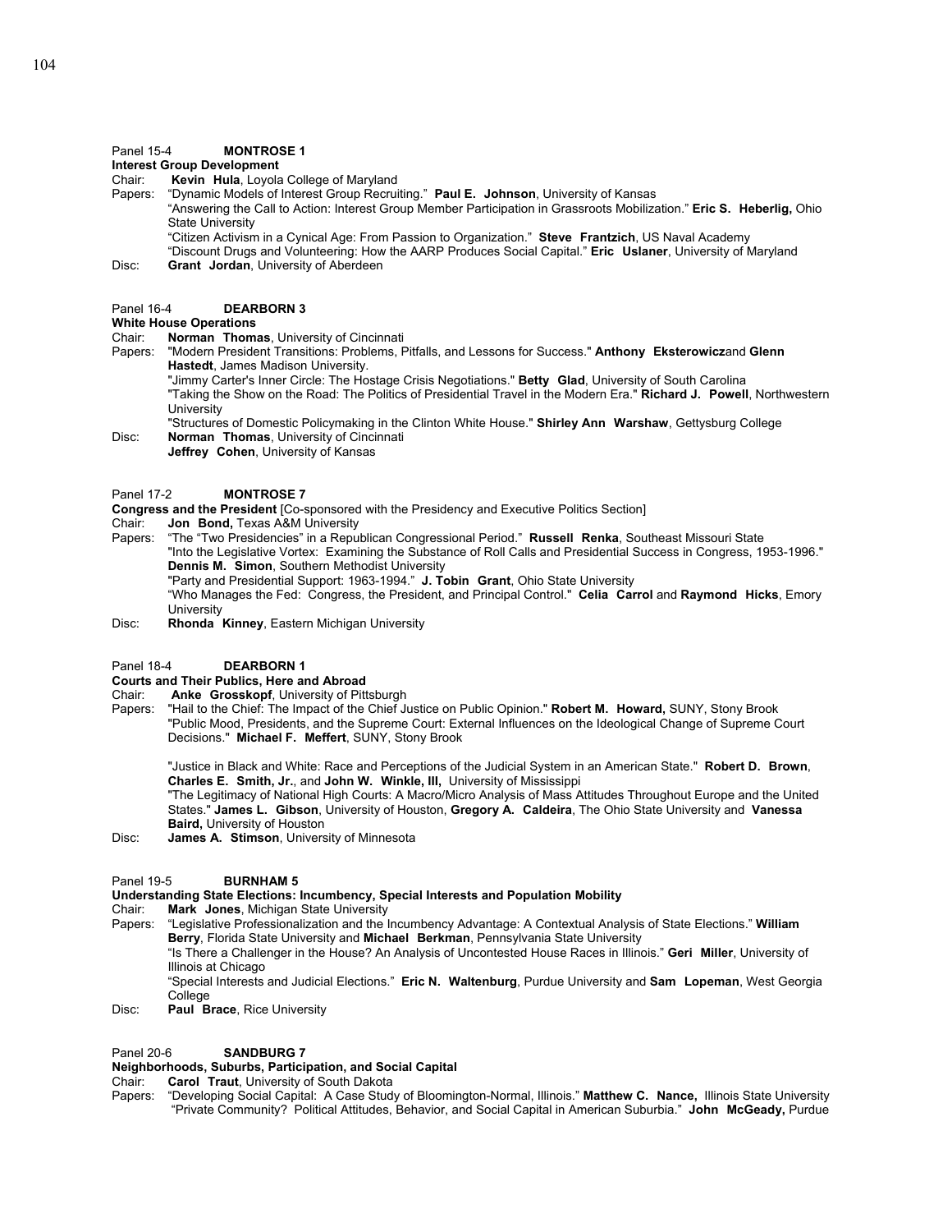Panel 15-4 **MONTROSE 1**

**Interest Group Development**

Chair: **Kevin Hula**, Loyola College of Maryland

Papers: "Dynamic Models of Interest Group Recruiting." **Paul E. Johnson**, University of Kansas

"Answering the Call to Action: Interest Group Member Participation in Grassroots Mobilization." **Eric S. Heberlig,** Ohio State University

"Citizen Activism in a Cynical Age: From Passion to Organization." **Steve Frantzich**, US Naval Academy

"Discount Drugs and Volunteering: How the AARP Produces Social Capital." **Eric Uslaner**, University of Maryland

Disc: **Grant Jordan**, University of Aberdeen

Panel 16-4 **DEARBORN 3**

**White House Operations**

Chair: **Norman Thomas**, University of Cincinnati

Papers: "Modern President Transitions: Problems, Pitfalls, and Lessons for Success." **Anthony Eksterowicz**and **Glenn Hastedt**, James Madison University.

"Jimmy Carter's Inner Circle: The Hostage Crisis Negotiations." **Betty Glad**, University of South Carolina

"Taking the Show on the Road: The Politics of Presidential Travel in the Modern Era." **Richard J. Powell**, Northwestern University

"Structures of Domestic Policymaking in the Clinton White House." **Shirley Ann Warshaw**, Gettysburg College

Disc: **Norman Thomas**, University of Cincinnati

**Jeffrey Cohen**, University of Kansas

Panel 17-2 **MONTROSE 7**

**Congress and the President** [Co-sponsored with the Presidency and Executive Politics Section]

Chair: **Jon Bond,** Texas A&M University

Papers: "The "Two Presidencies" in a Republican Congressional Period." **Russell Renka**, Southeast Missouri State

"Into the Legislative Vortex: Examining the Substance of Roll Calls and Presidential Success in Congress, 1953-1996." **Dennis M. Simon**, Southern Methodist University

"Party and Presidential Support: 1963-1994." **J. Tobin Grant**, Ohio State University

"Who Manages the Fed: Congress, the President, and Principal Control." **Celia Carrol** and **Raymond Hicks**, Emory University

Disc: **Rhonda Kinney**, Eastern Michigan University

Panel 18-4 **DEARBORN 1**

**Courts and Their Publics, Here and Abroad**

Chair: **Anke Grosskopf**, University of Pittsburgh

Papers: "Hail to the Chief: The Impact of the Chief Justice on Public Opinion." **Robert M. Howard,** SUNY, Stony Brook

"Public Mood, Presidents, and the Supreme Court: External Influences on the Ideological Change of Supreme Court Decisions." **Michael F. Meffert**, SUNY, Stony Brook

"Justice in Black and White: Race and Perceptions of the Judicial System in an American State." **Robert D. Brown**, **Charles E. Smith, Jr.**, and **John W. Winkle, III,** University of Mississippi

"The Legitimacy of National High Courts: A Macro/Micro Analysis of Mass Attitudes Throughout Europe and the United States." **James L. Gibson**, University of Houston, **Gregory A. Caldeira**, The Ohio State University and **Vanessa Baird,** University of Houston

Disc: **James A. Stimson**, University of Minnesota

Panel 19-5 **BURNHAM 5**

**Understanding State Elections: Incumbency, Special Interests and Population Mobility**

Chair: **Mark Jones**, Michigan State University

Papers: "Legislative Professionalization and the Incumbency Advantage: A Contextual Analysis of State Elections." **William Berry**, Florida State University and **Michael Berkman**, Pennsylvania State University

"Is There a Challenger in the House? An Analysis of Uncontested House Races in Illinois." **Geri Miller**, University of Illinois at Chicago

"Special Interests and Judicial Elections." **Eric N. Waltenburg**, Purdue University and **Sam Lopeman**, West Georgia College

Disc: **Paul Brace**, Rice University

Panel 20-6 **SANDBURG 7**

**Neighborhoods, Suburbs, Participation, and Social Capital**

Chair: **Carol Traut**, University of South Dakota

Papers: "Developing Social Capital: A Case Study of Bloomington-Normal, Illinois." **Matthew C. Nance,** Illinois State University

"Private Community? Political Attitudes, Behavior, and Social Capital in American Suburbia." **John McGeady,** Purdue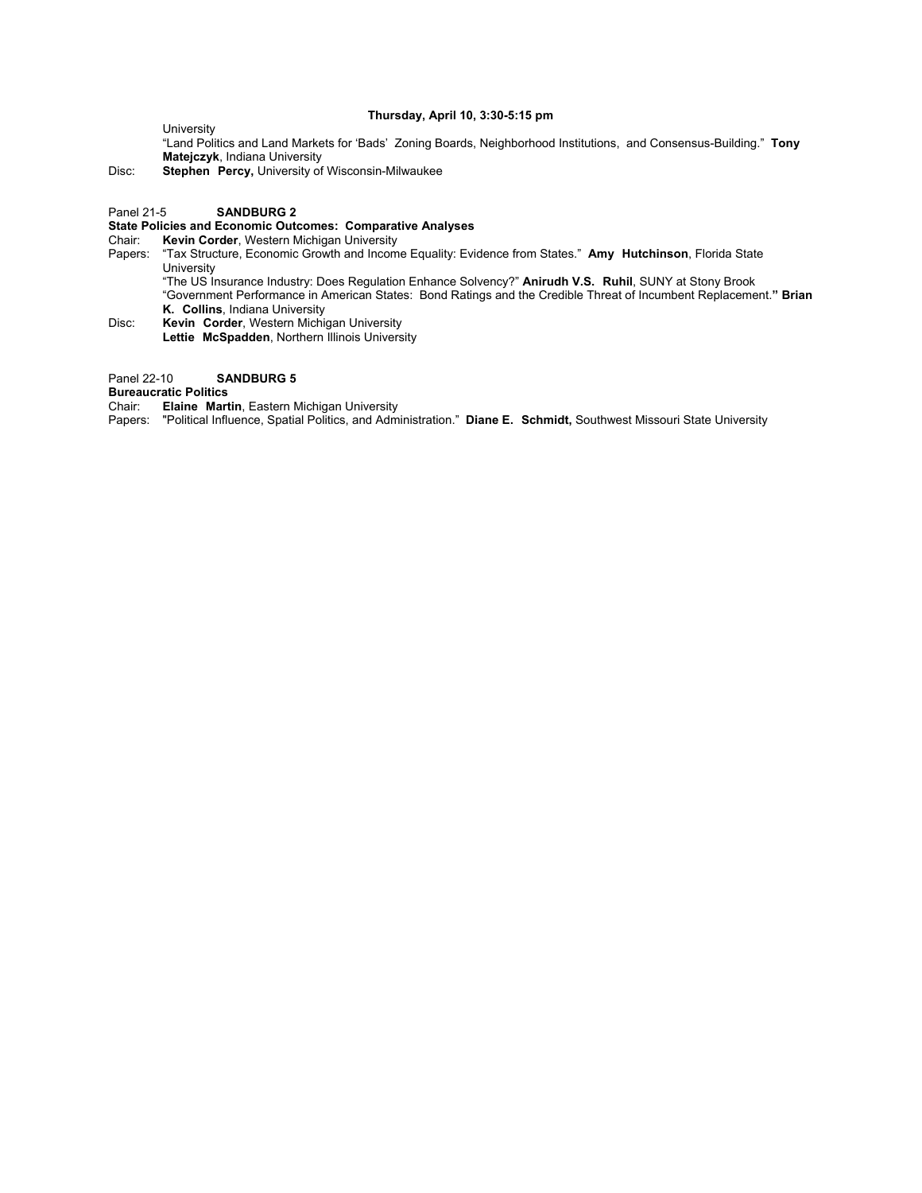**Thursday, April 10, 3:30-5:15 pm**

University

"Land Politics and Land Markets for 'Bads' Zoning Boards, Neighborhood Institutions, and Consensus-Building." **Tony Matejczyk**, Indiana University

Disc: **Stephen Percy,** University of Wisconsin-Milwaukee

Panel 21-5 **SANDBURG 2**

**State Policies and Economic Outcomes: Comparative Analyses**

Chair: **Kevin Corder**, Western Michigan University

Papers: "Tax Structure, Economic Growth and Income Equality: Evidence from States." **Amy Hutchinson**, Florida State University

"The US Insurance Industry: Does Regulation Enhance Solvency?" **Anirudh V.S. Ruhil**, SUNY at Stony Brook

"Government Performance in American States: Bond Ratings and the Credible Threat of Incumbent Replacement." **Brian K. Collins**, Indiana University

Disc: **Kevin Corder**, Western Michigan University

**Lettie McSpadden**, Northern Illinois University

Panel 22-10 **SANDBURG 5**

**Bureaucratic Politics**

Chair: **Elaine Martin**, Eastern Michigan University

Papers: "Political Influence, Spatial Politics, and Administration." **Diane E. Schmidt,** Southwest Missouri State University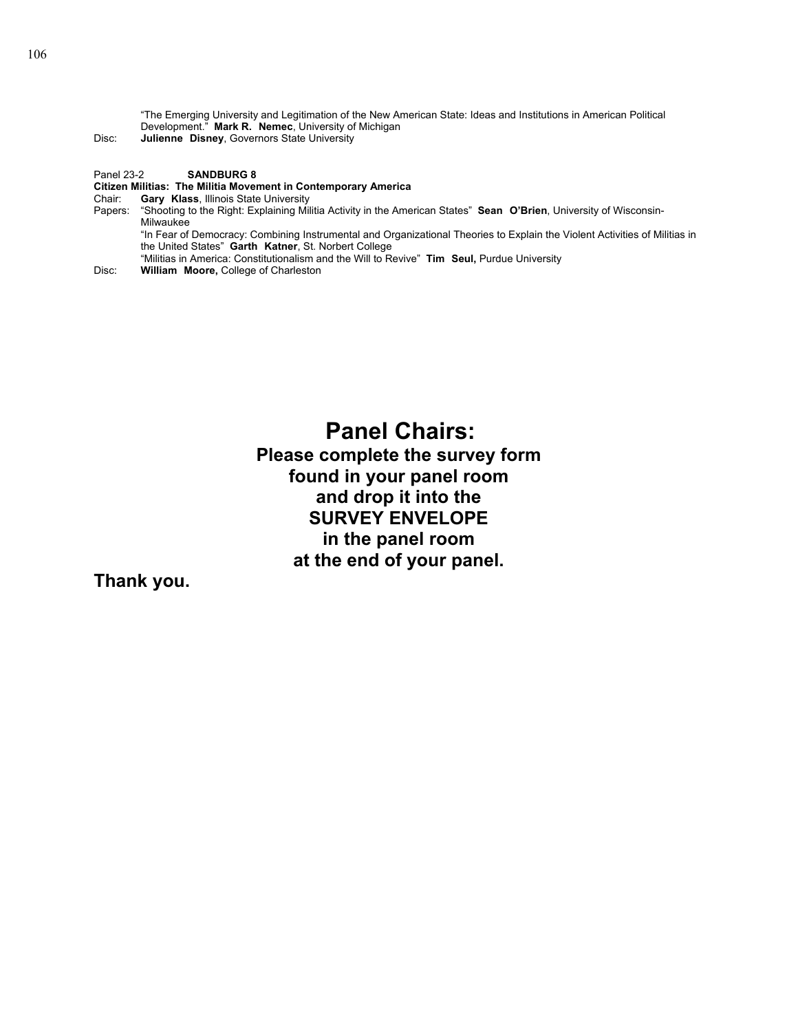"The Emerging University and Legitimation of the New American State: Ideas and Institutions in American Political Development." **Mark R. Nemec**, University of Michigan

Disc: **Julienne Disney**, Governors State University

Panel 23-2 **SANDBURG 8**

**Citizen Militias: The Militia Movement in Contemporary America**

Chair: **Gary Klass**, Illinois State University

Papers: "Shooting to the Right: Explaining Militia Activity in the American States" **Sean O'Brien**, University of Wisconsin-Milwaukee

"In Fear of Democracy: Combining Instrumental and Organizational Theories to Explain the Violent Activities of Militias in the United States" **Garth Katner**, St. Norbert College

"Militias in America: Constitutionalism and the Will to Revive" **Tim Seul,** Purdue University

Disc: **William Moore,** College of Charleston

## Panel Chairs:

**Please complete the survey form found in your panel room and drop it into the SURVEY ENVELOPE in the panel room at the end of your panel.**

**Thank you.**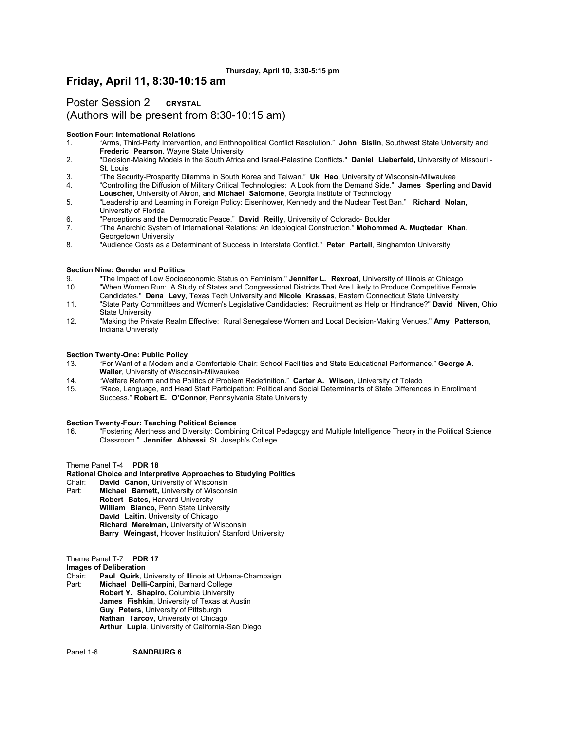Thursday, April 10, 3:30-5:15 pm

# Friday, April 11, 8:30-10:15 am

## Poster Session 2 **CRYSTAL**
(Authors will be present from 8:30-10:15 am)

**Section Four: International Relations**

1. "Arms, Third-Party Intervention, and Enthnopolitical Conflict Resolution." **John Sislin**, Southwest State University and **Frederic Pearson**, Wayne State University
2. "Decision-Making Models in the South Africa and Israel-Palestine Conflicts." **Daniel Lieberfeld,** University of Missouri - St. Louis
3. "The Security-Prosperity Dilemma in South Korea and Taiwan." **Uk Heo**, University of Wisconsin-Milwaukee
4. "Controlling the Diffusion of Military Critical Technologies: A Look from the Demand Side." **James Sperling** and **David Louscher**, University of Akron, and **Michael Salomone**, Georgia Institute of Technology
5. "Leadership and Learning in Foreign Policy: Eisenhower, Kennedy and the Nuclear Test Ban." **Richard Nolan**, University of Florida
6. "Perceptions and the Democratic Peace." **David Reilly**, University of Colorado- Boulder
7. "The Anarchic System of International Relations: An Ideological Construction." **Mohommed A. Muqtedar Khan**, Georgetown University
8. "Audience Costs as a Determinant of Success in Interstate Conflict." **Peter Partell**, Binghamton University

**Section Nine: Gender and Politics**

9. "The Impact of Low Socioeconomic Status on Feminism." **Jennifer L. Rexroat**, University of Illinois at Chicago
10. "When Women Run: A Study of States and Congressional Districts That Are Likely to Produce Competitive Female Candidates." **Dena Levy**, Texas Tech University and **Nicole Krassas**, Eastern Connecticut State University
11. "State Party Committees and Women's Legislative Candidacies: Recruitment as Help or Hindrance?" **David Niven**, Ohio State University
12. "Making the Private Realm Effective: Rural Senegalese Women and Local Decision-Making Venues." **Amy Patterson**, Indiana University

**Section Twenty-One: Public Policy**

13. "For Want of a Modem and a Comfortable Chair: School Facilities and State Educational Performance." **George A. Waller**, University of Wisconsin-Milwaukee
14. "Welfare Reform and the Politics of Problem Redefinition." **Carter A. Wilson**, University of Toledo
15. "Race, Language, and Head Start Participation: Political and Social Determinants of State Differences in Enrollment Success." **Robert E. O'Connor,** Pennsylvania State University

**Section Twenty-Four: Teaching Political Science**

16. "Fostering Alertness and Diversity: Combining Critical Pedagogy and Multiple Intelligence Theory in the Political Science Classroom." **Jennifer Abbassi**, St. Joseph's College

Theme Panel T-4 **PDR 18**

**Rational Choice and Interpretive Approaches to Studying Politics**

Chair: **David Canon**, University of Wisconsin

Part: **Michael Barnett,** University of Wisconsin
**Robert Bates,** Harvard University
**William Bianco,** Penn State University
**David Laitin,** University of Chicago
**Richard Merelman,** University of Wisconsin
**Barry Weingast,** Hoover Institution/ Stanford University

Theme Panel T-7 **PDR 17**

**Images of Deliberation**

Chair: **Paul Quirk**, University of Illinois at Urbana-Champaign

Part: **Michael Delli-Carpini**, Barnard College
**Robert Y. Shapiro,** Columbia University
**James Fishkin**, University of Texas at Austin
**Guy Peters**, University of Pittsburgh
**Nathan Tarcov**, University of Chicago
**Arthur Lupia**, University of California-San Diego

Panel 1-6 **SANDBURG 6**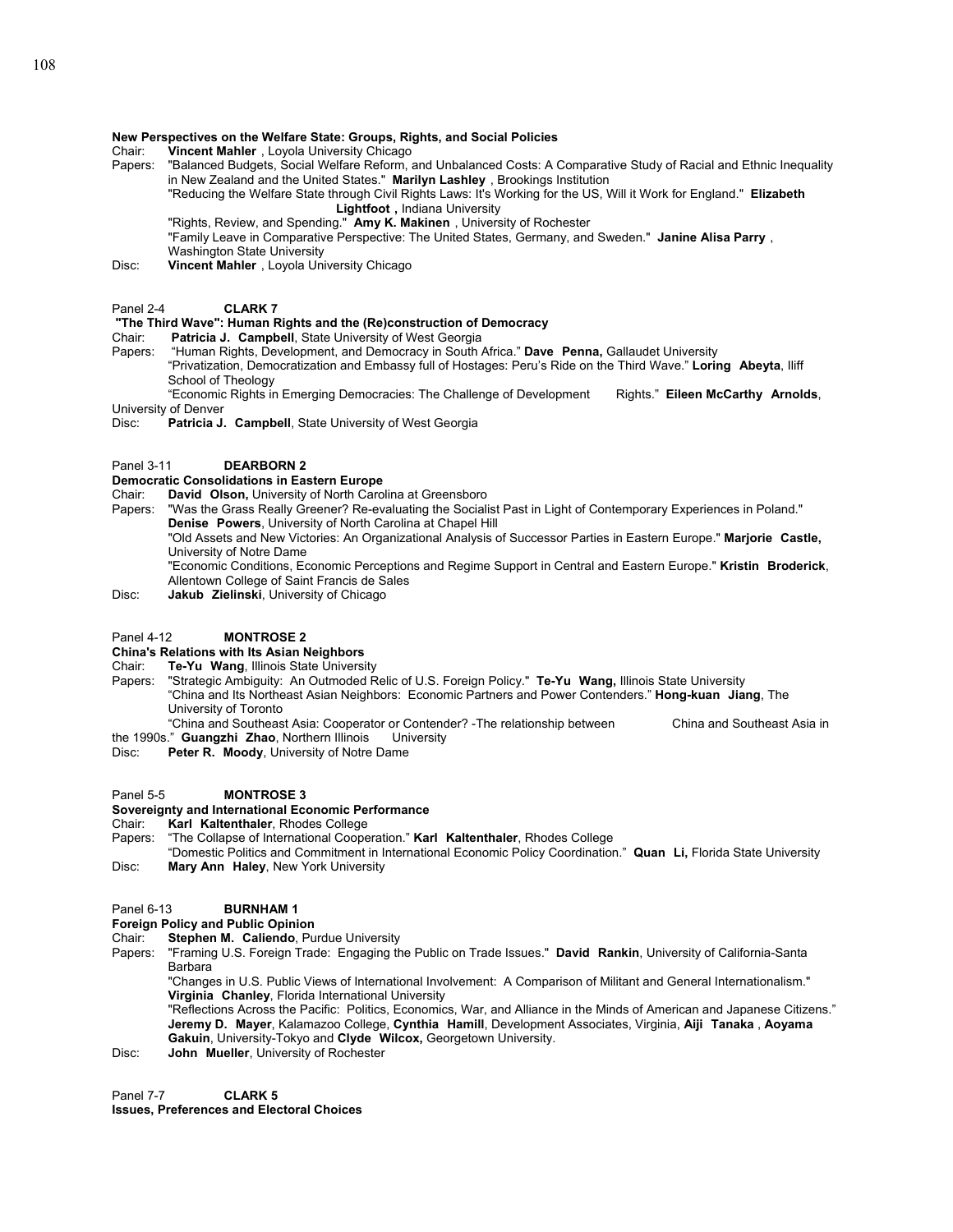**New Perspectives on the Welfare State: Groups, Rights, and Social Policies**

Chair: **Vincent Mahler**, Loyola University Chicago

Papers: "Balanced Budgets, Social Welfare Reform, and Unbalanced Costs: A Comparative Study of Racial and Ethnic Inequality in New Zealand and the United States." **Marilyn Lashley**, Brookings Institution

"Reducing the Welfare State through Civil Rights Laws: It's Working for the US, Will it Work for England." **Elizabeth Lightfoot ,** Indiana University

"Rights, Review, and Spending." **Amy K. Makinen**, University of Rochester

"Family Leave in Comparative Perspective: The United States, Germany, and Sweden." **Janine Alisa Parry**, Washington State University

Disc: **Vincent Mahler**, Loyola University Chicago

Panel 2-4 **CLARK 7**

**"The Third Wave": Human Rights and the (Re)construction of Democracy**

Chair: **Patricia J. Campbell**, State University of West Georgia

Papers: "Human Rights, Development, and Democracy in South Africa." **Dave Penna,** Gallaudet University

"Privatization, Democratization and Embassy full of Hostages: Peru's Ride on the Third Wave." **Loring Abeyta**, Iliff School of Theology

"Economic Rights in Emerging Democracies: The Challenge of Development Rights." **Eileen McCarthy Arnolds**, University of Denver

Disc: **Patricia J. Campbell**, State University of West Georgia

Panel 3-11 **DEARBORN 2**

**Democratic Consolidations in Eastern Europe**

Chair: **David Olson,** University of North Carolina at Greensboro

Papers: "Was the Grass Really Greener? Re-evaluating the Socialist Past in Light of Contemporary Experiences in Poland." **Denise Powers**, University of North Carolina at Chapel Hill

"Old Assets and New Victories: An Organizational Analysis of Successor Parties in Eastern Europe." **Marjorie Castle,** University of Notre Dame

"Economic Conditions, Economic Perceptions and Regime Support in Central and Eastern Europe." **Kristin Broderick**, Allentown College of Saint Francis de Sales

Disc: **Jakub Zielinski**, University of Chicago

Panel 4-12 **MONTROSE 2**

**China's Relations with Its Asian Neighbors**

Chair: **Te-Yu Wang**, Illinois State University

Papers: "Strategic Ambiguity: An Outmoded Relic of U.S. Foreign Policy." **Te-Yu Wang,** Illinois State University

"China and Its Northeast Asian Neighbors: Economic Partners and Power Contenders." **Hong-kuan Jiang**, The University of Toronto

"China and Southeast Asia: Cooperator or Contender? -The relationship between China and Southeast Asia in the 1990s." **Guangzhi Zhao**, Northern Illinois University

Disc: **Peter R. Moody**, University of Notre Dame

Panel 5-5 **MONTROSE 3**

**Sovereignty and International Economic Performance**

Chair: **Karl Kaltenthaler**, Rhodes College

Papers: "The Collapse of International Cooperation." **Karl Kaltenthaler**, Rhodes College

"Domestic Politics and Commitment in International Economic Policy Coordination." **Quan Li,** Florida State University

Disc: **Mary Ann Haley**, New York University

Panel 6-13 **BURNHAM 1**

**Foreign Policy and Public Opinion**

Chair: **Stephen M. Caliendo**, Purdue University

Papers: "Framing U.S. Foreign Trade: Engaging the Public on Trade Issues." **David Rankin**, University of California-Santa Barbara

"Changes in U.S. Public Views of International Involvement: A Comparison of Militant and General Internationalism." **Virginia Chanley**, Florida International University

"Reflections Across the Pacific: Politics, Economics, War, and Alliance in the Minds of American and Japanese Citizens." **Jeremy D. Mayer**, Kalamazoo College, **Cynthia Hamill**, Development Associates, Virginia, **Aiji Tanaka**, **Aoyama Gakuin**, University-Tokyo and **Clyde Wilcox,** Georgetown University.

Disc: **John Mueller**, University of Rochester

Panel 7-7 **CLARK 5**

**Issues, Preferences and Electoral Choices**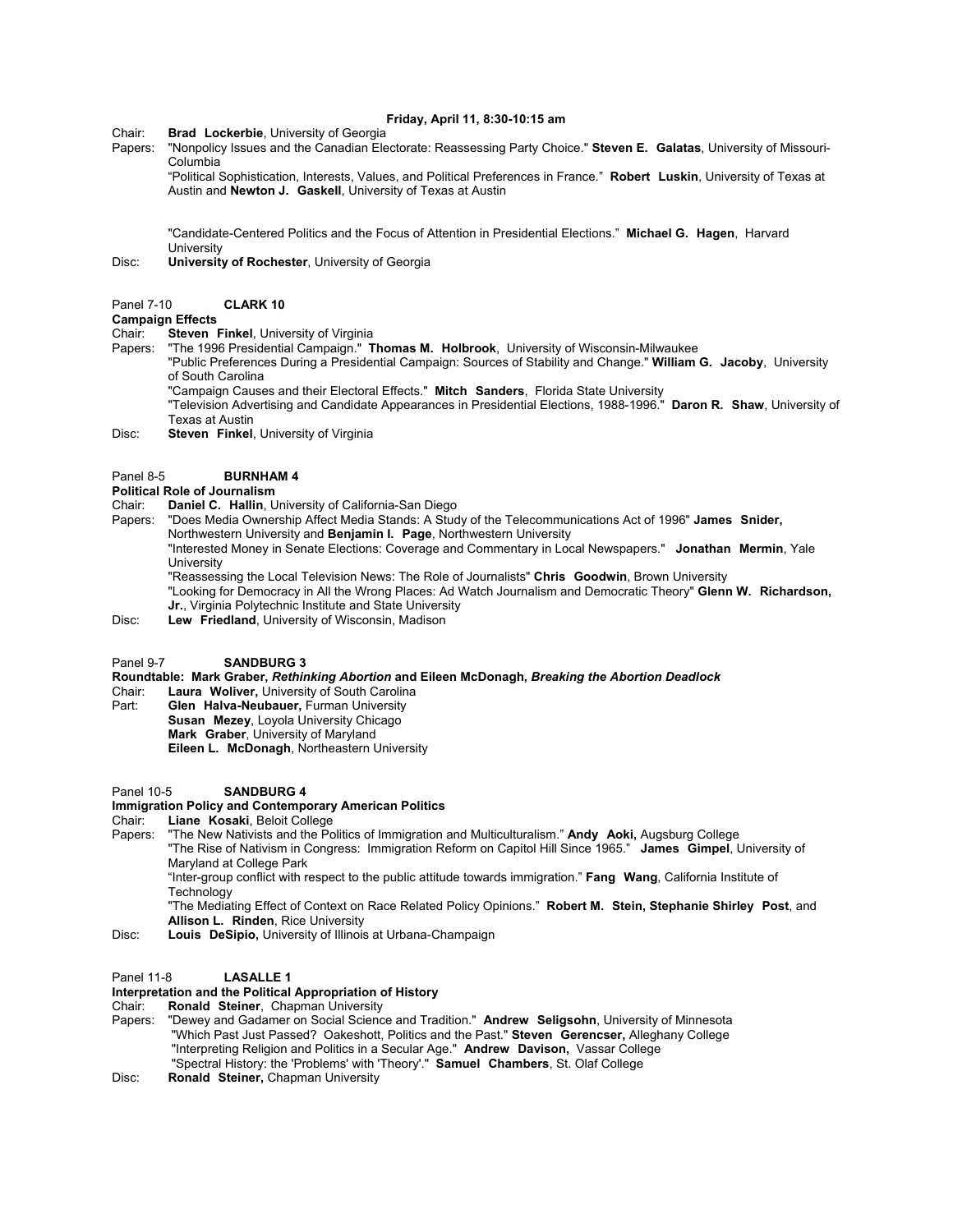**Friday, April 11, 8:30-10:15 am**

Chair: **Brad Lockerbie**, University of Georgia

Papers: "Nonpolicy Issues and the Canadian Electorate: Reassessing Party Choice." **Steven E. Galatas**, University of Missouri-Columbia

"Political Sophistication, Interests, Values, and Political Preferences in France." **Robert Luskin**, University of Texas at Austin and **Newton J. Gaskell**, University of Texas at Austin

"Candidate-Centered Politics and the Focus of Attention in Presidential Elections." **Michael G. Hagen**, Harvard University

Disc: **University of Rochester**, University of Georgia

Panel 7-10 **CLARK 10**

**Campaign Effects**

Chair: **Steven Finkel**, University of Virginia

Papers: "The 1996 Presidential Campaign." **Thomas M. Holbrook**, University of Wisconsin-Milwaukee

"Public Preferences During a Presidential Campaign: Sources of Stability and Change." **William G. Jacoby**, University of South Carolina

"Campaign Causes and their Electoral Effects." **Mitch Sanders**, Florida State University

"Television Advertising and Candidate Appearances in Presidential Elections, 1988-1996." **Daron R. Shaw**, University of Texas at Austin

Disc: **Steven Finkel**, University of Virginia

Panel 8-5 **BURNHAM 4**

**Political Role of Journalism**

Chair: **Daniel C. Hallin**, University of California-San Diego

Papers: "Does Media Ownership Affect Media Stands: A Study of the Telecommunications Act of 1996" **James Snider,** Northwestern University and **Benjamin I. Page**, Northwestern University

"Interested Money in Senate Elections: Coverage and Commentary in Local Newspapers." **Jonathan Mermin**, Yale University

"Reassessing the Local Television News: The Role of Journalists" **Chris Goodwin**, Brown University

"Looking for Democracy in All the Wrong Places: Ad Watch Journalism and Democratic Theory" **Glenn W. Richardson, Jr.**, Virginia Polytechnic Institute and State University

Disc: **Lew Friedland**, University of Wisconsin, Madison

Panel 9-7 **SANDBURG 3**

**Roundtable: Mark Graber, *Rethinking Abortion* and Eileen McDonagh, *Breaking the Abortion Deadlock***

Chair: **Laura Woliver,** University of South Carolina

Part: **Glen Halva-Neubauer,** Furman University

**Susan Mezey**, Loyola University Chicago

**Mark Graber**, University of Maryland

**Eileen L. McDonagh**, Northeastern University

Panel 10-5 **SANDBURG 4**

**Immigration Policy and Contemporary American Politics**

Chair: **Liane Kosaki**, Beloit College

Papers: "The New Nativists and the Politics of Immigration and Multiculturalism." **Andy Aoki,** Augsburg College

"The Rise of Nativism in Congress: Immigration Reform on Capitol Hill Since 1965." **James Gimpel**, University of Maryland at College Park

"Inter-group conflict with respect to the public attitude towards immigration." **Fang Wang**, California Institute of Technology

"The Mediating Effect of Context on Race Related Policy Opinions." **Robert M. Stein, Stephanie Shirley Post**, and **Allison L. Rinden**, Rice University

Disc: **Louis DeSipio,** University of Illinois at Urbana-Champaign

Panel 11-8 **LASALLE 1**

**Interpretation and the Political Appropriation of History**

Chair: **Ronald Steiner**, Chapman University

Papers: "Dewey and Gadamer on Social Science and Tradition." **Andrew Seligsohn**, University of Minnesota

"Which Past Just Passed? Oakeshott, Politics and the Past." **Steven Gerencser,** Alleghany College

"Interpreting Religion and Politics in a Secular Age." **Andrew Davison,** Vassar College

"Spectral History: the 'Problems' with 'Theory'." **Samuel Chambers**, St. Olaf College

Disc: **Ronald Steiner,** Chapman University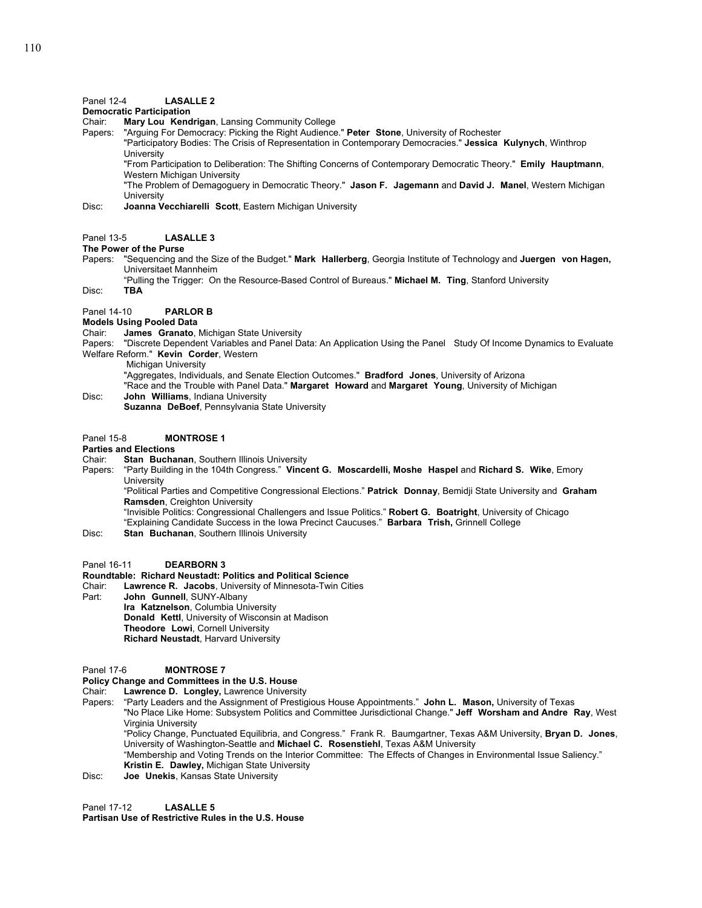Panel 12-4 **LASALLE 2**

**Democratic Participation**

Chair: **Mary Lou Kendrigan**, Lansing Community College

Papers: "Arguing For Democracy: Picking the Right Audience." **Peter Stone**, University of Rochester

"Participatory Bodies: The Crisis of Representation in Contemporary Democracies." **Jessica Kulynych**, Winthrop University

"From Participation to Deliberation: The Shifting Concerns of Contemporary Democratic Theory." **Emily Hauptmann**, Western Michigan University

"The Problem of Demagoguery in Democratic Theory." **Jason F. Jagemann** and **David J. Manel**, Western Michigan University

Disc: **Joanna Vecchiarelli Scott**, Eastern Michigan University

Panel 13-5 **LASALLE 3**

**The Power of the Purse**

Papers: "Sequencing and the Size of the Budget." **Mark Hallerberg**, Georgia Institute of Technology and **Juergen von Hagen,** Universitaet Mannheim

"Pulling the Trigger: On the Resource-Based Control of Bureaus." **Michael M. Ting**, Stanford University

Disc: **TBA**

Panel 14-10 **PARLOR B**

**Models Using Pooled Data**

Chair: **James Granato**, Michigan State University

Papers: "Discrete Dependent Variables and Panel Data: An Application Using the Panel Study Of Income Dynamics to Evaluate Welfare Reform." **Kevin Corder**, Western Michigan University

"Aggregates, Individuals, and Senate Election Outcomes." **Bradford Jones**, University of Arizona

"Race and the Trouble with Panel Data." **Margaret Howard** and **Margaret Young**, University of Michigan

Disc: **John Williams**, Indiana University

**Suzanna DeBoef**, Pennsylvania State University

Panel 15-8 **MONTROSE 1**

**Parties and Elections**

Chair: **Stan Buchanan**, Southern Illinois University

Papers: "Party Building in the 104th Congress." **Vincent G. Moscardelli, Moshe Haspel** and **Richard S. Wike**, Emory University

"Political Parties and Competitive Congressional Elections." **Patrick Donnay**, Bemidji State University and **Graham Ramsden**, Creighton University

"Invisible Politics: Congressional Challengers and Issue Politics." **Robert G. Boatright**, University of Chicago

"Explaining Candidate Success in the Iowa Precinct Caucuses." **Barbara Trish,** Grinnell College

Disc: **Stan Buchanan**, Southern Illinois University

Panel 16-11 **DEARBORN 3**

**Roundtable: Richard Neustadt: Politics and Political Science**

Chair: **Lawrence R. Jacobs**, University of Minnesota-Twin Cities

Part: **John Gunnell**, SUNY-Albany

**Ira Katznelson**, Columbia University

**Donald Kettl**, University of Wisconsin at Madison

**Theodore Lowi**, Cornell University

**Richard Neustadt**, Harvard University

Panel 17-6 **MONTROSE 7**

**Policy Change and Committees in the U.S. House**

Chair: **Lawrence D. Longley,** Lawrence University

Papers: "Party Leaders and the Assignment of Prestigious House Appointments." **John L. Mason,** University of Texas

"No Place Like Home: Subsystem Politics and Committee Jurisdictional Change." **Jeff Worsham and Andre Ray**, West Virginia University

"Policy Change, Punctuated Equilibria, and Congress." Frank R. Baumgartner, Texas A&M University, **Bryan D. Jones**, University of Washington-Seattle and **Michael C. Rosenstiehl**, Texas A&M University

"Membership and Voting Trends on the Interior Committee: The Effects of Changes in Environmental Issue Saliency." **Kristin E. Dawley,** Michigan State University

Disc: **Joe Unekis**, Kansas State University

Panel 17-12 **LASALLE 5**

**Partisan Use of Restrictive Rules in the U.S. House**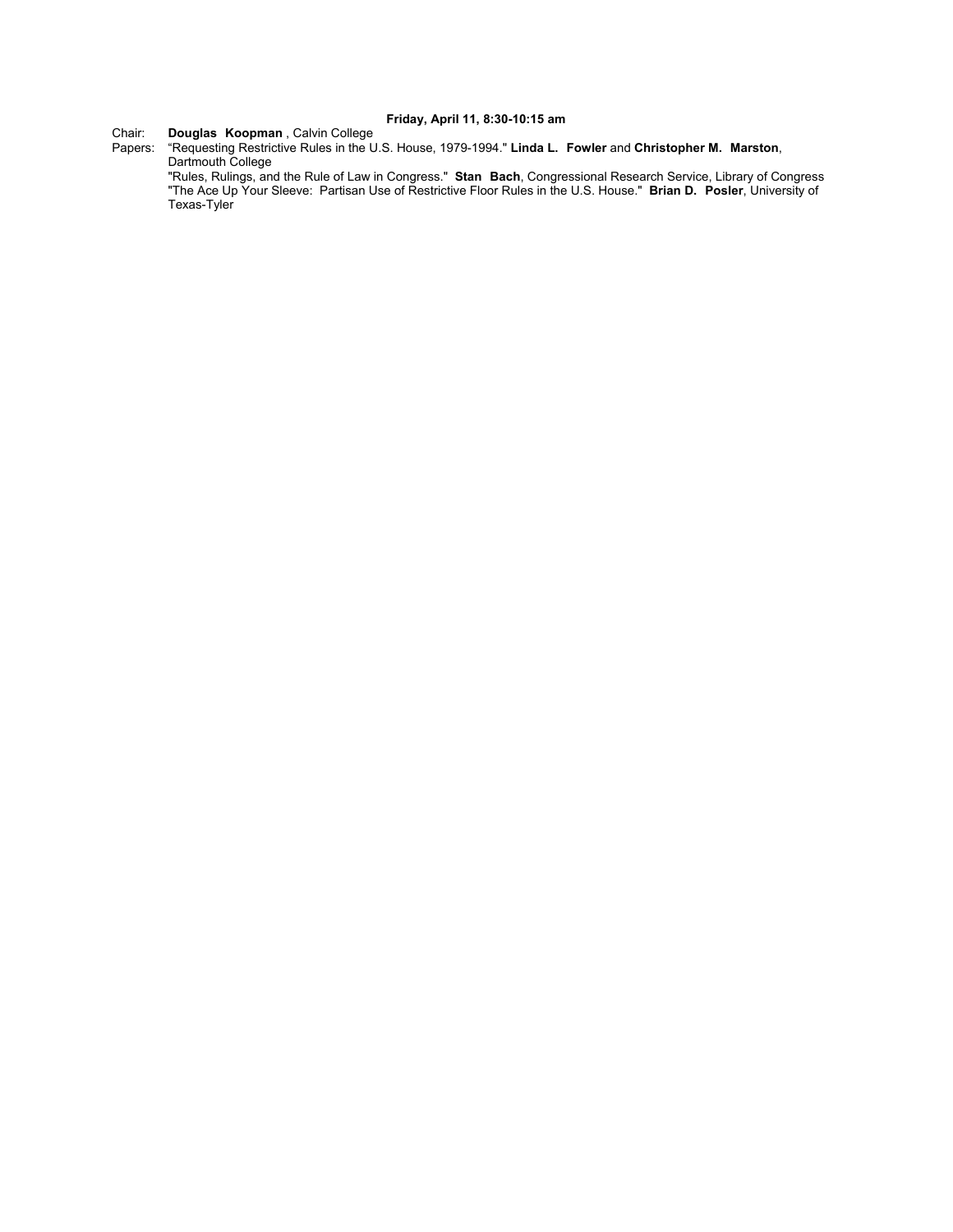**Friday, April 11, 8:30-10:15 am**

Chair: **Douglas Koopman** , Calvin College

Papers: "Requesting Restrictive Rules in the U.S. House, 1979-1994." **Linda L. Fowler** and **Christopher M. Marston**, Dartmouth College

"Rules, Rulings, and the Rule of Law in Congress." **Stan Bach**, Congressional Research Service, Library of Congress

"The Ace Up Your Sleeve: Partisan Use of Restrictive Floor Rules in the U.S. House." **Brian D. Posler**, University of Texas-Tyler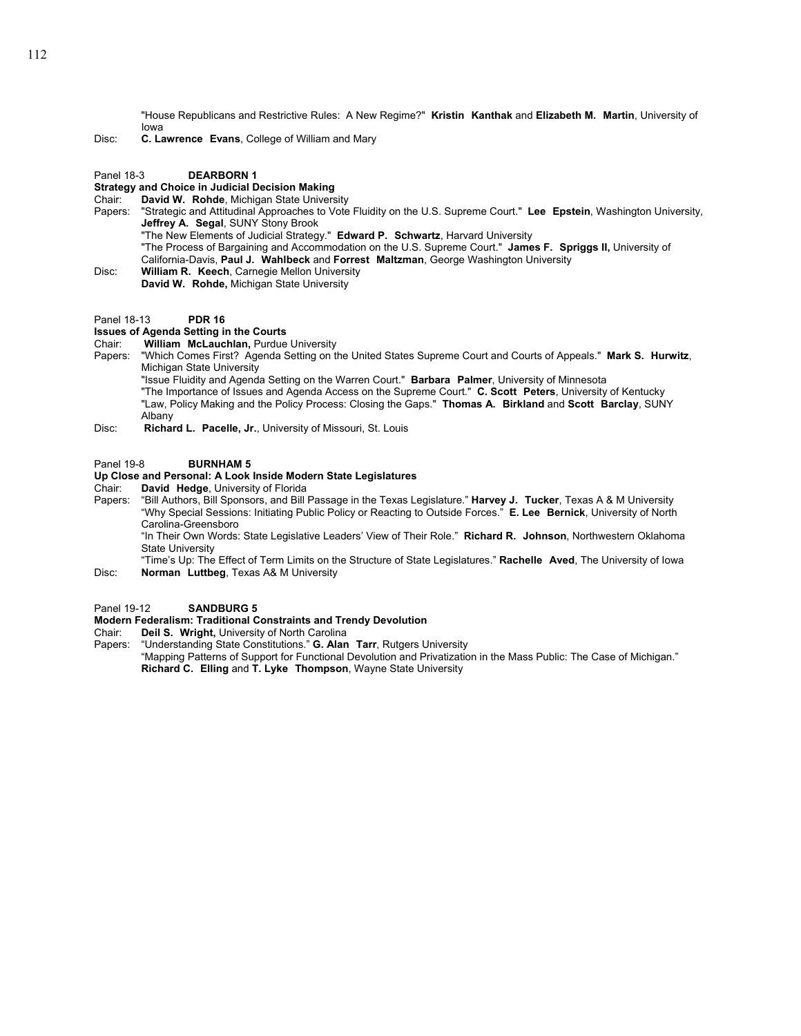"House Republicans and Restrictive Rules: A New Regime?" **Kristin Kanthak** and **Elizabeth M. Martin**, University of Iowa

Disc: **C. Lawrence Evans**, College of William and Mary

Panel 18-3 **DEARBORN 1**

**Strategy and Choice in Judicial Decision Making**

Chair: **David W. Rohde**, Michigan State University

Papers: "Strategic and Attitudinal Approaches to Vote Fluidity on the U.S. Supreme Court." **Lee Epstein**, Washington University, **Jeffrey A. Segal**, SUNY Stony Brook

"The New Elements of Judicial Strategy." **Edward P. Schwartz**, Harvard University

"The Process of Bargaining and Accommodation on the U.S. Supreme Court." **James F. Spriggs II,** University of California-Davis, **Paul J. Wahlbeck** and **Forrest Maltzman**, George Washington University

Disc: **William R. Keech**, Carnegie Mellon University

**David W. Rohde,** Michigan State University

Panel 18-13 **PDR 16**

**Issues of Agenda Setting in the Courts**

Chair: **William McLauchlan,** Purdue University

Papers: "Which Comes First? Agenda Setting on the United States Supreme Court and Courts of Appeals." **Mark S. Hurwitz**, Michigan State University

"Issue Fluidity and Agenda Setting on the Warren Court." **Barbara Palmer**, University of Minnesota

"The Importance of Issues and Agenda Access on the Supreme Court." **C. Scott Peters**, University of Kentucky

"Law, Policy Making and the Policy Process: Closing the Gaps." **Thomas A. Birkland** and **Scott Barclay**, SUNY Albany

Disc: **Richard L. Pacelle, Jr.**, University of Missouri, St. Louis

Panel 19-8 **BURNHAM 5**

**Up Close and Personal: A Look Inside Modern State Legislatures**

Chair: **David Hedge**, University of Florida

Papers: "Bill Authors, Bill Sponsors, and Bill Passage in the Texas Legislature." **Harvey J. Tucker**, Texas A & M University

"Why Special Sessions: Initiating Public Policy or Reacting to Outside Forces." **E. Lee Bernick**, University of North Carolina-Greensboro

"In Their Own Words: State Legislative Leaders' View of Their Role." **Richard R. Johnson**, Northwestern Oklahoma State University

"Time's Up: The Effect of Term Limits on the Structure of State Legislatures." **Rachelle Aved**, The University of Iowa

Disc: **Norman Luttbeg**, Texas A& M University

Panel 19-12 **SANDBURG 5**

**Modern Federalism: Traditional Constraints and Trendy Devolution**

Chair: **Deil S. Wright,** University of North Carolina

Papers: "Understanding State Constitutions." **G. Alan Tarr**, Rutgers University

"Mapping Patterns of Support for Functional Devolution and Privatization in the Mass Public: The Case of Michigan." **Richard C. Elling** and **T. Lyke Thompson**, Wayne State University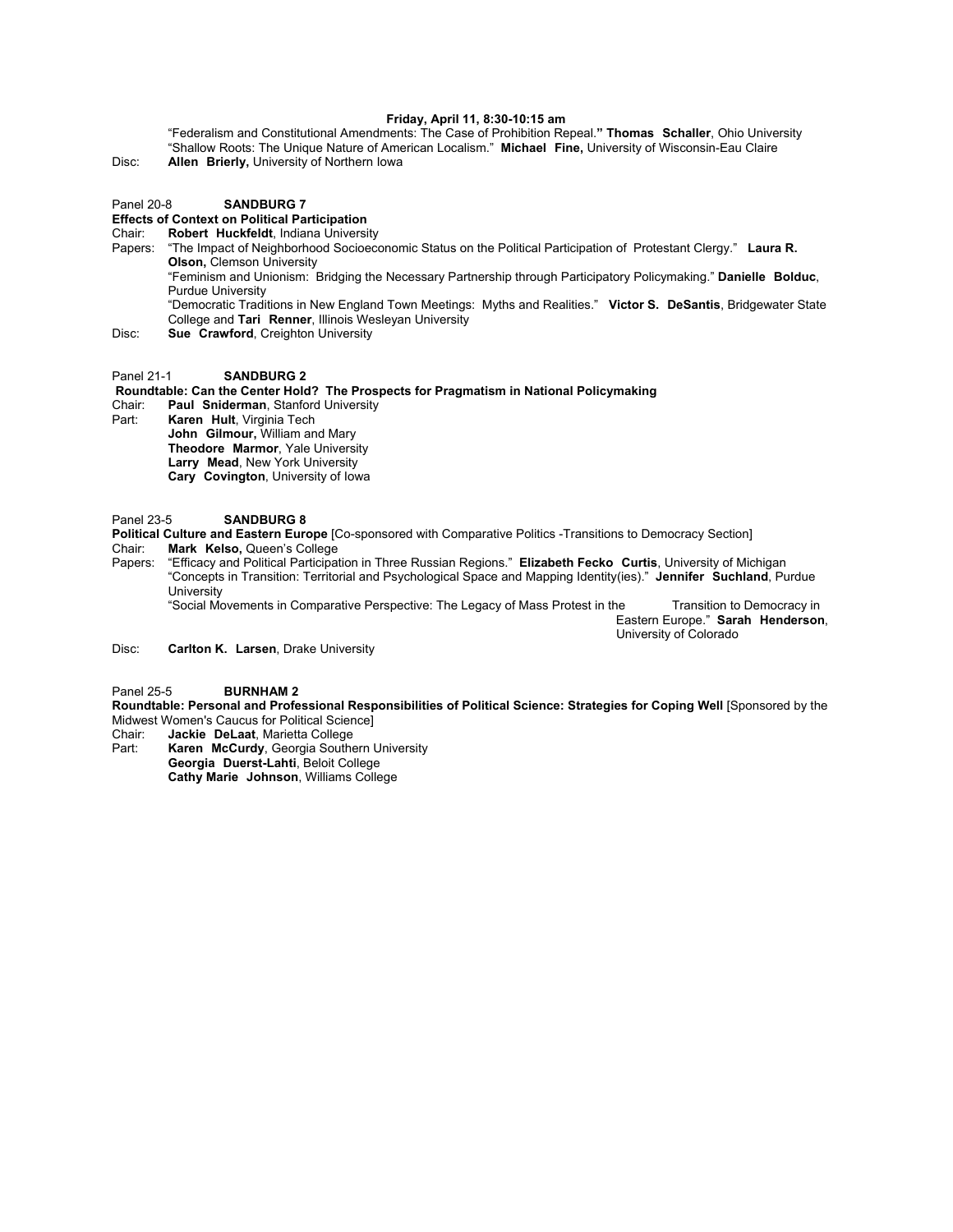**Friday, April 11, 8:30-10:15 am**

"Federalism and Constitutional Amendments: The Case of Prohibition Repeal." **Thomas Schaller**, Ohio University
"Shallow Roots: The Unique Nature of American Localism." **Michael Fine,** University of Wisconsin-Eau Claire

Disc: **Allen Brierly,** University of Northern Iowa

Panel 20-8 **SANDBURG 7**
**Effects of Context on Political Participation**

Chair: **Robert Huckfeldt**, Indiana University

Papers: "The Impact of Neighborhood Socioeconomic Status on the Political Participation of Protestant Clergy." **Laura R. Olson,** Clemson University
"Feminism and Unionism: Bridging the Necessary Partnership through Participatory Policymaking." **Danielle Bolduc**, Purdue University
"Democratic Traditions in New England Town Meetings: Myths and Realities." **Victor S. DeSantis**, Bridgewater State College and **Tari Renner**, Illinois Wesleyan University

Disc: **Sue Crawford**, Creighton University

Panel 21-1 **SANDBURG 2**
**Roundtable: Can the Center Hold? The Prospects for Pragmatism in National Policymaking**

Chair: **Paul Sniderman**, Stanford University

Part: **Karen Hult**, Virginia Tech
**John Gilmour,** William and Mary
**Theodore Marmor**, Yale University
**Larry Mead**, New York University
**Cary Covington**, University of Iowa

Panel 23-5 **SANDBURG 8**
**Political Culture and Eastern Europe** [Co-sponsored with Comparative Politics -Transitions to Democracy Section]

Chair: **Mark Kelso,** Queen's College

Papers: "Efficacy and Political Participation in Three Russian Regions." **Elizabeth Fecko Curtis**, University of Michigan
"Concepts in Transition: Territorial and Psychological Space and Mapping Identity(ies)." **Jennifer Suchland**, Purdue University
"Social Movements in Comparative Perspective: The Legacy of Mass Protest in the Transition to Democracy in Eastern Europe." **Sarah Henderson**, University of Colorado

Disc: **Carlton K. Larsen**, Drake University

Panel 25-5 **BURNHAM 2**
**Roundtable: Personal and Professional Responsibilities of Political Science: Strategies for Coping Well** [Sponsored by the Midwest Women's Caucus for Political Science]

Chair: **Jackie DeLaat**, Marietta College

Part: **Karen McCurdy**, Georgia Southern University
**Georgia Duerst-Lahti**, Beloit College
**Cathy Marie Johnson**, Williams College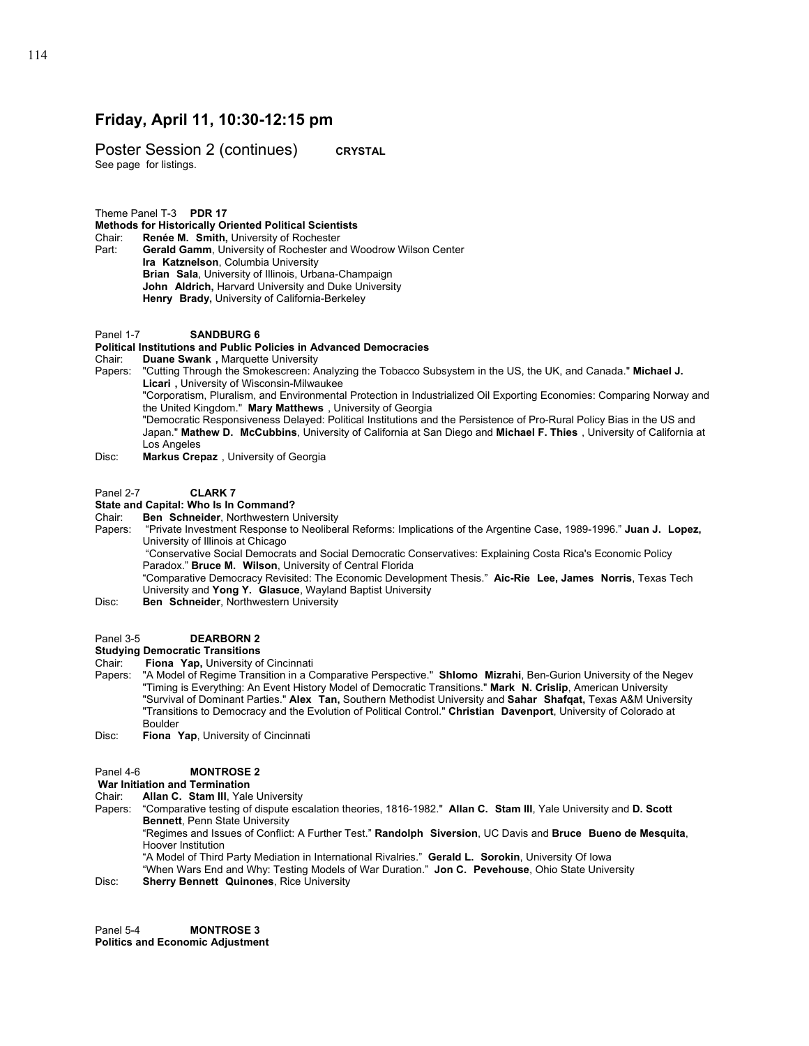## Friday, April 11, 10:30-12:15 pm

Poster Session 2 (continues) **CRYSTAL**
See page for listings.

Theme Panel T-3 **PDR 17**
**Methods for Historically Oriented Political Scientists**
Chair: **Renée M. Smith,** University of Rochester
Part: **Gerald Gamm**, University of Rochester and Woodrow Wilson Center
**Ira Katznelson**, Columbia University
**Brian Sala**, University of Illinois, Urbana-Champaign
**John Aldrich,** Harvard University and Duke University
**Henry Brady,** University of California-Berkeley

Panel 1-7 **SANDBURG 6**
**Political Institutions and Public Policies in Advanced Democracies**
Chair: **Duane Swank ,** Marquette University
Papers: "Cutting Through the Smokescreen: Analyzing the Tobacco Subsystem in the US, the UK, and Canada." **Michael J. Licari ,** University of Wisconsin-Milwaukee
"Corporatism, Pluralism, and Environmental Protection in Industrialized Oil Exporting Economies: Comparing Norway and the United Kingdom." **Mary Matthews** , University of Georgia
"Democratic Responsiveness Delayed: Political Institutions and the Persistence of Pro-Rural Policy Bias in the US and Japan." **Mathew D. McCubbins**, University of California at San Diego and **Michael F. Thies** , University of California at Los Angeles
Disc: **Markus Crepaz** , University of Georgia

Panel 2-7 **CLARK 7**
**State and Capital: Who Is In Command?**
Chair: **Ben Schneider**, Northwestern University
Papers: "Private Investment Response to Neoliberal Reforms: Implications of the Argentine Case, 1989-1996." **Juan J. Lopez,** University of Illinois at Chicago
"Conservative Social Democrats and Social Democratic Conservatives: Explaining Costa Rica's Economic Policy Paradox." **Bruce M. Wilson**, University of Central Florida
"Comparative Democracy Revisited: The Economic Development Thesis." **Aic-Rie Lee, James Norris**, Texas Tech University and **Yong Y. Glasuce**, Wayland Baptist University
Disc: **Ben Schneider**, Northwestern University

Panel 3-5 **DEARBORN 2**
**Studying Democratic Transitions**
Chair: **Fiona Yap,** University of Cincinnati
Papers: "A Model of Regime Transition in a Comparative Perspective." **Shlomo Mizrahi**, Ben-Gurion University of the Negev
"Timing is Everything: An Event History Model of Democratic Transitions." **Mark N. Crislip**, American University
"Survival of Dominant Parties." **Alex Tan,** Southern Methodist University and **Sahar Shafqat,** Texas A&M University
"Transitions to Democracy and the Evolution of Political Control." **Christian Davenport**, University of Colorado at Boulder
Disc: **Fiona Yap**, University of Cincinnati

Panel 4-6 **MONTROSE 2**
**War Initiation and Termination**
Chair: **Allan C. Stam III**, Yale University
Papers: "Comparative testing of dispute escalation theories, 1816-1982." **Allan C. Stam III**, Yale University and **D. Scott Bennett**, Penn State University
"Regimes and Issues of Conflict: A Further Test." **Randolph Siverson**, UC Davis and **Bruce Bueno de Mesquita**, Hoover Institution
"A Model of Third Party Mediation in International Rivalries." **Gerald L. Sorokin**, University Of Iowa
"When Wars End and Why: Testing Models of War Duration." **Jon C. Pevehouse**, Ohio State University
Disc: **Sherry Bennett Quinones**, Rice University

Panel 5-4 **MONTROSE 3**
**Politics and Economic Adjustment**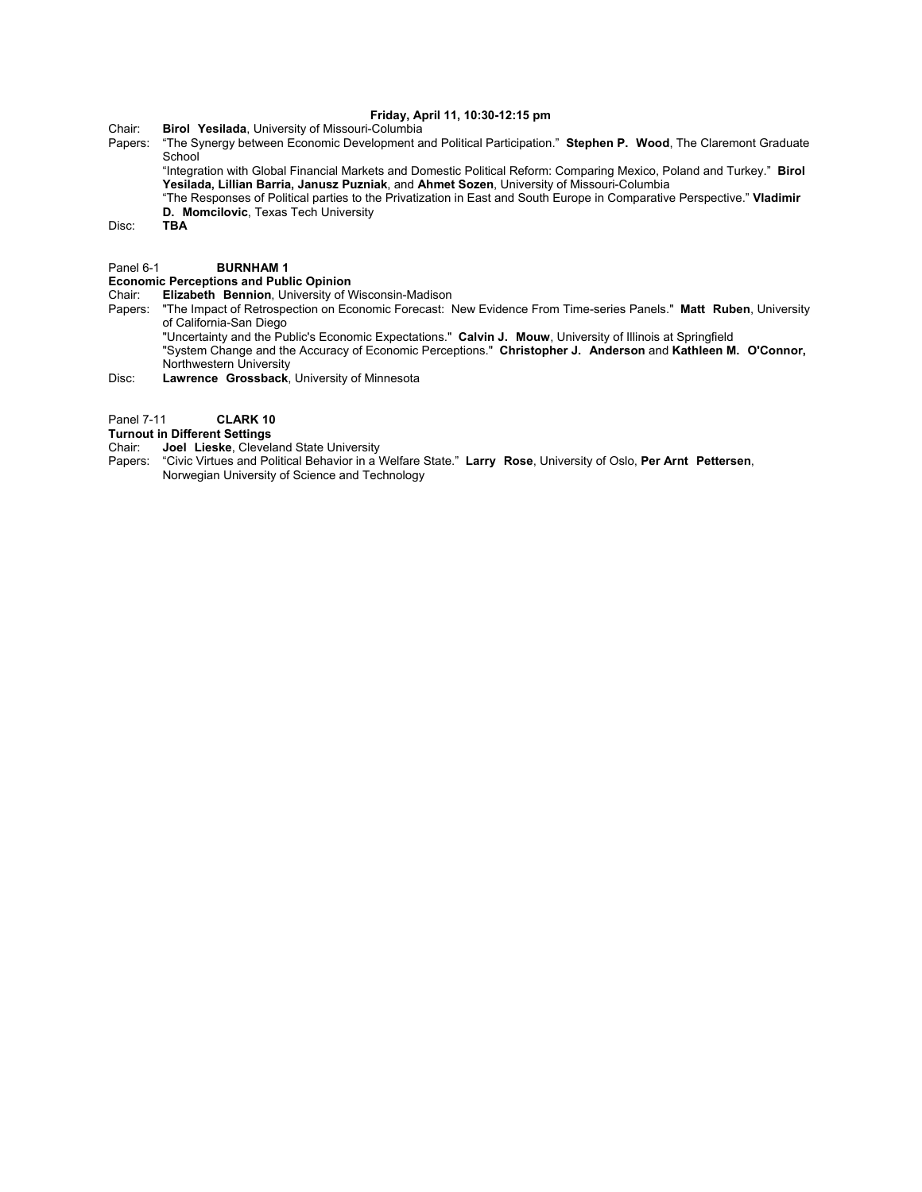**Friday, April 11, 10:30-12:15 pm**

Chair: **Birol Yesilada**, University of Missouri-Columbia

Papers: "The Synergy between Economic Development and Political Participation." **Stephen P. Wood**, The Claremont Graduate School

"Integration with Global Financial Markets and Domestic Political Reform: Comparing Mexico, Poland and Turkey." **Birol Yesilada, Lillian Barria, Janusz Puzniak**, and **Ahmet Sozen**, University of Missouri-Columbia

"The Responses of Political parties to the Privatization in East and South Europe in Comparative Perspective." **Vladimir D. Momcilovic**, Texas Tech University

Disc: **TBA**

Panel 6-1 **BURNHAM 1**

**Economic Perceptions and Public Opinion**

Chair: **Elizabeth Bennion**, University of Wisconsin-Madison

Papers: "The Impact of Retrospection on Economic Forecast: New Evidence From Time-series Panels." **Matt Ruben**, University of California-San Diego

"Uncertainty and the Public's Economic Expectations." **Calvin J. Mouw**, University of Illinois at Springfield

"System Change and the Accuracy of Economic Perceptions." **Christopher J. Anderson** and **Kathleen M. O'Connor,** Northwestern University

Disc: **Lawrence Grossback**, University of Minnesota

Panel 7-11 **CLARK 10**

**Turnout in Different Settings**

Chair: **Joel Lieske**, Cleveland State University

Papers: "Civic Virtues and Political Behavior in a Welfare State." **Larry Rose**, University of Oslo, **Per Arnt Pettersen**, Norwegian University of Science and Technology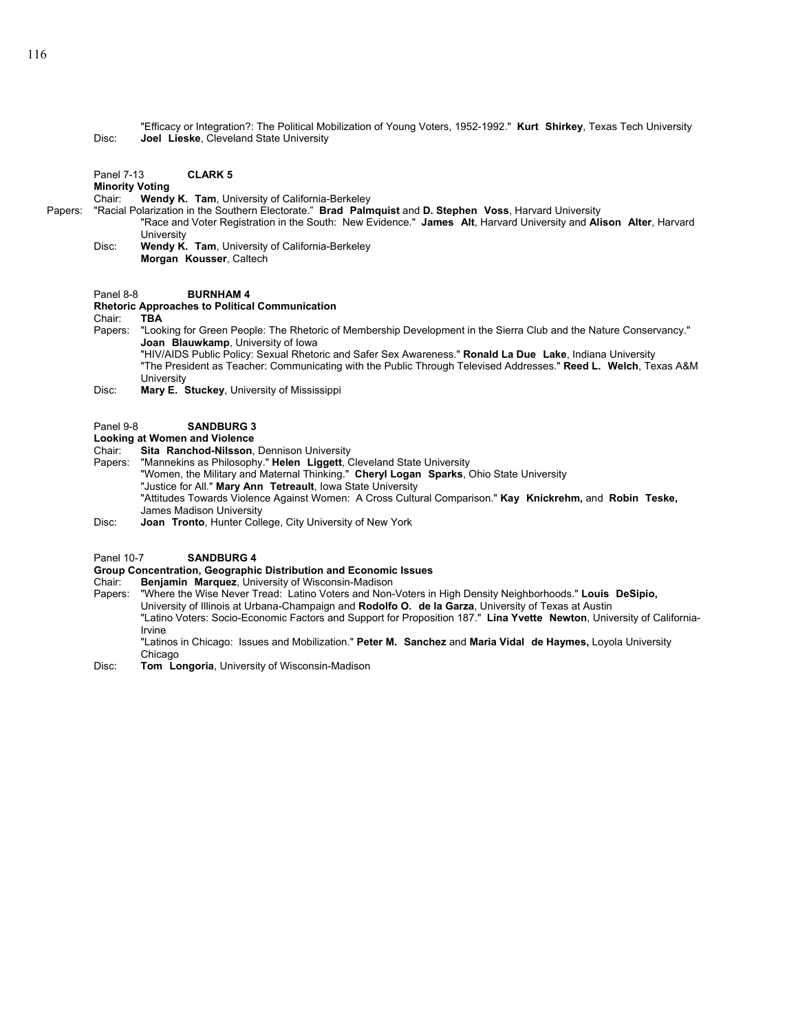"Efficacy or Integration?: The Political Mobilization of Young Voters, 1952-1992." **Kurt Shirkey**, Texas Tech University

Disc: **Joel Lieske**, Cleveland State University

Panel 7-13 **CLARK 5**

**Minority Voting**

Chair: **Wendy K. Tam**, University of California-Berkeley

Papers: "Racial Polarization in the Southern Electorate." **Brad Palmquist** and **D. Stephen Voss**, Harvard University

"Race and Voter Registration in the South: New Evidence." **James Alt**, Harvard University and **Alison Alter**, Harvard University

Disc: **Wendy K. Tam**, University of California-Berkeley

**Morgan Kousser**, Caltech

Panel 8-8 **BURNHAM 4**

**Rhetoric Approaches to Political Communication**

Chair: **TBA**

Papers: "Looking for Green People: The Rhetoric of Membership Development in the Sierra Club and the Nature Conservancy." **Joan Blauwkamp**, University of Iowa

"HIV/AIDS Public Policy: Sexual Rhetoric and Safer Sex Awareness." **Ronald La Due Lake**, Indiana University

"The President as Teacher: Communicating with the Public Through Televised Addresses." **Reed L. Welch**, Texas A&M University

Disc: **Mary E. Stuckey**, University of Mississippi

Panel 9-8 **SANDBURG 3**

**Looking at Women and Violence**

Chair: **Sita Ranchod-Nilsson**, Dennison University

Papers: "Mannekins as Philosophy." **Helen Liggett**, Cleveland State University

"Women, the Military and Maternal Thinking." **Cheryl Logan Sparks**, Ohio State University

"Justice for All." **Mary Ann Tetreault**, Iowa State University

"Attitudes Towards Violence Against Women: A Cross Cultural Comparison." **Kay Knickrehm,** and **Robin Teske,** James Madison University

Disc: **Joan Tronto**, Hunter College, City University of New York

Panel 10-7 **SANDBURG 4**

**Group Concentration, Geographic Distribution and Economic Issues**

Chair: **Benjamin Marquez**, University of Wisconsin-Madison

Papers: "Where the Wise Never Tread: Latino Voters and Non-Voters in High Density Neighborhoods." **Louis DeSipio,** University of Illinois at Urbana-Champaign and **Rodolfo O. de la Garza**, University of Texas at Austin

"Latino Voters: Socio-Economic Factors and Support for Proposition 187." **Lina Yvette Newton**, University of California-Irvine

"Latinos in Chicago: Issues and Mobilization." **Peter M. Sanchez** and **Maria Vidal de Haymes,** Loyola University Chicago

Disc: **Tom Longoria**, University of Wisconsin-Madison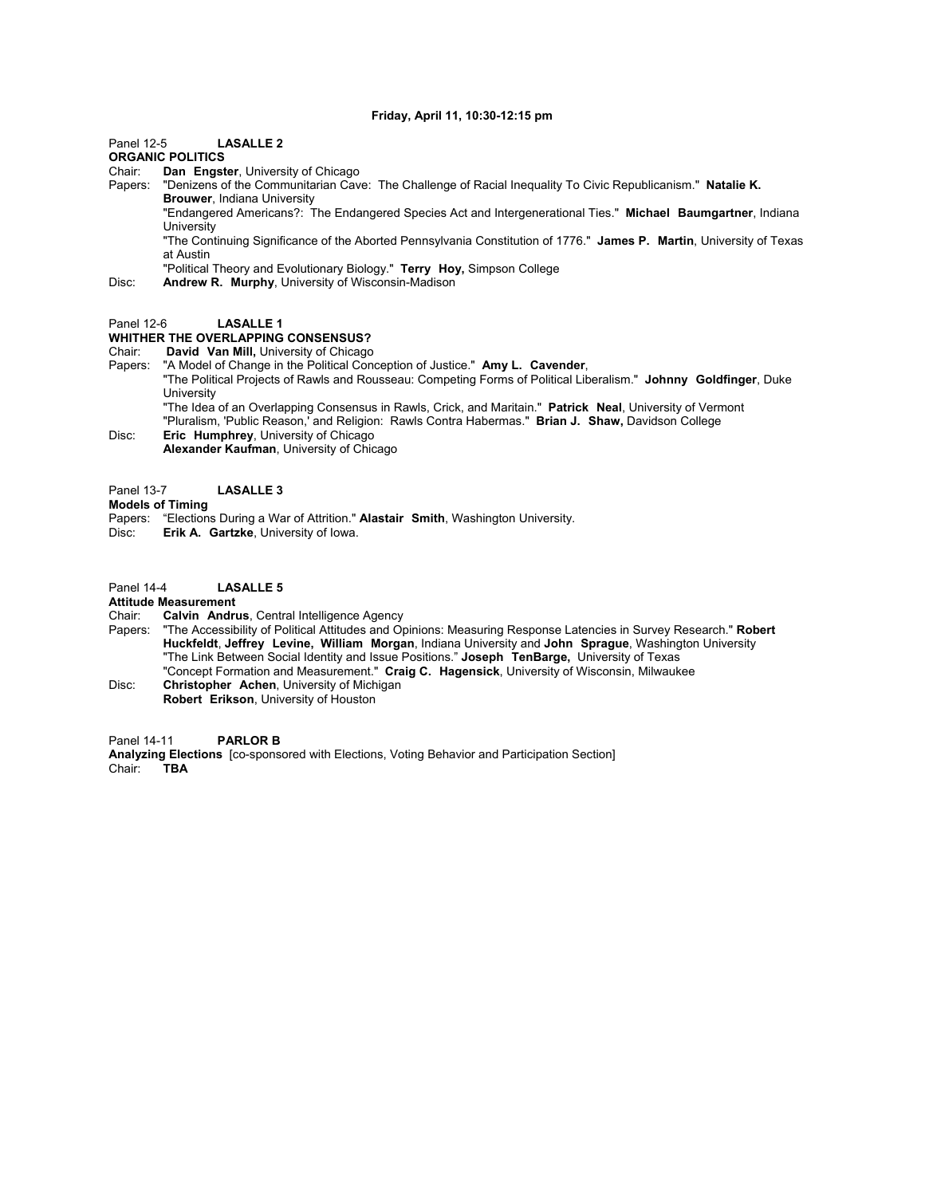**Friday, April 11, 10:30-12:15 pm**

Panel 12-5 **LASALLE 2**
**ORGANIC POLITICS**
Chair: **Dan Engster**, University of Chicago
Papers: "Denizens of the Communitarian Cave: The Challenge of Racial Inequality To Civic Republicanism." **Natalie K. Brouwer**, Indiana University
"Endangered Americans?: The Endangered Species Act and Intergenerational Ties." **Michael Baumgartner**, Indiana University
"The Continuing Significance of the Aborted Pennsylvania Constitution of 1776." **James P. Martin**, University of Texas at Austin
"Political Theory and Evolutionary Biology." **Terry Hoy,** Simpson College
Disc: **Andrew R. Murphy**, University of Wisconsin-Madison

Panel 12-6 **LASALLE 1**
**WHITHER THE OVERLAPPING CONSENSUS?**
Chair: **David Van Mill,** University of Chicago
Papers: "A Model of Change in the Political Conception of Justice." **Amy L. Cavender**,
"The Political Projects of Rawls and Rousseau: Competing Forms of Political Liberalism." **Johnny Goldfinger**, Duke University
"The Idea of an Overlapping Consensus in Rawls, Crick, and Maritain." **Patrick Neal**, University of Vermont
"Pluralism, 'Public Reason,' and Religion: Rawls Contra Habermas." **Brian J. Shaw,** Davidson College
Disc: **Eric Humphrey**, University of Chicago
**Alexander Kaufman**, University of Chicago

Panel 13-7 **LASALLE 3**
**Models of Timing**
Papers: "Elections During a War of Attrition." **Alastair Smith**, Washington University.
Disc: **Erik A. Gartzke**, University of Iowa.

Panel 14-4 **LASALLE 5**
**Attitude Measurement**
Chair: **Calvin Andrus**, Central Intelligence Agency
Papers: "The Accessibility of Political Attitudes and Opinions: Measuring Response Latencies in Survey Research." **Robert Huckfeldt**, **Jeffrey Levine, William Morgan**, Indiana University and **John Sprague**, Washington University
"The Link Between Social Identity and Issue Positions." **Joseph TenBarge,** University of Texas
"Concept Formation and Measurement." **Craig C. Hagensick**, University of Wisconsin, Milwaukee
Disc: **Christopher Achen**, University of Michigan
**Robert Erikson**, University of Houston

Panel 14-11 **PARLOR B**
**Analyzing Elections** [co-sponsored with Elections, Voting Behavior and Participation Section]
Chair: **TBA**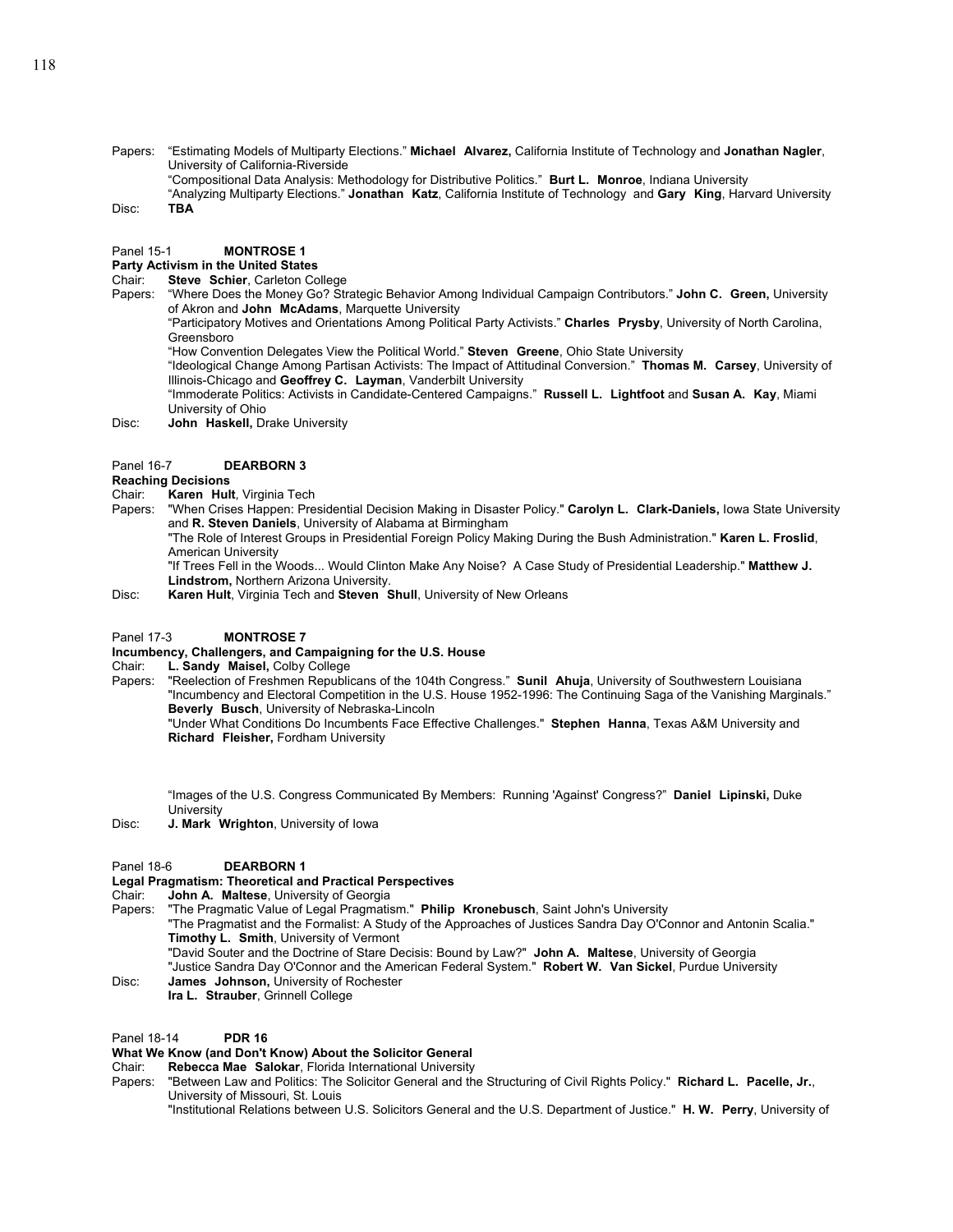Papers: "Estimating Models of Multiparty Elections." **Michael Alvarez,** California Institute of Technology and **Jonathan Nagler**, University of California-Riverside
"Compositional Data Analysis: Methodology for Distributive Politics." **Burt L. Monroe**, Indiana University
"Analyzing Multiparty Elections." **Jonathan Katz**, California Institute of Technology and **Gary King**, Harvard University
Disc: **TBA**

Panel 15-1 **MONTROSE 1**
**Party Activism in the United States**
Chair: **Steve Schier**, Carleton College
Papers: "Where Does the Money Go? Strategic Behavior Among Individual Campaign Contributors." **John C. Green,** University of Akron and **John McAdams**, Marquette University
"Participatory Motives and Orientations Among Political Party Activists." **Charles Prysby**, University of North Carolina, Greensboro
"How Convention Delegates View the Political World." **Steven Greene**, Ohio State University
"Ideological Change Among Partisan Activists: The Impact of Attitudinal Conversion." **Thomas M. Carsey**, University of Illinois-Chicago and **Geoffrey C. Layman**, Vanderbilt University
"Immoderate Politics: Activists in Candidate-Centered Campaigns." **Russell L. Lightfoot** and **Susan A. Kay**, Miami University of Ohio
Disc: **John Haskell,** Drake University

Panel 16-7 **DEARBORN 3**
**Reaching Decisions**
Chair: **Karen Hult**, Virginia Tech
Papers: "When Crises Happen: Presidential Decision Making in Disaster Policy." **Carolyn L. Clark-Daniels,** Iowa State University and **R. Steven Daniels**, University of Alabama at Birmingham
"The Role of Interest Groups in Presidential Foreign Policy Making During the Bush Administration." **Karen L. Froslid**, American University
"If Trees Fell in the Woods... Would Clinton Make Any Noise? A Case Study of Presidential Leadership." **Matthew J. Lindstrom,** Northern Arizona University.
Disc: **Karen Hult**, Virginia Tech and **Steven Shull**, University of New Orleans

Panel 17-3 **MONTROSE 7**
**Incumbency, Challengers, and Campaigning for the U.S. House**
Chair: **L. Sandy Maisel,** Colby College
Papers: "Reelection of Freshmen Republicans of the 104th Congress." **Sunil Ahuja**, University of Southwestern Louisiana
"Incumbency and Electoral Competition in the U.S. House 1952-1996: The Continuing Saga of the Vanishing Marginals." **Beverly Busch**, University of Nebraska-Lincoln
"Under What Conditions Do Incumbents Face Effective Challenges." **Stephen Hanna**, Texas A&M University and **Richard Fleisher,** Fordham University

"Images of the U.S. Congress Communicated By Members: Running 'Against' Congress?" **Daniel Lipinski,** Duke University
Disc: **J. Mark Wrighton**, University of Iowa

Panel 18-6 **DEARBORN 1**
**Legal Pragmatism: Theoretical and Practical Perspectives**
Chair: **John A. Maltese**, University of Georgia
Papers: "The Pragmatic Value of Legal Pragmatism." **Philip Kronebusch**, Saint John's University
"The Pragmatist and the Formalist: A Study of the Approaches of Justices Sandra Day O'Connor and Antonin Scalia." **Timothy L. Smith**, University of Vermont
"David Souter and the Doctrine of Stare Decisis: Bound by Law?" **John A. Maltese**, University of Georgia
"Justice Sandra Day O'Connor and the American Federal System." **Robert W. Van Sickel**, Purdue University
Disc: **James Johnson,** University of Rochester
**Ira L. Strauber**, Grinnell College

Panel 18-14 **PDR 16**
**What We Know (and Don't Know) About the Solicitor General**
Chair: **Rebecca Mae Salokar**, Florida International University
Papers: "Between Law and Politics: The Solicitor General and the Structuring of Civil Rights Policy." **Richard L. Pacelle, Jr.**, University of Missouri, St. Louis
"Institutional Relations between U.S. Solicitors General and the U.S. Department of Justice." **H. W. Perry**, University of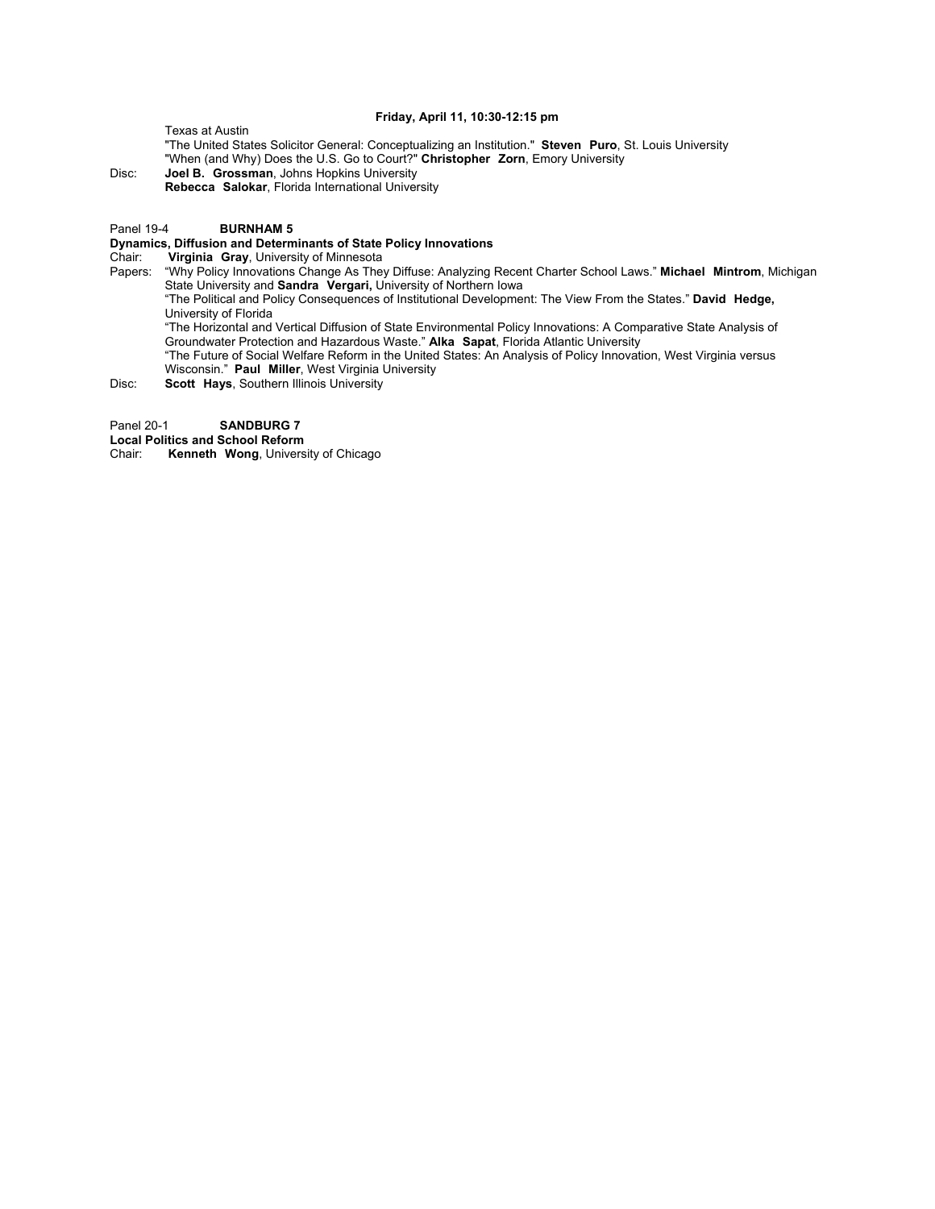**Friday, April 11, 10:30-12:15 pm**

Texas at Austin
"The United States Solicitor General: Conceptualizing an Institution." **Steven Puro**, St. Louis University
"When (and Why) Does the U.S. Go to Court?" **Christopher Zorn**, Emory University

Disc: **Joel B. Grossman**, Johns Hopkins University
**Rebecca Salokar**, Florida International University

Panel 19-4 **BURNHAM 5**
**Dynamics, Diffusion and Determinants of State Policy Innovations**
Chair: **Virginia Gray**, University of Minnesota
Papers: “Why Policy Innovations Change As They Diffuse: Analyzing Recent Charter School Laws.” **Michael Mintrom**, Michigan State University and **Sandra Vergari,** University of Northern Iowa
“The Political and Policy Consequences of Institutional Development: The View From the States.” **David Hedge,** University of Florida
“The Horizontal and Vertical Diffusion of State Environmental Policy Innovations: A Comparative State Analysis of Groundwater Protection and Hazardous Waste.” **Alka Sapat**, Florida Atlantic University
“The Future of Social Welfare Reform in the United States: An Analysis of Policy Innovation, West Virginia versus Wisconsin.” **Paul Miller**, West Virginia University
Disc: **Scott Hays**, Southern Illinois University

Panel 20-1 **SANDBURG 7**
**Local Politics and School Reform**
Chair: **Kenneth Wong**, University of Chicago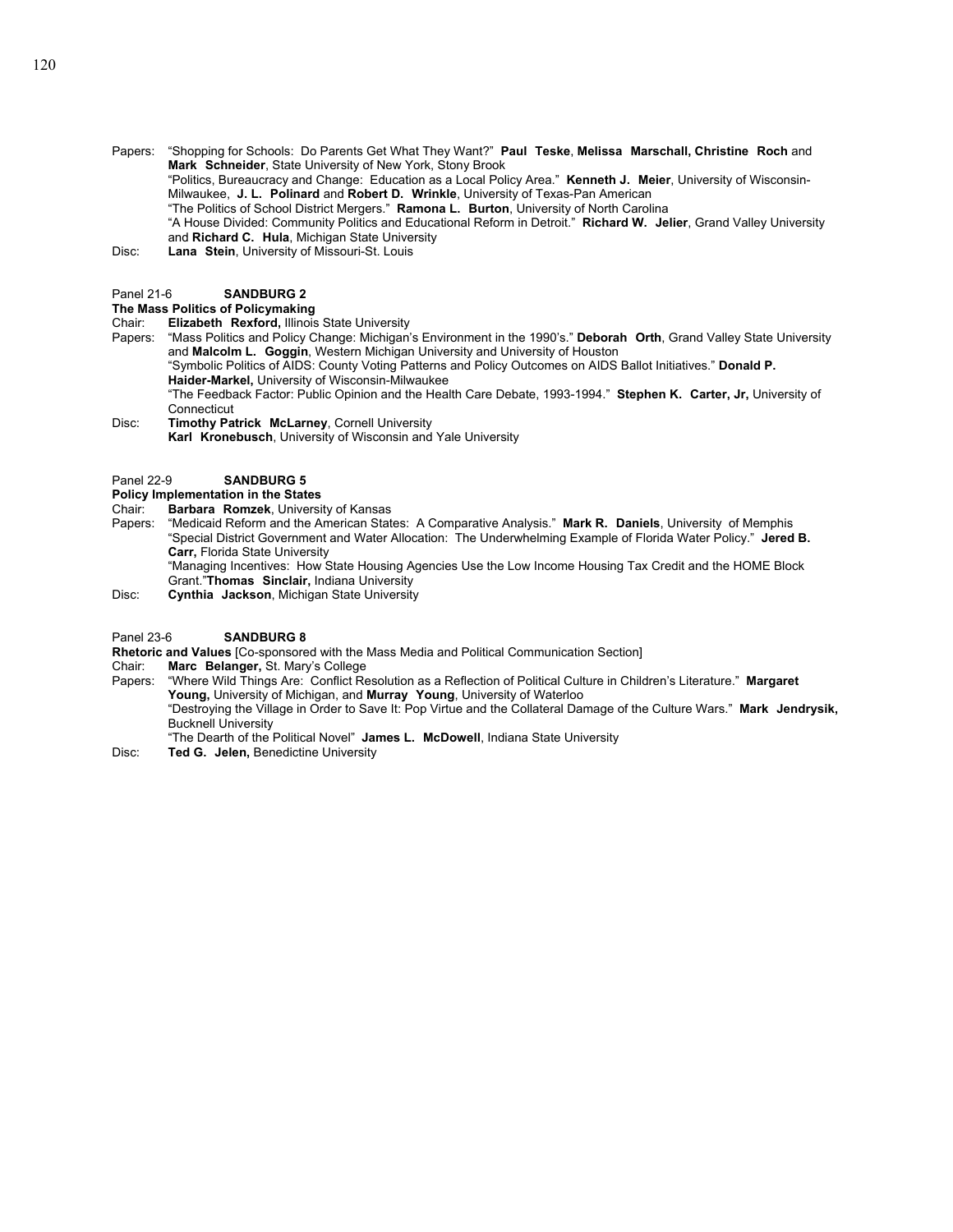Papers: "Shopping for Schools: Do Parents Get What They Want?" **Paul Teske**, **Melissa Marschall, Christine Roch** and **Mark Schneider**, State University of New York, Stony Brook
"Politics, Bureaucracy and Change: Education as a Local Policy Area." **Kenneth J. Meier**, University of Wisconsin-Milwaukee, **J. L. Polinard** and **Robert D. Wrinkle**, University of Texas-Pan American
"The Politics of School District Mergers." **Ramona L. Burton**, University of North Carolina
"A House Divided: Community Politics and Educational Reform in Detroit." **Richard W. Jelier**, Grand Valley University and **Richard C. Hula**, Michigan State University

Disc: **Lana Stein**, University of Missouri-St. Louis

Panel 21-6 **SANDBURG 2**

**The Mass Politics of Policymaking**

Chair: **Elizabeth Rexford,** Illinois State University

Papers: "Mass Politics and Policy Change: Michigan's Environment in the 1990's." **Deborah Orth**, Grand Valley State University and **Malcolm L. Goggin**, Western Michigan University and University of Houston
"Symbolic Politics of AIDS: County Voting Patterns and Policy Outcomes on AIDS Ballot Initiatives." **Donald P. Haider-Markel,** University of Wisconsin-Milwaukee
"The Feedback Factor: Public Opinion and the Health Care Debate, 1993-1994." **Stephen K. Carter, Jr,** University of Connecticut

Disc: **Timothy Patrick McLarney**, Cornell University
**Karl Kronebusch**, University of Wisconsin and Yale University

Panel 22-9 **SANDBURG 5**

**Policy Implementation in the States**

Chair: **Barbara Romzek**, University of Kansas

Papers: "Medicaid Reform and the American States: A Comparative Analysis." **Mark R. Daniels**, University of Memphis
"Special District Government and Water Allocation: The Underwhelming Example of Florida Water Policy." **Jered B. Carr,** Florida State University
"Managing Incentives: How State Housing Agencies Use the Low Income Housing Tax Credit and the HOME Block Grant."**Thomas Sinclair,** Indiana University

Disc: **Cynthia Jackson**, Michigan State University

Panel 23-6 **SANDBURG 8**

**Rhetoric and Values** [Co-sponsored with the Mass Media and Political Communication Section]

Chair: **Marc Belanger,** St. Mary's College

Papers: "Where Wild Things Are: Conflict Resolution as a Reflection of Political Culture in Children's Literature." **Margaret Young,** University of Michigan, and **Murray Young**, University of Waterloo
"Destroying the Village in Order to Save It: Pop Virtue and the Collateral Damage of the Culture Wars." **Mark Jendrysik,** Bucknell University
"The Dearth of the Political Novel" **James L. McDowell**, Indiana State University

Disc: **Ted G. Jelen,** Benedictine University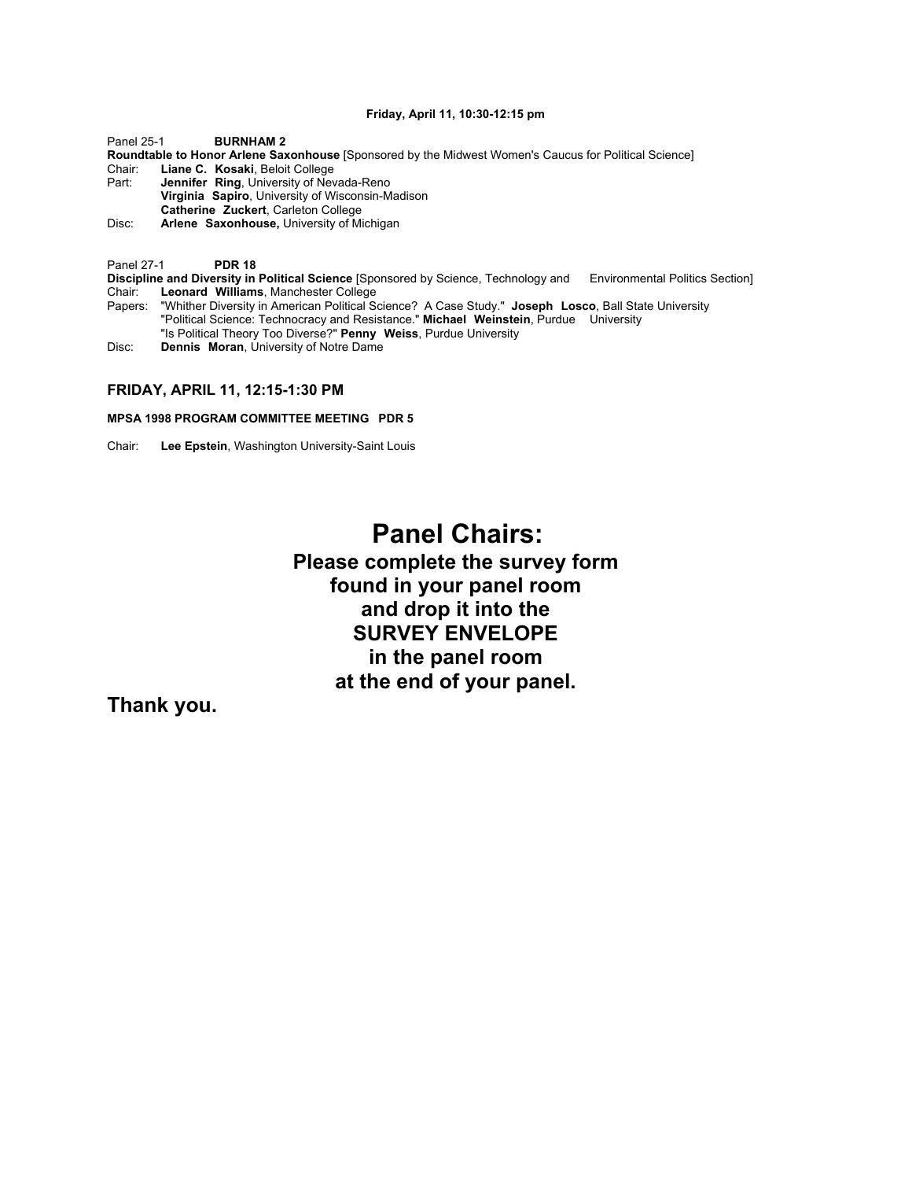**Friday, April 11, 10:30-12:15 pm**

Panel 25-1 **BURNHAM 2**
**Roundtable to Honor Arlene Saxonhouse** [Sponsored by the Midwest Women's Caucus for Political Science]
Chair: **Liane C. Kosaki**, Beloit College
Part: **Jennifer Ring**, University of Nevada-Reno
**Virginia Sapiro**, University of Wisconsin-Madison
**Catherine Zuckert**, Carleton College
Disc: **Arlene Saxonhouse,** University of Michigan

Panel 27-1 **PDR 18**
**Discipline and Diversity in Political Science** [Sponsored by Science, Technology and Environmental Politics Section]
Chair: **Leonard Williams**, Manchester College
Papers: "Whither Diversity in American Political Science? A Case Study." **Joseph Losco**, Ball State University
"Political Science: Technocracy and Resistance." **Michael Weinstein**, Purdue University
"Is Political Theory Too Diverse?" **Penny Weiss**, Purdue University
Disc: **Dennis Moran**, University of Notre Dame

## FRIDAY, APRIL 11, 12:15-1:30 PM

**MPSA 1998 PROGRAM COMMITTEE MEETING PDR 5**

Chair: **Lee Epstein**, Washington University-Saint Louis

# Panel Chairs:

**Please complete the survey form found in your panel room and drop it into the SURVEY ENVELOPE in the panel room at the end of your panel.**

**Thank you.**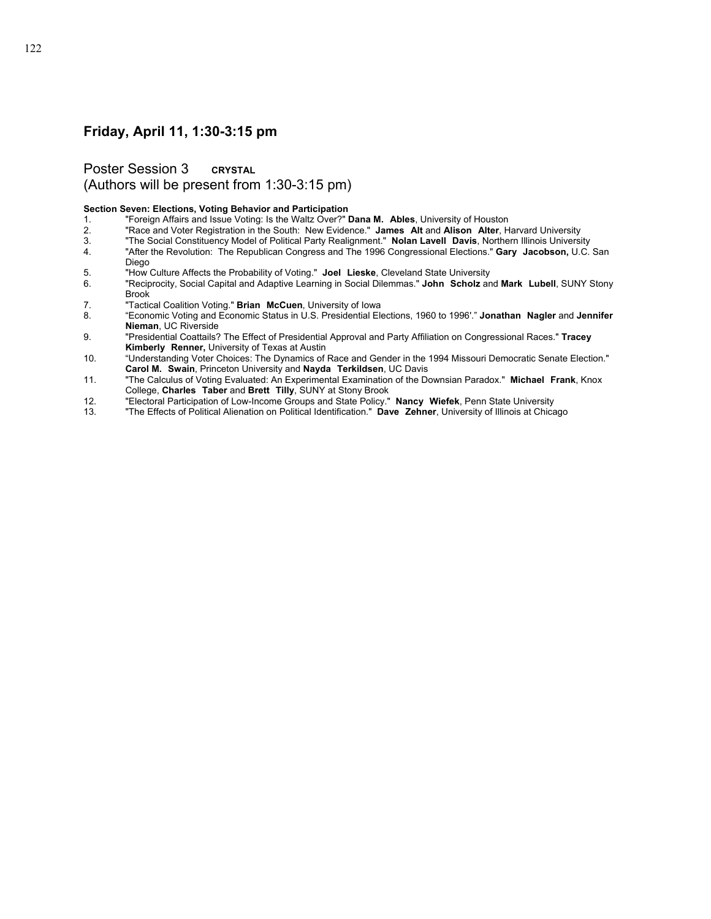## Friday, April 11, 1:30-3:15 pm

### Poster Session 3 **CRYSTAL**
### (Authors will be present from 1:30-3:15 pm)

**Section Seven: Elections, Voting Behavior and Participation**

1. "Foreign Affairs and Issue Voting: Is the Waltz Over?" **Dana M. Ables**, University of Houston
2. "Race and Voter Registration in the South: New Evidence." **James Alt** and **Alison Alter**, Harvard University
3. "The Social Constituency Model of Political Party Realignment." **Nolan Lavell Davis**, Northern Illinois University
4. "After the Revolution: The Republican Congress and The 1996 Congressional Elections." **Gary Jacobson,** U.C. San Diego
5. "How Culture Affects the Probability of Voting." **Joel Lieske**, Cleveland State University
6. "Reciprocity, Social Capital and Adaptive Learning in Social Dilemmas." **John Scholz** and **Mark Lubell**, SUNY Stony Brook
7. "Tactical Coalition Voting." **Brian McCuen**, University of Iowa
8. "Economic Voting and Economic Status in U.S. Presidential Elections, 1960 to 1996'." **Jonathan Nagler** and **Jennifer Nieman**, UC Riverside
9. "Presidential Coattails? The Effect of Presidential Approval and Party Affiliation on Congressional Races." **Tracey Kimberly Renner,** University of Texas at Austin
10. "Understanding Voter Choices: The Dynamics of Race and Gender in the 1994 Missouri Democratic Senate Election." **Carol M. Swain**, Princeton University and **Nayda Terkildsen**, UC Davis
11. "The Calculus of Voting Evaluated: An Experimental Examination of the Downsian Paradox." **Michael Frank**, Knox College, **Charles Taber** and **Brett Tilly**, SUNY at Stony Brook
12. "Electoral Participation of Low-Income Groups and State Policy." **Nancy Wiefek**, Penn State University
13. "The Effects of Political Alienation on Political Identification." **Dave Zehner**, University of Illinois at Chicago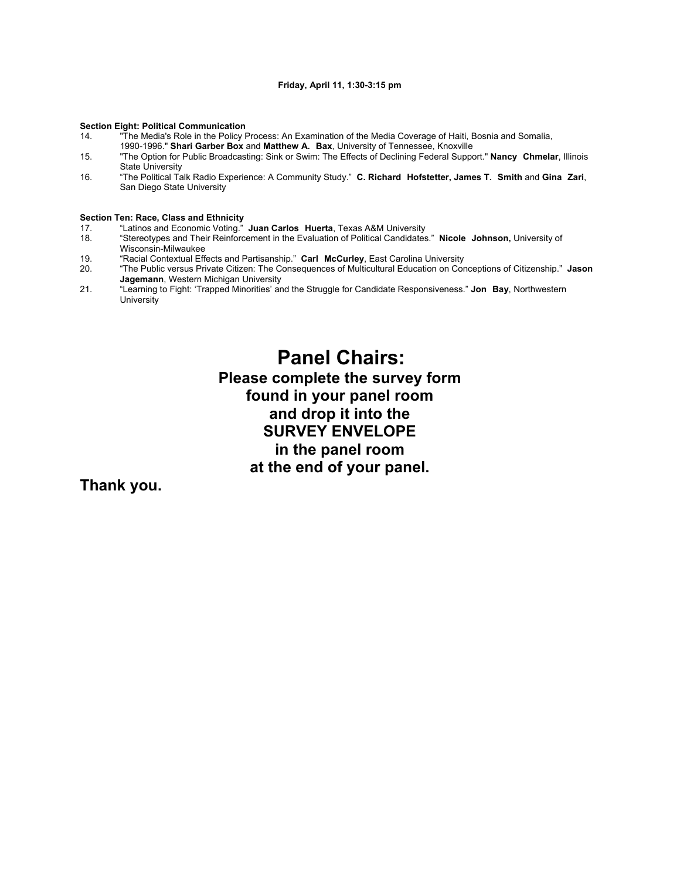**Friday, April 11, 1:30-3:15 pm**

**Section Eight: Political Communication**

14. "The Media's Role in the Policy Process: An Examination of the Media Coverage of Haiti, Bosnia and Somalia, 1990-1996." **Shari Garber Box** and **Matthew A. Bax**, University of Tennessee, Knoxville
15. "The Option for Public Broadcasting: Sink or Swim: The Effects of Declining Federal Support." **Nancy Chmelar**, Illinois State University
16. "The Political Talk Radio Experience: A Community Study." **C. Richard Hofstetter, James T. Smith** and **Gina Zari**, San Diego State University

**Section Ten: Race, Class and Ethnicity**

17. "Latinos and Economic Voting." **Juan Carlos Huerta**, Texas A&M University
18. "Stereotypes and Their Reinforcement in the Evaluation of Political Candidates." **Nicole Johnson,** University of Wisconsin-Milwaukee
19. "Racial Contextual Effects and Partisanship." **Carl McCurley**, East Carolina University
20. "The Public versus Private Citizen: The Consequences of Multicultural Education on Conceptions of Citizenship." **Jason Jagemann**, Western Michigan University
21. "Learning to Fight: 'Trapped Minorities' and the Struggle for Candidate Responsiveness." **Jon Bay**, Northwestern University

# Panel Chairs:

**Please complete the survey form found in your panel room and drop it into the SURVEY ENVELOPE in the panel room at the end of your panel.**

**Thank you.**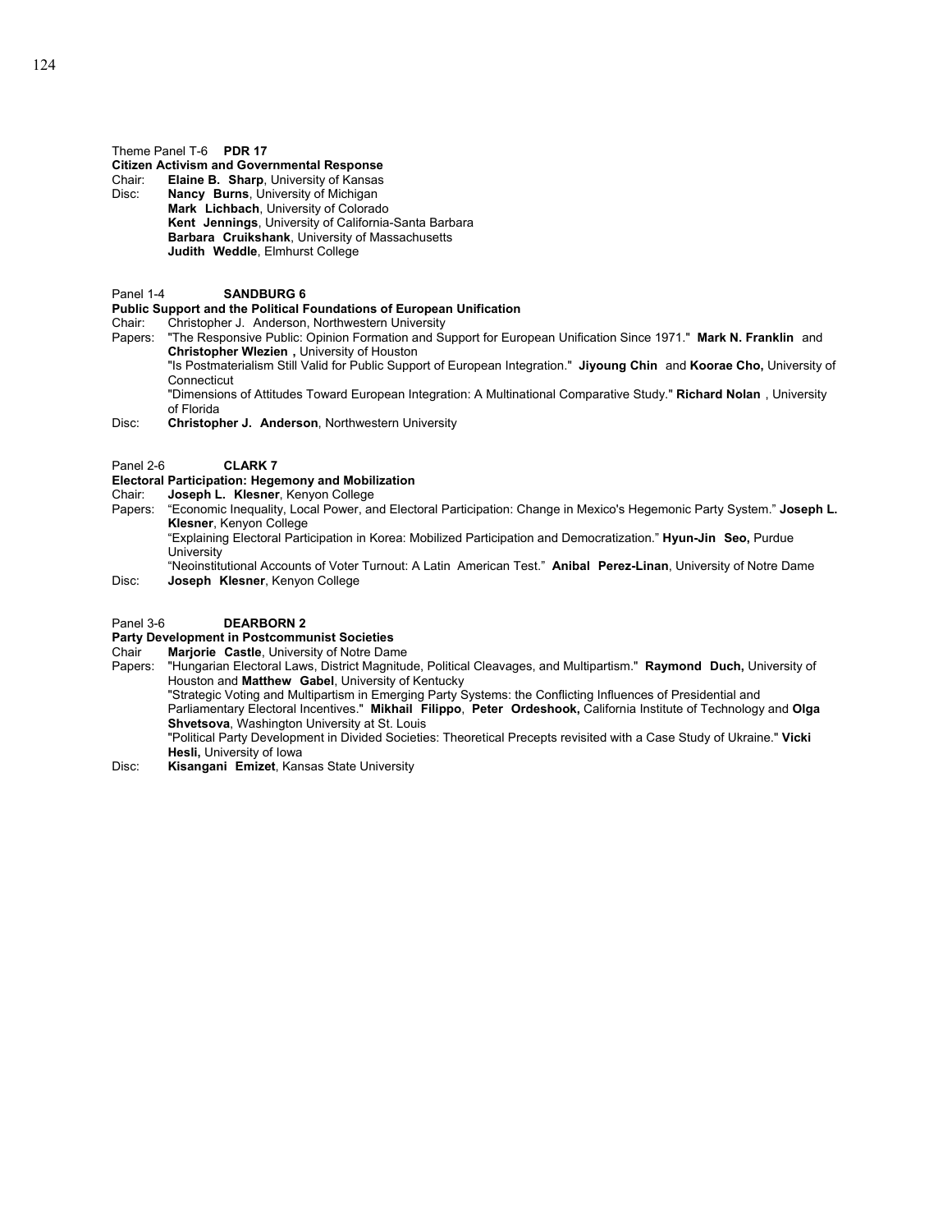Theme Panel T-6 **PDR 17**

**Citizen Activism and Governmental Response**

Chair: **Elaine B. Sharp**, University of Kansas

Disc: **Nancy Burns**, University of Michigan
**Mark Lichbach**, University of Colorado
**Kent Jennings**, University of California-Santa Barbara
**Barbara Cruikshank**, University of Massachusetts
**Judith Weddle**, Elmhurst College

Panel 1-4 **SANDBURG 6**

**Public Support and the Political Foundations of European Unification**

Chair: Christopher J. Anderson, Northwestern University

Papers: "The Responsive Public: Opinion Formation and Support for European Unification Since 1971." **Mark N. Franklin** and **Christopher Wlezien ,** University of Houston
"Is Postmaterialism Still Valid for Public Support of European Integration." **Jiyoung Chin** and **Koorae Cho,** University of Connecticut
"Dimensions of Attitudes Toward European Integration: A Multinational Comparative Study." **Richard Nolan** , University of Florida

Disc: **Christopher J. Anderson**, Northwestern University

Panel 2-6 **CLARK 7**

**Electoral Participation: Hegemony and Mobilization**

Chair: **Joseph L. Klesner**, Kenyon College

Papers: "Economic Inequality, Local Power, and Electoral Participation: Change in Mexico's Hegemonic Party System." **Joseph L. Klesner**, Kenyon College
"Explaining Electoral Participation in Korea: Mobilized Participation and Democratization." **Hyun-Jin Seo,** Purdue University
"Neoinstitutional Accounts of Voter Turnout: A Latin American Test." **Anibal Perez-Linan**, University of Notre Dame

Disc: **Joseph Klesner**, Kenyon College

Panel 3-6 **DEARBORN 2**

**Party Development in Postcommunist Societies**

Chair **Marjorie Castle**, University of Notre Dame

Papers: "Hungarian Electoral Laws, District Magnitude, Political Cleavages, and Multipartism." **Raymond Duch,** University of Houston and **Matthew Gabel**, University of Kentucky
"Strategic Voting and Multipartism in Emerging Party Systems: the Conflicting Influences of Presidential and Parliamentary Electoral Incentives." **Mikhail Filippo**, **Peter Ordeshook,** California Institute of Technology and **Olga Shvetsova**, Washington University at St. Louis
"Political Party Development in Divided Societies: Theoretical Precepts revisited with a Case Study of Ukraine." **Vicki Hesli,** University of Iowa

Disc: **Kisangani Emizet**, Kansas State University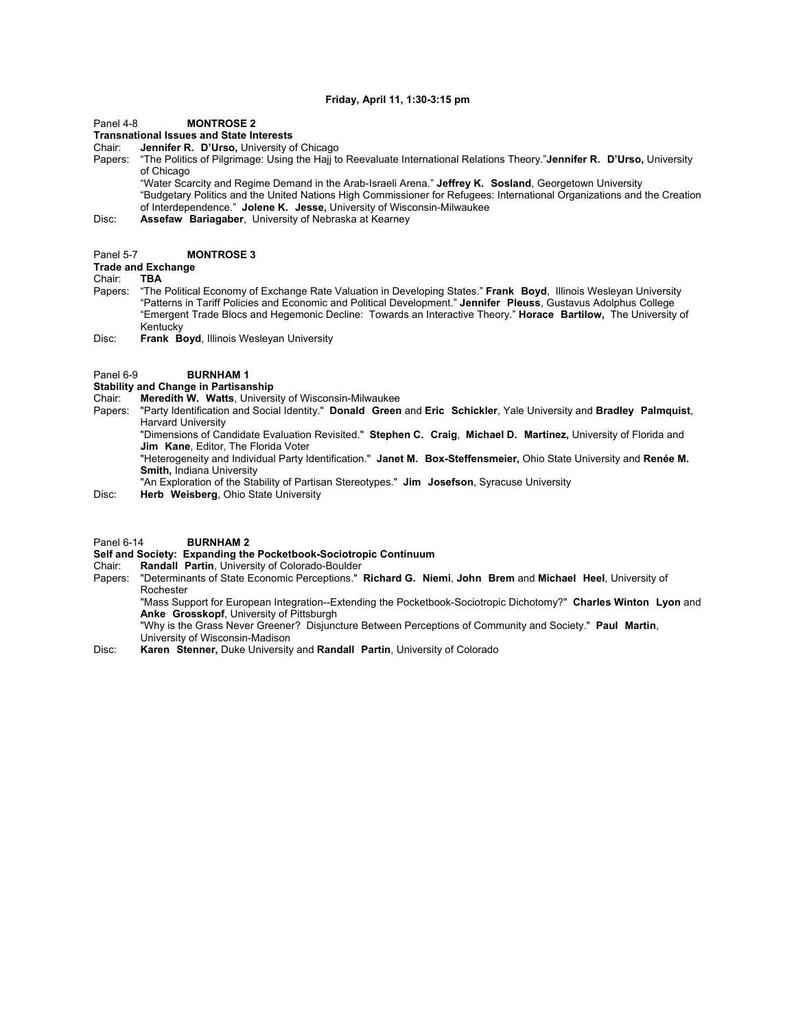**Friday, April 11, 1:30-3:15 pm**

Panel 4-8 **MONTROSE 2**

**Transnational Issues and State Interests**

Chair: **Jennifer R. D'Urso,** University of Chicago

Papers: "The Politics of Pilgrimage: Using the Hajj to Reevaluate International Relations Theory."**Jennifer R. D'Urso,** University of Chicago

"Water Scarcity and Regime Demand in the Arab-Israeli Arena." **Jeffrey K. Sosland**, Georgetown University

"Budgetary Politics and the United Nations High Commissioner for Refugees: International Organizations and the Creation of Interdependence." **Jolene K. Jesse,** University of Wisconsin-Milwaukee

Disc: **Assefaw Bariagaber**, University of Nebraska at Kearney

Panel 5-7 **MONTROSE 3**

**Trade and Exchange**

Chair: **TBA**

Papers: "The Political Economy of Exchange Rate Valuation in Developing States." **Frank Boyd**, Illinois Wesleyan University

"Patterns in Tariff Policies and Economic and Political Development." **Jennifer Pleuss**, Gustavus Adolphus College

"Emergent Trade Blocs and Hegemonic Decline: Towards an Interactive Theory." **Horace Bartilow,** The University of Kentucky

Disc: **Frank Boyd**, Illinois Wesleyan University

Panel 6-9 **BURNHAM 1**

**Stability and Change in Partisanship**

Chair: **Meredith W. Watts**, University of Wisconsin-Milwaukee

Papers: "Party Identification and Social Identity." **Donald Green** and **Eric Schickler**, Yale University and **Bradley Palmquist**, Harvard University

"Dimensions of Candidate Evaluation Revisited." **Stephen C. Craig**, **Michael D. Martinez,** University of Florida and **Jim Kane**, Editor, The Florida Voter

"Heterogeneity and Individual Party Identification." **Janet M. Box-Steffensmeier,** Ohio State University and **Renée M. Smith,** Indiana University

"An Exploration of the Stability of Partisan Stereotypes." **Jim Josefson**, Syracuse University

Disc: **Herb Weisberg**, Ohio State University

Panel 6-14 **BURNHAM 2**

**Self and Society: Expanding the Pocketbook-Sociotropic Continuum**

Chair: **Randall Partin**, University of Colorado-Boulder

Papers: "Determinants of State Economic Perceptions." **Richard G. Niemi**, **John Brem** and **Michael Heel**, University of Rochester

"Mass Support for European Integration--Extending the Pocketbook-Sociotropic Dichotomy?" **Charles Winton Lyon** and **Anke Grosskopf**, University of Pittsburgh

"Why is the Grass Never Greener? Disjuncture Between Perceptions of Community and Society." **Paul Martin**, University of Wisconsin-Madison

Disc: **Karen Stenner,** Duke University and **Randall Partin**, University of Colorado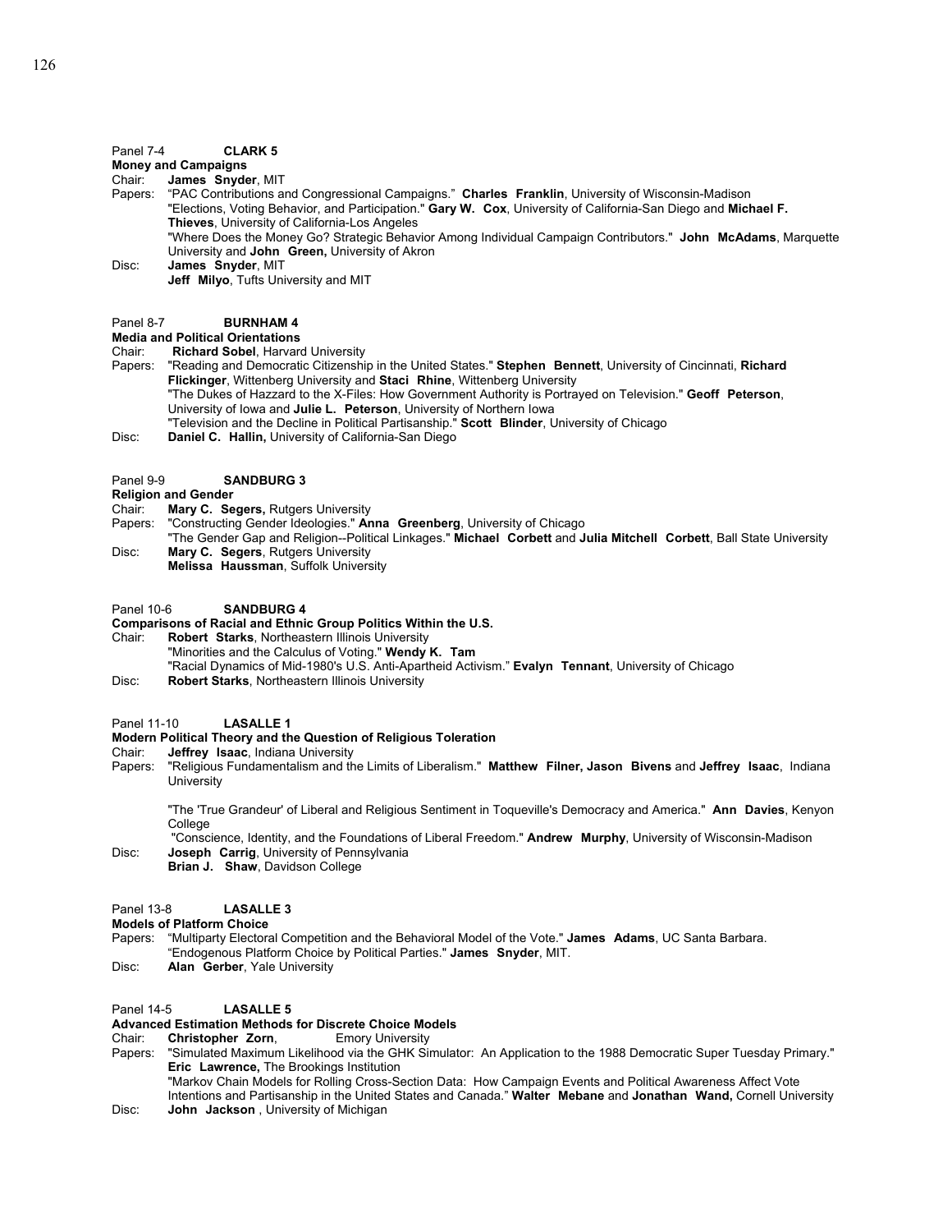Panel 7-4 **CLARK 5**

**Money and Campaigns**

Chair: **James Snyder**, MIT

Papers: "PAC Contributions and Congressional Campaigns." **Charles Franklin**, University of Wisconsin-Madison

"Elections, Voting Behavior, and Participation." **Gary W. Cox**, University of California-San Diego and **Michael F. Thieves**, University of California-Los Angeles

"Where Does the Money Go? Strategic Behavior Among Individual Campaign Contributors." **John McAdams**, Marquette University and **John Green,** University of Akron

Disc: **James Snyder**, MIT

**Jeff Milyo**, Tufts University and MIT

Panel 8-7 **BURNHAM 4**

**Media and Political Orientations**

Chair: **Richard Sobel**, Harvard University

Papers: "Reading and Democratic Citizenship in the United States." **Stephen Bennett**, University of Cincinnati, **Richard Flickinger**, Wittenberg University and **Staci Rhine**, Wittenberg University

"The Dukes of Hazzard to the X-Files: How Government Authority is Portrayed on Television." **Geoff Peterson**, University of Iowa and **Julie L. Peterson**, University of Northern Iowa

"Television and the Decline in Political Partisanship." **Scott Blinder**, University of Chicago

Disc: **Daniel C. Hallin,** University of California-San Diego

Panel 9-9 **SANDBURG 3**

**Religion and Gender**

Chair: **Mary C. Segers,** Rutgers University

Papers: "Constructing Gender Ideologies." **Anna Greenberg**, University of Chicago

"The Gender Gap and Religion--Political Linkages." **Michael Corbett** and **Julia Mitchell Corbett**, Ball State University

Disc: **Mary C. Segers**, Rutgers University

**Melissa Haussman**, Suffolk University

Panel 10-6 **SANDBURG 4**

**Comparisons of Racial and Ethnic Group Politics Within the U.S.**

Chair: **Robert Starks**, Northeastern Illinois University

"Minorities and the Calculus of Voting." **Wendy K. Tam**

"Racial Dynamics of Mid-1980's U.S. Anti-Apartheid Activism." **Evalyn Tennant**, University of Chicago

Disc: **Robert Starks**, Northeastern Illinois University

Panel 11-10 **LASALLE 1**

**Modern Political Theory and the Question of Religious Toleration**

Chair: **Jeffrey Isaac**, Indiana University

Papers: "Religious Fundamentalism and the Limits of Liberalism." **Matthew Filner, Jason Bivens** and **Jeffrey Isaac**, Indiana University

"The 'True Grandeur' of Liberal and Religious Sentiment in Toqueville's Democracy and America." **Ann Davies**, Kenyon College

"Conscience, Identity, and the Foundations of Liberal Freedom." **Andrew Murphy**, University of Wisconsin-Madison

Disc: **Joseph Carrig**, University of Pennsylvania

**Brian J. Shaw**, Davidson College

Panel 13-8 **LASALLE 3**

**Models of Platform Choice**

Papers: "Multiparty Electoral Competition and the Behavioral Model of the Vote." **James Adams**, UC Santa Barbara.

"Endogenous Platform Choice by Political Parties." **James Snyder**, MIT.

Disc: **Alan Gerber**, Yale University

Panel 14-5 **LASALLE 5**

**Advanced Estimation Methods for Discrete Choice Models**

Chair: **Christopher Zorn**, Emory University

Papers: "Simulated Maximum Likelihood via the GHK Simulator: An Application to the 1988 Democratic Super Tuesday Primary." **Eric Lawrence,** The Brookings Institution

"Markov Chain Models for Rolling Cross-Section Data: How Campaign Events and Political Awareness Affect Vote Intentions and Partisanship in the United States and Canada." **Walter Mebane** and **Jonathan Wand,** Cornell University

Disc: **John Jackson** , University of Michigan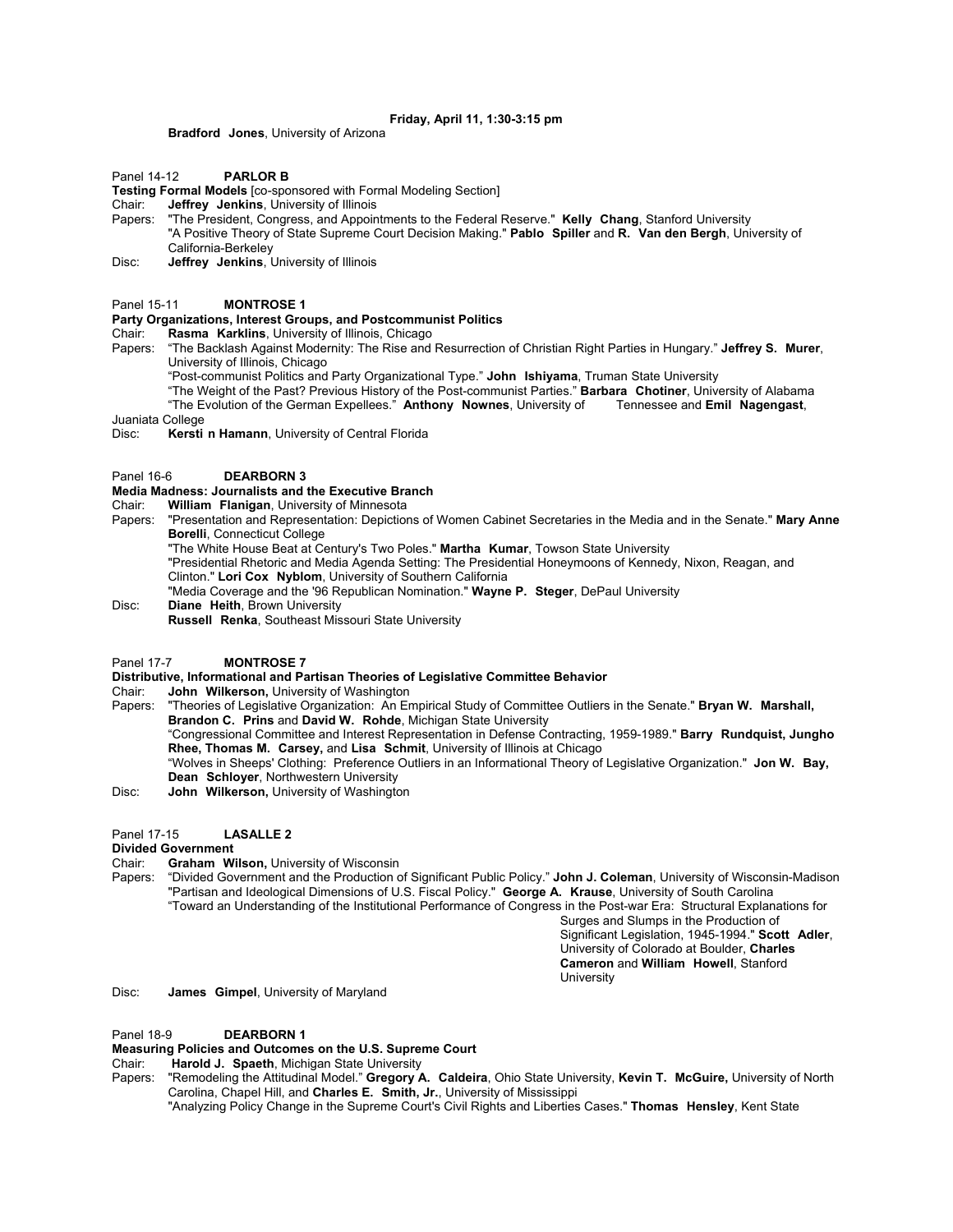**Friday, April 11, 1:30-3:15 pm**

**Bradford Jones**, University of Arizona

Panel 14-12 **PARLOR B**

**Testing Formal Models** [co-sponsored with Formal Modeling Section]

Chair: **Jeffrey Jenkins**, University of Illinois

Papers: "The President, Congress, and Appointments to the Federal Reserve." **Kelly Chang**, Stanford University
"A Positive Theory of State Supreme Court Decision Making." **Pablo Spiller** and **R. Van den Bergh**, University of California-Berkeley

Disc: **Jeffrey Jenkins**, University of Illinois

Panel 15-11 **MONTROSE 1**

**Party Organizations, Interest Groups, and Postcommunist Politics**

Chair: **Rasma Karklins**, University of Illinois, Chicago

Papers: "The Backlash Against Modernity: The Rise and Resurrection of Christian Right Parties in Hungary." **Jeffrey S. Murer**, University of Illinois, Chicago
"Post-communist Politics and Party Organizational Type." **John Ishiyama**, Truman State University
"The Weight of the Past? Previous History of the Post-communist Parties." **Barbara Chotiner**, University of Alabama
"The Evolution of the German Expellees." **Anthony Nownes**, University of Tennessee and **Emil Nagengast**, Juaniata College

Disc: **Kersti n Hamann**, University of Central Florida

Panel 16-6 **DEARBORN 3**

**Media Madness: Journalists and the Executive Branch**

Chair: **William Flanigan**, University of Minnesota

Papers: "Presentation and Representation: Depictions of Women Cabinet Secretaries in the Media and in the Senate." **Mary Anne Borelli**, Connecticut College
"The White House Beat at Century's Two Poles." **Martha Kumar**, Towson State University
"Presidential Rhetoric and Media Agenda Setting: The Presidential Honeymoons of Kennedy, Nixon, Reagan, and Clinton." **Lori Cox Nyblom**, University of Southern California
"Media Coverage and the '96 Republican Nomination." **Wayne P. Steger**, DePaul University

Disc: **Diane Heith**, Brown University
**Russell Renka**, Southeast Missouri State University

Panel 17-7 **MONTROSE 7**

**Distributive, Informational and Partisan Theories of Legislative Committee Behavior**

Chair: **John Wilkerson,** University of Washington

Papers: "Theories of Legislative Organization: An Empirical Study of Committee Outliers in the Senate." **Bryan W. Marshall, Brandon C. Prins** and **David W. Rohde**, Michigan State University
"Congressional Committee and Interest Representation in Defense Contracting, 1959-1989." **Barry Rundquist, Jungho Rhee, Thomas M. Carsey,** and **Lisa Schmit**, University of Illinois at Chicago
"Wolves in Sheeps' Clothing: Preference Outliers in an Informational Theory of Legislative Organization." **Jon W. Bay, Dean Schloyer**, Northwestern University

Disc: **John Wilkerson,** University of Washington

Panel 17-15 **LASALLE 2**

**Divided Government**

Chair: **Graham Wilson,** University of Wisconsin

Papers: "Divided Government and the Production of Significant Public Policy." **John J. Coleman**, University of Wisconsin-Madison
"Partisan and Ideological Dimensions of U.S. Fiscal Policy." **George A. Krause**, University of South Carolina
"Toward an Understanding of the Institutional Performance of Congress in the Post-war Era: Structural Explanations for Surges and Slumps in the Production of Significant Legislation, 1945-1994." **Scott Adler**, University of Colorado at Boulder, **Charles Cameron** and **William Howell**, Stanford University

Disc: **James Gimpel**, University of Maryland

Panel 18-9 **DEARBORN 1**

**Measuring Policies and Outcomes on the U.S. Supreme Court**

Chair: **Harold J. Spaeth**, Michigan State University

Papers: "Remodeling the Attitudinal Model." **Gregory A. Caldeira**, Ohio State University, **Kevin T. McGuire,** University of North Carolina, Chapel Hill, and **Charles E. Smith, Jr.**, University of Mississippi
"Analyzing Policy Change in the Supreme Court's Civil Rights and Liberties Cases." **Thomas Hensley**, Kent State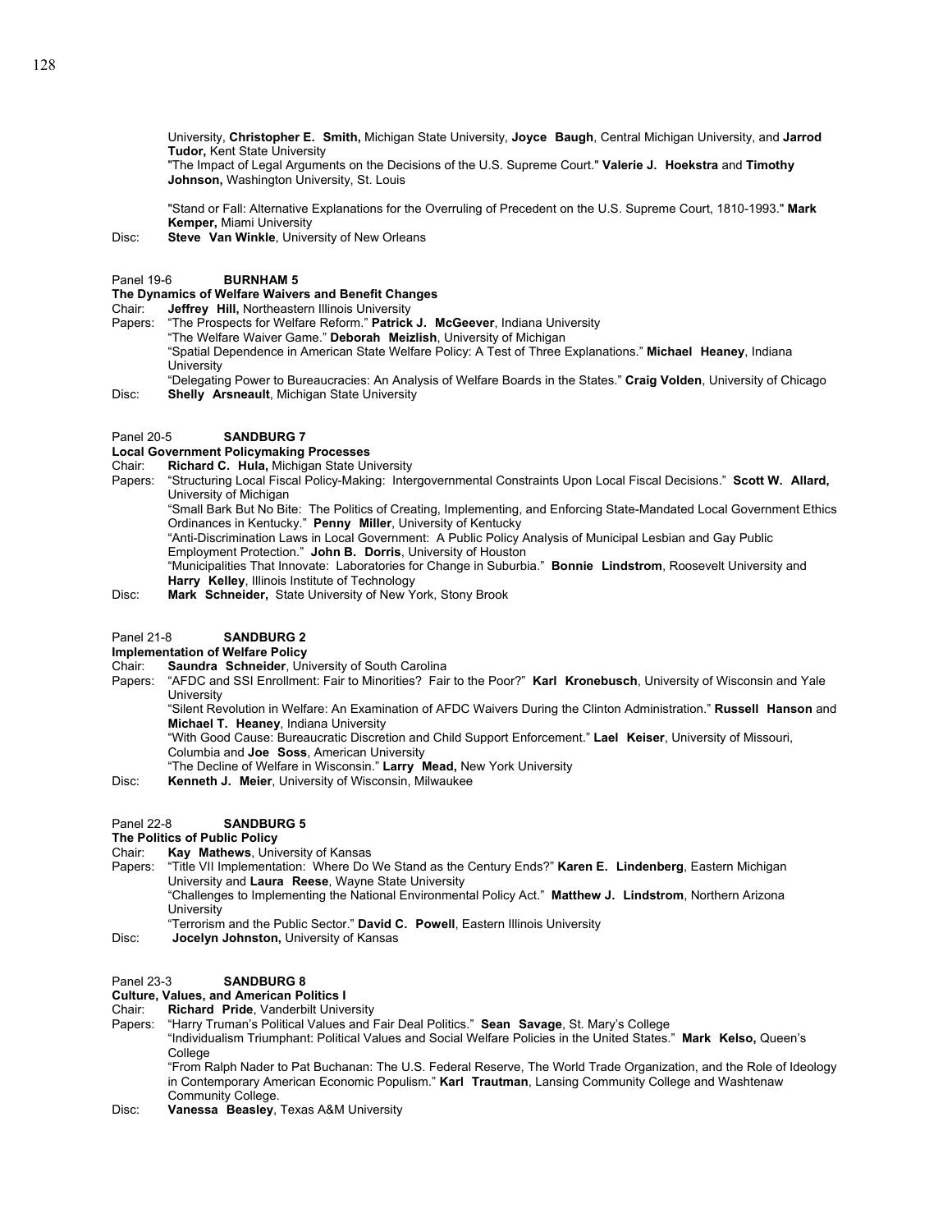University, **Christopher E. Smith,** Michigan State University, **Joyce Baugh**, Central Michigan University, and **Jarrod Tudor,** Kent State University

"The Impact of Legal Arguments on the Decisions of the U.S. Supreme Court." **Valerie J. Hoekstra** and **Timothy Johnson,** Washington University, St. Louis

"Stand or Fall: Alternative Explanations for the Overruling of Precedent on the U.S. Supreme Court, 1810-1993." **Mark Kemper,** Miami University

Disc: **Steve Van Winkle**, University of New Orleans

Panel 19-6 **BURNHAM 5**

**The Dynamics of Welfare Waivers and Benefit Changes**

Chair: **Jeffrey Hill,** Northeastern Illinois University

Papers: "The Prospects for Welfare Reform." **Patrick J. McGeever**, Indiana University

"The Welfare Waiver Game." **Deborah Meizlish**, University of Michigan

"Spatial Dependence in American State Welfare Policy: A Test of Three Explanations." **Michael Heaney**, Indiana University

"Delegating Power to Bureaucracies: An Analysis of Welfare Boards in the States." **Craig Volden**, University of Chicago

Disc: **Shelly Arsneault**, Michigan State University

Panel 20-5 **SANDBURG 7**

**Local Government Policymaking Processes**

Chair: **Richard C. Hula,** Michigan State University

Papers: "Structuring Local Fiscal Policy-Making: Intergovernmental Constraints Upon Local Fiscal Decisions." **Scott W. Allard,** University of Michigan

"Small Bark But No Bite: The Politics of Creating, Implementing, and Enforcing State-Mandated Local Government Ethics Ordinances in Kentucky." **Penny Miller**, University of Kentucky

"Anti-Discrimination Laws in Local Government: A Public Policy Analysis of Municipal Lesbian and Gay Public Employment Protection." **John B. Dorris**, University of Houston

"Municipalities That Innovate: Laboratories for Change in Suburbia." **Bonnie Lindstrom**, Roosevelt University and **Harry Kelley**, Illinois Institute of Technology

Disc: **Mark Schneider,** State University of New York, Stony Brook

Panel 21-8 **SANDBURG 2**

**Implementation of Welfare Policy**

Chair: **Saundra Schneider**, University of South Carolina

Papers: "AFDC and SSI Enrollment: Fair to Minorities? Fair to the Poor?" **Karl Kronebusch**, University of Wisconsin and Yale University

"Silent Revolution in Welfare: An Examination of AFDC Waivers During the Clinton Administration." **Russell Hanson** and **Michael T. Heaney**, Indiana University

"With Good Cause: Bureaucratic Discretion and Child Support Enforcement." **Lael Keiser**, University of Missouri, Columbia and **Joe Soss**, American University

"The Decline of Welfare in Wisconsin." **Larry Mead,** New York University

Disc: **Kenneth J. Meier**, University of Wisconsin, Milwaukee

Panel 22-8 **SANDBURG 5**

**The Politics of Public Policy**

Chair: **Kay Mathews**, University of Kansas

Papers: "Title VII Implementation: Where Do We Stand as the Century Ends?" **Karen E. Lindenberg**, Eastern Michigan University and **Laura Reese**, Wayne State University

"Challenges to Implementing the National Environmental Policy Act." **Matthew J. Lindstrom**, Northern Arizona University

"Terrorism and the Public Sector." **David C. Powell**, Eastern Illinois University

Disc: **Jocelyn Johnston,** University of Kansas

Panel 23-3 **SANDBURG 8**

**Culture, Values, and American Politics I**

Chair: **Richard Pride**, Vanderbilt University

Papers: "Harry Truman's Political Values and Fair Deal Politics." **Sean Savage**, St. Mary's College

"Individualism Triumphant: Political Values and Social Welfare Policies in the United States." **Mark Kelso,** Queen's College

"From Ralph Nader to Pat Buchanan: The U.S. Federal Reserve, The World Trade Organization, and the Role of Ideology in Contemporary American Economic Populism." **Karl Trautman**, Lansing Community College and Washtenaw Community College.

Disc: **Vanessa Beasley**, Texas A&M University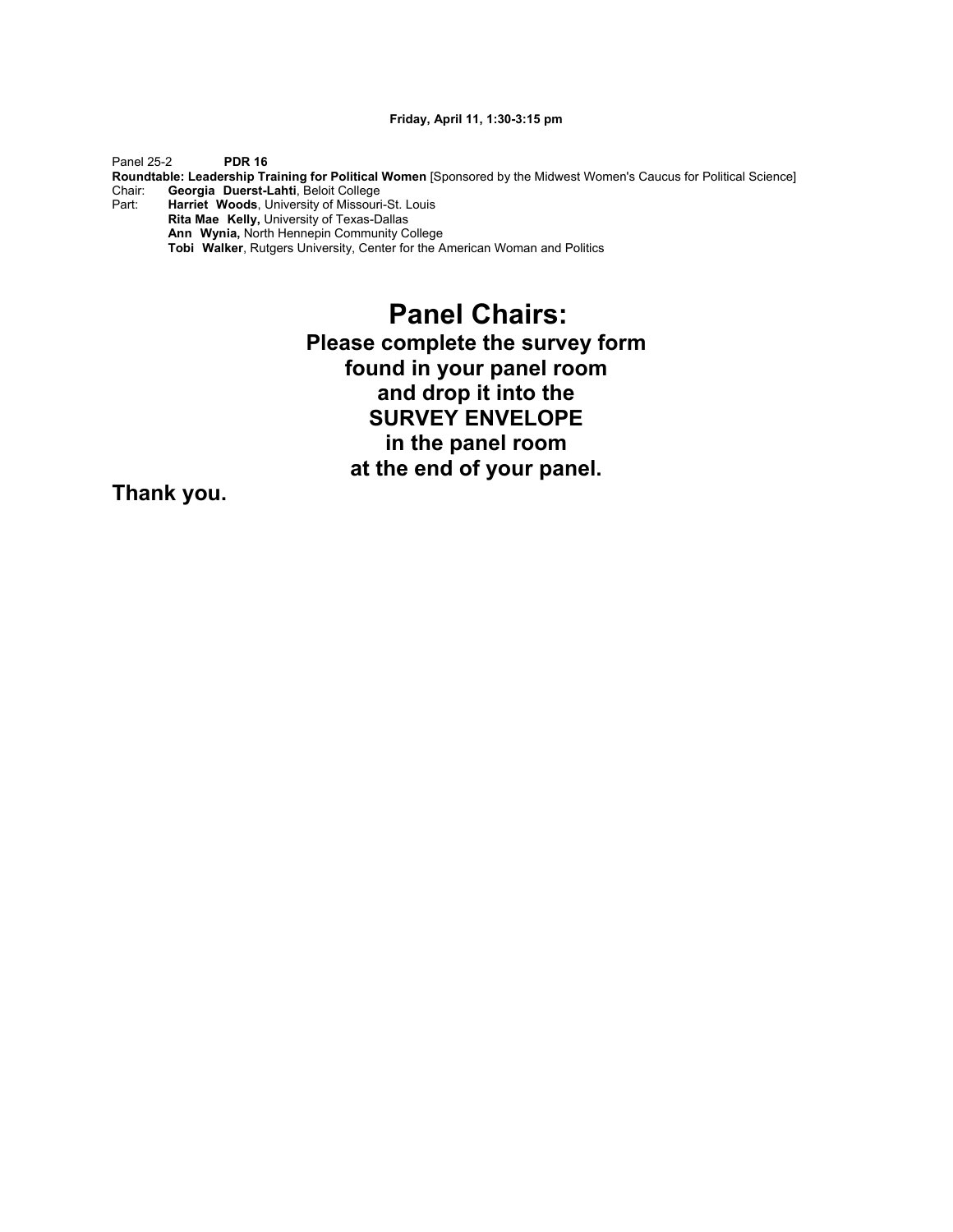**Friday, April 11, 1:30-3:15 pm**

Panel 25-2 **PDR 16**

**Roundtable: Leadership Training for Political Women** [Sponsored by the Midwest Women's Caucus for Political Science]

Chair: **Georgia Duerst-Lahti**, Beloit College

Part: **Harriet Woods**, University of Missouri-St. Louis
**Rita Mae Kelly,** University of Texas-Dallas
**Ann Wynia,** North Hennepin Community College
**Tobi Walker**, Rutgers University, Center for the American Woman and Politics

# Panel Chairs:

## Please complete the survey form found in your panel room and drop it into the SURVEY ENVELOPE in the panel room at the end of your panel.

## Thank you.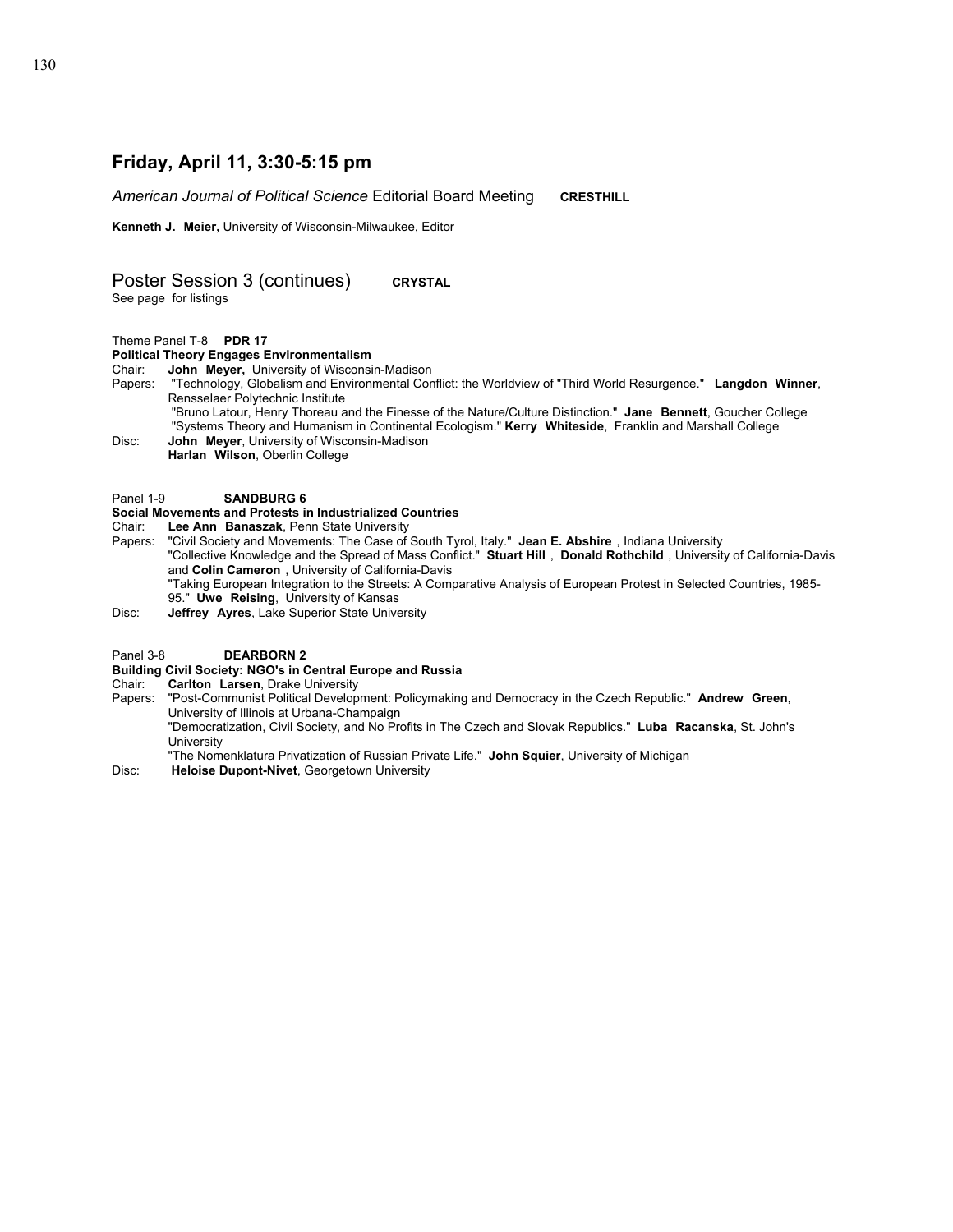## Friday, April 11, 3:30-5:15 pm

*American Journal of Political Science* Editorial Board Meeting **CRESTHILL**

**Kenneth J. Meier,** University of Wisconsin-Milwaukee, Editor

### Poster Session 3 (continues) **CRYSTAL**

See page for listings

Theme Panel T-8 **PDR 17**

**Political Theory Engages Environmentalism**

Chair: **John Meyer,** University of Wisconsin-Madison

Papers: "Technology, Globalism and Environmental Conflict: the Worldview of "Third World Resurgence." **Langdon Winner**, Rensselaer Polytechnic Institute

"Bruno Latour, Henry Thoreau and the Finesse of the Nature/Culture Distinction." **Jane Bennett**, Goucher College

"Systems Theory and Humanism in Continental Ecologism." **Kerry Whiteside**, Franklin and Marshall College

Disc: **John Meyer**, University of Wisconsin-Madison

**Harlan Wilson**, Oberlin College

Panel 1-9 **SANDBURG 6**

**Social Movements and Protests in Industrialized Countries**

Chair: **Lee Ann Banaszak**, Penn State University

Papers: "Civil Society and Movements: The Case of South Tyrol, Italy." **Jean E. Abshire** , Indiana University

"Collective Knowledge and the Spread of Mass Conflict." **Stuart Hill** , **Donald Rothchild** , University of California-Davis and **Colin Cameron** , University of California-Davis

"Taking European Integration to the Streets: A Comparative Analysis of European Protest in Selected Countries, 1985-95." **Uwe Reising**, University of Kansas

Disc: **Jeffrey Ayres**, Lake Superior State University

Panel 3-8 **DEARBORN 2**

**Building Civil Society: NGO's in Central Europe and Russia**

Chair: **Carlton Larsen**, Drake University

Papers: "Post-Communist Political Development: Policymaking and Democracy in the Czech Republic." **Andrew Green**, University of Illinois at Urbana-Champaign

"Democratization, Civil Society, and No Profits in The Czech and Slovak Republics." **Luba Racanska**, St. John's University

"The Nomenklatura Privatization of Russian Private Life." **John Squier**, University of Michigan

Disc: **Heloise Dupont-Nivet**, Georgetown University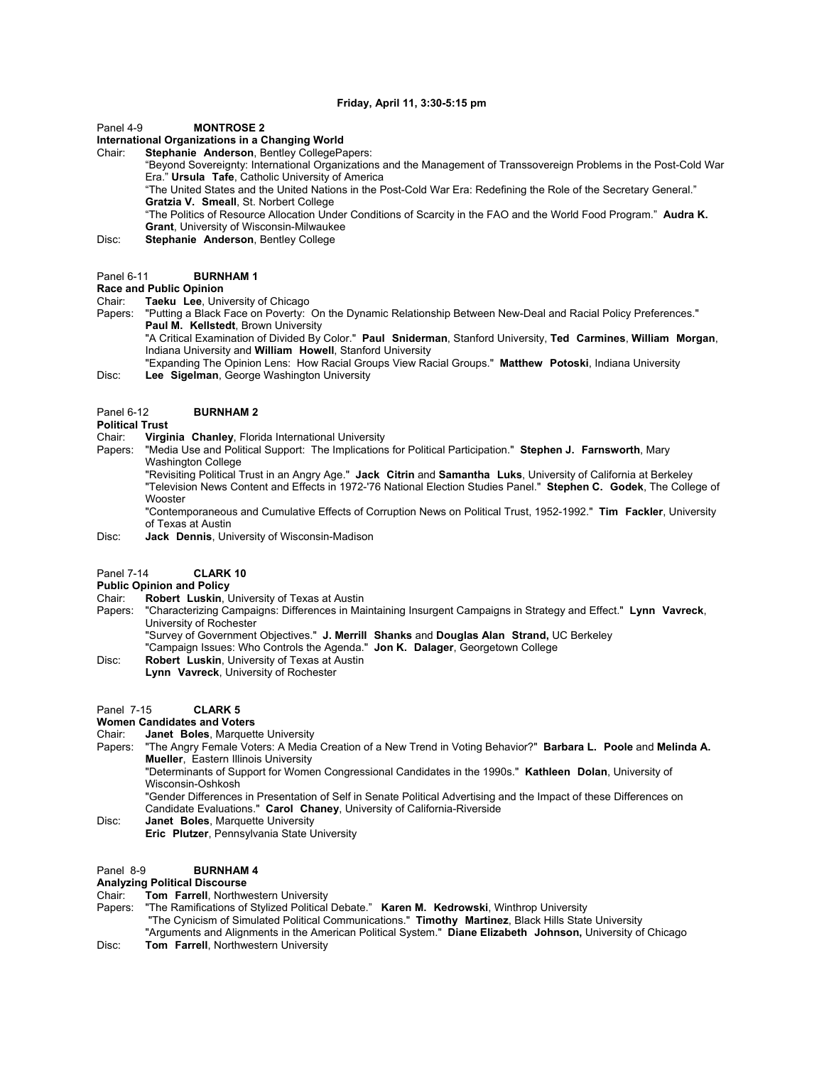**Friday, April 11, 3:30-5:15 pm**

Panel 4-9 **MONTROSE 2**

**International Organizations in a Changing World**

Chair: **Stephanie Anderson**, Bentley CollegePapers:

"Beyond Sovereignty: International Organizations and the Management of Transsovereign Problems in the Post-Cold War Era." **Ursula Tafe**, Catholic University of America

"The United States and the United Nations in the Post-Cold War Era: Redefining the Role of the Secretary General." **Gratzia V. Smeall**, St. Norbert College

"The Politics of Resource Allocation Under Conditions of Scarcity in the FAO and the World Food Program." **Audra K. Grant**, University of Wisconsin-Milwaukee

Disc: **Stephanie Anderson**, Bentley College

Panel 6-11 **BURNHAM 1**

**Race and Public Opinion**

Chair: **Taeku Lee**, University of Chicago

Papers: "Putting a Black Face on Poverty: On the Dynamic Relationship Between New-Deal and Racial Policy Preferences." **Paul M. Kellstedt**, Brown University

"A Critical Examination of Divided By Color." **Paul Sniderman**, Stanford University, **Ted Carmines**, **William Morgan**, Indiana University and **William Howell**, Stanford University

"Expanding The Opinion Lens: How Racial Groups View Racial Groups." **Matthew Potoski**, Indiana University

Disc: **Lee Sigelman**, George Washington University

Panel 6-12 **BURNHAM 2**

**Political Trust**

Chair: **Virginia Chanley**, Florida International University

Papers: "Media Use and Political Support: The Implications for Political Participation." **Stephen J. Farnsworth**, Mary Washington College

"Revisiting Political Trust in an Angry Age." **Jack Citrin** and **Samantha Luks**, University of California at Berkeley

"Television News Content and Effects in 1972-'76 National Election Studies Panel." **Stephen C. Godek**, The College of Wooster

"Contemporaneous and Cumulative Effects of Corruption News on Political Trust, 1952-1992." **Tim Fackler**, University of Texas at Austin

Disc: **Jack Dennis**, University of Wisconsin-Madison

Panel 7-14 **CLARK 10**

**Public Opinion and Policy**

Chair: **Robert Luskin**, University of Texas at Austin

Papers: "Characterizing Campaigns: Differences in Maintaining Insurgent Campaigns in Strategy and Effect." **Lynn Vavreck**, University of Rochester

"Survey of Government Objectives." **J. Merrill Shanks** and **Douglas Alan Strand,** UC Berkeley

"Campaign Issues: Who Controls the Agenda." **Jon K. Dalager**, Georgetown College

Disc: **Robert Luskin**, University of Texas at Austin
**Lynn Vavreck**, University of Rochester

Panel 7-15 **CLARK 5**

**Women Candidates and Voters**

Chair: **Janet Boles**, Marquette University

Papers: "The Angry Female Voters: A Media Creation of a New Trend in Voting Behavior?" **Barbara L. Poole** and **Melinda A. Mueller**, Eastern Illinois University

"Determinants of Support for Women Congressional Candidates in the 1990s." **Kathleen Dolan**, University of Wisconsin-Oshkosh

"Gender Differences in Presentation of Self in Senate Political Advertising and the Impact of these Differences on Candidate Evaluations." **Carol Chaney**, University of California-Riverside

Disc: **Janet Boles**, Marquette University
**Eric Plutzer**, Pennsylvania State University

Panel 8-9 **BURNHAM 4**

**Analyzing Political Discourse**

Chair: **Tom Farrell**, Northwestern University

Papers: "The Ramifications of Stylized Political Debate." **Karen M. Kedrowski**, Winthrop University

"The Cynicism of Simulated Political Communications." **Timothy Martinez**, Black Hills State University

"Arguments and Alignments in the American Political System." **Diane Elizabeth Johnson,** University of Chicago

Disc: **Tom Farrell**, Northwestern University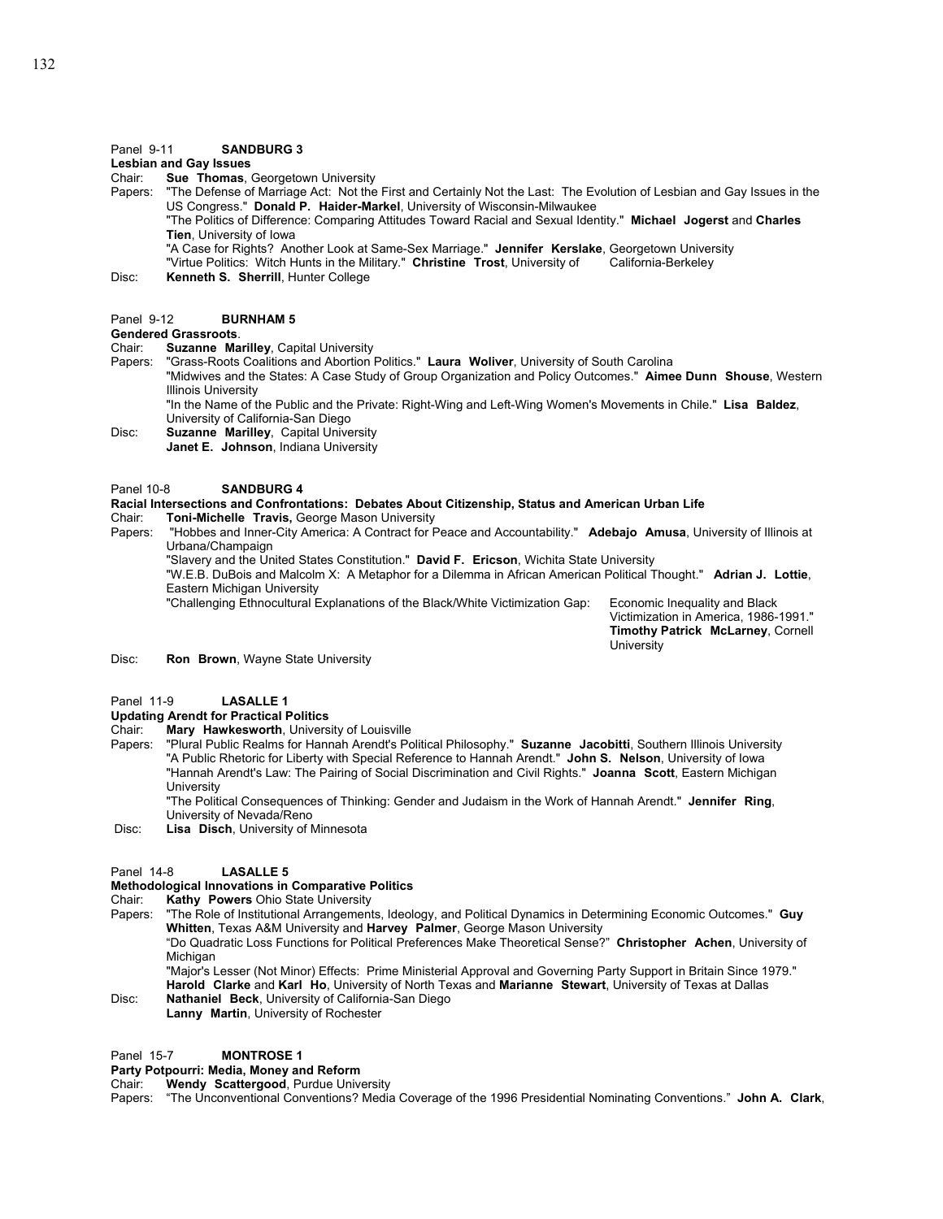Panel 9-11 **SANDBURG 3**

**Lesbian and Gay Issues**

Chair: **Sue Thomas**, Georgetown University

Papers: "The Defense of Marriage Act: Not the First and Certainly Not the Last: The Evolution of Lesbian and Gay Issues in the US Congress." **Donald P. Haider-Markel**, University of Wisconsin-Milwaukee

"The Politics of Difference: Comparing Attitudes Toward Racial and Sexual Identity." **Michael Jogerst** and **Charles Tien**, University of Iowa

"A Case for Rights? Another Look at Same-Sex Marriage." **Jennifer Kerslake**, Georgetown University

"Virtue Politics: Witch Hunts in the Military." **Christine Trost**, University of California-Berkeley

Disc: **Kenneth S. Sherrill**, Hunter College

Panel 9-12 **BURNHAM 5**

**Gendered Grassroots**.

Chair: **Suzanne Marilley**, Capital University

Papers: "Grass-Roots Coalitions and Abortion Politics." **Laura Woliver**, University of South Carolina

"Midwives and the States: A Case Study of Group Organization and Policy Outcomes." **Aimee Dunn Shouse**, Western Illinois University

"In the Name of the Public and the Private: Right-Wing and Left-Wing Women's Movements in Chile." **Lisa Baldez**, University of California-San Diego

Disc: **Suzanne Marilley**, Capital University

**Janet E. Johnson**, Indiana University

Panel 10-8 **SANDBURG 4**

**Racial Intersections and Confrontations: Debates About Citizenship, Status and American Urban Life**

Chair: **Toni-Michelle Travis,** George Mason University

Papers: "Hobbes and Inner-City America: A Contract for Peace and Accountability." **Adebajo Amusa**, University of Illinois at Urbana/Champaign

"Slavery and the United States Constitution." **David F. Ericson**, Wichita State University

"W.E.B. DuBois and Malcolm X: A Metaphor for a Dilemma in African American Political Thought." **Adrian J. Lottie**, Eastern Michigan University

"Challenging Ethnocultural Explanations of the Black/White Victimization Gap: Economic Inequality and Black Victimization in America, 1986-1991." **Timothy Patrick McLarney**, Cornell University

Disc: **Ron Brown**, Wayne State University

Panel 11-9 **LASALLE 1**

**Updating Arendt for Practical Politics**

Chair: **Mary Hawkesworth**, University of Louisville

Papers: "Plural Public Realms for Hannah Arendt's Political Philosophy." **Suzanne Jacobitti**, Southern Illinois University

"A Public Rhetoric for Liberty with Special Reference to Hannah Arendt." **John S. Nelson**, University of Iowa

"Hannah Arendt's Law: The Pairing of Social Discrimination and Civil Rights." **Joanna Scott**, Eastern Michigan University

"The Political Consequences of Thinking: Gender and Judaism in the Work of Hannah Arendt." **Jennifer Ring**, University of Nevada/Reno

Disc: **Lisa Disch**, University of Minnesota

Panel 14-8 **LASALLE 5**

**Methodological Innovations in Comparative Politics**

Chair: **Kathy Powers** Ohio State University

Papers: "The Role of Institutional Arrangements, Ideology, and Political Dynamics in Determining Economic Outcomes." **Guy Whitten**, Texas A&M University and **Harvey Palmer**, George Mason University

"Do Quadratic Loss Functions for Political Preferences Make Theoretical Sense?" **Christopher Achen**, University of Michigan

"Major's Lesser (Not Minor) Effects: Prime Ministerial Approval and Governing Party Support in Britain Since 1979." **Harold Clarke** and **Karl Ho**, University of North Texas and **Marianne Stewart**, University of Texas at Dallas

Disc: **Nathaniel Beck**, University of California-San Diego

**Lanny Martin**, University of Rochester

Panel 15-7 **MONTROSE 1**

**Party Potpourri: Media, Money and Reform**

Chair: **Wendy Scattergood**, Purdue University

Papers: "The Unconventional Conventions? Media Coverage of the 1996 Presidential Nominating Conventions." **John A. Clark**,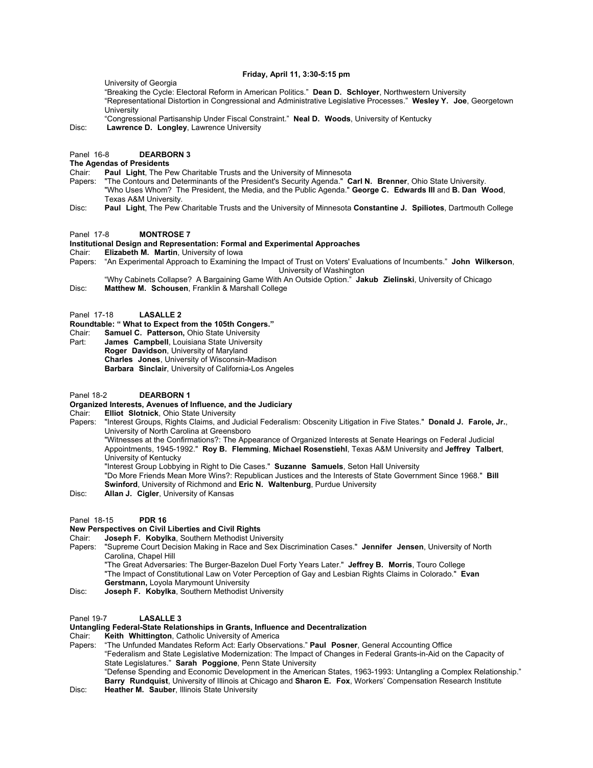**Friday, April 11, 3:30-5:15 pm**

University of Georgia

"Breaking the Cycle: Electoral Reform in American Politics." **Dean D. Schloyer**, Northwestern University

"Representational Distortion in Congressional and Administrative Legislative Processes." **Wesley Y. Joe**, Georgetown University

"Congressional Partisanship Under Fiscal Constraint." **Neal D. Woods**, University of Kentucky

Disc: **Lawrence D. Longley**, Lawrence University

Panel 16-8 **DEARBORN 3**

**The Agendas of Presidents**

Chair: **Paul Light**, The Pew Charitable Trusts and the University of Minnesota

Papers: "The Contours and Determinants of the President's Security Agenda." **Carl N. Brenner**, Ohio State University.

"Who Uses Whom? The President, the Media, and the Public Agenda." **George C. Edwards III** and **B. Dan Wood**, Texas A&M University.

Disc: **Paul Light**, The Pew Charitable Trusts and the University of Minnesota **Constantine J. Spiliotes**, Dartmouth College

Panel 17-8 **MONTROSE 7**

**Institutional Design and Representation: Formal and Experimental Approaches**

Chair: **Elizabeth M. Martin**, University of Iowa

Papers: "An Experimental Approach to Examining the Impact of Trust on Voters' Evaluations of Incumbents." **John Wilkerson**, University of Washington

"Why Cabinets Collapse? A Bargaining Game With An Outside Option." **Jakub Zielinski**, University of Chicago

Disc: **Matthew M. Schousen**, Franklin & Marshall College

Panel 17-18 **LASALLE 2**

**Roundtable: " What to Expect from the 105th Congers."**

Chair: **Samuel C. Patterson,** Ohio State University

Part: **James Campbell**, Louisiana State University

**Roger Davidson**, University of Maryland

**Charles Jones**, University of Wisconsin-Madison

**Barbara Sinclair**, University of California-Los Angeles

Panel 18-2 **DEARBORN 1**

**Organized Interests, Avenues of Influence, and the Judiciary**

Chair: **Elliot Slotnick**, Ohio State University

Papers: "Interest Groups, Rights Claims, and Judicial Federalism: Obscenity Litigation in Five States." **Donald J. Farole, Jr.**, University of North Carolina at Greensboro

"Witnesses at the Confirmations?: The Appearance of Organized Interests at Senate Hearings on Federal Judicial Appointments, 1945-1992." **Roy B. Flemming**, **Michael Rosenstiehl**, Texas A&M University and **Jeffrey Talbert**, University of Kentucky

"Interest Group Lobbying in Right to Die Cases." **Suzanne Samuels**, Seton Hall University

"Do More Friends Mean More Wins?: Republican Justices and the Interests of State Government Since 1968." **Bill Swinford**, University of Richmond and **Eric N. Waltenburg**, Purdue University

Disc: **Allan J. Cigler**, University of Kansas

Panel 18-15 **PDR 16**

**New Perspectives on Civil Liberties and Civil Rights**

Chair: **Joseph F. Kobylka**, Southern Methodist University

Papers: "Supreme Court Decision Making in Race and Sex Discrimination Cases." **Jennifer Jensen**, University of North Carolina, Chapel Hill

"The Great Adversaries: The Burger-Bazelon Duel Forty Years Later." **Jeffrey B. Morris**, Touro College

"The Impact of Constitutional Law on Voter Perception of Gay and Lesbian Rights Claims in Colorado." **Evan Gerstmann,** Loyola Marymount University

Disc: **Joseph F. Kobylka**, Southern Methodist University

Panel 19-7 **LASALLE 3**

**Untangling Federal-State Relationships in Grants, Influence and Decentralization**

Chair: **Keith Whittington**, Catholic University of America

Papers: "The Unfunded Mandates Reform Act: Early Observations." **Paul Posner**, General Accounting Office

"Federalism and State Legislative Modernization: The Impact of Changes in Federal Grants-in-Aid on the Capacity of State Legislatures." **Sarah Poggione**, Penn State University

"Defense Spending and Economic Development in the American States, 1963-1993: Untangling a Complex Relationship." **Barry Rundquist**, University of Illinois at Chicago and **Sharon E. Fox**, Workers' Compensation Research Institute

Disc: **Heather M. Sauber**, Illinois State University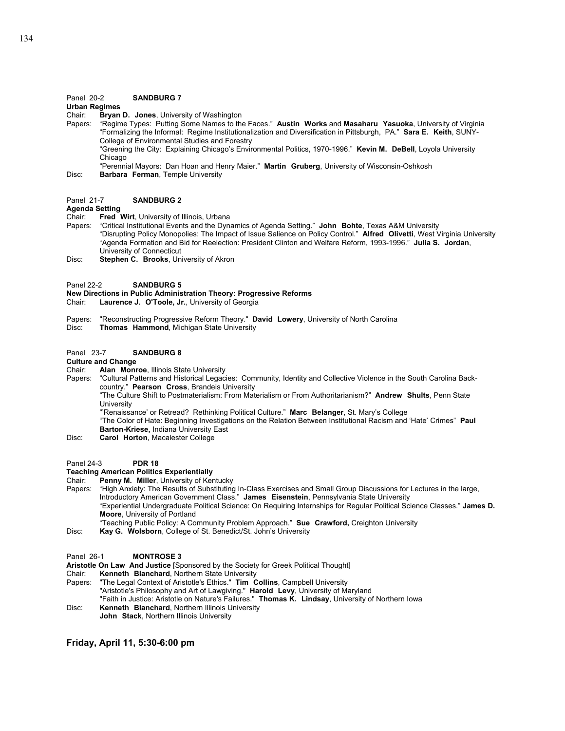Panel 20-2 **SANDBURG 7**

**Urban Regimes**

Chair: **Bryan D. Jones**, University of Washington

Papers: "Regime Types: Putting Some Names to the Faces." **Austin Works** and **Masaharu Yasuoka**, University of Virginia
"Formalizing the Informal: Regime Institutionalization and Diversification in Pittsburgh, PA." **Sara E. Keith**, SUNY-College of Environmental Studies and Forestry
"Greening the City: Explaining Chicago's Environmental Politics, 1970-1996." **Kevin M. DeBell**, Loyola University Chicago
"Perennial Mayors: Dan Hoan and Henry Maier." **Martin Gruberg**, University of Wisconsin-Oshkosh

Disc: **Barbara Ferman**, Temple University

Panel 21-7 **SANDBURG 2**

**Agenda Setting**

Chair: **Fred Wirt**, University of Illinois, Urbana

Papers: "Critical Institutional Events and the Dynamics of Agenda Setting." **John Bohte**, Texas A&M University
"Disrupting Policy Monopolies: The Impact of Issue Salience on Policy Control." **Alfred Olivetti**, West Virginia University
"Agenda Formation and Bid for Reelection: President Clinton and Welfare Reform, 1993-1996." **Julia S. Jordan**, University of Connecticut

Disc: **Stephen C. Brooks**, University of Akron

Panel 22-2 **SANDBURG 5**

**New Directions in Public Administration Theory: Progressive Reforms**

Chair: **Laurence J. O'Toole, Jr.**, University of Georgia

Papers: "Reconstructing Progressive Reform Theory." **David Lowery**, University of North Carolina

Disc: **Thomas Hammond**, Michigan State University

Panel 23-7 **SANDBURG 8**

**Culture and Change**

Chair: **Alan Monroe**, Illinois State University

Papers: "Cultural Patterns and Historical Legacies: Community, Identity and Collective Violence in the South Carolina Back-country." **Pearson Cross**, Brandeis University
"The Culture Shift to Postmaterialism: From Materialism or From Authoritarianism?" **Andrew Shults**, Penn State University
"'Renaissance' or Retread? Rethinking Political Culture." **Marc Belanger**, St. Mary's College
"The Color of Hate: Beginning Investigations on the Relation Between Institutional Racism and 'Hate' Crimes" **Paul Barton-Kriese,** Indiana University East

Disc: **Carol Horton**, Macalester College

Panel 24-3 **PDR 18**

**Teaching American Politics Experientially**

Chair: **Penny M. Miller**, University of Kentucky

Papers: "High Anxiety: The Results of Substituting In-Class Exercises and Small Group Discussions for Lectures in the large, Introductory American Government Class." **James Eisenstein**, Pennsylvania State University
"Experiential Undergraduate Political Science: On Requiring Internships for Regular Political Science Classes." **James D. Moore**, University of Portland
"Teaching Public Policy: A Community Problem Approach." **Sue Crawford,** Creighton University

Disc: **Kay G. Wolsborn**, College of St. Benedict/St. John's University

Panel 26-1 **MONTROSE 3**

**Aristotle On Law And Justice** [Sponsored by the Society for Greek Political Thought]

Chair: **Kenneth Blanchard**, Northern State University

Papers: "The Legal Context of Aristotle's Ethics." **Tim Collins**, Campbell University
"Aristotle's Philosophy and Art of Lawgiving." **Harold Levy**, University of Maryland
"Faith in Justice: Aristotle on Nature's Failures." **Thomas K. Lindsay**, University of Northern Iowa

Disc: **Kenneth Blanchard**, Northern Illinois University
**John Stack**, Northern Illinois University

## Friday, April 11, 5:30-6:00 pm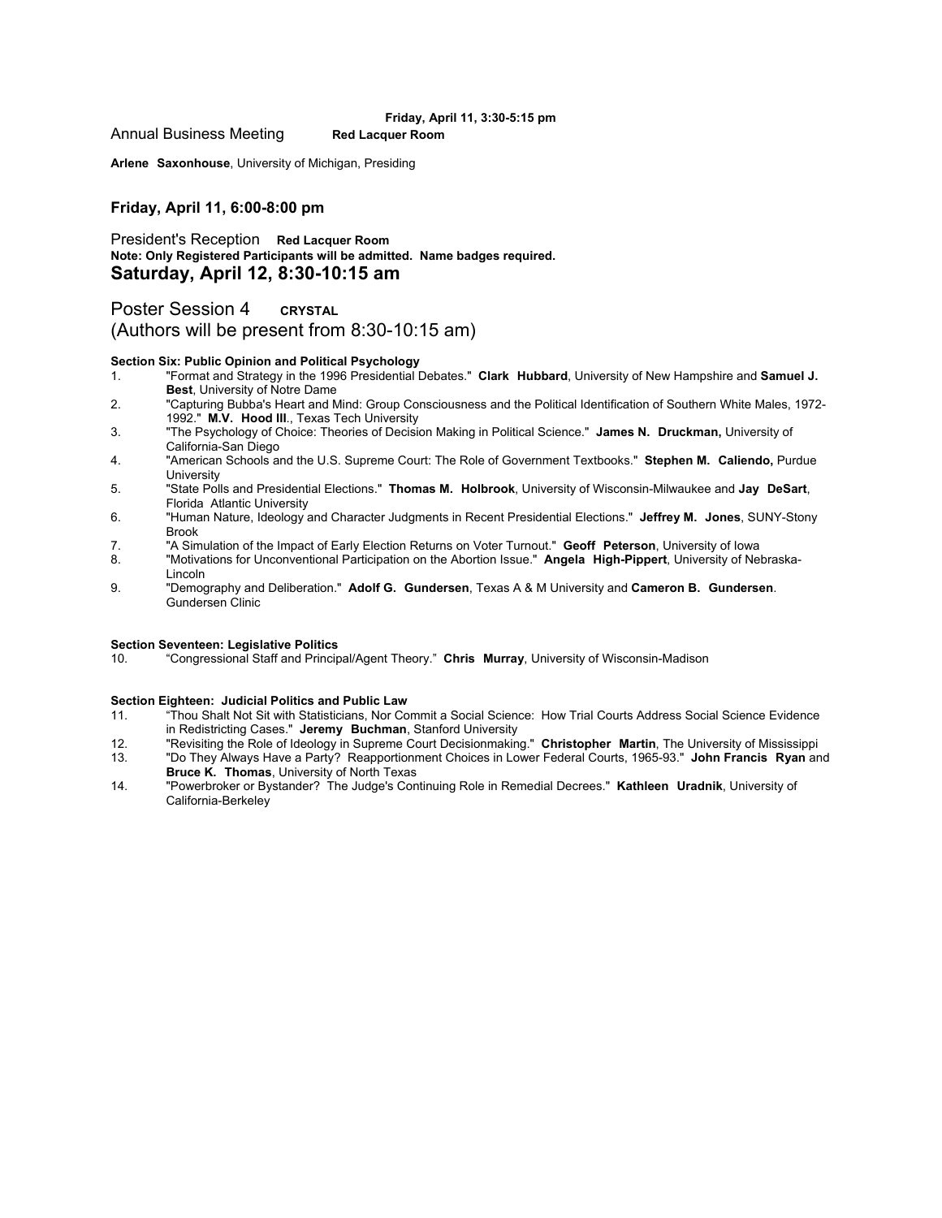**Friday, April 11, 3:30-5:15 pm**

Annual Business Meeting **Red Lacquer Room**

**Arlene Saxonhouse**, University of Michigan, Presiding

**Friday, April 11, 6:00-8:00 pm**

President's Reception **Red Lacquer Room**

**Note: Only Registered Participants will be admitted. Name badges required.**

## Saturday, April 12, 8:30-10:15 am

Poster Session 4 **CRYSTAL**

(Authors will be present from 8:30-10:15 am)

**Section Six: Public Opinion and Political Psychology**

1. "Format and Strategy in the 1996 Presidential Debates." **Clark Hubbard**, University of New Hampshire and **Samuel J. Best**, University of Notre Dame
2. "Capturing Bubba's Heart and Mind: Group Consciousness and the Political Identification of Southern White Males, 1972-1992." **M.V. Hood III**., Texas Tech University
3. "The Psychology of Choice: Theories of Decision Making in Political Science." **James N. Druckman,** University of California-San Diego
4. "American Schools and the U.S. Supreme Court: The Role of Government Textbooks." **Stephen M. Caliendo,** Purdue University
5. "State Polls and Presidential Elections." **Thomas M. Holbrook**, University of Wisconsin-Milwaukee and **Jay DeSart**, Florida Atlantic University
6. "Human Nature, Ideology and Character Judgments in Recent Presidential Elections." **Jeffrey M. Jones**, SUNY-Stony Brook
7. "A Simulation of the Impact of Early Election Returns on Voter Turnout." **Geoff Peterson**, University of Iowa
8. "Motivations for Unconventional Participation on the Abortion Issue." **Angela High-Pippert**, University of Nebraska-Lincoln
9. "Demography and Deliberation." **Adolf G. Gundersen**, Texas A & M University and **Cameron B. Gundersen**. Gundersen Clinic

**Section Seventeen: Legislative Politics**

10. "Congressional Staff and Principal/Agent Theory." **Chris Murray**, University of Wisconsin-Madison

**Section Eighteen: Judicial Politics and Public Law**

11. "Thou Shalt Not Sit with Statisticians, Nor Commit a Social Science: How Trial Courts Address Social Science Evidence in Redistricting Cases." **Jeremy Buchman**, Stanford University
12. "Revisiting the Role of Ideology in Supreme Court Decisionmaking." **Christopher Martin**, The University of Mississippi
13. "Do They Always Have a Party? Reapportionment Choices in Lower Federal Courts, 1965-93." **John Francis Ryan** and **Bruce K. Thomas**, University of North Texas
14. "Powerbroker or Bystander? The Judge's Continuing Role in Remedial Decrees." **Kathleen Uradnik**, University of California-Berkeley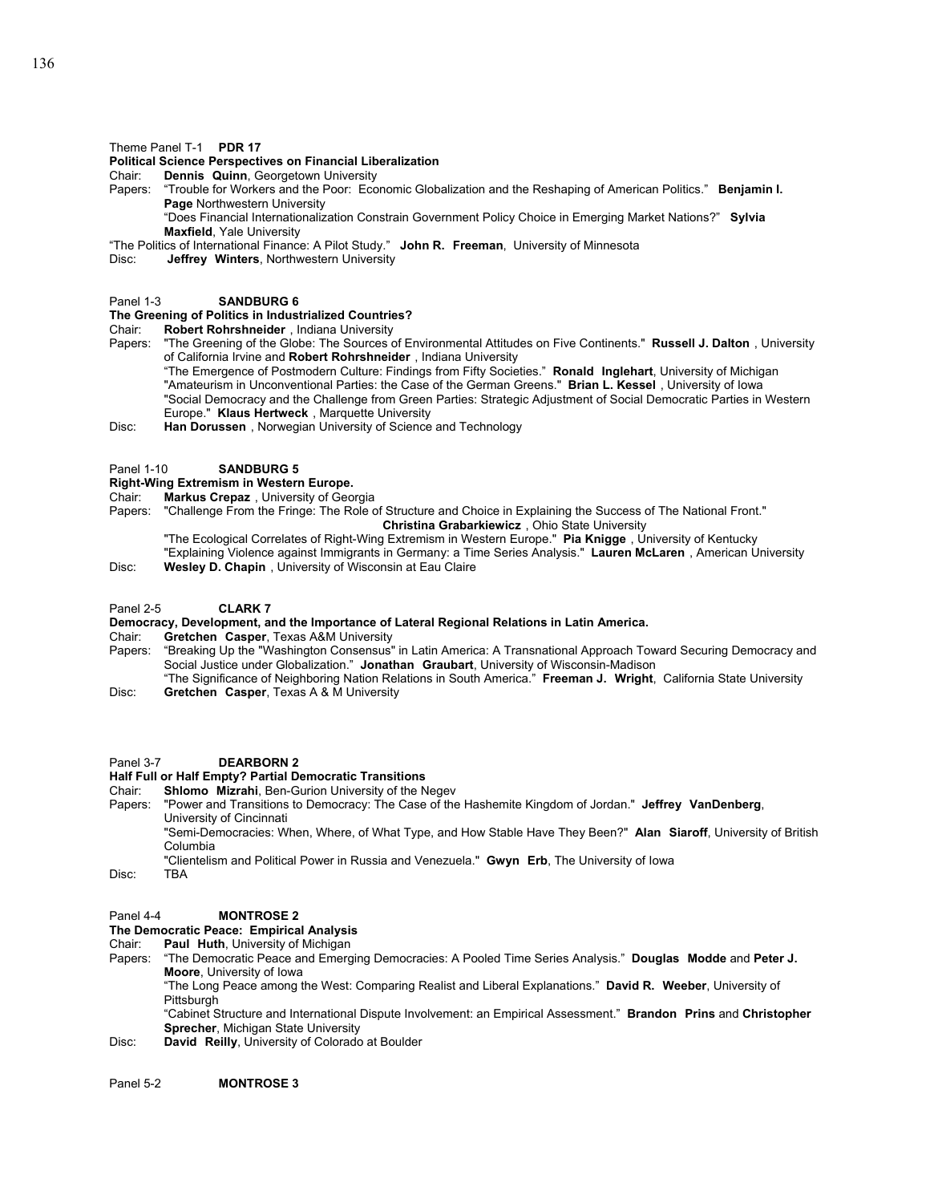Theme Panel T-1 **PDR 17**

**Political Science Perspectives on Financial Liberalization**

Chair: **Dennis Quinn**, Georgetown University

Papers: "Trouble for Workers and the Poor: Economic Globalization and the Reshaping of American Politics." **Benjamin I. Page** Northwestern University

"Does Financial Internationalization Constrain Government Policy Choice in Emerging Market Nations?" **Sylvia Maxfield**, Yale University

"The Politics of International Finance: A Pilot Study." **John R. Freeman**, University of Minnesota

Disc: **Jeffrey Winters**, Northwestern University

Panel 1-3 **SANDBURG 6**

**The Greening of Politics in Industrialized Countries?**

Chair: **Robert Rohrschneider** , Indiana University

Papers: "The Greening of the Globe: The Sources of Environmental Attitudes on Five Continents." **Russell J. Dalton** , University of California Irvine and **Robert Rohrshneider** , Indiana University

"The Emergence of Postmodern Culture: Findings from Fifty Societies." **Ronald Inglehart**, University of Michigan

"Amateurism in Unconventional Parties: the Case of the German Greens." **Brian L. Kessel** , University of Iowa

"Social Democracy and the Challenge from Green Parties: Strategic Adjustment of Social Democratic Parties in Western Europe." **Klaus Hertweck** , Marquette University

Disc: **Han Dorussen** , Norwegian University of Science and Technology

Panel 1-10 **SANDBURG 5**

**Right-Wing Extremism in Western Europe.**

Chair: **Markus Crepaz** , University of Georgia

Papers: "Challenge From the Fringe: The Role of Structure and Choice in Explaining the Success of The National Front." **Christina Grabarkiewicz** , Ohio State University

"The Ecological Correlates of Right-Wing Extremism in Western Europe." **Pia Knigge** , University of Kentucky

"Explaining Violence against Immigrants in Germany: a Time Series Analysis." **Lauren McLaren** , American University

Disc: **Wesley D. Chapin** , University of Wisconsin at Eau Claire

Panel 2-5 **CLARK 7**

**Democracy, Development, and the Importance of Lateral Regional Relations in Latin America.**

Chair: **Gretchen Casper**, Texas A&M University

Papers: "Breaking Up the "Washington Consensus" in Latin America: A Transnational Approach Toward Securing Democracy and Social Justice under Globalization." **Jonathan Graubart**, University of Wisconsin-Madison

"The Significance of Neighboring Nation Relations in South America." **Freeman J. Wright**, California State University

Disc: **Gretchen Casper**, Texas A & M University

Panel 3-7 **DEARBORN 2**

**Half Full or Half Empty? Partial Democratic Transitions**

Chair: **Shlomo Mizrahi**, Ben-Gurion University of the Negev

Papers: "Power and Transitions to Democracy: The Case of the Hashemite Kingdom of Jordan." **Jeffrey VanDenberg**, University of Cincinnati

"Semi-Democracies: When, Where, of What Type, and How Stable Have They Been?" **Alan Siaroff**, University of British Columbia

"Clientelism and Political Power in Russia and Venezuela." **Gwyn Erb**, The University of Iowa

Disc: TBA

Panel 4-4 **MONTROSE 2**

**The Democratic Peace: Empirical Analysis**

Chair: **Paul Huth**, University of Michigan

Papers: "The Democratic Peace and Emerging Democracies: A Pooled Time Series Analysis." **Douglas Modde** and **Peter J. Moore**, University of Iowa

"The Long Peace among the West: Comparing Realist and Liberal Explanations." **David R. Weeber**, University of Pittsburgh

"Cabinet Structure and International Dispute Involvement: an Empirical Assessment." **Brandon Prins** and **Christopher Sprecher**, Michigan State University

Disc: **David Reilly**, University of Colorado at Boulder

Panel 5-2 **MONTROSE 3**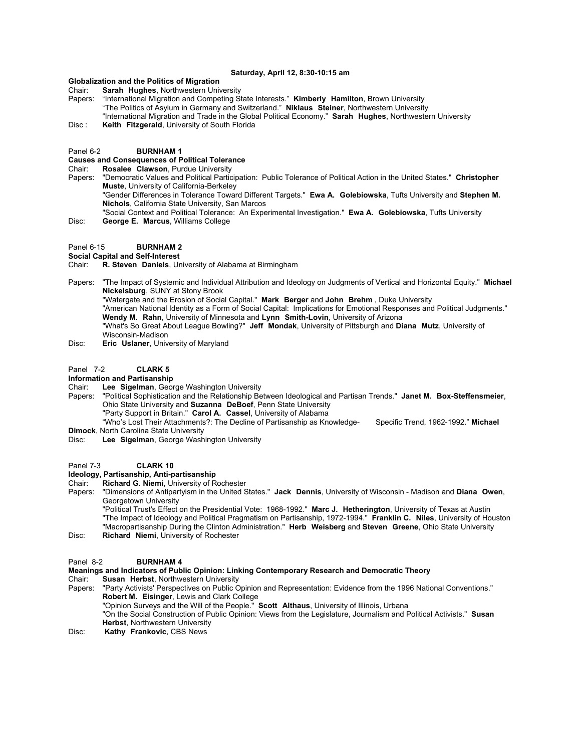**Saturday, April 12, 8:30-10:15 am**

**Globalization and the Politics of Migration**

Chair: **Sarah Hughes**, Northwestern University

Papers: "International Migration and Competing State Interests." **Kimberly Hamilton**, Brown University
"The Politics of Asylum in Germany and Switzerland." **Niklaus Steiner**, Northwestern University
"International Migration and Trade in the Global Political Economy." **Sarah Hughes**, Northwestern University

Disc : **Keith Fitzgerald**, University of South Florida

Panel 6-2 **BURNHAM 1**

**Causes and Consequences of Political Tolerance**

Chair: **Rosalee Clawson**, Purdue University

Papers: "Democratic Values and Political Participation: Public Tolerance of Political Action in the United States." **Christopher Muste**, University of California-Berkeley
"Gender Differences in Tolerance Toward Different Targets." **Ewa A. Golebiowska**, Tufts University and **Stephen M. Nichols**, California State University, San Marcos
"Social Context and Political Tolerance: An Experimental Investigation." **Ewa A. Golebiowska**, Tufts University

Disc: **George E. Marcus**, Williams College

Panel 6-15 **BURNHAM 2**

**Social Capital and Self-Interest**

Chair: **R. Steven Daniels**, University of Alabama at Birmingham

Papers: "The Impact of Systemic and Individual Attribution and Ideology on Judgments of Vertical and Horizontal Equity." **Michael Nickelsburg**, SUNY at Stony Brook
"Watergate and the Erosion of Social Capital." **Mark Berger** and **John Brehm** , Duke University
"American National Identity as a Form of Social Capital: Implications for Emotional Responses and Political Judgments." **Wendy M. Rahn**, University of Minnesota and **Lynn Smith-Lovin**, University of Arizona
"What's So Great About League Bowling?" **Jeff Mondak**, University of Pittsburgh and **Diana Mutz**, University of Wisconsin-Madison

Disc: **Eric Uslaner**, University of Maryland

Panel 7-2 **CLARK 5**

**Information and Partisanship**

Chair: **Lee Sigelman**, George Washington University

Papers: "Political Sophistication and the Relationship Between Ideological and Partisan Trends." **Janet M. Box-Steffensmeier**, Ohio State University and **Suzanna DeBoef**, Penn State University
"Party Support in Britain." **Carol A. Cassel**, University of Alabama
"Who's Lost Their Attachments?: The Decline of Partisanship as Knowledge- Specific Trend, 1962-1992." **Michael Dimock**, North Carolina State University

Disc: **Lee Sigelman**, George Washington University

Panel 7-3 **CLARK 10**

**Ideology, Partisanship, Anti-partisanship**

Chair: **Richard G. Niemi**, University of Rochester

Papers: "Dimensions of Antipartyism in the United States." **Jack Dennis**, University of Wisconsin - Madison and **Diana Owen**, Georgetown University
"Political Trust's Effect on the Presidential Vote: 1968-1992." **Marc J. Hetherington**, University of Texas at Austin
"The Impact of Ideology and Political Pragmatism on Partisanship, 1972-1994." **Franklin C. Niles**, University of Houston
"Macropartisanship During the Clinton Administration." **Herb Weisberg** and **Steven Greene**, Ohio State University

Disc: **Richard Niemi**, University of Rochester

Panel 8-2 **BURNHAM 4**

**Meanings and Indicators of Public Opinion: Linking Contemporary Research and Democratic Theory**

Chair: **Susan Herbst**, Northwestern University

Papers: "Party Activists' Perspectives on Public Opinion and Representation: Evidence from the 1996 National Conventions." **Robert M. Eisinger**, Lewis and Clark College
"Opinion Surveys and the Will of the People." **Scott Althaus**, University of Illinois, Urbana
"On the Social Construction of Public Opinion: Views from the Legislature, Journalism and Political Activists." **Susan Herbst**, Northwestern University

Disc: **Kathy Frankovic**, CBS News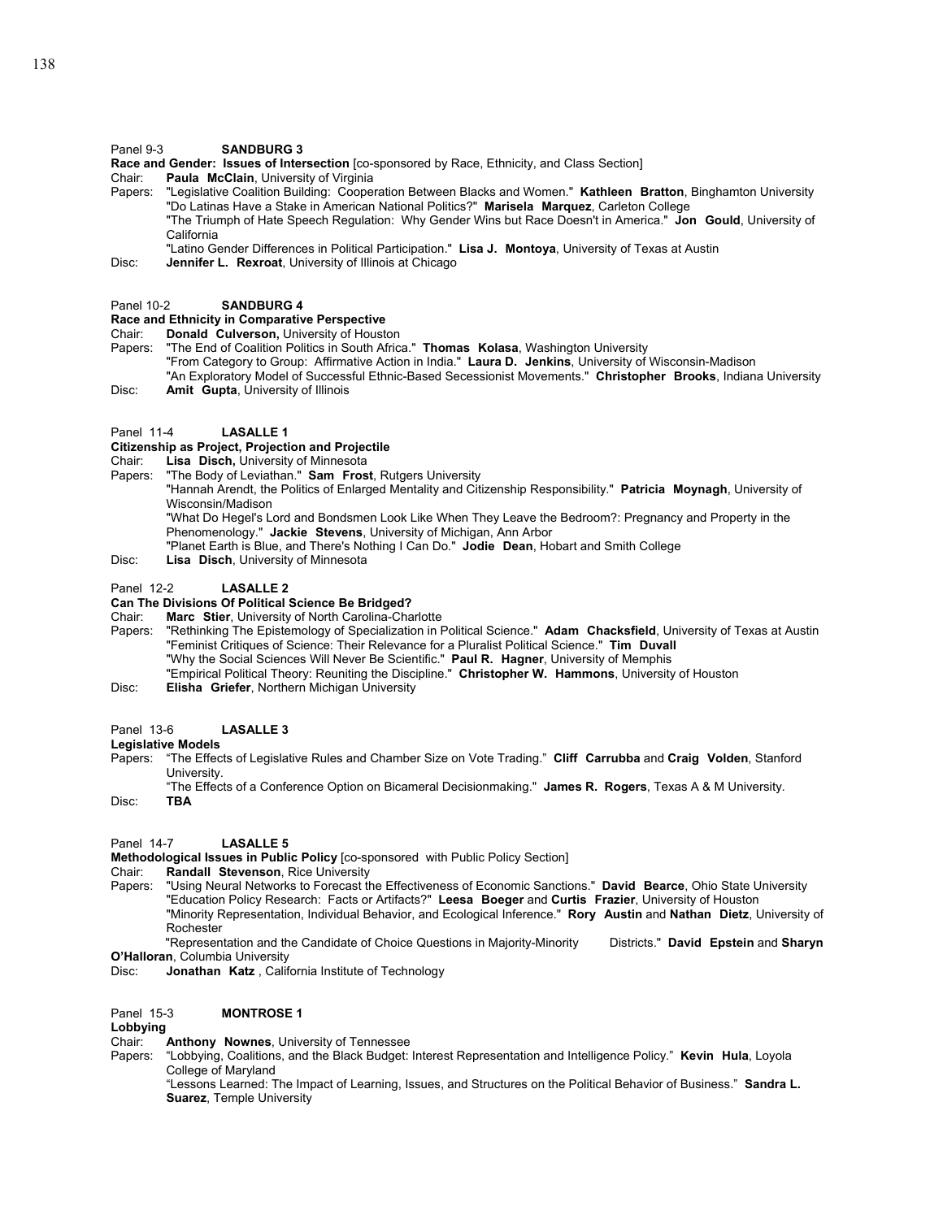Panel 9-3 **SANDBURG 3**

**Race and Gender: Issues of Intersection** [co-sponsored by Race, Ethnicity, and Class Section]

Chair: **Paula McClain**, University of Virginia

Papers: "Legislative Coalition Building: Cooperation Between Blacks and Women." **Kathleen Bratton**, Binghamton University
"Do Latinas Have a Stake in American National Politics?" **Marisela Marquez**, Carleton College
"The Triumph of Hate Speech Regulation: Why Gender Wins but Race Doesn't in America." **Jon Gould**, University of California
"Latino Gender Differences in Political Participation." **Lisa J. Montoya**, University of Texas at Austin

Disc: **Jennifer L. Rexroat**, University of Illinois at Chicago

Panel 10-2 **SANDBURG 4**

**Race and Ethnicity in Comparative Perspective**

Chair: **Donald Culverson,** University of Houston

Papers: "The End of Coalition Politics in South Africa." **Thomas Kolasa**, Washington University
"From Category to Group: Affirmative Action in India." **Laura D. Jenkins**, University of Wisconsin-Madison
"An Exploratory Model of Successful Ethnic-Based Secessionist Movements." **Christopher Brooks**, Indiana University

Disc: **Amit Gupta**, University of Illinois

Panel 11-4 **LASALLE 1**

**Citizenship as Project, Projection and Projectile**

Chair: **Lisa Disch,** University of Minnesota

Papers: "The Body of Leviathan." **Sam Frost**, Rutgers University
"Hannah Arendt, the Politics of Enlarged Mentality and Citizenship Responsibility." **Patricia Moynagh**, University of Wisconsin/Madison
"What Do Hegel's Lord and Bondsmen Look Like When They Leave the Bedroom?: Pregnancy and Property in the Phenomenology." **Jackie Stevens**, University of Michigan, Ann Arbor
"Planet Earth is Blue, and There's Nothing I Can Do." **Jodie Dean**, Hobart and Smith College

Disc: **Lisa Disch**, University of Minnesota

Panel 12-2 **LASALLE 2**

**Can The Divisions Of Political Science Be Bridged?**

Chair: **Marc Stier**, University of North Carolina-Charlotte

Papers: "Rethinking The Epistemology of Specialization in Political Science." **Adam Chacksfield**, University of Texas at Austin
"Feminist Critiques of Science: Their Relevance for a Pluralist Political Science." **Tim Duvall**
"Why the Social Sciences Will Never Be Scientific." **Paul R. Hagner**, University of Memphis
"Empirical Political Theory: Reuniting the Discipline." **Christopher W. Hammons**, University of Houston

Disc: **Elisha Griefer**, Northern Michigan University

Panel 13-6 **LASALLE 3**

**Legislative Models**

Papers: "The Effects of Legislative Rules and Chamber Size on Vote Trading." **Cliff Carrubba** and **Craig Volden**, Stanford University.
"The Effects of a Conference Option on Bicameral Decisionmaking." **James R. Rogers**, Texas A & M University.

Disc: **TBA**

Panel 14-7 **LASALLE 5**

**Methodological Issues in Public Policy** [co-sponsored with Public Policy Section]

Chair: **Randall Stevenson**, Rice University

Papers: "Using Neural Networks to Forecast the Effectiveness of Economic Sanctions." **David Bearce**, Ohio State University
"Education Policy Research: Facts or Artifacts?" **Leesa Boeger** and **Curtis Frazier**, University of Houston
"Minority Representation, Individual Behavior, and Ecological Inference." **Rory Austin** and **Nathan Dietz**, University of Rochester
"Representation and the Candidate of Choice Questions in Majority-Minority Districts." **David Epstein** and **Sharyn O'Halloran**, Columbia University

Disc: **Jonathan Katz** , California Institute of Technology

Panel 15-3 **MONTROSE 1**

**Lobbying**

Chair: **Anthony Nownes**, University of Tennessee

Papers: "Lobbying, Coalitions, and the Black Budget: Interest Representation and Intelligence Policy." **Kevin Hula**, Loyola College of Maryland
"Lessons Learned: The Impact of Learning, Issues, and Structures on the Political Behavior of Business." **Sandra L. Suarez**, Temple University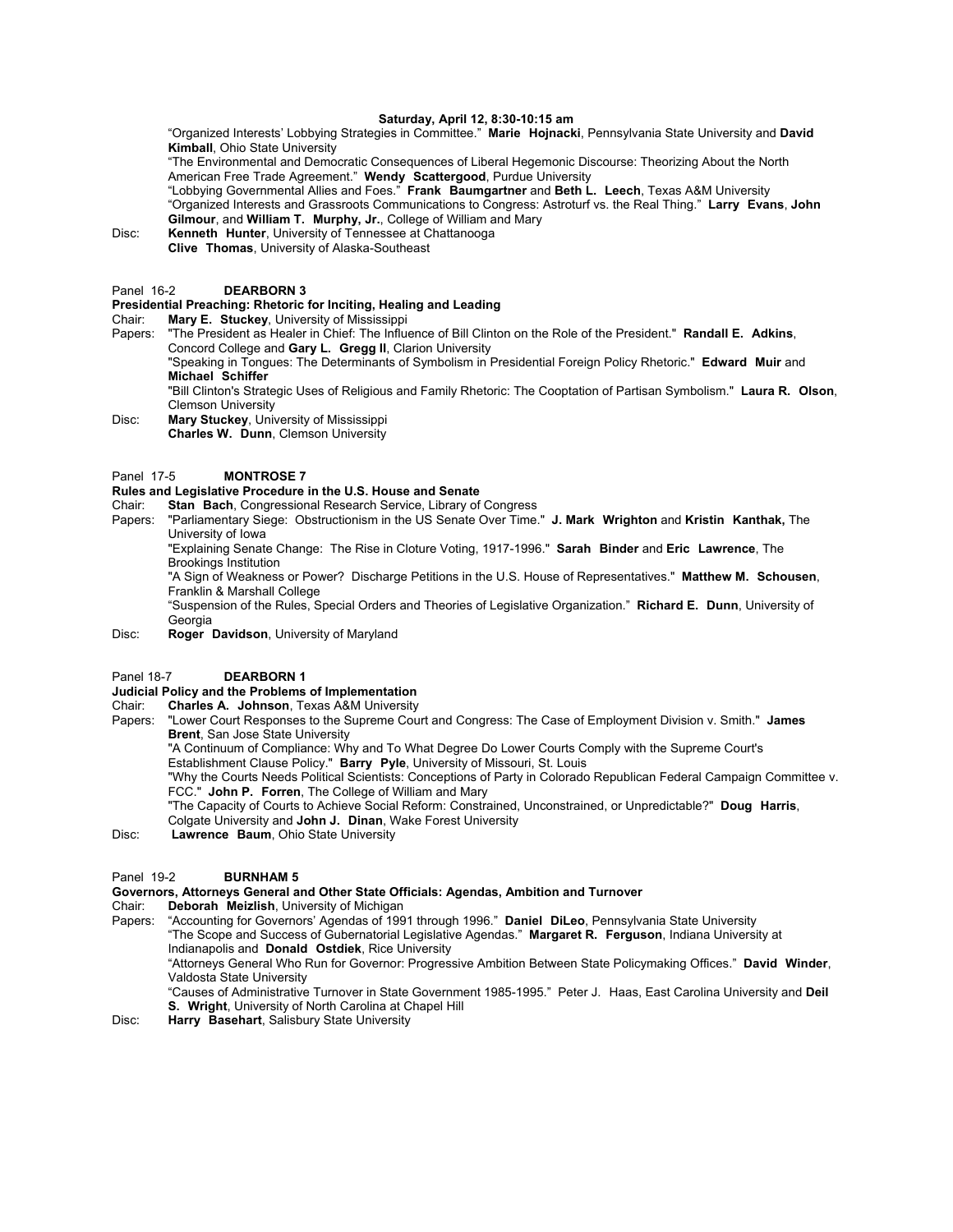**Saturday, April 12, 8:30-10:15 am**

"Organized Interests' Lobbying Strategies in Committee." **Marie Hojnacki**, Pennsylvania State University and **David Kimball**, Ohio State University

"The Environmental and Democratic Consequences of Liberal Hegemonic Discourse: Theorizing About the North American Free Trade Agreement." **Wendy Scattergood**, Purdue University

"Lobbying Governmental Allies and Foes." **Frank Baumgartner** and **Beth L. Leech**, Texas A&M University

"Organized Interests and Grassroots Communications to Congress: Astroturf vs. the Real Thing." **Larry Evans**, **John Gilmour**, and **William T. Murphy, Jr.**, College of William and Mary

Disc: **Kenneth Hunter**, University of Tennessee at Chattanooga
**Clive Thomas**, University of Alaska-Southeast

Panel 16-2 **DEARBORN 3**

**Presidential Preaching: Rhetoric for Inciting, Healing and Leading**

Chair: **Mary E. Stuckey**, University of Mississippi

Papers: "The President as Healer in Chief: The Influence of Bill Clinton on the Role of the President." **Randall E. Adkins**, Concord College and **Gary L. Gregg II**, Clarion University

"Speaking in Tongues: The Determinants of Symbolism in Presidential Foreign Policy Rhetoric." **Edward Muir** and **Michael Schiffer**

"Bill Clinton's Strategic Uses of Religious and Family Rhetoric: The Cooptation of Partisan Symbolism." **Laura R. Olson**, Clemson University

Disc: **Mary Stuckey**, University of Mississippi
**Charles W. Dunn**, Clemson University

Panel 17-5 **MONTROSE 7**

**Rules and Legislative Procedure in the U.S. House and Senate**

Chair: **Stan Bach**, Congressional Research Service, Library of Congress

Papers: "Parliamentary Siege: Obstructionism in the US Senate Over Time." **J. Mark Wrighton** and **Kristin Kanthak,** The University of Iowa

"Explaining Senate Change: The Rise in Cloture Voting, 1917-1996." **Sarah Binder** and **Eric Lawrence**, The Brookings Institution

"A Sign of Weakness or Power? Discharge Petitions in the U.S. House of Representatives." **Matthew M. Schousen**, Franklin & Marshall College

"Suspension of the Rules, Special Orders and Theories of Legislative Organization." **Richard E. Dunn**, University of Georgia

Disc: **Roger Davidson**, University of Maryland

Panel 18-7 **DEARBORN 1**

**Judicial Policy and the Problems of Implementation**

Chair: **Charles A. Johnson**, Texas A&M University

Papers: "Lower Court Responses to the Supreme Court and Congress: The Case of Employment Division v. Smith." **James Brent**, San Jose State University

"A Continuum of Compliance: Why and To What Degree Do Lower Courts Comply with the Supreme Court's Establishment Clause Policy." **Barry Pyle**, University of Missouri, St. Louis

"Why the Courts Needs Political Scientists: Conceptions of Party in Colorado Republican Federal Campaign Committee v. FCC." **John P. Forren**, The College of William and Mary

"The Capacity of Courts to Achieve Social Reform: Constrained, Unconstrained, or Unpredictable?" **Doug Harris**, Colgate University and **John J. Dinan**, Wake Forest University

Disc: **Lawrence Baum**, Ohio State University

Panel 19-2 **BURNHAM 5**

**Governors, Attorneys General and Other State Officials: Agendas, Ambition and Turnover**

Chair: **Deborah Meizlish**, University of Michigan

Papers: "Accounting for Governors' Agendas of 1991 through 1996." **Daniel DiLeo**, Pennsylvania State University

"The Scope and Success of Gubernatorial Legislative Agendas." **Margaret R. Ferguson**, Indiana University at Indianapolis and **Donald Ostdiek**, Rice University

"Attorneys General Who Run for Governor: Progressive Ambition Between State Policymaking Offices." **David Winder**, Valdosta State University

"Causes of Administrative Turnover in State Government 1985-1995." Peter J. Haas, East Carolina University and **Deil S. Wright**, University of North Carolina at Chapel Hill

Disc: **Harry Basehart**, Salisbury State University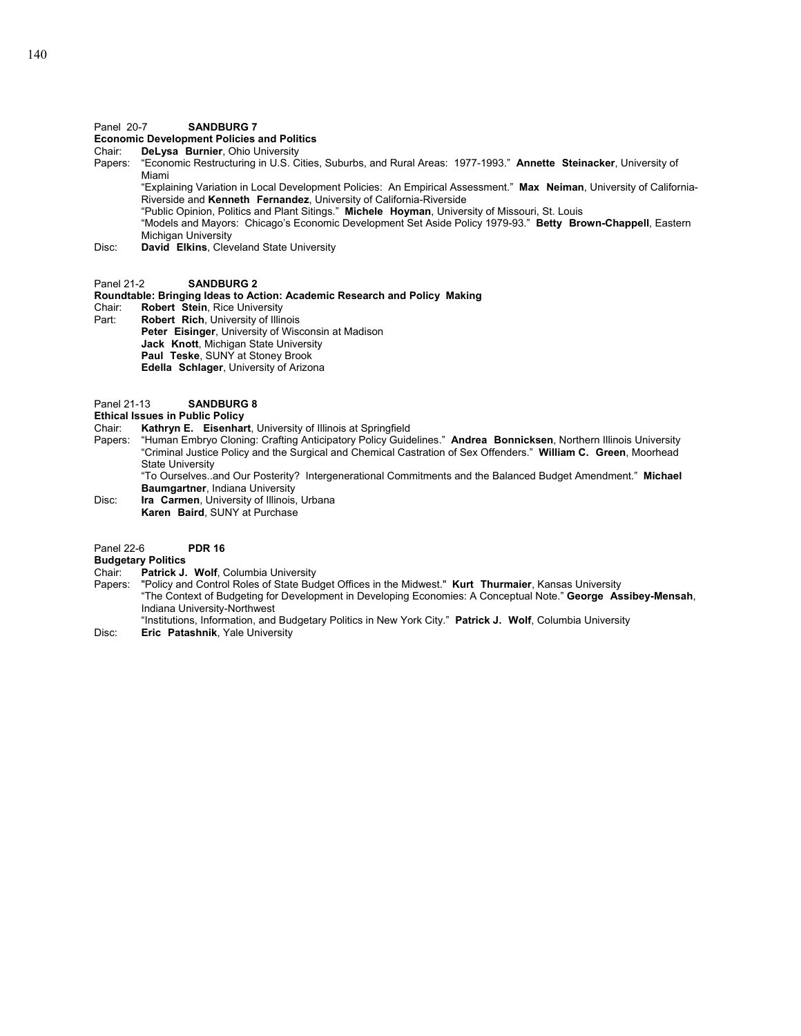Panel 20-7 **SANDBURG 7**

**Economic Development Policies and Politics**

Chair: **DeLysa Burnier**, Ohio University

Papers: "Economic Restructuring in U.S. Cities, Suburbs, and Rural Areas: 1977-1993." **Annette Steinacker**, University of Miami

"Explaining Variation in Local Development Policies: An Empirical Assessment." **Max Neiman**, University of California-Riverside and **Kenneth Fernandez**, University of California-Riverside

"Public Opinion, Politics and Plant Sitings." **Michele Hoyman**, University of Missouri, St. Louis

"Models and Mayors: Chicago's Economic Development Set Aside Policy 1979-93." **Betty Brown-Chappell**, Eastern Michigan University

Disc: **David Elkins**, Cleveland State University

Panel 21-2 **SANDBURG 2**

**Roundtable: Bringing Ideas to Action: Academic Research and Policy Making**

Chair: **Robert Stein**, Rice University

Part: **Robert Rich**, University of Illinois

**Peter Eisinger**, University of Wisconsin at Madison

**Jack Knott**, Michigan State University

**Paul Teske**, SUNY at Stoney Brook

**Edella Schlager**, University of Arizona

Panel 21-13 **SANDBURG 8**

**Ethical Issues in Public Policy**

Chair: **Kathryn E. Eisenhart**, University of Illinois at Springfield

Papers: "Human Embryo Cloning: Crafting Anticipatory Policy Guidelines." **Andrea Bonnicksen**, Northern Illinois University

"Criminal Justice Policy and the Surgical and Chemical Castration of Sex Offenders." **William C. Green**, Moorhead State University

"To Ourselves..and Our Posterity? Intergenerational Commitments and the Balanced Budget Amendment." **Michael Baumgartner**, Indiana University

Disc: **Ira Carmen**, University of Illinois, Urbana

**Karen Baird**, SUNY at Purchase

Panel 22-6 **PDR 16**

**Budgetary Politics**

Chair: **Patrick J. Wolf**, Columbia University

Papers: "Policy and Control Roles of State Budget Offices in the Midwest." **Kurt Thurmaier**, Kansas University

"The Context of Budgeting for Development in Developing Economies: A Conceptual Note." **George Assibey-Mensah**, Indiana University-Northwest

"Institutions, Information, and Budgetary Politics in New York City." **Patrick J. Wolf**, Columbia University

Disc: **Eric Patashnik**, Yale University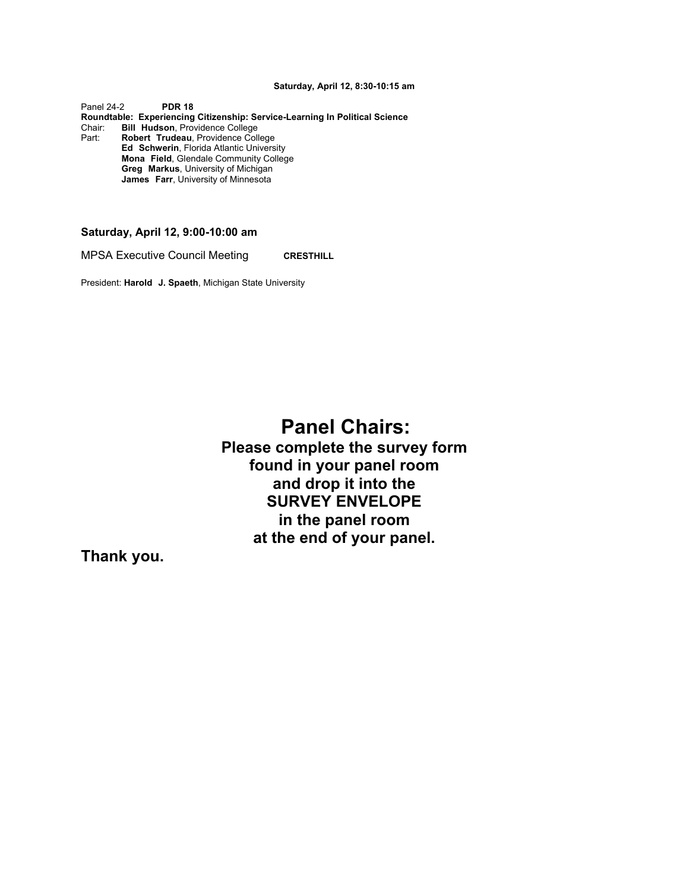**Saturday, April 12, 8:30-10:15 am**

Panel 24-2 **PDR 18**
**Roundtable: Experiencing Citizenship: Service-Learning In Political Science**
Chair: **Bill Hudson**, Providence College
Part: **Robert Trudeau**, Providence College
**Ed Schwerin**, Florida Atlantic University
**Mona Field**, Glendale Community College
**Greg Markus**, University of Michigan
**James Farr**, University of Minnesota

**Saturday, April 12, 9:00-10:00 am**

MPSA Executive Council Meeting **CRESTHILL**

President: **Harold J. Spaeth**, Michigan State University

## Panel Chairs:

**Please complete the survey form found in your panel room and drop it into the SURVEY ENVELOPE in the panel room at the end of your panel.**

**Thank you.**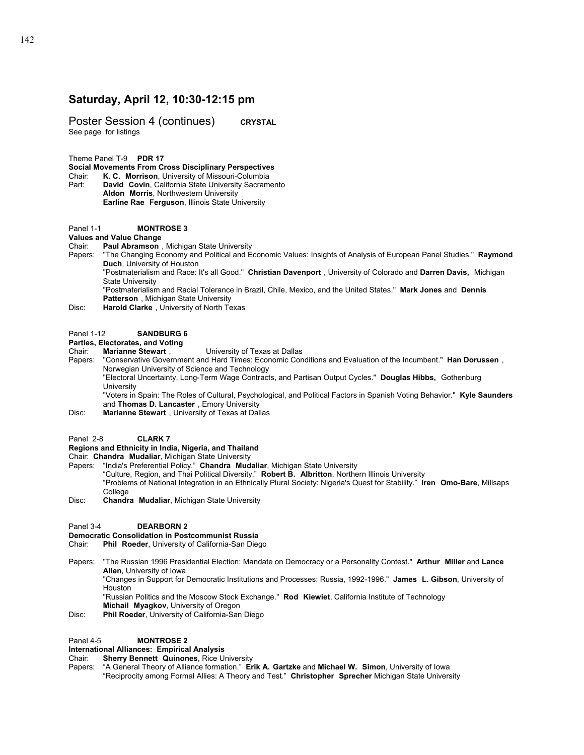## Saturday, April 12, 10:30-12:15 pm

Poster Session 4 (continues) **CRYSTAL**
See page for listings

Theme Panel T-9 **PDR 17**
**Social Movements From Cross Disciplinary Perspectives**
Chair: **K. C. Morrison**, University of Missouri-Columbia
Part: **David Covin**, California State University Sacramento
**Aldon Morris**, Northwestern University
**Earline Rae Ferguson**, Illinois State University

Panel 1-1 **MONTROSE 3**
**Values and Value Change**
Chair: **Paul Abramson** , Michigan State University
Papers: "The Changing Economy and Political and Economic Values: Insights of Analysis of European Panel Studies." **Raymond Duch**, University of Houston
"Postmaterialism and Race: It's all Good." **Christian Davenport** , University of Colorado and **Darren Davis,** Michigan State University
"Postmaterialism and Racial Tolerance in Brazil, Chile, Mexico, and the United States." **Mark Jones** and **Dennis Patterson** , Michigan State University
Disc: **Harold Clarke** , University of North Texas

Panel 1-12 **SANDBURG 6**
**Parties, Electorates, and Voting**
Chair: **Marianne Stewart** , University of Texas at Dallas
Papers: "Conservative Government and Hard Times: Economic Conditions and Evaluation of the Incumbent." **Han Dorussen** , Norwegian University of Science and Technology
"Electoral Uncertainty, Long-Term Wage Contracts, and Partisan Output Cycles." **Douglas Hibbs,** Gothenburg University
"Voters in Spain: The Roles of Cultural, Psychological, and Political Factors in Spanish Voting Behavior." **Kyle Saunders** and **Thomas D. Lancaster** , Emory University
Disc: **Marianne Stewart** , University of Texas at Dallas

Panel 2-8 **CLARK 7**
**Regions and Ethnicity in India, Nigeria, and Thailand**
Chair: **Chandra Mudaliar**, Michigan State University
Papers: "India's Preferential Policy." **Chandra Mudaliar**, Michigan State University
"Culture, Region, and Thai Political Diversity." **Robert B. Albritton**, Northern Illinois University
"Problems of National Integration in an Ethnically Plural Society: Nigeria's Quest for Stability." **Iren Omo-Bare**, Millsaps College
Disc: **Chandra Mudaliar**, Michigan State University

Panel 3-4 **DEARBORN 2**
**Democratic Consolidation in Postcommunist Russia**
Chair: **Phil Roeder**, University of California-San Diego

Papers: "The Russian 1996 Presidential Election: Mandate on Democracy or a Personality Contest." **Arthur Miller** and **Lance Allen**, University of Iowa
"Changes in Support for Democratic Institutions and Processes: Russia, 1992-1996." **James L. Gibson**, University of Houston
"Russian Politics and the Moscow Stock Exchange." **Rod Kiewiet**, California Institute of Technology
**Michail Myagkov**, University of Oregon
Disc: **Phil Roeder**, University of California-San Diego

Panel 4-5 **MONTROSE 2**
**International Alliances: Empirical Analysis**
Chair: **Sherry Bennett Quinones**, Rice University
Papers: "A General Theory of Alliance formation." **Erik A. Gartzke** and **Michael W. Simon**, University of Iowa
"Reciprocity among Formal Allies: A Theory and Test." **Christopher Sprecher** Michigan State University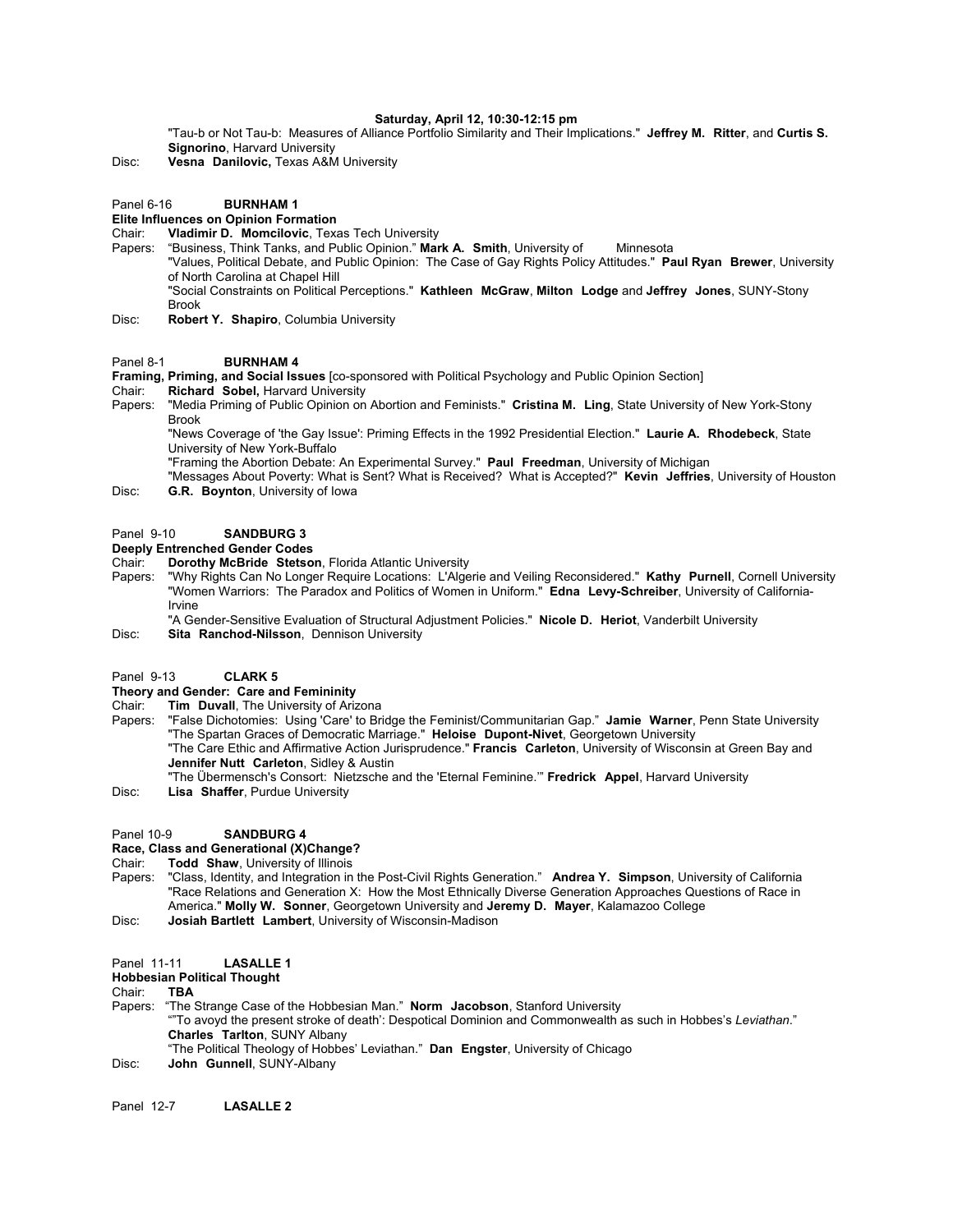**Saturday, April 12, 10:30-12:15 pm**

"Tau-b or Not Tau-b: Measures of Alliance Portfolio Similarity and Their Implications." **Jeffrey M. Ritter**, and **Curtis S. Signorino**, Harvard University

Disc: **Vesna Danilovic,** Texas A&M University

Panel 6-16 **BURNHAM 1**

**Elite Influences on Opinion Formation**

Chair: **Vladimir D. Momcilovic**, Texas Tech University

Papers: "Business, Think Tanks, and Public Opinion." **Mark A. Smith**, University of Minnesota

"Values, Political Debate, and Public Opinion: The Case of Gay Rights Policy Attitudes." **Paul Ryan Brewer**, University of North Carolina at Chapel Hill

"Social Constraints on Political Perceptions." **Kathleen McGraw**, **Milton Lodge** and **Jeffrey Jones**, SUNY-Stony Brook

Disc: **Robert Y. Shapiro**, Columbia University

Panel 8-1 **BURNHAM 4**

**Framing, Priming, and Social Issues** [co-sponsored with Political Psychology and Public Opinion Section]

Chair: **Richard Sobel,** Harvard University

Papers: "Media Priming of Public Opinion on Abortion and Feminists." **Cristina M. Ling**, State University of New York-Stony Brook

"News Coverage of 'the Gay Issue': Priming Effects in the 1992 Presidential Election." **Laurie A. Rhodebeck**, State University of New York-Buffalo

"Framing the Abortion Debate: An Experimental Survey." **Paul Freedman**, University of Michigan

"Messages About Poverty: What is Sent? What is Received? What is Accepted?" **Kevin Jeffries**, University of Houston

Disc: **G.R. Boynton**, University of Iowa

Panel 9-10 **SANDBURG 3**

**Deeply Entrenched Gender Codes**

Chair: **Dorothy McBride Stetson**, Florida Atlantic University

Papers: "Why Rights Can No Longer Require Locations: L'Algerie and Veiling Reconsidered." **Kathy Purnell**, Cornell University

"Women Warriors: The Paradox and Politics of Women in Uniform." **Edna Levy-Schreiber**, University of California-Irvine

"A Gender-Sensitive Evaluation of Structural Adjustment Policies." **Nicole D. Heriot**, Vanderbilt University

Disc: **Sita Ranchod-Nilsson**, Dennison University

Panel 9-13 **CLARK 5**

**Theory and Gender: Care and Femininity**

Chair: **Tim Duvall**, The University of Arizona

Papers: "False Dichotomies: Using 'Care' to Bridge the Feminist/Communitarian Gap." **Jamie Warner**, Penn State University

"The Spartan Graces of Democratic Marriage." **Heloise Dupont-Nivet**, Georgetown University

"The Care Ethic and Affirmative Action Jurisprudence." **Francis Carleton**, University of Wisconsin at Green Bay and **Jennifer Nutt Carleton**, Sidley & Austin

"The Übermensch's Consort: Nietzsche and the 'Eternal Feminine.'" **Fredrick Appel**, Harvard University

Disc: **Lisa Shaffer**, Purdue University

Panel 10-9 **SANDBURG 4**

**Race, Class and Generational (X)Change?**

Chair: **Todd Shaw**, University of Illinois

Papers: "Class, Identity, and Integration in the Post-Civil Rights Generation." **Andrea Y. Simpson**, University of California

"Race Relations and Generation X: How the Most Ethnically Diverse Generation Approaches Questions of Race in America." **Molly W. Sonner**, Georgetown University and **Jeremy D. Mayer**, Kalamazoo College

Disc: **Josiah Bartlett Lambert**, University of Wisconsin-Madison

Panel 11-11 **LASALLE 1**

**Hobbesian Political Thought**

Chair: **TBA**

Papers: "The Strange Case of the Hobbesian Man." **Norm Jacobson**, Stanford University

""To avoyd the present stroke of death': Despotical Dominion and Commonwealth as such in Hobbes's *Leviathan*." **Charles Tarlton**, SUNY Albany

"The Political Theology of Hobbes' Leviathan." **Dan Engster**, University of Chicago

Disc: **John Gunnell**, SUNY-Albany

Panel 12-7 **LASALLE 2**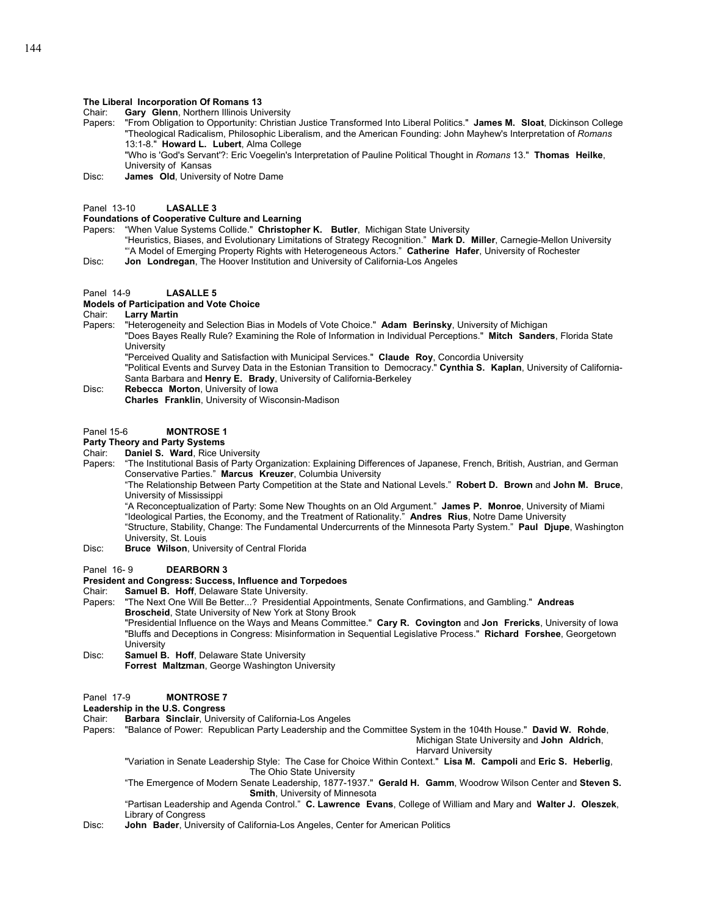**The Liberal Incorporation Of Romans 13**

Chair: **Gary Glenn**, Northern Illinois University

Papers: "From Obligation to Opportunity: Christian Justice Transformed Into Liberal Politics." **James M. Sloat**, Dickinson College

"Theological Radicalism, Philosophic Liberalism, and the American Founding: John Mayhew's Interpretation of *Romans* 13:1-8." **Howard L. Lubert**, Alma College

"Who is 'God's Servant'?: Eric Voegelin's Interpretation of Pauline Political Thought in *Romans* 13." **Thomas Heilke**, University of Kansas

Disc: **James Old**, University of Notre Dame

Panel 13-10 **LASALLE 3**

**Foundations of Cooperative Culture and Learning**

Papers: "When Value Systems Collide." **Christopher K. Butler**, Michigan State University

"Heuristics, Biases, and Evolutionary Limitations of Strategy Recognition." **Mark D. Miller**, Carnegie-Mellon University

"'A Model of Emerging Property Rights with Heterogeneous Actors." **Catherine Hafer**, University of Rochester

Disc: **Jon Londregan**, The Hoover Institution and University of California-Los Angeles

Panel 14-9 **LASALLE 5**

**Models of Participation and Vote Choice**

Chair: **Larry Martin**

Papers: "Heterogeneity and Selection Bias in Models of Vote Choice." **Adam Berinsky**, University of Michigan

"Does Bayes Really Rule? Examining the Role of Information in Individual Perceptions." **Mitch Sanders**, Florida State University

"Perceived Quality and Satisfaction with Municipal Services." **Claude Roy**, Concordia University

"Political Events and Survey Data in the Estonian Transition to Democracy." **Cynthia S. Kaplan**, University of California-Santa Barbara and **Henry E. Brady**, University of California-Berkeley

Disc: **Rebecca Morton**, University of Iowa

**Charles Franklin**, University of Wisconsin-Madison

Panel 15-6 **MONTROSE 1**

**Party Theory and Party Systems**

Chair: **Daniel S. Ward**, Rice University

Papers: "The Institutional Basis of Party Organization: Explaining Differences of Japanese, French, British, Austrian, and German Conservative Parties." **Marcus Kreuzer**, Columbia University

"The Relationship Between Party Competition at the State and National Levels." **Robert D. Brown** and **John M. Bruce**, University of Mississippi

"A Reconceptualization of Party: Some New Thoughts on an Old Argument." **James P. Monroe**, University of Miami

"Ideological Parties, the Economy, and the Treatment of Rationality." **Andres Rius**, Notre Dame University

"Structure, Stability, Change: The Fundamental Undercurrents of the Minnesota Party System." **Paul Djupe**, Washington University, St. Louis

Disc: **Bruce Wilson**, University of Central Florida

Panel 16- 9 **DEARBORN 3**

**President and Congress: Success, Influence and Torpedoes**

Chair: **Samuel B. Hoff**, Delaware State University.

Papers: "The Next One Will Be Better...? Presidential Appointments, Senate Confirmations, and Gambling." **Andreas Broscheid**, State University of New York at Stony Brook

"Presidential Influence on the Ways and Means Committee." **Cary R. Covington** and **Jon Frericks**, University of Iowa

"Bluffs and Deceptions in Congress: Misinformation in Sequential Legislative Process." **Richard Forshee**, Georgetown University

Disc: **Samuel B. Hoff**, Delaware State University

**Forrest Maltzman**, George Washington University

Panel 17-9 **MONTROSE 7**

**Leadership in the U.S. Congress**

Chair: **Barbara Sinclair**, University of California-Los Angeles

Papers: "Balance of Power: Republican Party Leadership and the Committee System in the 104th House." **David W. Rohde**, Michigan State University and **John Aldrich**, Harvard University

"Variation in Senate Leadership Style: The Case for Choice Within Context." **Lisa M. Campoli** and **Eric S. Heberlig**, The Ohio State University

"The Emergence of Modern Senate Leadership, 1877-1937." **Gerald H. Gamm**, Woodrow Wilson Center and **Steven S. Smith**, University of Minnesota

"Partisan Leadership and Agenda Control." **C. Lawrence Evans**, College of William and Mary and **Walter J. Oleszek**, Library of Congress

Disc: **John Bader**, University of California-Los Angeles, Center for American Politics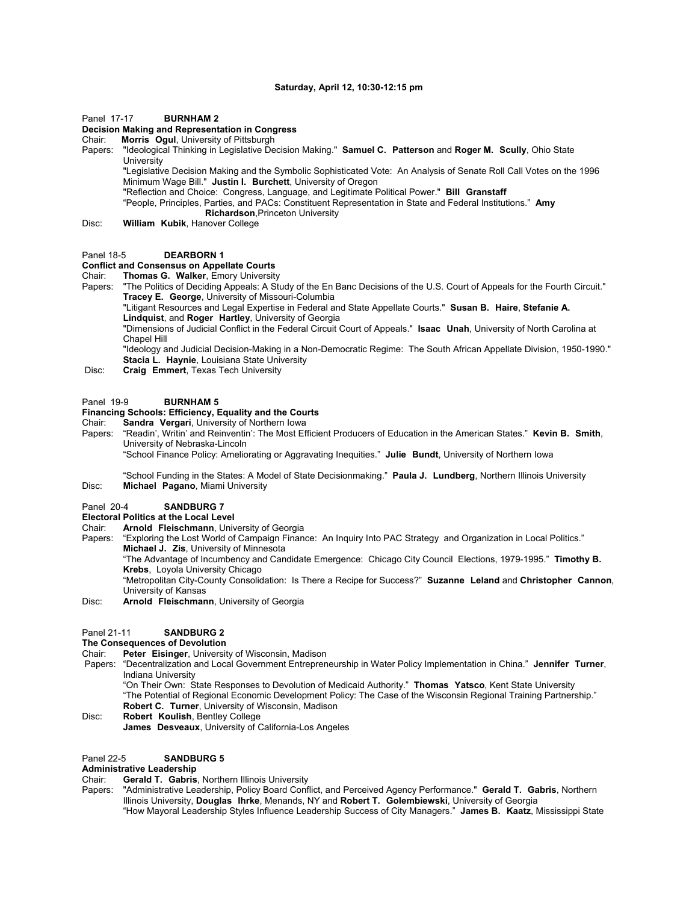**Saturday, April 12, 10:30-12:15 pm**

Panel 17-17 **BURNHAM 2**

**Decision Making and Representation in Congress**

Chair: **Morris Ogul**, University of Pittsburgh

Papers: "Ideological Thinking in Legislative Decision Making." **Samuel C. Patterson** and **Roger M. Scully**, Ohio State University

"Legislative Decision Making and the Symbolic Sophisticated Vote: An Analysis of Senate Roll Call Votes on the 1996 Minimum Wage Bill." **Justin I. Burchett**, University of Oregon

"Reflection and Choice: Congress, Language, and Legitimate Political Power." **Bill Granstaff**

"People, Principles, Parties, and PACs: Constituent Representation in State and Federal Institutions." **Amy Richardson**, Princeton University

Disc: **William Kubik**, Hanover College

Panel 18-5 **DEARBORN 1**

**Conflict and Consensus on Appellate Courts**

Chair: **Thomas G. Walker**, Emory University

Papers: "The Politics of Deciding Appeals: A Study of the En Banc Decisions of the U.S. Court of Appeals for the Fourth Circuit." **Tracey E. George**, University of Missouri-Columbia

"Litigant Resources and Legal Expertise in Federal and State Appellate Courts." **Susan B. Haire**, **Stefanie A. Lindquist**, and **Roger Hartley**, University of Georgia

"Dimensions of Judicial Conflict in the Federal Circuit Court of Appeals." **Isaac Unah**, University of North Carolina at Chapel Hill

"Ideology and Judicial Decision-Making in a Non-Democratic Regime: The South African Appellate Division, 1950-1990." **Stacia L. Haynie**, Louisiana State University

Disc: **Craig Emmert**, Texas Tech University

Panel 19-9 **BURNHAM 5**

**Financing Schools: Efficiency, Equality and the Courts**

Chair: **Sandra Vergari**, University of Northern Iowa

Papers: "Readin', Writin' and Reinventin': The Most Efficient Producers of Education in the American States." **Kevin B. Smith**, University of Nebraska-Lincoln

"School Finance Policy: Ameliorating or Aggravating Inequities." **Julie Bundt**, University of Northern Iowa

"School Funding in the States: A Model of State Decisionmaking." **Paula J. Lundberg**, Northern Illinois University

Disc: **Michael Pagano**, Miami University

Panel 20-4 **SANDBURG 7**

**Electoral Politics at the Local Level**

Chair: **Arnold Fleischmann**, University of Georgia

Papers: "Exploring the Lost World of Campaign Finance: An Inquiry Into PAC Strategy and Organization in Local Politics." **Michael J. Zis**, University of Minnesota

"The Advantage of Incumbency and Candidate Emergence: Chicago City Council Elections, 1979-1995." **Timothy B. Krebs**, Loyola University Chicago

"Metropolitan City-County Consolidation: Is There a Recipe for Success?" **Suzanne Leland** and **Christopher Cannon**, University of Kansas

Disc: **Arnold Fleischmann**, University of Georgia

Panel 21-11 **SANDBURG 2**

**The Consequences of Devolution**

Chair: **Peter Eisinger**, University of Wisconsin, Madison

Papers: "Decentralization and Local Government Entrepreneurship in Water Policy Implementation in China." **Jennifer Turner**, Indiana University

"On Their Own: State Responses to Devolution of Medicaid Authority." **Thomas Yatsco**, Kent State University

"The Potential of Regional Economic Development Policy: The Case of the Wisconsin Regional Training Partnership." **Robert C. Turner**, University of Wisconsin, Madison

Disc: **Robert Koulish**, Bentley College

**James Desveaux**, University of California-Los Angeles

Panel 22-5 **SANDBURG 5**

**Administrative Leadership**

Chair: **Gerald T. Gabris**, Northern Illinois University

Papers: "Administrative Leadership, Policy Board Conflict, and Perceived Agency Performance." **Gerald T. Gabris**, Northern Illinois University, **Douglas Ihrke**, Menands, NY and **Robert T. Golembiewski**, University of Georgia

"How Mayoral Leadership Styles Influence Leadership Success of City Managers." **James B. Kaatz**, Mississippi State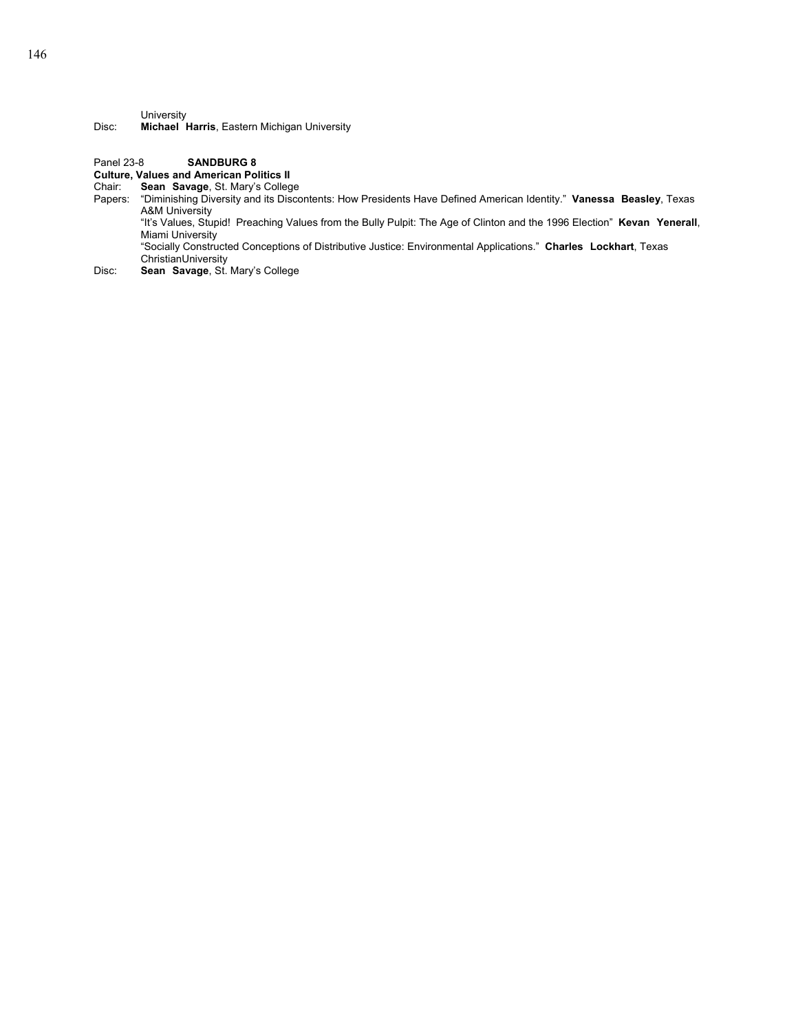University
Disc: **Michael Harris**, Eastern Michigan University

Panel 23-8 **SANDBURG 8**
**Culture, Values and American Politics II**
Chair: **Sean Savage**, St. Mary's College
Papers: "Diminishing Diversity and its Discontents: How Presidents Have Defined American Identity." **Vanessa Beasley**, Texas A&M University
"It's Values, Stupid! Preaching Values from the Bully Pulpit: The Age of Clinton and the 1996 Election" **Kevan Yenerall**, Miami University
"Socially Constructed Conceptions of Distributive Justice: Environmental Applications." **Charles Lockhart**, Texas ChristianUniversity
Disc: **Sean Savage**, St. Mary's College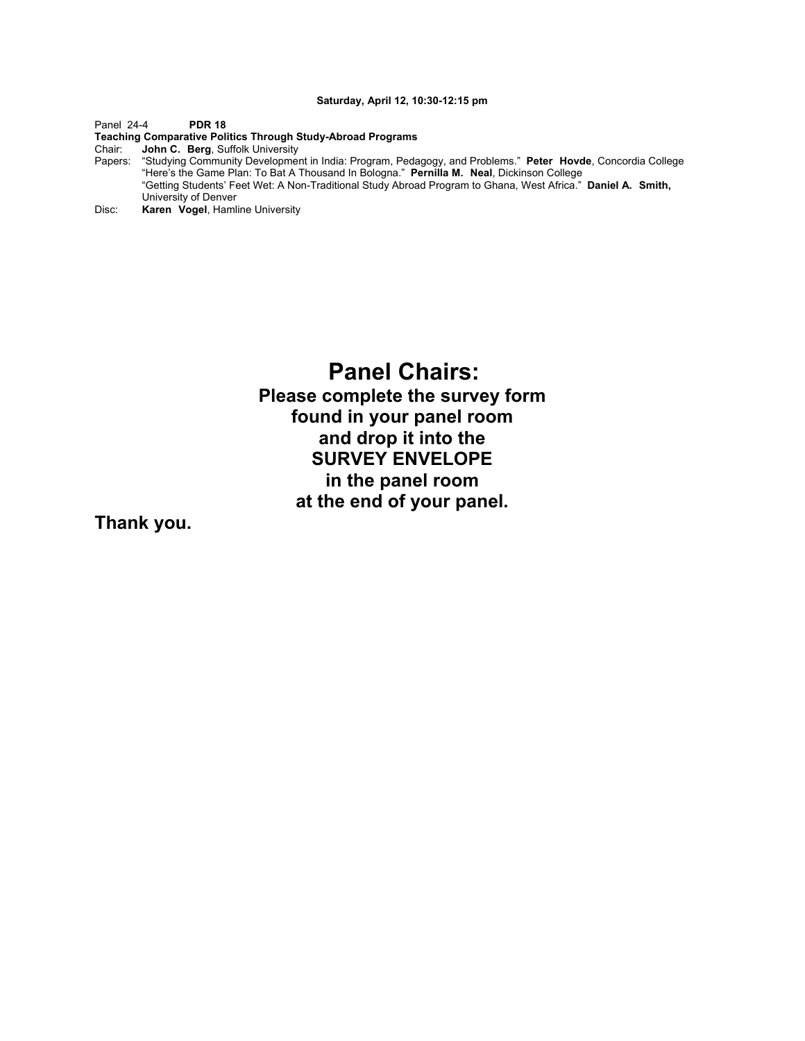**Saturday, April 12, 10:30-12:15 pm**

Panel 24-4 **PDR 18**

**Teaching Comparative Politics Through Study-Abroad Programs**

Chair: **John C. Berg**, Suffolk University

Papers: "Studying Community Development in India: Program, Pedagogy, and Problems." **Peter Hovde**, Concordia College
"Here's the Game Plan: To Bat A Thousand In Bologna." **Pernilla M. Neal**, Dickinson College
"Getting Students' Feet Wet: A Non-Traditional Study Abroad Program to Ghana, West Africa." **Daniel A. Smith,** University of Denver

Disc: **Karen Vogel**, Hamline University

# Panel Chairs:

**Please complete the survey form found in your panel room and drop it into the SURVEY ENVELOPE in the panel room at the end of your panel.**

**Thank you.**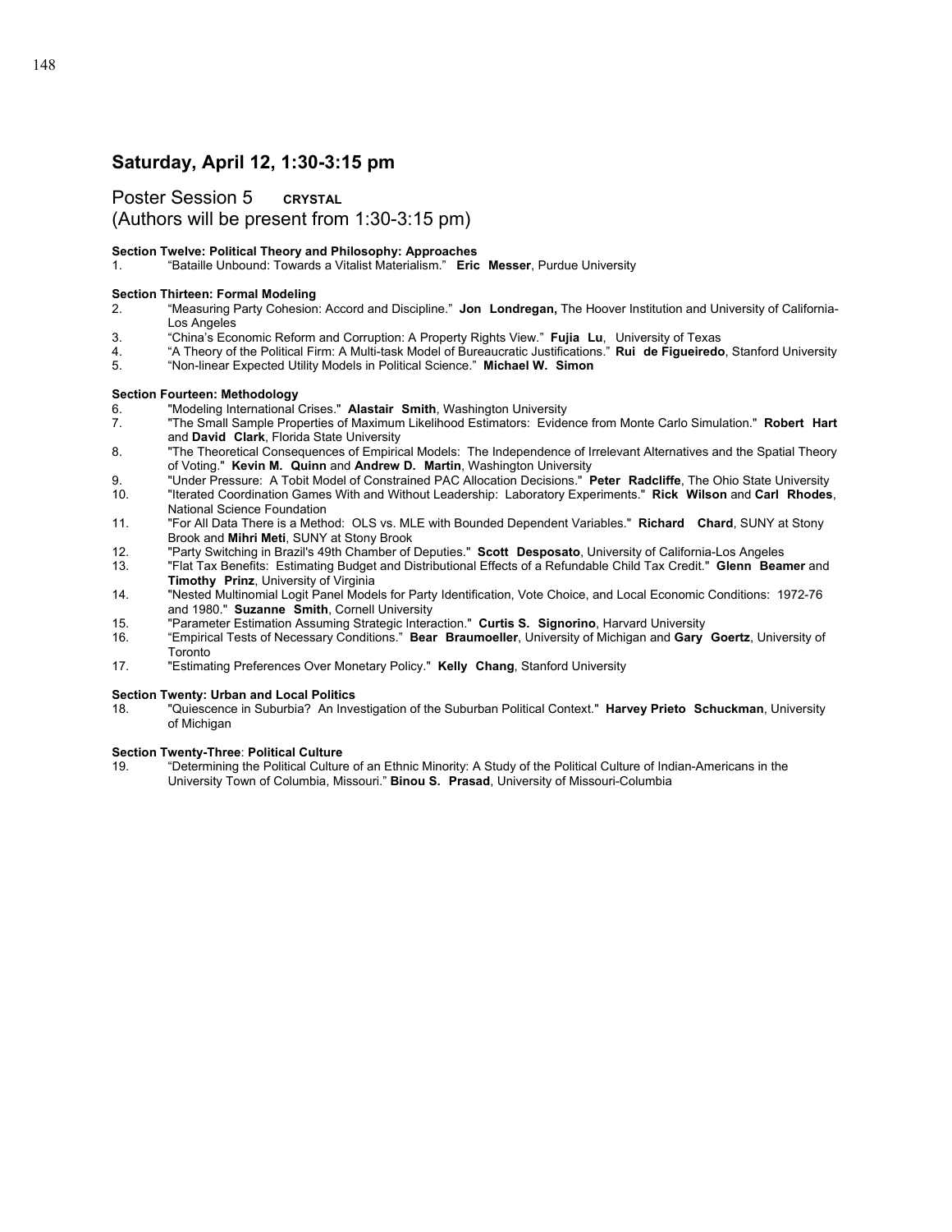## Saturday, April 12, 1:30-3:15 pm

### Poster Session 5 **CRYSTAL**

(Authors will be present from 1:30-3:15 pm)

**Section Twelve: Political Theory and Philosophy: Approaches**

1. "Bataille Unbound: Towards a Vitalist Materialism." **Eric Messer**, Purdue University

**Section Thirteen: Formal Modeling**

2. "Measuring Party Cohesion: Accord and Discipline." **Jon Londregan,** The Hoover Institution and University of California-Los Angeles
3. "China's Economic Reform and Corruption: A Property Rights View." **Fujia Lu**, University of Texas
4. "A Theory of the Political Firm: A Multi-task Model of Bureaucratic Justifications." **Rui de Figueiredo**, Stanford University
5. "Non-linear Expected Utility Models in Political Science." **Michael W. Simon**

**Section Fourteen: Methodology**

6. "Modeling International Crises." **Alastair Smith**, Washington University
7. "The Small Sample Properties of Maximum Likelihood Estimators: Evidence from Monte Carlo Simulation." **Robert Hart** and **David Clark**, Florida State University
8. "The Theoretical Consequences of Empirical Models: The Independence of Irrelevant Alternatives and the Spatial Theory of Voting." **Kevin M. Quinn** and **Andrew D. Martin**, Washington University
9. "Under Pressure: A Tobit Model of Constrained PAC Allocation Decisions." **Peter Radcliffe**, The Ohio State University
10. "Iterated Coordination Games With and Without Leadership: Laboratory Experiments." **Rick Wilson** and **Carl Rhodes**, National Science Foundation
11. "For All Data There is a Method: OLS vs. MLE with Bounded Dependent Variables." **Richard Chard**, SUNY at Stony Brook and **Mihri Meti**, SUNY at Stony Brook
12. "Party Switching in Brazil's 49th Chamber of Deputies." **Scott Desposato**, University of California-Los Angeles
13. "Flat Tax Benefits: Estimating Budget and Distributional Effects of a Refundable Child Tax Credit." **Glenn Beamer** and **Timothy Prinz**, University of Virginia
14. "Nested Multinomial Logit Panel Models for Party Identification, Vote Choice, and Local Economic Conditions: 1972-76 and 1980." **Suzanne Smith**, Cornell University
15. "Parameter Estimation Assuming Strategic Interaction." **Curtis S. Signorino**, Harvard University
16. "Empirical Tests of Necessary Conditions." **Bear Braumoeller**, University of Michigan and **Gary Goertz**, University of Toronto
17. "Estimating Preferences Over Monetary Policy." **Kelly Chang**, Stanford University

**Section Twenty: Urban and Local Politics**

18. "Quiescence in Suburbia? An Investigation of the Suburban Political Context." **Harvey Prieto Schuckman**, University of Michigan

**Section Twenty-Three**: **Political Culture**

19. "Determining the Political Culture of an Ethnic Minority: A Study of the Political Culture of Indian-Americans in the University Town of Columbia, Missouri." **Binou S. Prasad**, University of Missouri-Columbia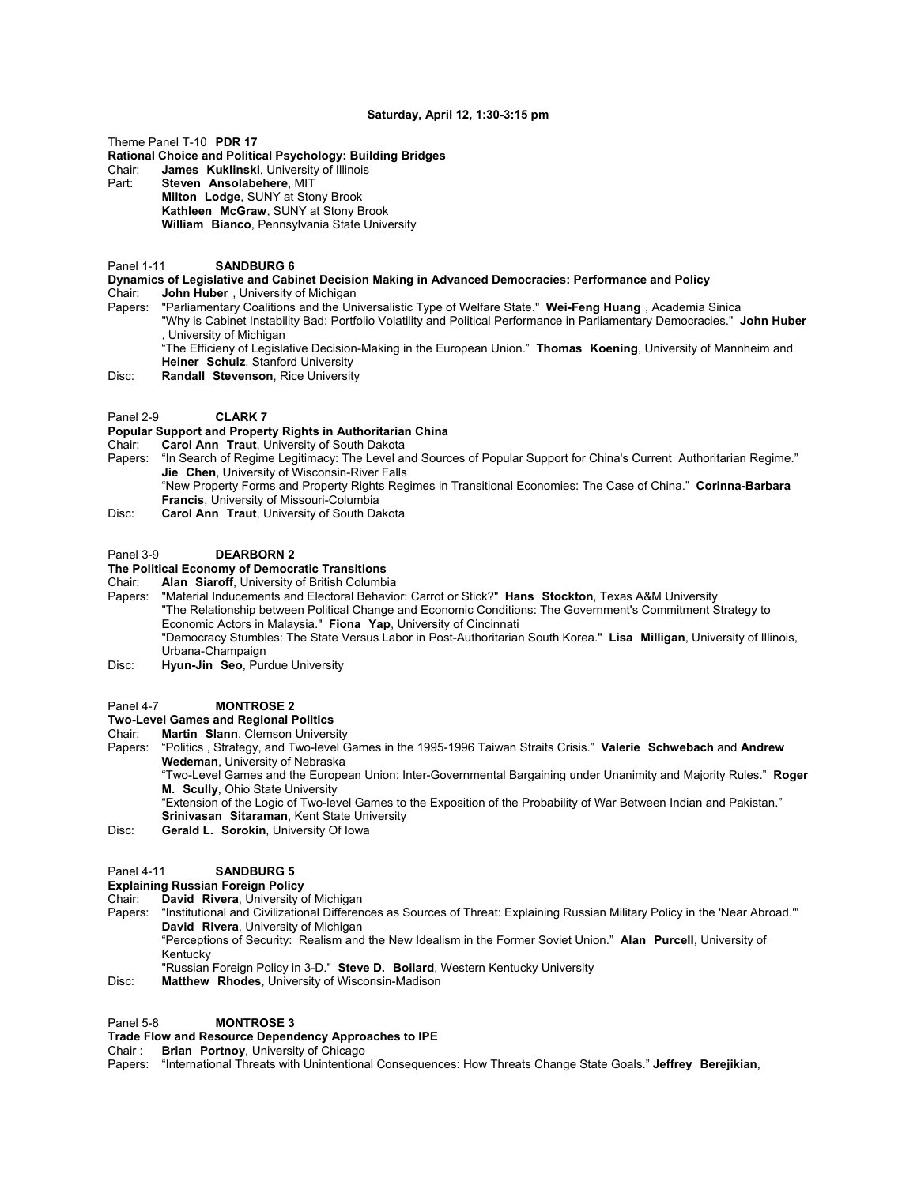**Saturday, April 12, 1:30-3:15 pm**

Theme Panel T-10 **PDR 17**
**Rational Choice and Political Psychology: Building Bridges**
Chair: **James Kuklinski**, University of Illinois
Part: **Steven Ansolabehere**, MIT
**Milton Lodge**, SUNY at Stony Brook
**Kathleen McGraw**, SUNY at Stony Brook
**William Bianco**, Pennsylvania State University

Panel 1-11 **SANDBURG 6**
**Dynamics of Legislative and Cabinet Decision Making in Advanced Democracies: Performance and Policy**
Chair: **John Huber** , University of Michigan
Papers: "Parliamentary Coalitions and the Universalistic Type of Welfare State." **Wei-Feng Huang** , Academia Sinica
"Why is Cabinet Instability Bad: Portfolio Volatility and Political Performance in Parliamentary Democracies." **John Huber** , University of Michigan
"The Efficieny of Legislative Decision-Making in the European Union." **Thomas Koening**, University of Mannheim and **Heiner Schulz**, Stanford University
Disc: **Randall Stevenson**, Rice University

Panel 2-9 **CLARK 7**
**Popular Support and Property Rights in Authoritarian China**
Chair: **Carol Ann Traut**, University of South Dakota
Papers: "In Search of Regime Legitimacy: The Level and Sources of Popular Support for China's Current Authoritarian Regime." **Jie Chen**, University of Wisconsin-River Falls
"New Property Forms and Property Rights Regimes in Transitional Economies: The Case of China." **Corinna-Barbara Francis**, University of Missouri-Columbia
Disc: **Carol Ann Traut**, University of South Dakota

Panel 3-9 **DEARBORN 2**
**The Political Economy of Democratic Transitions**
Chair: **Alan Siaroff**, University of British Columbia
Papers: "Material Inducements and Electoral Behavior: Carrot or Stick?" **Hans Stockton**, Texas A&M University
"The Relationship between Political Change and Economic Conditions: The Government's Commitment Strategy to Economic Actors in Malaysia." **Fiona Yap**, University of Cincinnati
"Democracy Stumbles: The State Versus Labor in Post-Authoritarian South Korea." **Lisa Milligan**, University of Illinois, Urbana-Champaign
Disc: **Hyun-Jin Seo**, Purdue University

Panel 4-7 **MONTROSE 2**
**Two-Level Games and Regional Politics**
Chair: **Martin Slann**, Clemson University
Papers: "Politics , Strategy, and Two-level Games in the 1995-1996 Taiwan Straits Crisis." **Valerie Schwebach** and **Andrew Wedeman**, University of Nebraska
"Two-Level Games and the European Union: Inter-Governmental Bargaining under Unanimity and Majority Rules." **Roger M. Scully**, Ohio State University
"Extension of the Logic of Two-level Games to the Exposition of the Probability of War Between Indian and Pakistan." **Srinivasan Sitaraman**, Kent State University
Disc: **Gerald L. Sorokin**, University Of Iowa

Panel 4-11 **SANDBURG 5**
**Explaining Russian Foreign Policy**
Chair: **David Rivera**, University of Michigan
Papers: "Institutional and Civilizational Differences as Sources of Threat: Explaining Russian Military Policy in the 'Near Abroad.'" **David Rivera**, University of Michigan
"Perceptions of Security: Realism and the New Idealism in the Former Soviet Union." **Alan Purcell**, University of Kentucky
"Russian Foreign Policy in 3-D." **Steve D. Boilard**, Western Kentucky University
Disc: **Matthew Rhodes**, University of Wisconsin-Madison

Panel 5-8 **MONTROSE 3**
**Trade Flow and Resource Dependency Approaches to IPE**
Chair : **Brian Portnoy**, University of Chicago
Papers: "International Threats with Unintentional Consequences: How Threats Change State Goals." **Jeffrey Berejikian**,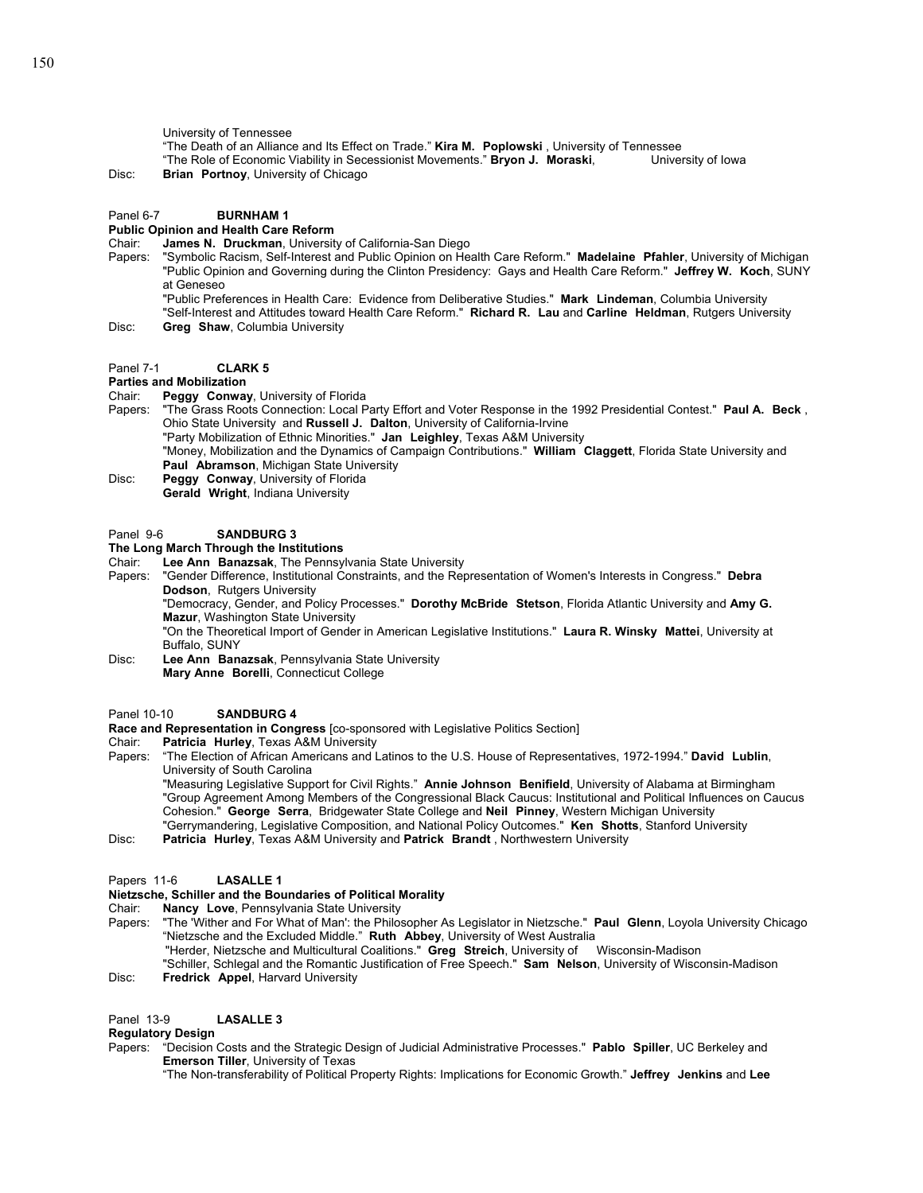University of Tennessee
"The Death of an Alliance and Its Effect on Trade." **Kira M. Poplowski** , University of Tennessee
"The Role of Economic Viability in Secessionist Movements." **Bryon J. Moraski**, University of Iowa

Disc: **Brian Portnoy**, University of Chicago

Panel 6-7 **BURNHAM 1**

**Public Opinion and Health Care Reform**

Chair: **James N. Druckman**, University of California-San Diego

Papers: "Symbolic Racism, Self-Interest and Public Opinion on Health Care Reform." **Madelaine Pfahler**, University of Michigan
"Public Opinion and Governing during the Clinton Presidency: Gays and Health Care Reform." **Jeffrey W. Koch**, SUNY at Geneseo
"Public Preferences in Health Care: Evidence from Deliberative Studies." **Mark Lindeman**, Columbia University
"Self-Interest and Attitudes toward Health Care Reform." **Richard R. Lau** and **Carline Heldman**, Rutgers University

Disc: **Greg Shaw**, Columbia University

Panel 7-1 **CLARK 5**

**Parties and Mobilization**

Chair: **Peggy Conway**, University of Florida

Papers: "The Grass Roots Connection: Local Party Effort and Voter Response in the 1992 Presidential Contest." **Paul A. Beck** , Ohio State University and **Russell J. Dalton**, University of California-Irvine
"Party Mobilization of Ethnic Minorities." **Jan Leighley**, Texas A&M University
"Money, Mobilization and the Dynamics of Campaign Contributions." **William Claggett**, Florida State University and **Paul Abramson**, Michigan State University

Disc: **Peggy Conway**, University of Florida
**Gerald Wright**, Indiana University

Panel 9-6 **SANDBURG 3**

**The Long March Through the Institutions**

Chair: **Lee Ann Banazsak**, The Pennsylvania State University

Papers: "Gender Difference, Institutional Constraints, and the Representation of Women's Interests in Congress." **Debra Dodson**, Rutgers University
"Democracy, Gender, and Policy Processes." **Dorothy McBride Stetson**, Florida Atlantic University and **Amy G. Mazur**, Washington State University
"On the Theoretical Import of Gender in American Legislative Institutions." **Laura R. Winsky Mattei**, University at Buffalo, SUNY

Disc: **Lee Ann Banazsak**, Pennsylvania State University
**Mary Anne Borelli**, Connecticut College

Panel 10-10 **SANDBURG 4**

**Race and Representation in Congress** [co-sponsored with Legislative Politics Section]

Chair: **Patricia Hurley**, Texas A&M University

Papers: "The Election of African Americans and Latinos to the U.S. House of Representatives, 1972-1994." **David Lublin**, University of South Carolina
"Measuring Legislative Support for Civil Rights." **Annie Johnson Benifield**, University of Alabama at Birmingham
"Group Agreement Among Members of the Congressional Black Caucus: Institutional and Political Influences on Caucus Cohesion." **George Serra**, Bridgewater State College and **Neil Pinney**, Western Michigan University
"Gerrymandering, Legislative Composition, and National Policy Outcomes." **Ken Shotts**, Stanford University

Disc: **Patricia Hurley**, Texas A&M University and **Patrick Brandt** , Northwestern University

Papers 11-6 **LASALLE 1**

**Nietzsche, Schiller and the Boundaries of Political Morality**

Chair: **Nancy Love**, Pennsylvania State University

Papers: "The 'Wither and For What of Man': the Philosopher As Legislator in Nietzsche." **Paul Glenn**, Loyola University Chicago
"Nietzsche and the Excluded Middle." **Ruth Abbey**, University of West Australia
"Herder, Nietzsche and Multicultural Coalitions." **Greg Streich**, University of Wisconsin-Madison
"Schiller, Schlegal and the Romantic Justification of Free Speech." **Sam Nelson**, University of Wisconsin-Madison

Disc: **Fredrick Appel**, Harvard University

Panel 13-9 **LASALLE 3**

**Regulatory Design**

Papers: "Decision Costs and the Strategic Design of Judicial Administrative Processes." **Pablo Spiller**, UC Berkeley and **Emerson Tiller**, University of Texas
"The Non-transferability of Political Property Rights: Implications for Economic Growth." **Jeffrey Jenkins** and **Lee**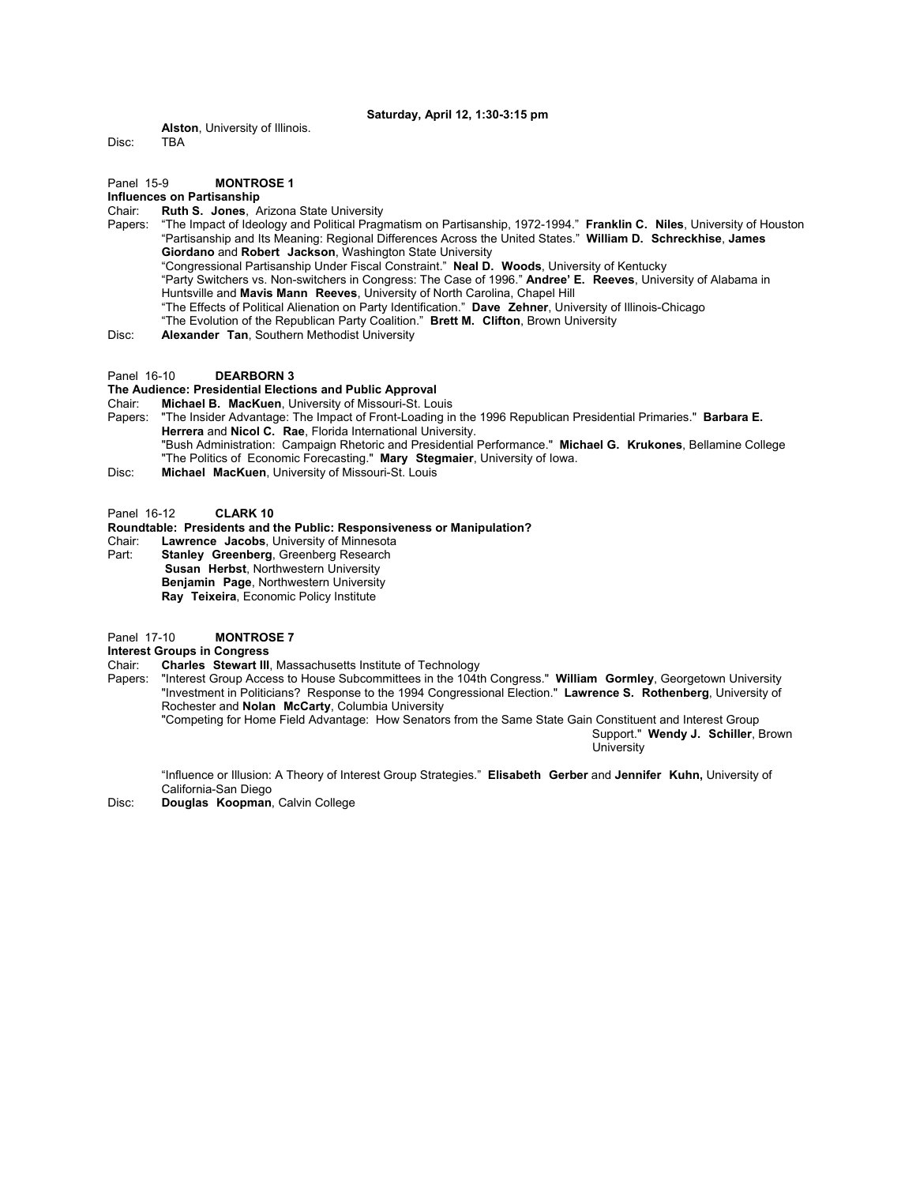**Saturday, April 12, 1:30-3:15 pm**

**Alston**, University of Illinois.
Disc: TBA

Panel 15-9 **MONTROSE 1**
**Influences on Partisanship**
Chair: **Ruth S. Jones**, Arizona State University
Papers: "The Impact of Ideology and Political Pragmatism on Partisanship, 1972-1994." **Franklin C. Niles**, University of Houston
"Partisanship and Its Meaning: Regional Differences Across the United States." **William D. Schreckhise**, **James Giordano** and **Robert Jackson**, Washington State University
"Congressional Partisanship Under Fiscal Constraint." **Neal D. Woods**, University of Kentucky
"Party Switchers vs. Non-switchers in Congress: The Case of 1996." **Andree' E. Reeves**, University of Alabama in Huntsville and **Mavis Mann Reeves**, University of North Carolina, Chapel Hill
"The Effects of Political Alienation on Party Identification." **Dave Zehner**, University of Illinois-Chicago
"The Evolution of the Republican Party Coalition." **Brett M. Clifton**, Brown University
Disc: **Alexander Tan**, Southern Methodist University

Panel 16-10 **DEARBORN 3**
**The Audience: Presidential Elections and Public Approval**
Chair: **Michael B. MacKuen**, University of Missouri-St. Louis
Papers: "The Insider Advantage: The Impact of Front-Loading in the 1996 Republican Presidential Primaries." **Barbara E. Herrera** and **Nicol C. Rae**, Florida International University.
"Bush Administration: Campaign Rhetoric and Presidential Performance." **Michael G. Krukones**, Bellamine College
"The Politics of Economic Forecasting." **Mary Stegmaier**, University of Iowa.
Disc: **Michael MacKuen**, University of Missouri-St. Louis

Panel 16-12 **CLARK 10**
**Roundtable: Presidents and the Public: Responsiveness or Manipulation?**
Chair: **Lawrence Jacobs**, University of Minnesota
Part: **Stanley Greenberg**, Greenberg Research
**Susan Herbst**, Northwestern University
**Benjamin Page**, Northwestern University
**Ray Teixeira**, Economic Policy Institute

Panel 17-10 **MONTROSE 7**
**Interest Groups in Congress**
Chair: **Charles Stewart III**, Massachusetts Institute of Technology
Papers: "Interest Group Access to House Subcommittees in the 104th Congress." **William Gormley**, Georgetown University
"Investment in Politicians? Response to the 1994 Congressional Election." **Lawrence S. Rothenberg**, University of Rochester and **Nolan McCarty**, Columbia University
"Competing for Home Field Advantage: How Senators from the Same State Gain Constituent and Interest Group Support." **Wendy J. Schiller**, Brown University
"Influence or Illusion: A Theory of Interest Group Strategies." **Elisabeth Gerber** and **Jennifer Kuhn,** University of California-San Diego
Disc: **Douglas Koopman**, Calvin College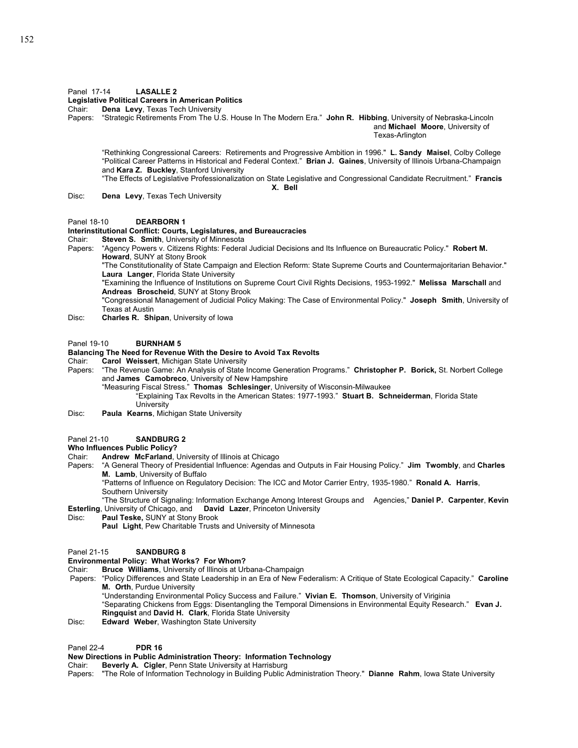Panel 17-14 **LASALLE 2**

**Legislative Political Careers in American Politics**

Chair: **Dena Levy**, Texas Tech University

Papers: "Strategic Retirements From The U.S. House In The Modern Era." **John R. Hibbing**, University of Nebraska-Lincoln and **Michael Moore**, University of Texas-Arlington

"Rethinking Congressional Careers: Retirements and Progressive Ambition in 1996." **L. Sandy Maisel**, Colby College

"Political Career Patterns in Historical and Federal Context." **Brian J. Gaines**, University of Illinois Urbana-Champaign and **Kara Z. Buckley**, Stanford University

"The Effects of Legislative Professionalization on State Legislative and Congressional Candidate Recruitment." **Francis X. Bell**

Disc: **Dena Levy**, Texas Tech University

Panel 18-10 **DEARBORN 1**

**Interinstitutional Conflict: Courts, Legislatures, and Bureaucracies**

Chair: **Steven S. Smith**, University of Minnesota

Papers: "Agency Powers v. Citizens Rights: Federal Judicial Decisions and Its Influence on Bureaucratic Policy." **Robert M. Howard**, SUNY at Stony Brook

"The Constitutionality of State Campaign and Election Reform: State Supreme Courts and Countermajoritarian Behavior." **Laura Langer**, Florida State University

"Examining the Influence of Institutions on Supreme Court Civil Rights Decisions, 1953-1992." **Melissa Marschall** and **Andreas Broscheid**, SUNY at Stony Brook

"Congressional Management of Judicial Policy Making: The Case of Environmental Policy." **Joseph Smith**, University of Texas at Austin

Disc: **Charles R. Shipan**, University of Iowa

Panel 19-10 **BURNHAM 5**

**Balancing The Need for Revenue With the Desire to Avoid Tax Revolts**

Chair: **Carol Weissert**, Michigan State University

Papers: "The Revenue Game: An Analysis of State Income Generation Programs." **Christopher P. Borick,** St. Norbert College and **James Camobreco**, University of New Hampshire

"Measuring Fiscal Stress." **Thomas Schlesinger**, University of Wisconsin-Milwaukee

"Explaining Tax Revolts in the American States: 1977-1993." **Stuart B. Schneiderman**, Florida State University

Disc: **Paula Kearns**, Michigan State University

Panel 21-10 **SANDBURG 2**

**Who Influences Public Policy?**

Chair: **Andrew McFarland**, University of Illinois at Chicago

Papers: "A General Theory of Presidential Influence: Agendas and Outputs in Fair Housing Policy." **Jim Twombly**, and **Charles M. Lamb**, University of Buffalo

"Patterns of Influence on Regulatory Decision: The ICC and Motor Carrier Entry, 1935-1980." **Ronald A. Harris**, Southern University

"The Structure of Signaling: Information Exchange Among Interest Groups and Agencies," **Daniel P. Carpenter**, **Kevin Esterling**, University of Chicago, and **David Lazer**, Princeton University

Disc: **Paul Teske,** SUNY at Stony Brook

**Paul Light**, Pew Charitable Trusts and University of Minnesota

Panel 21-15 **SANDBURG 8**

**Environmental Policy: What Works? For Whom?**

Chair: **Bruce Williams**, University of Illinois at Urbana-Champaign

Papers: "Policy Differences and State Leadership in an Era of New Federalism: A Critique of State Ecological Capacity." **Caroline M. Orth**, Purdue University

"Understanding Environmental Policy Success and Failure." **Vivian E. Thomson**, University of Viriginia

"Separating Chickens from Eggs: Disentangling the Temporal Dimensions in Environmental Equity Research." **Evan J. Ringquist** and **David H. Clark**, Florida State University

Disc: **Edward Weber**, Washington State University

Panel 22-4 **PDR 16**

**New Directions in Public Administration Theory: Information Technology**

Chair: **Beverly A. Cigler**, Penn State University at Harrisburg

Papers: "The Role of Information Technology in Building Public Administration Theory." **Dianne Rahm**, Iowa State University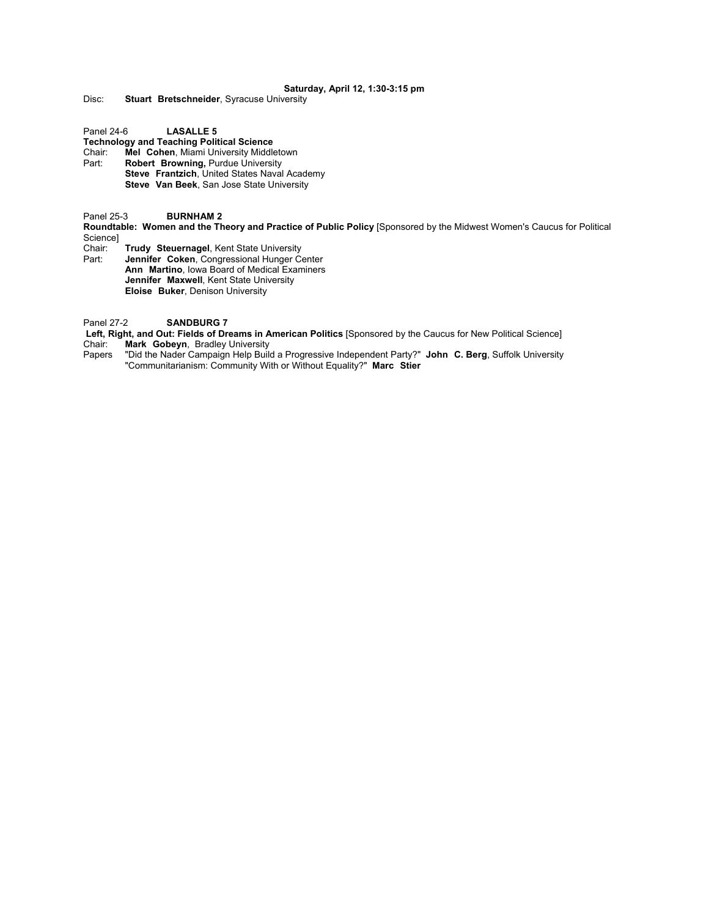**Saturday, April 12, 1:30-3:15 pm**

Disc: **Stuart Bretschneider**, Syracuse University

Panel 24-6 **LASALLE 5**

**Technology and Teaching Political Science**

Chair: **Mel Cohen**, Miami University Middletown

Part: **Robert Browning,** Purdue University
**Steve Frantzich**, United States Naval Academy
**Steve Van Beek**, San Jose State University

Panel 25-3 **BURNHAM 2**

**Roundtable: Women and the Theory and Practice of Public Policy** [Sponsored by the Midwest Women's Caucus for Political Science]

Chair: **Trudy Steuernagel**, Kent State University

Part: **Jennifer Coken**, Congressional Hunger Center
**Ann Martino**, Iowa Board of Medical Examiners
**Jennifer Maxwell**, Kent State University
**Eloise Buker**, Denison University

Panel 27-2 **SANDBURG 7**

**Left, Right, and Out: Fields of Dreams in American Politics** [Sponsored by the Caucus for New Political Science]

Chair: **Mark Gobeyn**, Bradley University

Papers "Did the Nader Campaign Help Build a Progressive Independent Party?" **John C. Berg**, Suffolk University
"Communitarianism: Community With or Without Equality?" **Marc Stier**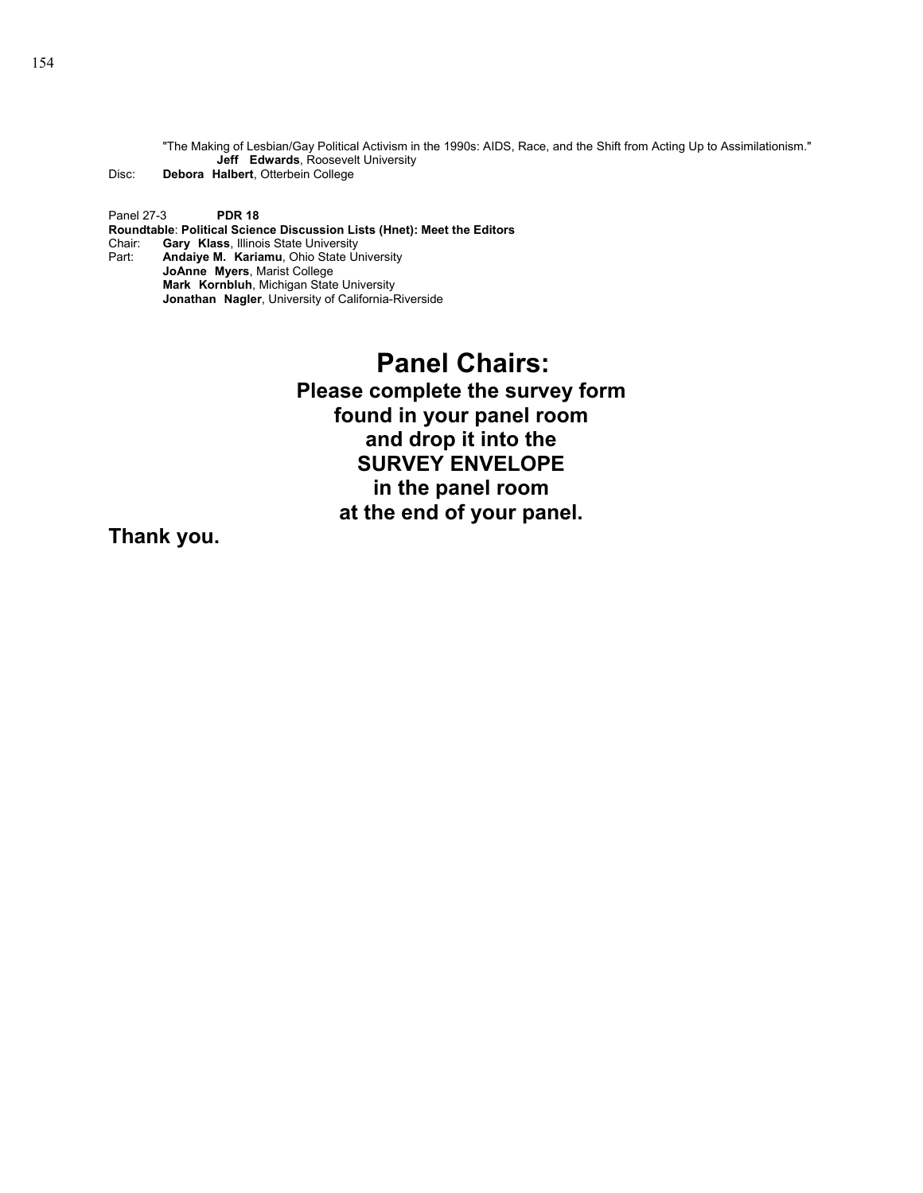"The Making of Lesbian/Gay Political Activism in the 1990s: AIDS, Race, and the Shift from Acting Up to Assimilationism."
**Jeff Edwards**, Roosevelt University

Disc: **Debora Halbert**, Otterbein College

Panel 27-3 **PDR 18**

**Roundtable**: **Political Science Discussion Lists (Hnet): Meet the Editors**

Chair: **Gary Klass**, Illinois State University

Part: **Andaiye M. Kariamu**, Ohio State University
**JoAnne Myers**, Marist College
**Mark Kornbluh**, Michigan State University
**Jonathan Nagler**, University of California-Riverside

# Panel Chairs:

**Please complete the survey form found in your panel room and drop it into the SURVEY ENVELOPE in the panel room at the end of your panel.**

**Thank you.**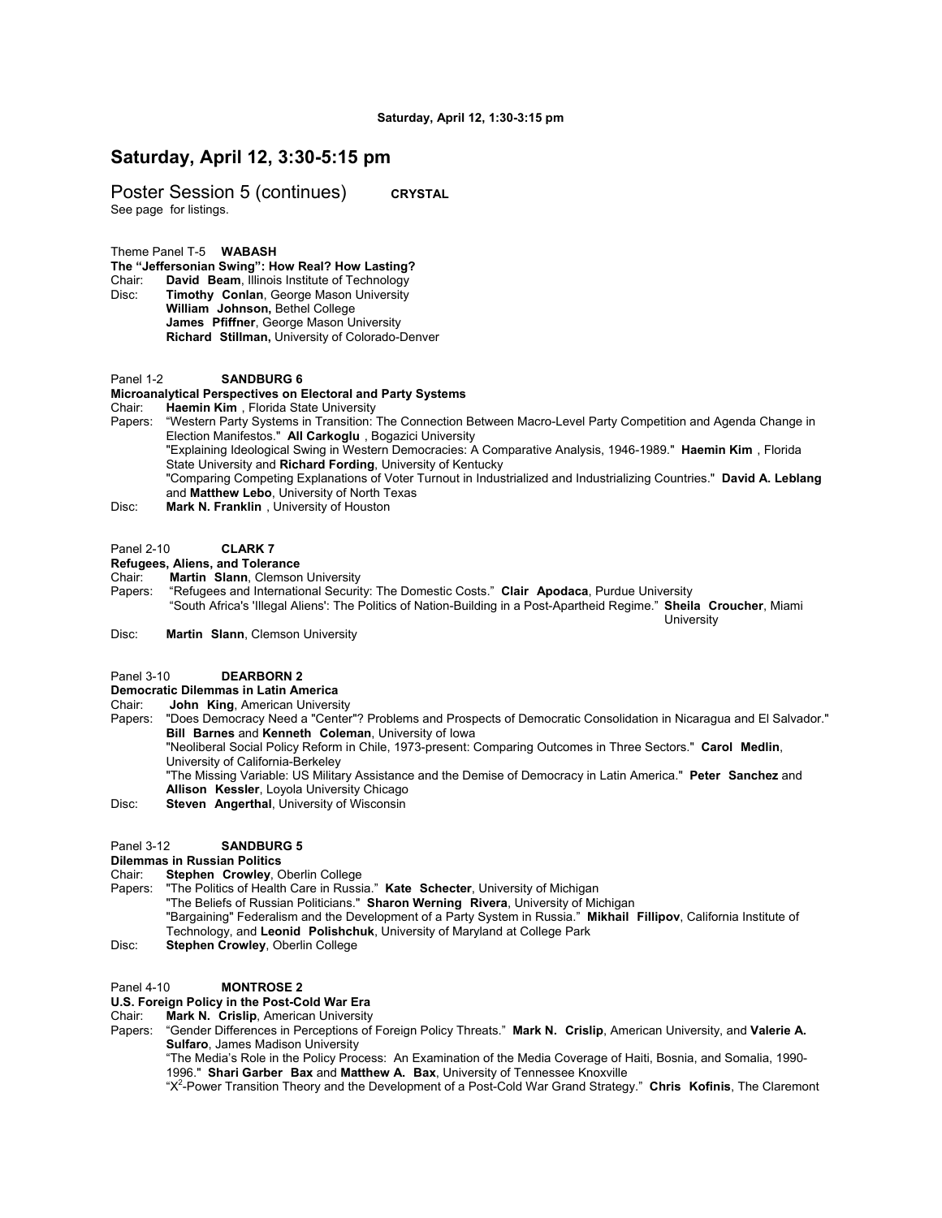## Saturday, April 12, 3:30-5:15 pm

Poster Session 5 (continues) **CRYSTAL**
See page for listings.

Theme Panel T-5 **WABASH**
**The "Jeffersonian Swing": How Real? How Lasting?**
Chair: **David Beam**, Illinois Institute of Technology
Disc: **Timothy Conlan**, George Mason University
**William Johnson,** Bethel College
**James Pfiffner**, George Mason University
**Richard Stillman,** University of Colorado-Denver

Panel 1-2 **SANDBURG 6**
**Microanalytical Perspectives on Electoral and Party Systems**
Chair: **Haemin Kim** , Florida State University
Papers: "Western Party Systems in Transition: The Connection Between Macro-Level Party Competition and Agenda Change in Election Manifestos." **Ali Carkoglu** , Bogazici University
"Explaining Ideological Swing in Western Democracies: A Comparative Analysis, 1946-1989." **Haemin Kim** , Florida State University and **Richard Fording**, University of Kentucky
"Comparing Competing Explanations of Voter Turnout in Industrialized and Industrializing Countries." **David A. Leblang** and **Matthew Lebo**, University of North Texas
Disc: **Mark N. Franklin** , University of Houston

Panel 2-10 **CLARK 7**
**Refugees, Aliens, and Tolerance**
Chair: **Martin Slann**, Clemson University
Papers: "Refugees and International Security: The Domestic Costs." **Clair Apodaca**, Purdue University
"South Africa's 'Illegal Aliens': The Politics of Nation-Building in a Post-Apartheid Regime." **Sheila Croucher**, Miami University
Disc: **Martin Slann**, Clemson University

Panel 3-10 **DEARBORN 2**
**Democratic Dilemmas in Latin America**
Chair: **John King**, American University
Papers: "Does Democracy Need a "Center"? Problems and Prospects of Democratic Consolidation in Nicaragua and El Salvador." **Bill Barnes** and **Kenneth Coleman**, University of Iowa
"Neoliberal Social Policy Reform in Chile, 1973-present: Comparing Outcomes in Three Sectors." **Carol Medlin**, University of California-Berkeley
"The Missing Variable: US Military Assistance and the Demise of Democracy in Latin America." **Peter Sanchez** and **Allison Kessler**, Loyola University Chicago
Disc: **Steven Angerthal**, University of Wisconsin

Panel 3-12 **SANDBURG 5**
**Dilemmas in Russian Politics**
Chair: **Stephen Crowley**, Oberlin College
Papers: "The Politics of Health Care in Russia." **Kate Schecter**, University of Michigan
"The Beliefs of Russian Politicians." **Sharon Werning Rivera**, University of Michigan
"Bargaining" Federalism and the Development of a Party System in Russia." **Mikhail Fillipov**, California Institute of Technology, and **Leonid Polishchuk**, University of Maryland at College Park
Disc: **Stephen Crowley**, Oberlin College

Panel 4-10 **MONTROSE 2**
**U.S. Foreign Policy in the Post-Cold War Era**
Chair: **Mark N. Crislip**, American University
Papers: "Gender Differences in Perceptions of Foreign Policy Threats." **Mark N. Crislip**, American University, and **Valerie A. Sulfaro**, James Madison University
"The Media's Role in the Policy Process: An Examination of the Media Coverage of Haiti, Bosnia, and Somalia, 1990-1996." **Shari Garber Bax** and **Matthew A. Bax**, University of Tennessee Knoxville
"$X^2$-Power Transition Theory and the Development of a Post-Cold War Grand Strategy." **Chris Kofinis**, The Claremont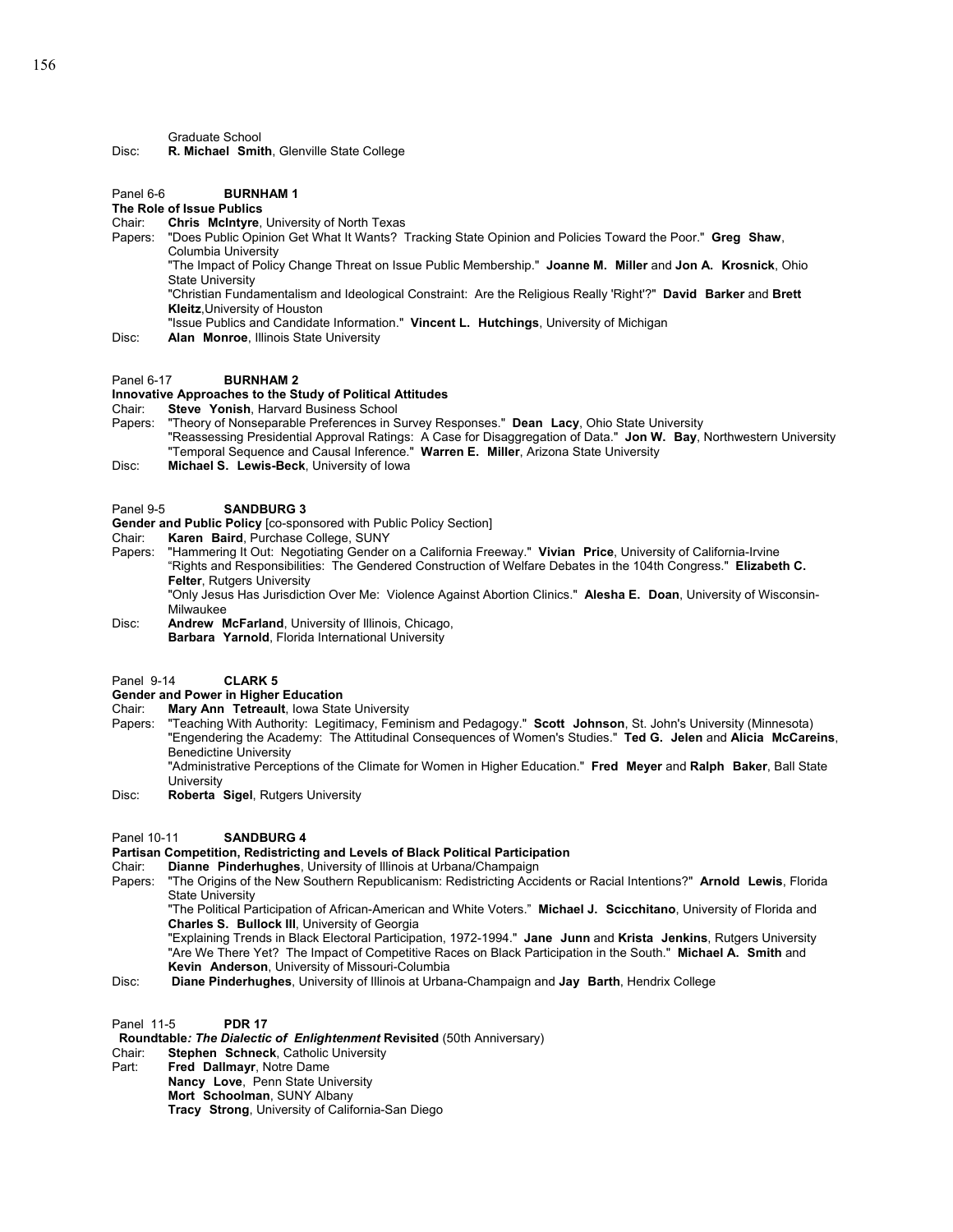Graduate School
Disc: **R. Michael Smith**, Glenville State College

Panel 6-6 **BURNHAM 1**
**The Role of Issue Publics**
Chair: **Chris McIntyre**, University of North Texas
Papers: "Does Public Opinion Get What It Wants? Tracking State Opinion and Policies Toward the Poor." **Greg Shaw**, Columbia University
"The Impact of Policy Change Threat on Issue Public Membership." **Joanne M. Miller** and **Jon A. Krosnick**, Ohio State University
"Christian Fundamentalism and Ideological Constraint: Are the Religious Really 'Right'?" **David Barker** and **Brett Kleitz**, University of Houston
"Issue Publics and Candidate Information." **Vincent L. Hutchings**, University of Michigan
Disc: **Alan Monroe**, Illinois State University

Panel 6-17 **BURNHAM 2**
**Innovative Approaches to the Study of Political Attitudes**
Chair: **Steve Yonish**, Harvard Business School
Papers: "Theory of Nonseparable Preferences in Survey Responses." **Dean Lacy**, Ohio State University
"Reassessing Presidential Approval Ratings: A Case for Disaggregation of Data." **Jon W. Bay**, Northwestern University
"Temporal Sequence and Causal Inference." **Warren E. Miller**, Arizona State University
Disc: **Michael S. Lewis-Beck**, University of Iowa

Panel 9-5 **SANDBURG 3**
**Gender and Public Policy** [co-sponsored with Public Policy Section]
Chair: **Karen Baird**, Purchase College, SUNY
Papers: "Hammering It Out: Negotiating Gender on a California Freeway." **Vivian Price**, University of California-Irvine
"Rights and Responsibilities: The Gendered Construction of Welfare Debates in the 104th Congress." **Elizabeth C. Felter**, Rutgers University
"Only Jesus Has Jurisdiction Over Me: Violence Against Abortion Clinics." **Alesha E. Doan**, University of Wisconsin-Milwaukee
Disc: **Andrew McFarland**, University of Illinois, Chicago,
**Barbara Yarnold**, Florida International University

Panel 9-14 **CLARK 5**
**Gender and Power in Higher Education**
Chair: **Mary Ann Tetreault**, Iowa State University
Papers: "Teaching With Authority: Legitimacy, Feminism and Pedagogy." **Scott Johnson**, St. John's University (Minnesota)
"Engendering the Academy: The Attitudinal Consequences of Women's Studies." **Ted G. Jelen** and **Alicia McCareins**, Benedictine University
"Administrative Perceptions of the Climate for Women in Higher Education." **Fred Meyer** and **Ralph Baker**, Ball State University
Disc: **Roberta Sigel**, Rutgers University

Panel 10-11 **SANDBURG 4**
**Partisan Competition, Redistricting and Levels of Black Political Participation**
Chair: **Dianne Pinderhughes**, University of Illinois at Urbana/Champaign
Papers: "The Origins of the New Southern Republicanism: Redistricting Accidents or Racial Intentions?" **Arnold Lewis**, Florida State University
"The Political Participation of African-American and White Voters." **Michael J. Scicchitano**, University of Florida and **Charles S. Bullock III**, University of Georgia
"Explaining Trends in Black Electoral Participation, 1972-1994." **Jane Junn** and **Krista Jenkins**, Rutgers University
"Are We There Yet? The Impact of Competitive Races on Black Participation in the South." **Michael A. Smith** and **Kevin Anderson**, University of Missouri-Columbia
Disc: **Diane Pinderhughes**, University of Illinois at Urbana-Champaign and **Jay Barth**, Hendrix College

Panel 11-5 **PDR 17**
**Roundtable*: The Dialectic of Enlightenment* Revisited** (50th Anniversary)
Chair: **Stephen Schneck**, Catholic University
Part: **Fred Dallmayr**, Notre Dame
**Nancy Love**, Penn State University
**Mort Schoolman**, SUNY Albany
**Tracy Strong**, University of California-San Diego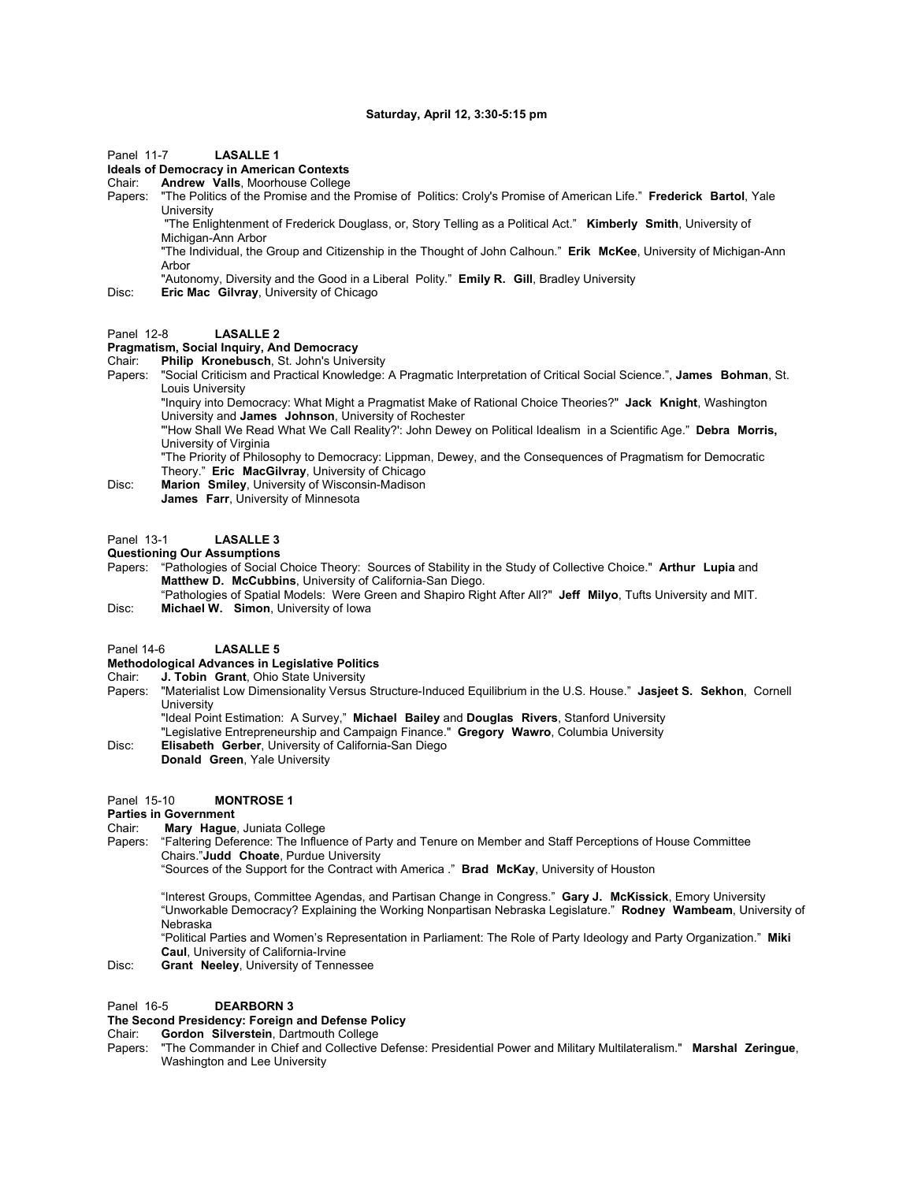**Saturday, April 12, 3:30-5:15 pm**

Panel 11-7 **LASALLE 1**

**Ideals of Democracy in American Contexts**

Chair: **Andrew Valls**, Moorhouse College

Papers: "The Politics of the Promise and the Promise of Politics: Croly's Promise of American Life." **Frederick Bartol**, Yale University

"The Enlightenment of Frederick Douglass, or, Story Telling as a Political Act." **Kimberly Smith**, University of Michigan-Ann Arbor

"The Individual, the Group and Citizenship in the Thought of John Calhoun." **Erik McKee**, University of Michigan-Ann Arbor

"Autonomy, Diversity and the Good in a Liberal Polity." **Emily R. Gill**, Bradley University

Disc: **Eric Mac Gilvray**, University of Chicago

Panel 12-8 **LASALLE 2**

**Pragmatism, Social Inquiry, And Democracy**

Chair: **Philip Kronebusch**, St. John's University

Papers: "Social Criticism and Practical Knowledge: A Pragmatic Interpretation of Critical Social Science.", **James Bohman**, St. Louis University

"Inquiry into Democracy: What Might a Pragmatist Make of Rational Choice Theories?" **Jack Knight**, Washington University and **James Johnson**, University of Rochester

"'How Shall We Read What We Call Reality?': John Dewey on Political Idealism in a Scientific Age." **Debra Morris,** University of Virginia

"The Priority of Philosophy to Democracy: Lippman, Dewey, and the Consequences of Pragmatism for Democratic Theory." **Eric MacGilvray**, University of Chicago

Disc: **Marion Smiley**, University of Wisconsin-Madison
**James Farr**, University of Minnesota

Panel 13-1 **LASALLE 3**

**Questioning Our Assumptions**

Papers: "Pathologies of Social Choice Theory: Sources of Stability in the Study of Collective Choice." **Arthur Lupia** and **Matthew D. McCubbins**, University of California-San Diego.

"Pathologies of Spatial Models: Were Green and Shapiro Right After All?" **Jeff Milyo**, Tufts University and MIT.

Disc: **Michael W. Simon**, University of Iowa

Panel 14-6 **LASALLE 5**

**Methodological Advances in Legislative Politics**

Chair: **J. Tobin Grant**, Ohio State University

Papers: "Materialist Low Dimensionality Versus Structure-Induced Equilibrium in the U.S. House." **Jasjeet S. Sekhon**, Cornell University

"Ideal Point Estimation: A Survey," **Michael Bailey** and **Douglas Rivers**, Stanford University

"Legislative Entrepreneurship and Campaign Finance." **Gregory Wawro**, Columbia University

Disc: **Elisabeth Gerber**, University of California-San Diego
**Donald Green**, Yale University

Panel 15-10 **MONTROSE 1**

**Parties in Government**

Chair: **Mary Hague**, Juniata College

Papers: "Faltering Deference: The Influence of Party and Tenure on Member and Staff Perceptions of House Committee Chairs." **Judd Choate**, Purdue University

"Sources of the Support for the Contract with America ." **Brad McKay**, University of Houston

"Interest Groups, Committee Agendas, and Partisan Change in Congress." **Gary J. McKissick**, Emory University

"Unworkable Democracy? Explaining the Working Nonpartisan Nebraska Legislature." **Rodney Wambeam**, University of Nebraska

"Political Parties and Women's Representation in Parliament: The Role of Party Ideology and Party Organization." **Miki Caul**, University of California-Irvine

Disc: **Grant Neeley**, University of Tennessee

Panel 16-5 **DEARBORN 3**

**The Second Presidency: Foreign and Defense Policy**

Chair: **Gordon Silverstein**, Dartmouth College

Papers: "The Commander in Chief and Collective Defense: Presidential Power and Military Multilateralism." **Marshal Zeringue**, Washington and Lee University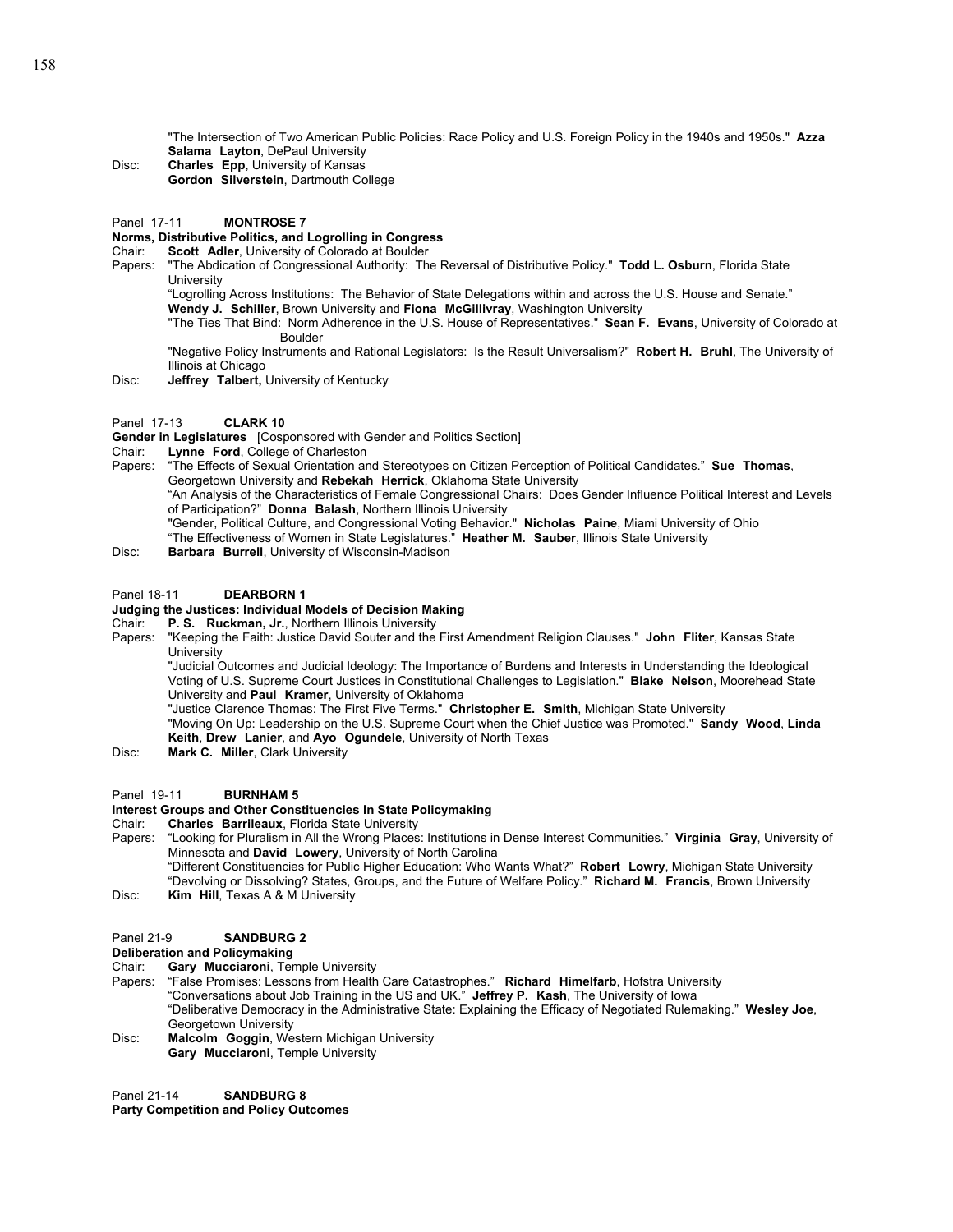"The Intersection of Two American Public Policies: Race Policy and U.S. Foreign Policy in the 1940s and 1950s." **Azza Salama Layton**, DePaul University

Disc: **Charles Epp**, University of Kansas
**Gordon Silverstein**, Dartmouth College

Panel 17-11 **MONTROSE 7**

**Norms, Distributive Politics, and Logrolling in Congress**

Chair: **Scott Adler**, University of Colorado at Boulder

Papers: "The Abdication of Congressional Authority: The Reversal of Distributive Policy." **Todd L. Osburn**, Florida State University

"Logrolling Across Institutions: The Behavior of State Delegations within and across the U.S. House and Senate." **Wendy J. Schiller**, Brown University and **Fiona McGillivray**, Washington University

"The Ties That Bind: Norm Adherence in the U.S. House of Representatives." **Sean F. Evans**, University of Colorado at Boulder

"Negative Policy Instruments and Rational Legislators: Is the Result Universalism?" **Robert H. Bruhl**, The University of Illinois at Chicago

Disc: **Jeffrey Talbert,** University of Kentucky

Panel 17-13 **CLARK 10**

**Gender in Legislatures** [Cosponsored with Gender and Politics Section]

Chair: **Lynne Ford**, College of Charleston

Papers: "The Effects of Sexual Orientation and Stereotypes on Citizen Perception of Political Candidates." **Sue Thomas**, Georgetown University and **Rebekah Herrick**, Oklahoma State University

"An Analysis of the Characteristics of Female Congressional Chairs: Does Gender Influence Political Interest and Levels of Participation?" **Donna Balash**, Northern Illinois University

"Gender, Political Culture, and Congressional Voting Behavior." **Nicholas Paine**, Miami University of Ohio

"The Effectiveness of Women in State Legislatures." **Heather M. Sauber**, Illinois State University

Disc: **Barbara Burrell**, University of Wisconsin-Madison

Panel 18-11 **DEARBORN 1**

**Judging the Justices: Individual Models of Decision Making**

Chair: **P. S. Ruckman, Jr.**, Northern Illinois University

Papers: "Keeping the Faith: Justice David Souter and the First Amendment Religion Clauses." **John Fliter**, Kansas State University

"Judicial Outcomes and Judicial Ideology: The Importance of Burdens and Interests in Understanding the Ideological Voting of U.S. Supreme Court Justices in Constitutional Challenges to Legislation." **Blake Nelson**, Moorehead State University and **Paul Kramer**, University of Oklahoma

"Justice Clarence Thomas: The First Five Terms." **Christopher E. Smith**, Michigan State University

"Moving On Up: Leadership on the U.S. Supreme Court when the Chief Justice was Promoted." **Sandy Wood**, **Linda Keith**, **Drew Lanier**, and **Ayo Ogundele**, University of North Texas

Disc: **Mark C. Miller**, Clark University

Panel 19-11 **BURNHAM 5**

**Interest Groups and Other Constituencies In State Policymaking**

Chair: **Charles Barrileaux**, Florida State University

Papers: "Looking for Pluralism in All the Wrong Places: Institutions in Dense Interest Communities." **Virginia Gray**, University of Minnesota and **David Lowery**, University of North Carolina

"Different Constituencies for Public Higher Education: Who Wants What?" **Robert Lowry**, Michigan State University

"Devolving or Dissolving? States, Groups, and the Future of Welfare Policy." **Richard M. Francis**, Brown University

Disc: **Kim Hill**, Texas A & M University

Panel 21-9 **SANDBURG 2**

**Deliberation and Policymaking**

Chair: **Gary Mucciaroni**, Temple University

Papers: "False Promises: Lessons from Health Care Catastrophes." **Richard Himelfarb**, Hofstra University

"Conversations about Job Training in the US and UK." **Jeffrey P. Kash**, The University of Iowa

"Deliberative Democracy in the Administrative State: Explaining the Efficacy of Negotiated Rulemaking." **Wesley Joe**, Georgetown University

Disc: **Malcolm Goggin**, Western Michigan University
**Gary Mucciaroni**, Temple University

Panel 21-14 **SANDBURG 8**

**Party Competition and Policy Outcomes**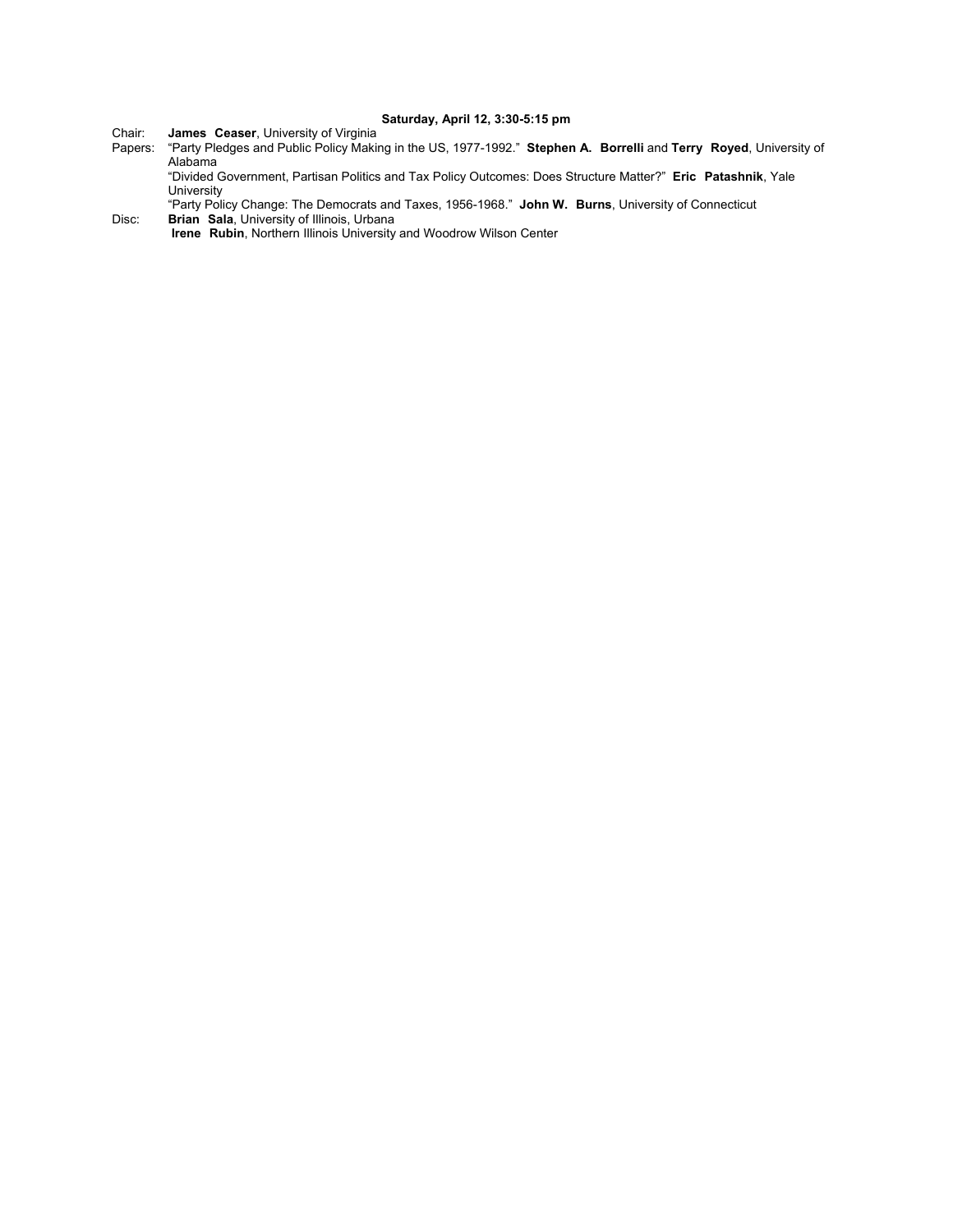**Saturday, April 12, 3:30-5:15 pm**

Chair: **James Ceaser**, University of Virginia

Papers: "Party Pledges and Public Policy Making in the US, 1977-1992." **Stephen A. Borrelli** and **Terry Royed**, University of Alabama

"Divided Government, Partisan Politics and Tax Policy Outcomes: Does Structure Matter?" **Eric Patashnik**, Yale University

"Party Policy Change: The Democrats and Taxes, 1956-1968." **John W. Burns**, University of Connecticut

Disc: **Brian Sala**, University of Illinois, Urbana

**Irene Rubin**, Northern Illinois University and Woodrow Wilson Center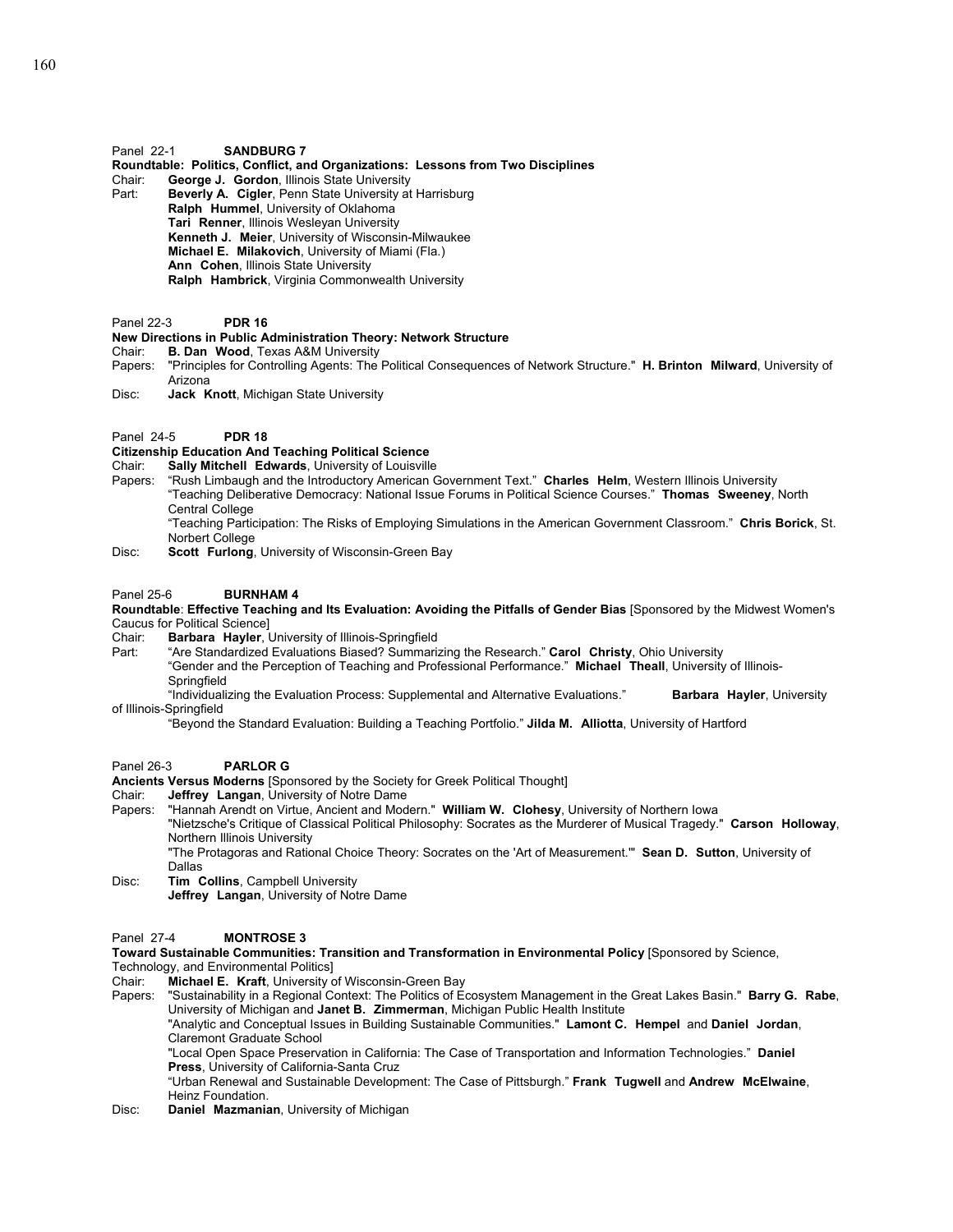Panel 22-1 **SANDBURG 7**

**Roundtable: Politics, Conflict, and Organizations: Lessons from Two Disciplines**

Chair: **George J. Gordon**, Illinois State University

Part: **Beverly A. Cigler**, Penn State University at Harrisburg
**Ralph Hummel**, University of Oklahoma
**Tari Renner**, Illinois Wesleyan University
**Kenneth J. Meier**, University of Wisconsin-Milwaukee
**Michael E. Milakovich**, University of Miami (Fla.)
**Ann Cohen**, Illinois State University
**Ralph Hambrick**, Virginia Commonwealth University

Panel 22-3 **PDR 16**

**New Directions in Public Administration Theory: Network Structure**

Chair: **B. Dan Wood**, Texas A&M University

Papers: "Principles for Controlling Agents: The Political Consequences of Network Structure." **H. Brinton Milward**, University of Arizona

Disc: **Jack Knott**, Michigan State University

Panel 24-5 **PDR 18**

**Citizenship Education And Teaching Political Science**

Chair: **Sally Mitchell Edwards**, University of Louisville

Papers: "Rush Limbaugh and the Introductory American Government Text." **Charles Helm**, Western Illinois University
"Teaching Deliberative Democracy: National Issue Forums in Political Science Courses." **Thomas Sweeney**, North Central College
"Teaching Participation: The Risks of Employing Simulations in the American Government Classroom." **Chris Borick**, St. Norbert College

Disc: **Scott Furlong**, University of Wisconsin-Green Bay

Panel 25-6 **BURNHAM 4**

**Roundtable**: **Effective Teaching and Its Evaluation: Avoiding the Pitfalls of Gender Bias** [Sponsored by the Midwest Women's Caucus for Political Science]

Chair: **Barbara Hayler**, University of Illinois-Springfield

Part: "Are Standardized Evaluations Biased? Summarizing the Research." **Carol Christy**, Ohio University
"Gender and the Perception of Teaching and Professional Performance." **Michael Theall**, University of Illinois-Springfield
"Individualizing the Evaluation Process: Supplemental and Alternative Evaluations." **Barbara Hayler**, University of Illinois-Springfield
"Beyond the Standard Evaluation: Building a Teaching Portfolio." **Jilda M. Alliotta**, University of Hartford

Panel 26-3 **PARLOR G**

**Ancients Versus Moderns** [Sponsored by the Society for Greek Political Thought]

Chair: **Jeffrey Langan**, University of Notre Dame

Papers: "Hannah Arendt on Virtue, Ancient and Modern." **William W. Clohesy**, University of Northern Iowa
"Nietzsche's Critique of Classical Political Philosophy: Socrates as the Murderer of Musical Tragedy." **Carson Holloway**, Northern Illinois University
"The Protagoras and Rational Choice Theory: Socrates on the 'Art of Measurement.'" **Sean D. Sutton**, University of Dallas

Disc: **Tim Collins**, Campbell University
**Jeffrey Langan**, University of Notre Dame

Panel 27-4 **MONTROSE 3**

**Toward Sustainable Communities: Transition and Transformation in Environmental Policy** [Sponsored by Science, Technology, and Environmental Politics]

Chair: **Michael E. Kraft**, University of Wisconsin-Green Bay

Papers: "Sustainability in a Regional Context: The Politics of Ecosystem Management in the Great Lakes Basin." **Barry G. Rabe**, University of Michigan and **Janet B. Zimmerman**, Michigan Public Health Institute
"Analytic and Conceptual Issues in Building Sustainable Communities." **Lamont C. Hempel** and **Daniel Jordan**, Claremont Graduate School
"Local Open Space Preservation in California: The Case of Transportation and Information Technologies." **Daniel Press**, University of California-Santa Cruz
"Urban Renewal and Sustainable Development: The Case of Pittsburgh." **Frank Tugwell** and **Andrew McElwaine**, Heinz Foundation.

Disc: **Daniel Mazmanian**, University of Michigan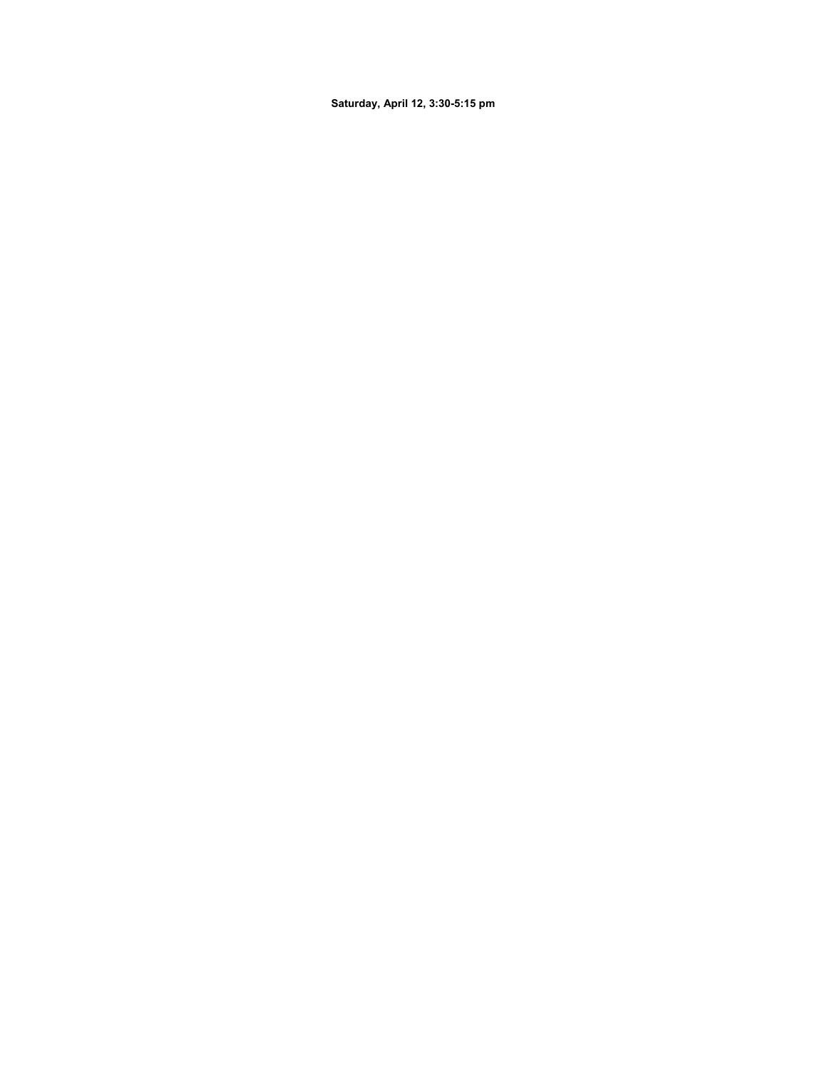**Saturday, April 12, 3:30-5:15 pm**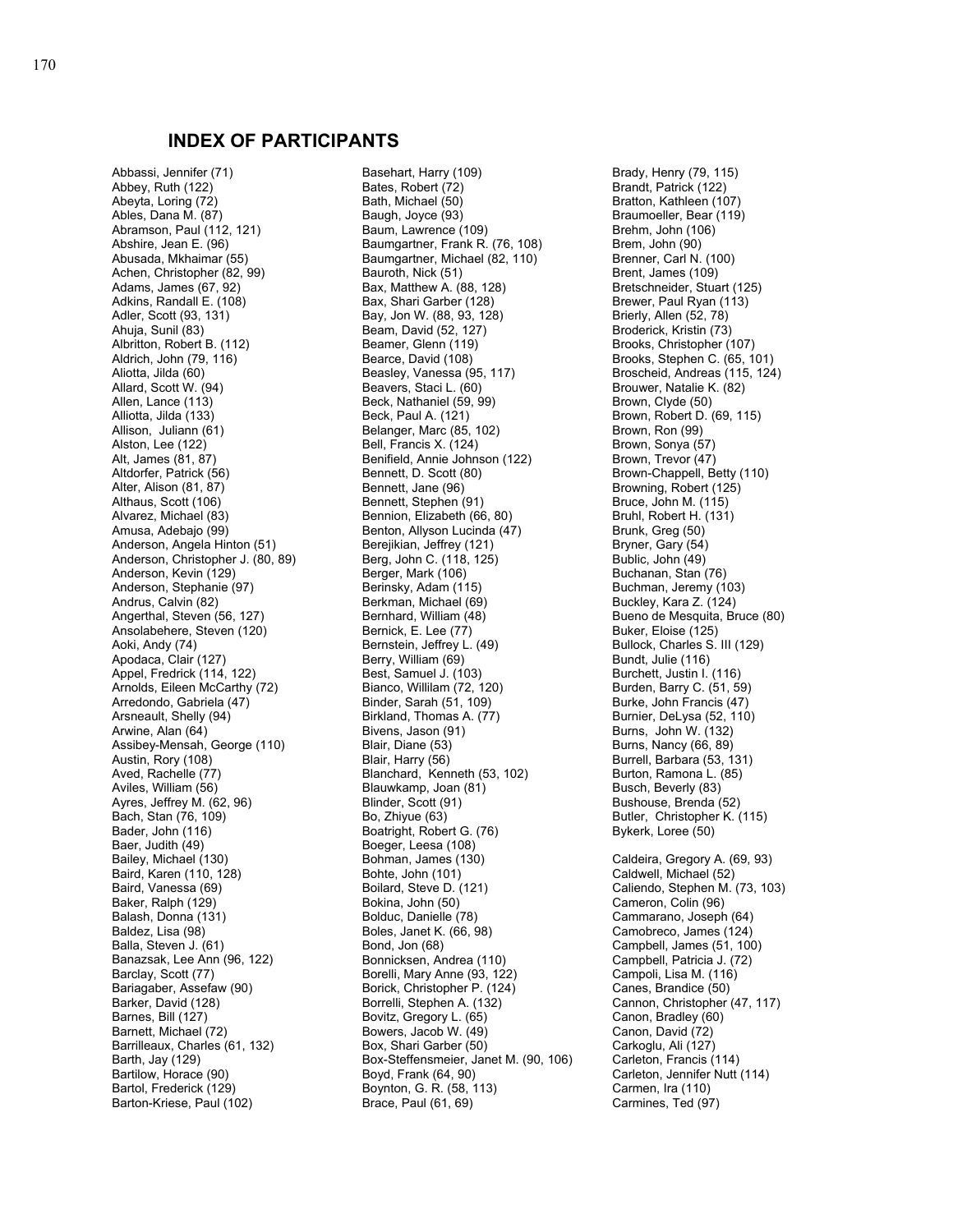## INDEX OF PARTICIPANTS

Abbassi, Jennifer (71)
Abbey, Ruth (122)
Abeyta, Loring (72)
Ables, Dana M. (87)
Abramson, Paul (112, 121)
Abshire, Jean E. (96)
Abusada, Mkhaimar (55)
Achen, Christopher (82, 99)
Adams, James (67, 92)
Adkins, Randall E. (108)
Adler, Scott (93, 131)
Ahuja, Sunil (83)
Albritton, Robert B. (112)
Aldrich, John (79, 116)
Aliotta, Jilda (60)
Allard, Scott W. (94)
Allen, Lance (113)
Alliotta, Jilda (133)
Allison, Juliann (61)
Alston, Lee (122)
Alt, James (81, 87)
Altdorfer, Patrick (56)
Alter, Alison (81, 87)
Althaus, Scott (106)
Alvarez, Michael (83)
Amusa, Adebajo (99)
Anderson, Angela Hinton (51)
Anderson, Christopher J. (80, 89)
Anderson, Kevin (129)
Anderson, Stephanie (97)
Andrus, Calvin (82)
Angerthal, Steven (56, 127)
Ansolabehere, Steven (120)
Aoki, Andy (74)
Apodaca, Clair (127)
Appel, Fredrick (114, 122)
Arnolds, Eileen McCarthy (72)
Arredondo, Gabriela (47)
Arsneault, Shelly (94)
Arwine, Alan (64)
Assibey-Mensah, George (110)
Austin, Rory (108)
Aved, Rachelle (77)
Aviles, William (56)
Ayres, Jeffrey M. (62, 96)
Bach, Stan (76, 109)
Bader, John (116)
Baer, Judith (49)
Bailey, Michael (130)
Baird, Karen (110, 128)
Baird, Vanessa (69)
Baker, Ralph (129)
Balash, Donna (131)
Baldez, Lisa (98)
Balla, Steven J. (61)
Banazsak, Lee Ann (96, 122)
Barclay, Scott (77)
Bariagaber, Assefaw (90)
Barker, David (128)
Barnes, Bill (127)
Barnett, Michael (72)
Barrilleaux, Charles (61, 132)
Barth, Jay (129)
Bartilow, Horace (90)
Bartol, Frederick (129)
Barton-Kriese, Paul (102)
Basehart, Harry (109)
Bates, Robert (72)
Bath, Michael (50)
Baugh, Joyce (93)
Baum, Lawrence (109)
Baumgartner, Frank R. (76, 108)
Baumgartner, Michael (82, 110)
Bauroth, Nick (51)
Bax, Matthew A. (88, 128)
Bax, Shari Garber (128)
Bay, Jon W. (88, 93, 128)
Beam, David (52, 127)
Beamer, Glenn (119)
Bearce, David (108)
Beasley, Vanessa (95, 117)
Beavers, Staci L. (60)
Beck, Nathaniel (59, 99)
Beck, Paul A. (121)
Belanger, Marc (85, 102)
Bell, Francis X. (124)
Benifield, Annie Johnson (122)
Bennett, D. Scott (80)
Bennett, Jane (96)
Bennett, Stephen (91)
Bennion, Elizabeth (66, 80)
Benton, Allyson Lucinda (47)
Berejikian, Jeffrey (121)
Berg, John C. (118, 125)
Berger, Mark (106)
Berinsky, Adam (115)
Berkman, Michael (69)
Bernhard, William (48)
Bernick, E. Lee (77)
Bernstein, Jeffrey L. (49)
Berry, William (69)
Best, Samuel J. (103)
Bianco, Willilam (72, 120)
Binder, Sarah (51, 109)
Birkland, Thomas A. (77)
Bivens, Jason (91)
Blair, Diane (53)
Blair, Harry (56)
Blanchard, Kenneth (53, 102)
Blauwkamp, Joan (81)
Blinder, Scott (91)
Bo, Zhiyue (63)
Boatright, Robert G. (76)
Boeger, Leesa (108)
Bohman, James (130)
Bohte, John (101)
Boilard, Steve D. (121)
Bokina, John (50)
Bolduc, Danielle (78)
Boles, Janet K. (66, 98)
Bond, Jon (68)
Bonnicksen, Andrea (110)
Borelli, Mary Anne (93, 122)
Borick, Christopher P. (124)
Borrelli, Stephen A. (132)
Bovitz, Gregory L. (65)
Bowers, Jacob W. (49)
Box, Shari Garber (50)
Box-Steffensmeier, Janet M. (90, 106)
Boyd, Frank (64, 90)
Boynton, G. R. (58, 113)
Brace, Paul (61, 69)
Brady, Henry (79, 115)
Brandt, Patrick (122)
Bratton, Kathleen (107)
Braumoeller, Bear (119)
Brehm, John (106)
Brem, John (90)
Brenner, Carl N. (100)
Brent, James (109)
Bretschneider, Stuart (125)
Brewer, Paul Ryan (113)
Brierly, Allen (52, 78)
Broderick, Kristin (73)
Brooks, Christopher (107)
Brooks, Stephen C. (65, 101)
Broscheid, Andreas (115, 124)
Brouwer, Natalie K. (82)
Brown, Clyde (50)
Brown, Robert D. (69, 115)
Brown, Ron (99)
Brown, Sonya (57)
Brown, Trevor (47)
Brown-Chappell, Betty (110)
Browning, Robert (125)
Bruce, John M. (115)
Bruhl, Robert H. (131)
Brunk, Greg (50)
Bryner, Gary (54)
Bublic, John (49)
Buchanan, Stan (76)
Buchman, Jeremy (103)
Buckley, Kara Z. (124)
Bueno de Mesquita, Bruce (80)
Buker, Eloise (125)
Bullock, Charles S. III (129)
Bundt, Julie (116)
Burchett, Justin I. (116)
Burden, Barry C. (51, 59)
Burke, John Francis (47)
Burnier, DeLysa (52, 110)
Burns, John W. (132)
Burns, Nancy (66, 89)
Burrell, Barbara (53, 131)
Burton, Ramona L. (85)
Busch, Beverly (83)
Bushouse, Brenda (52)
Butler, Christopher K. (115)
Bykerk, Loree (50)

Caldeira, Gregory A. (69, 93)
Caldwell, Michael (52)
Caliendo, Stephen M. (73, 103)
Cameron, Colin (96)
Cammarano, Joseph (64)
Camobreco, James (124)
Campbell, James (51, 100)
Campbell, Patricia J. (72)
Campoli, Lisa M. (116)
Canes, Brandice (50)
Cannon, Christopher (47, 117)
Canon, Bradley (60)
Canon, David (72)
Carkoglu, Ali (127)
Carleton, Francis (114)
Carleton, Jennifer Nutt (114)
Carmen, Ira (110)
Carmines, Ted (97)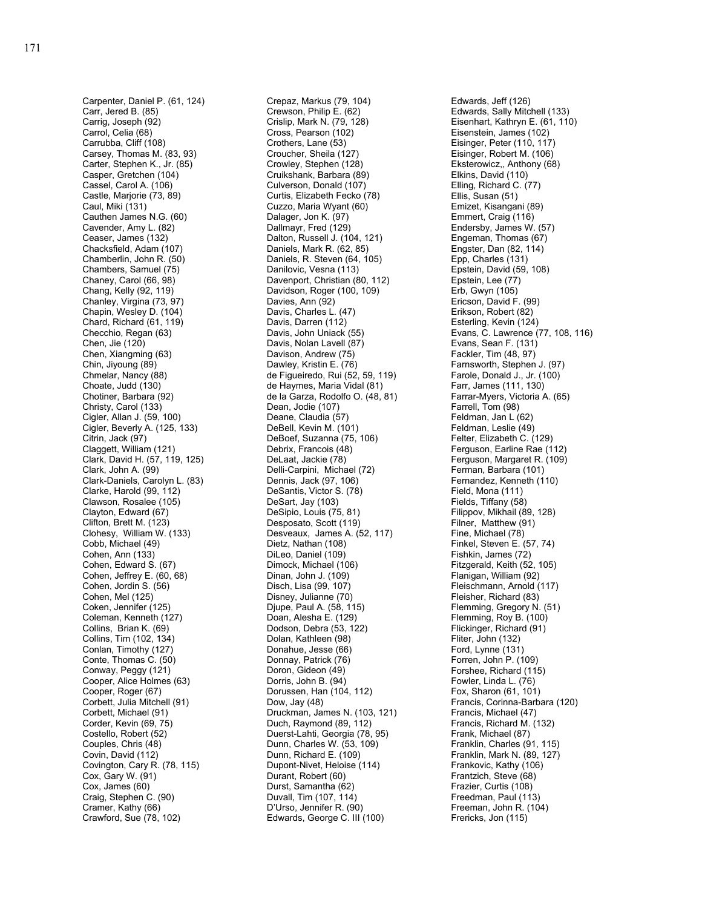Carpenter, Daniel P. (61, 124)
Carr, Jered B. (85)
Carrig, Joseph (92)
Carrol, Celia (68)
Carrubba, Cliff (108)
Carsey, Thomas M. (83, 93)
Carter, Stephen K., Jr. (85)
Casper, Gretchen (104)
Cassel, Carol A. (106)
Castle, Marjorie (73, 89)
Caul, Miki (131)
Cauthen James N.G. (60)
Cavender, Amy L. (82)
Ceaser, James (132)
Chacksfield, Adam (107)
Chamberlin, John R. (50)
Chambers, Samuel (75)
Chaney, Carol (66, 98)
Chang, Kelly (92, 119)
Chanley, Virgina (73, 97)
Chapin, Wesley D. (104)
Chard, Richard (61, 119)
Checchio, Regan (63)
Chen, Jie (120)
Chen, Xiangming (63)
Chin, Jiyoung (89)
Chmelar, Nancy (88)
Choate, Judd (130)
Chotiner, Barbara (92)
Christy, Carol (133)
Cigler, Allan J. (59, 100)
Cigler, Beverly A. (125, 133)
Citrin, Jack (97)
Claggett, William (121)
Clark, David H. (57, 119, 125)
Clark, John A. (99)
Clark-Daniels, Carolyn L. (83)
Clarke, Harold (99, 112)
Clawson, Rosalee (105)
Clayton, Edward (67)
Clifton, Brett M. (123)
Clohesy, William W. (133)
Cobb, Michael (49)
Cohen, Ann (133)
Cohen, Edward S. (67)
Cohen, Jeffrey E. (60, 68)
Cohen, Jordin S. (56)
Cohen, Mel (125)
Coken, Jennifer (125)
Coleman, Kenneth (127)
Collins, Brian K. (69)
Collins, Tim (102, 134)
Conlan, Timothy (127)
Conte, Thomas C. (50)
Conway, Peggy (121)
Cooper, Alice Holmes (63)
Cooper, Roger (67)
Corbett, Julia Mitchell (91)
Corbett, Michael (91)
Corder, Kevin (69, 75)
Costello, Robert (52)
Couples, Chris (48)
Covin, David (112)
Covington, Cary R. (78, 115)
Cox, Gary W. (91)
Cox, James (60)
Craig, Stephen C. (90)
Cramer, Kathy (66)
Crawford, Sue (78, 102)
Crepaz, Markus (79, 104)
Crewson, Philip E. (62)
Crislip, Mark N. (79, 128)
Cross, Pearson (102)
Crothers, Lane (53)
Croucher, Sheila (127)
Crowley, Stephen (128)
Cruikshank, Barbara (89)
Culverson, Donald (107)
Curtis, Elizabeth Fecko (78)
Cuzzo, Maria Wyant (60)
Dalager, Jon K. (97)
Dallmayr, Fred (129)
Dalton, Russell J. (104, 121)
Daniels, Mark R. (62, 85)
Daniels, R. Steven (64, 105)
Danilovic, Vesna (113)
Davenport, Christian (80, 112)
Davidson, Roger (100, 109)
Davies, Ann (92)
Davis, Charles L. (47)
Davis, Darren (112)
Davis, John Uniack (55)
Davis, Nolan Lavell (87)
Davison, Andrew (75)
Dawley, Kristin E. (76)
de Figueiredo, Rui (52, 59, 119)
de Haymes, Maria Vidal (81)
de la Garza, Rodolfo O. (48, 81)
Dean, Jodie (107)
Deane, Claudia (57)
DeBell, Kevin M. (101)
DeBoef, Suzanna (75, 106)
Debrix, Francois (48)
DeLaat, Jackie (78)
Delli-Carpini, Michael (72)
Dennis, Jack (97, 106)
DeSantis, Victor S. (78)
DeSart, Jay (103)
DeSipio, Louis (75, 81)
Desposato, Scott (119)
Desveaux, James A. (52, 117)
Dietz, Nathan (108)
DiLeo, Daniel (109)
Dimock, Michael (106)
Dinan, John J. (109)
Disch, Lisa (99, 107)
Disney, Julianne (70)
Djupe, Paul A. (58, 115)
Doan, Alesha E. (129)
Dodson, Debra (53, 122)
Dolan, Kathleen (98)
Donahue, Jesse (66)
Donnay, Patrick (76)
Doron, Gideon (49)
Dorris, John B. (94)
Dorussen, Han (104, 112)
Dow, Jay (48)
Druckman, James N. (103, 121)
Duch, Raymond (89, 112)
Duerst-Lahti, Georgia (78, 95)
Dunn, Charles W. (53, 109)
Dunn, Richard E. (109)
Dupont-Nivet, Heloise (114)
Durant, Robert (60)
Durst, Samantha (62)
Duvall, Tim (107, 114)
D'Urso, Jennifer R. (90)
Edwards, George C. III (100)
Edwards, Jeff (126)
Edwards, Sally Mitchell (133)
Eisenhart, Kathryn E. (61, 110)
Eisenstein, James (102)
Eisinger, Peter (110, 117)
Eisinger, Robert M. (106)
Eksterowicz,, Anthony (68)
Elkins, David (110)
Elling, Richard C. (77)
Ellis, Susan (51)
Emizet, Kisangani (89)
Emmert, Craig (116)
Endersby, James W. (57)
Engeman, Thomas (67)
Engster, Dan (82, 114)
Epp, Charles (131)
Epstein, David (59, 108)
Epstein, Lee (77)
Erb, Gwyn (105)
Ericson, David F. (99)
Erikson, Robert (82)
Esterling, Kevin (124)
Evans, C. Lawrence (77, 108, 116)
Evans, Sean F. (131)
Fackler, Tim (48, 97)
Farnsworth, Stephen J. (97)
Farole, Donald J., Jr. (100)
Farr, James (111, 130)
Farrar-Myers, Victoria A. (65)
Farrell, Tom (98)
Feldman, Jan L (62)
Feldman, Leslie (49)
Felter, Elizabeth C. (129)
Ferguson, Earline Rae (112)
Ferguson, Margaret R. (109)
Ferman, Barbara (101)
Fernandez, Kenneth (110)
Field, Mona (111)
Fields, Tiffany (58)
Filippov, Mikhail (89, 128)
Filner, Matthew (91)
Fine, Michael (78)
Finkel, Steven E. (57, 74)
Fishkin, James (72)
Fitzgerald, Keith (52, 105)
Flanigan, William (92)
Fleischmann, Arnold (117)
Fleisher, Richard (83)
Flemming, Gregory N. (51)
Flemming, Roy B. (100)
Flickinger, Richard (91)
Fliter, John (132)
Ford, Lynne (131)
Forren, John P. (109)
Forshee, Richard (115)
Fowler, Linda L. (76)
Fox, Sharon (61, 101)
Francis, Corinna-Barbara (120)
Francis, Michael (47)
Francis, Richard M. (132)
Frank, Michael (87)
Franklin, Charles (91, 115)
Franklin, Mark N. (89, 127)
Frankovic, Kathy (106)
Frantzich, Steve (68)
Frazier, Curtis (108)
Freedman, Paul (113)
Freeman, John R. (104)
Frericks, Jon (115)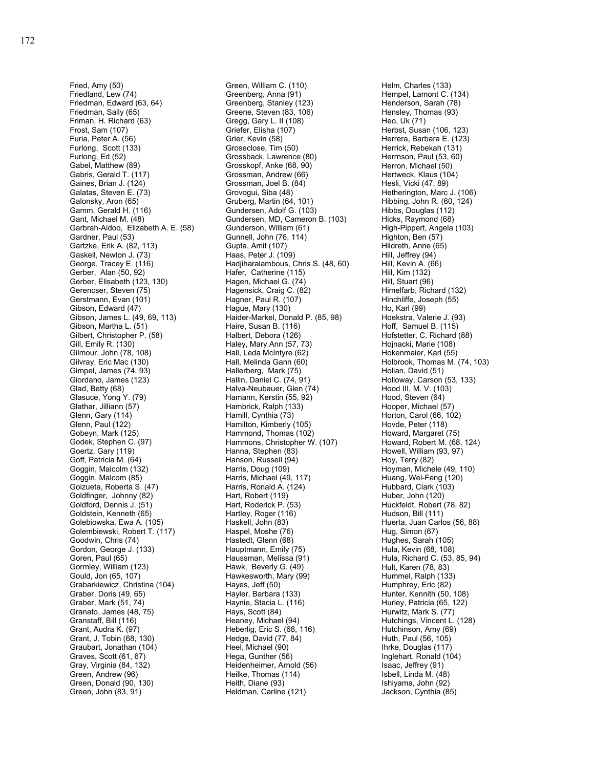Fried, Amy (50)
Friedland, Lew (74)
Friedman, Edward (63, 64)
Friedman, Sally (65)
Friman, H. Richard (63)
Frost, Sam (107)
Furia, Peter A. (56)
Furlong, Scott (133)
Furlong, Ed (52)
Gabel, Matthew (89)
Gabris, Gerald T. (117)
Gaines, Brian J. (124)
Galatas, Steven E. (73)
Galonsky, Aron (65)
Gamm, Gerald H. (116)
Gant, Michael M. (48)
Garbrah-Aidoo, Elizabeth A. E. (58)
Gardner, Paul (53)
Gartzke, Erik A. (82, 113)
Gaskell, Newton J. (73)
George, Tracey E. (116)
Gerber, Alan (50, 92)
Gerber, Elisabeth (123, 130)
Gerencser, Steven (75)
Gerstmann, Evan (101)
Gibson, Edward (47)
Gibson, James L. (49, 69, 113)
Gibson, Martha L. (51)
Gilbert, Christopher P. (58)
Gill, Emily R. (130)
Gilmour, John (78, 108)
Gilvray, Eric Mac (130)
Gimpel, James (74, 93)
Giordano, James (123)
Glad, Betty (68)
Glasuce, Yong Y. (79)
Glathar, Jilliann (57)
Glenn, Gary (114)
Glenn, Paul (122)
Gobeyn, Mark (125)
Godek, Stephen C. (97)
Goertz, Gary (119)
Goff, Patricia M. (64)
Goggin, Malcolm (132)
Goggin, Malcom (85)
Goizueta, Roberta S. (47)
Goldfinger, Johnny (82)
Goldford, Dennis J. (51)
Goldstein, Kenneth (65)
Golebiowska, Ewa A. (105)
Golembiewski, Robert T. (117)
Goodwin, Chris (74)
Gordon, George J. (133)
Goren, Paul (65)
Gormley, William (123)
Gould, Jon (65, 107)
Grabarkiewicz, Christina (104)
Graber, Doris (49, 65)
Graber, Mark (51, 74)
Granato, James (48, 75)
Granstaff, Bill (116)
Grant, Audra K. (97)
Grant, J. Tobin (68, 130)
Graubart, Jonathan (104)
Graves, Scott (61, 67)
Gray, Virginia (84, 132)
Green, Andrew (96)
Green, Donald (90, 130)
Green, John (83, 91)
Green, William C. (110)
Greenberg, Anna (91)
Greenberg, Stanley (123)
Greene, Steven (83, 106)
Gregg, Gary L. II (108)
Griefer, Elisha (107)
Grier, Kevin (58)
Groseclose, Tim (50)
Grossback, Lawrence (80)
Grosskopf, Anke (68, 90)
Grossman, Andrew (66)
Grossman, Joel B. (84)
Grovogui, Siba (48)
Gruberg, Martin (64, 101)
Gundersen, Adolf G. (103)
Gundersen, MD, Cameron B. (103)
Gunderson, William (61)
Gunnell, John (76, 114)
Gupta, Amit (107)
Haas, Peter J. (109)
Hadjiharalambous, Chris S. (48, 60)
Hafer, Catherine (115)
Hagen, Michael G. (74)
Hagensick, Craig C. (82)
Hagner, Paul R. (107)
Hague, Mary (130)
Haider-Markel, Donald P. (85, 98)
Haire, Susan B. (116)
Halbert, Debora (126)
Haley, Mary Ann (57, 73)
Hall, Leda McIntyre (62)
Hall, Melinda Gann (60)
Hallerberg, Mark (75)
Hallin, Daniel C. (74, 91)
Halva-Neubauer, Glen (74)
Hamann, Kerstin (55, 92)
Hambrick, Ralph (133)
Hamill, Cynthia (73)
Hamilton, Kimberly (105)
Hammond, Thomas (102)
Hammons, Christopher W. (107)
Hanna, Stephen (83)
Hanson, Russell (94)
Harris, Doug (109)
Harris, Michael (49, 117)
Harris, Ronald A. (124)
Hart, Robert (119)
Hart, Roderick P. (53)
Hartley, Roger (116)
Haskell, John (83)
Haspel, Moshe (76)
Hastedt, Glenn (68)
Hauptmann, Emily (75)
Haussman, Melissa (91)
Hawk, Beverly G. (49)
Hawkesworth, Mary (99)
Hayes, Jeff (50)
Hayler, Barbara (133)
Haynie, Stacia L. (116)
Hays, Scott (84)
Heaney, Michael (94)
Heberlig, Eric S. (68, 116)
Hedge, David (77, 84)
Heel, Michael (90)
Hega, Gunther (56)
Heidenheimer, Arnold (56)
Heilke, Thomas (114)
Heith, Diane (93)
Heldman, Carline (121)
Helm, Charles (133)
Hempel, Lamont C. (134)
Henderson, Sarah (78)
Hensley, Thomas (93)
Heo, Uk (71)
Herbst, Susan (106, 123)
Herrera, Barbara E. (123)
Herrick, Rebekah (131)
Herrnson, Paul (53, 60)
Herron, Michael (50)
Hertweck, Klaus (104)
Hesli, Vicki (47, 89)
Hetherington, Marc J. (106)
Hibbing, John R. (60, 124)
Hibbs, Douglas (112)
Hicks, Raymond (68)
High-Pippert, Angela (103)
Highton, Ben (57)
Hildreth, Anne (65)
Hill, Jeffrey (94)
Hill, Kevin A. (66)
Hill, Kim (132)
Hill, Stuart (96)
Himelfarb, Richard (132)
Hinchliffe, Joseph (55)
Ho, Karl (99)
Hoekstra, Valerie J. (93)
Hoff, Samuel B. (115)
Hofstetter, C. Richard (88)
Hojnacki, Marie (108)
Hokenmaier, Karl (55)
Holbrook, Thomas M. (74, 103)
Holian, David (51)
Holloway, Carson (53, 133)
Hood III, M. V. (103)
Hood, Steven (64)
Hooper, Michael (57)
Horton, Carol (66, 102)
Hovde, Peter (118)
Howard, Margaret (75)
Howard, Robert M. (68, 124)
Howell, William (93, 97)
Hoy, Terry (82)
Hoyman, Michele (49, 110)
Huang, Wei-Feng (120)
Hubbard, Clark (103)
Huber, John (120)
Huckfeldt, Robert (78, 82)
Hudson, Bill (111)
Huerta, Juan Carlos (56, 88)
Hug, Simon (67)
Hughes, Sarah (105)
Hula, Kevin (68, 108)
Hula, Richard C. (53, 85, 94)
Hult, Karen (78, 83)
Hummel, Ralph (133)
Humphrey, Eric (82)
Hunter, Kennith (50, 108)
Hurley, Patricia (65, 122)
Hurwitz, Mark S. (77)
Hutchings, Vincent L. (128)
Hutchinson, Amy (69)
Huth, Paul (56, 105)
Ihrke, Douglas (117)
Inglehart. Ronald (104)
Isaac, Jeffrey (91)
Isbell, Linda M. (48)
Ishiyama, John (92)
Jackson, Cynthia (85)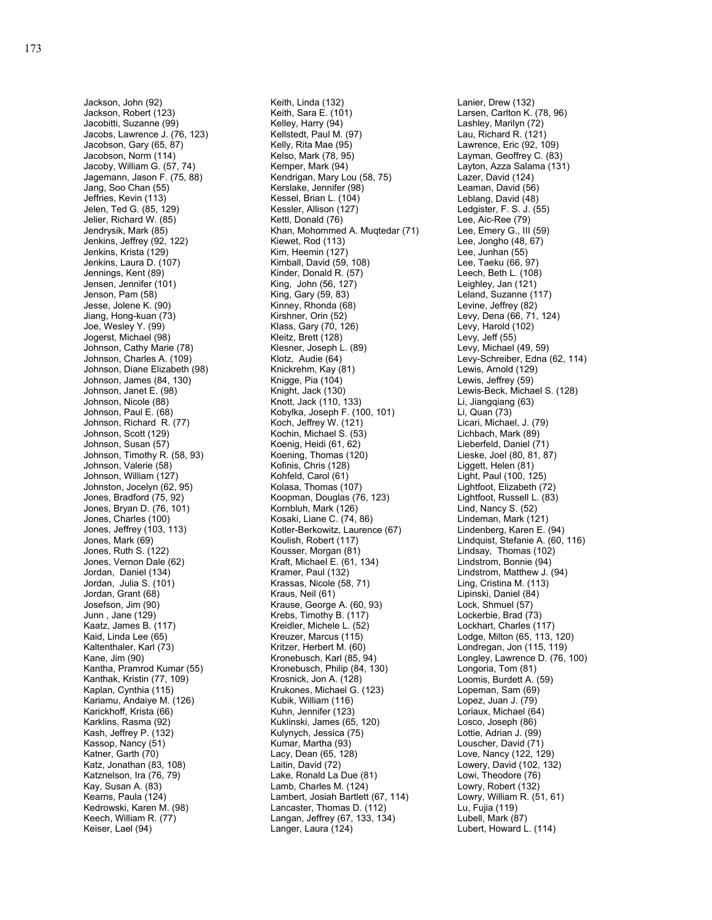Jackson, John (92)
Jackson, Robert (123)
Jacobitti, Suzanne (99)
Jacobs, Lawrence J. (76, 123)
Jacobson, Gary (65, 87)
Jacobson, Norm (114)
Jacoby, William G. (57, 74)
Jagemann, Jason F. (75, 88)
Jang, Soo Chan (55)
Jeffries, Kevin (113)
Jelen, Ted G. (85, 129)
Jelier, Richard W. (85)
Jendrysik, Mark (85)
Jenkins, Jeffrey (92, 122)
Jenkins, Krista (129)
Jenkins, Laura D. (107)
Jennings, Kent (89)
Jensen, Jennifer (101)
Jenson, Pam (58)
Jesse, Jolene K. (90)
Jiang, Hong-kuan (73)
Joe, Wesley Y. (99)
Jogerst, Michael (98)
Johnson, Cathy Marie (78)
Johnson, Charles A. (109)
Johnson, Diane Elizabeth (98)
Johnson, James (84, 130)
Johnson, Janet E. (98)
Johnson, Nicole (88)
Johnson, Paul E. (68)
Johnson, Richard R. (77)
Johnson, Scott (129)
Johnson, Susan (57)
Johnson, Timothy R. (58, 93)
Johnson, Valerie (58)
Johnson, William (127)
Johnston, Jocelyn (62, 95)
Jones, Bradford (75, 92)
Jones, Bryan D. (76, 101)
Jones, Charles (100)
Jones, Jeffrey (103, 113)
Jones, Mark (69)
Jones, Ruth S. (122)
Jones, Vernon Dale (62)
Jordan, Daniel (134)
Jordan, Julia S. (101)
Jordan, Grant (68)
Josefson, Jim (90)
Junn , Jane (129)
Kaatz, James B. (117)
Kaid, Linda Lee (65)
Kaltenthaler, Karl (73)
Kane, Jim (90)
Kantha, Pramrod Kumar (55)
Kanthak, Kristin (77, 109)
Kaplan, Cynthia (115)
Kariamu, Andaiye M. (126)
Karickhoff, Krista (66)
Karklins, Rasma (92)
Kash, Jeffrey P. (132)
Kassop, Nancy (51)
Katner, Garth (70)
Katz, Jonathan (83, 108)
Katznelson, Ira (76, 79)
Kay, Susan A. (83)
Kearns, Paula (124)
Kedrowski, Karen M. (98)
Keech, William R. (77)
Keiser, Lael (94)

Keith, Linda (132)
Keith, Sara E. (101)
Kelley, Harry (94)
Kellstedt, Paul M. (97)
Kelly, Rita Mae (95)
Kelso, Mark (78, 95)
Kemper, Mark (94)
Kendrigan, Mary Lou (58, 75)
Kerslake, Jennifer (98)
Kessel, Brian L. (104)
Kessler, Allison (127)
Kettl, Donald (76)
Khan, Mohommed A. Muqtedar (71)
Kiewet, Rod (113)
Kim, Heemin (127)
Kimball, David (59, 108)
Kinder, Donald R. (57)
King, John (56, 127)
King, Gary (59, 83)
Kinney, Rhonda (68)
Kirshner, Orin (52)
Klass, Gary (70, 126)
Kleitz, Brett (128)
Klesner, Joseph L. (89)
Klotz, Audie (64)
Knickrehm, Kay (81)
Knigge, Pia (104)
Knight, Jack (130)
Knott, Jack (110, 133)
Kobylka, Joseph F. (100, 101)
Koch, Jeffrey W. (121)
Kochin, Michael S. (53)
Koenig, Heidi (61, 62)
Koening, Thomas (120)
Kofinis, Chris (128)
Kohfeld, Carol (61)
Kolasa, Thomas (107)
Koopman, Douglas (76, 123)
Kornbluh, Mark (126)
Kosaki, Liane C. (74, 86)
Kotler-Berkowitz, Laurence (67)
Koulish, Robert (117)
Kousser, Morgan (81)
Kraft, Michael E. (61, 134)
Kramer, Paul (132)
Krassas, Nicole (58, 71)
Kraus, Neil (61)
Krause, George A. (60, 93)
Krebs, Timothy B. (117)
Kreidler, Michele L. (52)
Kreuzer, Marcus (115)
Kritzer, Herbert M. (60)
Kronebusch, Karl (85, 94)
Kronebusch, Philip (84, 130)
Krosnick, Jon A. (128)
Krukones, Michael G. (123)
Kubik, William (116)
Kuhn, Jennifer (123)
Kuklinski, James (65, 120)
Kulynych, Jessica (75)
Kumar, Martha (93)
Lacy, Dean (65, 128)
Laitin, David (72)
Lake, Ronald La Due (81)
Lamb, Charles M. (124)
Lambert, Josiah Bartlett (67, 114)
Lancaster, Thomas D. (112)
Langan, Jeffrey (67, 133, 134)
Langer, Laura (124)

Lanier, Drew (132)
Larsen, Carlton K. (78, 96)
Lashley, Marilyn (72)
Lau, Richard R. (121)
Lawrence, Eric (92, 109)
Layman, Geoffrey C. (83)
Layton, Azza Salama (131)
Lazer, David (124)
Leaman, David (56)
Leblang, David (48)
Ledgister, F. S. J. (55)
Lee, Aic-Ree (79)
Lee, Emery G., III (59)
Lee, Jongho (48, 67)
Lee, Junhan (55)
Lee, Taeku (66, 97)
Leech, Beth L. (108)
Leighley, Jan (121)
Leland, Suzanne (117)
Levine, Jeffrey (82)
Levy, Dena (66, 71, 124)
Levy, Harold (102)
Levy, Jeff (55)
Levy, Michael (49, 59)
Levy-Schreiber, Edna (62, 114)
Lewis, Arnold (129)
Lewis, Jeffrey (59)
Lewis-Beck, Michael S. (128)
Li, Jiangqiang (63)
Li, Quan (73)
Licari, Michael, J. (79)
Lichbach, Mark (89)
Lieberfeld, Daniel (71)
Lieske, Joel (80, 81, 87)
Liggett, Helen (81)
Light, Paul (100, 125)
Lightfoot, Elizabeth (72)
Lightfoot, Russell L. (83)
Lind, Nancy S. (52)
Lindeman, Mark (121)
Lindenberg, Karen E. (94)
Lindquist, Stefanie A. (60, 116)
Lindsay, Thomas (102)
Lindstrom, Bonnie (94)
Lindstrom, Matthew J. (94)
Ling, Cristina M. (113)
Lipinski, Daniel (84)
Lock, Shmuel (57)
Lockerbie, Brad (73)
Lockhart, Charles (117)
Lodge, Milton (65, 113, 120)
Londregan, Jon (115, 119)
Longley, Lawrence D. (76, 100)
Longoria, Tom (81)
Loomis, Burdett A. (59)
Lopeman, Sam (69)
Lopez, Juan J. (79)
Loriaux, Michael (64)
Losco, Joseph (86)
Lottie, Adrian J. (99)
Louscher, David (71)
Love, Nancy (122, 129)
Lowery, David (102, 132)
Lowi, Theodore (76)
Lowry, Robert (132)
Lowry, William R. (51, 61)
Lu, Fujia (119)
Lubell, Mark (87)
Lubert, Howard L. (114)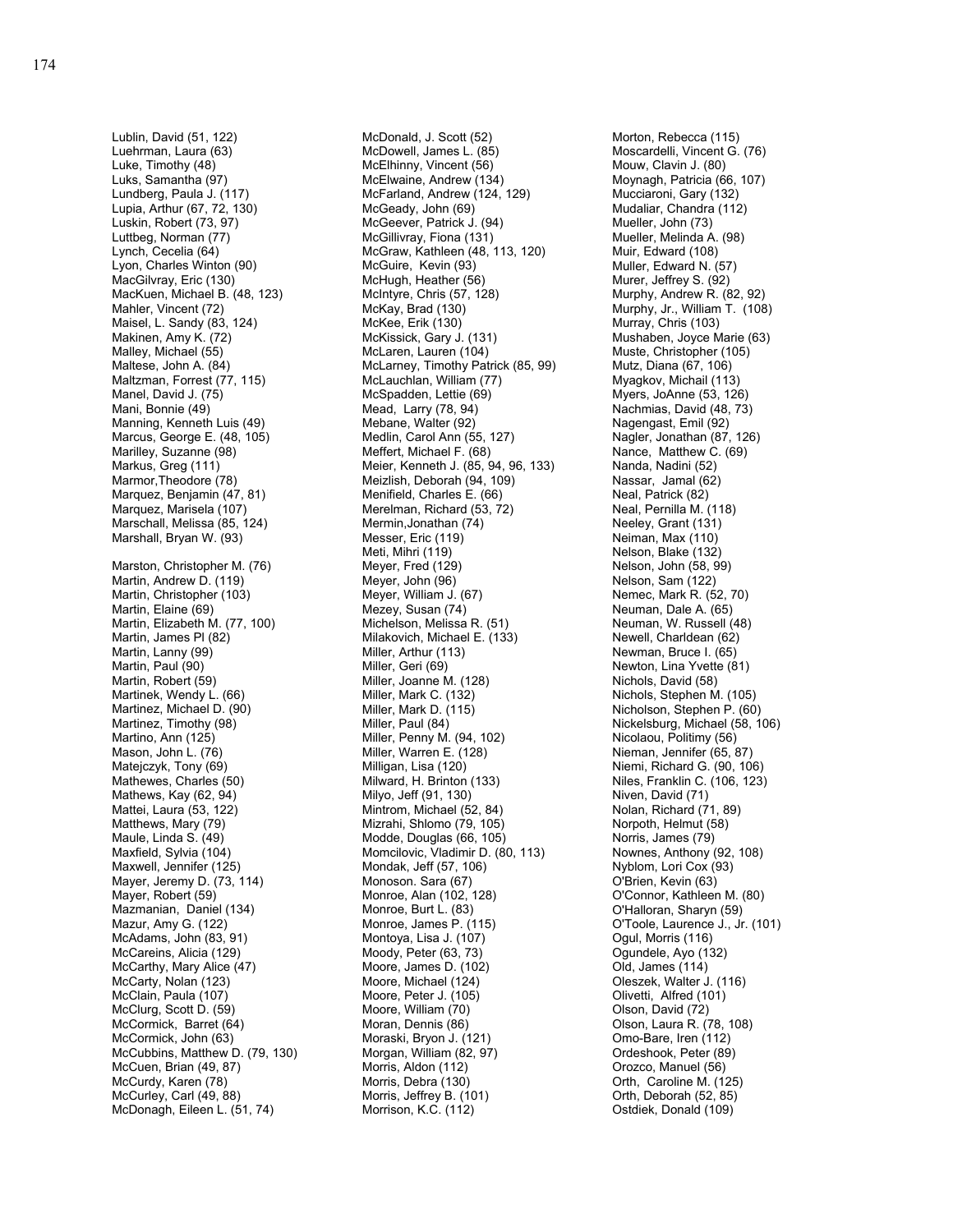Lublin, David (51, 122)
Luehrman, Laura (63)
Luke, Timothy (48)
Luks, Samantha (97)
Lundberg, Paula J. (117)
Lupia, Arthur (67, 72, 130)
Luskin, Robert (73, 97)
Luttbeg, Norman (77)
Lynch, Cecelia (64)
Lyon, Charles Winton (90)
MacGilvray, Eric (130)
MacKuen, Michael B. (48, 123)
Mahler, Vincent (72)
Maisel, L. Sandy (83, 124)
Makinen, Amy K. (72)
Malley, Michael (55)
Maltese, John A. (84)
Maltzman, Forrest (77, 115)
Manel, David J. (75)
Mani, Bonnie (49)
Manning, Kenneth Luis (49)
Marcus, George E. (48, 105)
Marilley, Suzanne (98)
Markus, Greg (111)
Marmor,Theodore (78)
Marquez, Benjamin (47, 81)
Marquez, Marisela (107)
Marschall, Melissa (85, 124)
Marshall, Bryan W. (93)

Marston, Christopher M. (76)
Martin, Andrew D. (119)
Martin, Christopher (103)
Martin, Elaine (69)
Martin, Elizabeth M. (77, 100)
Martin, James Pl (82)
Martin, Lanny (99)
Martin, Paul (90)
Martin, Robert (59)
Martinek, Wendy L. (66)
Martinez, Michael D. (90)
Martinez, Timothy (98)
Martino, Ann (125)
Mason, John L. (76)
Matejczyk, Tony (69)
Mathewes, Charles (50)
Mathews, Kay (62, 94)
Mattei, Laura (53, 122)
Matthews, Mary (79)
Maule, Linda S. (49)
Maxfield, Sylvia (104)
Maxwell, Jennifer (125)
Mayer, Jeremy D. (73, 114)
Mayer, Robert (59)
Mazmanian, Daniel (134)
Mazur, Amy G. (122)
McAdams, John (83, 91)
McCareins, Alicia (129)
McCarthy, Mary Alice (47)
McCarty, Nolan (123)
McClain, Paula (107)
McClurg, Scott D. (59)
McCormick, Barret (64)
McCormick, John (63)
McCubbins, Matthew D. (79, 130)
McCuen, Brian (49, 87)
McCurdy, Karen (78)
McCurley, Carl (49, 88)
McDonagh, Eileen L. (51, 74)
McDonald, J. Scott (52)
McDowell, James L. (85)
McElhinny, Vincent (56)
McElwaine, Andrew (134)
McFarland, Andrew (124, 129)
McGeady, John (69)
McGeever, Patrick J. (94)
McGillivray, Fiona (131)
McGraw, Kathleen (48, 113, 120)
McGuire, Kevin (93)
McHugh, Heather (56)
McIntyre, Chris (57, 128)
McKay, Brad (130)
McKee, Erik (130)
McKissick, Gary J. (131)
McLaren, Lauren (104)
McLarney, Timothy Patrick (85, 99)
McLauchlan, William (77)
McSpadden, Lettie (69)
Mead, Larry (78, 94)
Mebane, Walter (92)
Medlin, Carol Ann (55, 127)
Meffert, Michael F. (68)
Meier, Kenneth J. (85, 94, 96, 133)
Meizlish, Deborah (94, 109)
Menifield, Charles E. (66)
Merelman, Richard (53, 72)
Mermin,Jonathan (74)
Messer, Eric (119)
Meti, Mihri (119)
Meyer, Fred (129)
Meyer, John (96)
Meyer, William J. (67)
Mezey, Susan (74)
Michelson, Melissa R. (51)
Milakovich, Michael E. (133)
Miller, Arthur (113)
Miller, Geri (69)
Miller, Joanne M. (128)
Miller, Mark C. (132)
Miller, Mark D. (115)
Miller, Paul (84)
Miller, Penny M. (94, 102)
Miller, Warren E. (128)
Milligan, Lisa (120)
Milward, H. Brinton (133)
Milyo, Jeff (91, 130)
Mintrom, Michael (52, 84)
Mizrahi, Shlomo (79, 105)
Modde, Douglas (66, 105)
Momcilovic, Vladimir D. (80, 113)
Mondak, Jeff (57, 106)
Monoson. Sara (67)
Monroe, Alan (102, 128)
Monroe, Burt L. (83)
Monroe, James P. (115)
Montoya, Lisa J. (107)
Moody, Peter (63, 73)
Moore, James D. (102)
Moore, Michael (124)
Moore, Peter J. (105)
Moore, William (70)
Moran, Dennis (86)
Moraski, Bryon J. (121)
Morgan, William (82, 97)
Morris, Aldon (112)
Morris, Debra (130)
Morris, Jeffrey B. (101)
Morrison, K.C. (112)
Morton, Rebecca (115)
Moscardelli, Vincent G. (76)
Mouw, Clavin J. (80)
Moynagh, Patricia (66, 107)
Mucciaroni, Gary (132)
Mudaliar, Chandra (112)
Mueller, John (73)
Mueller, Melinda A. (98)
Muir, Edward (108)
Muller, Edward N. (57)
Murer, Jeffrey S. (92)
Murphy, Andrew R. (82, 92)
Murphy, Jr., William T. (108)
Murray, Chris (103)
Mushaben, Joyce Marie (63)
Muste, Christopher (105)
Mutz, Diana (67, 106)
Myagkov, Michail (113)
Myers, JoAnne (53, 126)
Nachmias, David (48, 73)
Nagengast, Emil (92)
Nagler, Jonathan (87, 126)
Nance, Matthew C. (69)
Nanda, Nadini (52)
Nassar, Jamal (62)
Neal, Patrick (82)
Neal, Pernilla M. (118)
Neeley, Grant (131)
Neiman, Max (110)
Nelson, Blake (132)
Nelson, John (58, 99)
Nelson, Sam (122)
Nemec, Mark R. (52, 70)
Neuman, Dale A. (65)
Neuman, W. Russell (48)
Newell, Charldean (62)
Newman, Bruce I. (65)
Newton, Lina Yvette (81)
Nichols, David (58)
Nichols, Stephen M. (105)
Nicholson, Stephen P. (60)
Nickelsburg, Michael (58, 106)
Nicolaou, Politimy (56)
Nieman, Jennifer (65, 87)
Niemi, Richard G. (90, 106)
Niles, Franklin C. (106, 123)
Niven, David (71)
Nolan, Richard (71, 89)
Norpoth, Helmut (58)
Norris, James (79)
Nownes, Anthony (92, 108)
Nyblom, Lori Cox (93)
O'Brien, Kevin (63)
O'Connor, Kathleen M. (80)
O'Halloran, Sharyn (59)
O'Toole, Laurence J., Jr. (101)
Ogul, Morris (116)
Ogundele, Ayo (132)
Old, James (114)
Oleszek, Walter J. (116)
Olivetti, Alfred (101)
Olson, David (72)
Olson, Laura R. (78, 108)
Omo-Bare, Iren (112)
Ordeshook, Peter (89)
Orozco, Manuel (56)
Orth, Caroline M. (125)
Orth, Deborah (52, 85)
Ostdiek, Donald (109)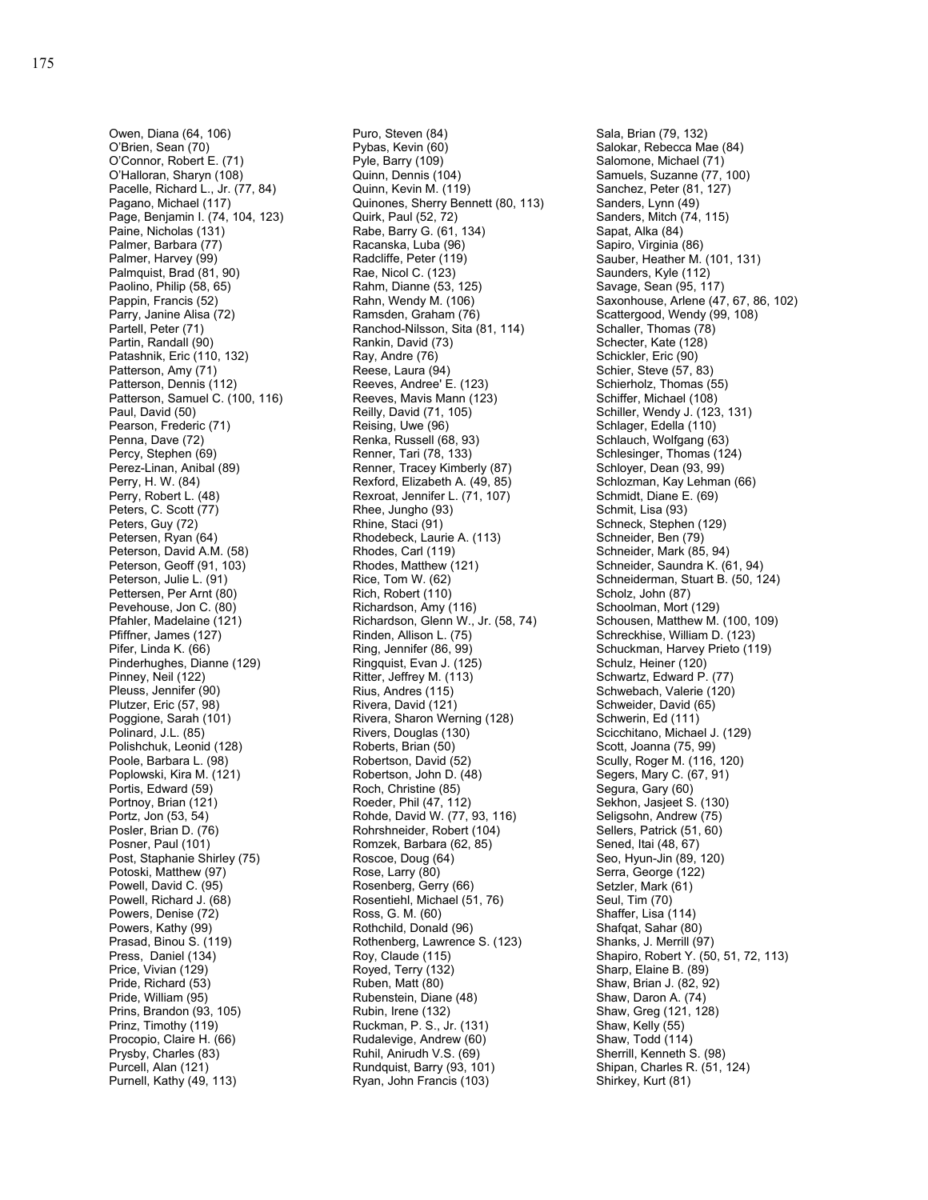Owen, Diana (64, 106)
O'Brien, Sean (70)
O'Connor, Robert E. (71)
O'Halloran, Sharyn (108)
Pacelle, Richard L., Jr. (77, 84)
Pagano, Michael (117)
Page, Benjamin I. (74, 104, 123)
Paine, Nicholas (131)
Palmer, Barbara (77)
Palmer, Harvey (99)
Palmquist, Brad (81, 90)
Paolino, Philip (58, 65)
Pappin, Francis (52)
Parry, Janine Alisa (72)
Partell, Peter (71)
Partin, Randall (90)
Patashnik, Eric (110, 132)
Patterson, Amy (71)
Patterson, Dennis (112)
Patterson, Samuel C. (100, 116)
Paul, David (50)
Pearson, Frederic (71)
Penna, Dave (72)
Percy, Stephen (69)
Perez-Linan, Anibal (89)
Perry, H. W. (84)
Perry, Robert L. (48)
Peters, C. Scott (77)
Peters, Guy (72)
Petersen, Ryan (64)
Peterson, David A.M. (58)
Peterson, Geoff (91, 103)
Peterson, Julie L. (91)
Pettersen, Per Arnt (80)
Pevehouse, Jon C. (80)
Pfahler, Madelaine (121)
Pfiffner, James (127)
Pifer, Linda K. (66)
Pinderhughes, Dianne (129)
Pinney, Neil (122)
Pleuss, Jennifer (90)
Plutzer, Eric (57, 98)
Poggione, Sarah (101)
Polinard, J.L. (85)
Polishchuk, Leonid (128)
Poole, Barbara L. (98)
Poplowski, Kira M. (121)
Portis, Edward (59)
Portnoy, Brian (121)
Portz, Jon (53, 54)
Posler, Brian D. (76)
Posner, Paul (101)
Post, Staphanie Shirley (75)
Potoski, Matthew (97)
Powell, David C. (95)
Powell, Richard J. (68)
Powers, Denise (72)
Powers, Kathy (99)
Prasad, Binou S. (119)
Press, Daniel (134)
Price, Vivian (129)
Pride, Richard (53)
Pride, William (95)
Prins, Brandon (93, 105)
Prinz, Timothy (119)
Procopio, Claire H. (66)
Prysby, Charles (83)
Purcell, Alan (121)
Purnell, Kathy (49, 113)
Puro, Steven (84)
Pybas, Kevin (60)
Pyle, Barry (109)
Quinn, Dennis (104)
Quinn, Kevin M. (119)
Quinones, Sherry Bennett (80, 113)
Quirk, Paul (52, 72)
Rabe, Barry G. (61, 134)
Racanska, Luba (96)
Radcliffe, Peter (119)
Rae, Nicol C. (123)
Rahm, Dianne (53, 125)
Rahn, Wendy M. (106)
Ramsden, Graham (76)
Ranchod-Nilsson, Sita (81, 114)
Rankin, David (73)
Ray, Andre (76)
Reese, Laura (94)
Reeves, Andree' E. (123)
Reeves, Mavis Mann (123)
Reilly, David (71, 105)
Reising, Uwe (96)
Renka, Russell (68, 93)
Renner, Tari (78, 133)
Renner, Tracey Kimberly (87)
Rexford, Elizabeth A. (49, 85)
Rexroat, Jennifer L. (71, 107)
Rhee, Jungho (93)
Rhine, Staci (91)
Rhodebeck, Laurie A. (113)
Rhodes, Carl (119)
Rhodes, Matthew (121)
Rice, Tom W. (62)
Rich, Robert (110)
Richardson, Amy (116)
Richardson, Glenn W., Jr. (58, 74)
Rinden, Allison L. (75)
Ring, Jennifer (86, 99)
Ringquist, Evan J. (125)
Ritter, Jeffrey M. (113)
Rius, Andres (115)
Rivera, David (121)
Rivera, Sharon Werning (128)
Rivers, Douglas (130)
Roberts, Brian (50)
Robertson, David (52)
Robertson, John D. (48)
Roch, Christine (85)
Roeder, Phil (47, 112)
Rohde, David W. (77, 93, 116)
Rohrshneider, Robert (104)
Romzek, Barbara (62, 85)
Roscoe, Doug (64)
Rose, Larry (80)
Rosenberg, Gerry (66)
Rosentiehl, Michael (51, 76)
Ross, G. M. (60)
Rothchild, Donald (96)
Rothenberg, Lawrence S. (123)
Roy, Claude (115)
Royed, Terry (132)
Ruben, Matt (80)
Rubenstein, Diane (48)
Rubin, Irene (132)
Ruckman, P. S., Jr. (131)
Rudalevige, Andrew (60)
Ruhil, Anirudh V.S. (69)
Rundquist, Barry (93, 101)
Ryan, John Francis (103)
Sala, Brian (79, 132)
Salokar, Rebecca Mae (84)
Salomone, Michael (71)
Samuels, Suzanne (77, 100)
Sanchez, Peter (81, 127)
Sanders, Lynn (49)
Sanders, Mitch (74, 115)
Sapat, Alka (84)
Sapiro, Virginia (86)
Sauber, Heather M. (101, 131)
Saunders, Kyle (112)
Savage, Sean (95, 117)
Saxonhouse, Arlene (47, 67, 86, 102)
Scattergood, Wendy (99, 108)
Schaller, Thomas (78)
Schecter, Kate (128)
Schickler, Eric (90)
Schier, Steve (57, 83)
Schierholz, Thomas (55)
Schiffer, Michael (108)
Schiller, Wendy J. (123, 131)
Schlager, Edella (110)
Schlauch, Wolfgang (63)
Schlesinger, Thomas (124)
Schloyer, Dean (93, 99)
Schlozman, Kay Lehman (66)
Schmidt, Diane E. (69)
Schmit, Lisa (93)
Schneck, Stephen (129)
Schneider, Ben (79)
Schneider, Mark (85, 94)
Schneider, Saundra K. (61, 94)
Schneiderman, Stuart B. (50, 124)
Scholz, John (87)
Schoolman, Mort (129)
Schousen, Matthew M. (100, 109)
Schreckhise, William D. (123)
Schuckman, Harvey Prieto (119)
Schulz, Heiner (120)
Schwartz, Edward P. (77)
Schwebach, Valerie (120)
Schweider, David (65)
Schwerin, Ed (111)
Scicchitano, Michael J. (129)
Scott, Joanna (75, 99)
Scully, Roger M. (116, 120)
Segers, Mary C. (67, 91)
Segura, Gary (60)
Sekhon, Jasjeet S. (130)
Seligsohn, Andrew (75)
Sellers, Patrick (51, 60)
Sened, Itai (48, 67)
Seo, Hyun-Jin (89, 120)
Serra, George (122)
Setzler, Mark (61)
Seul, Tim (70)
Shaffer, Lisa (114)
Shafqat, Sahar (80)
Shanks, J. Merrill (97)
Shapiro, Robert Y. (50, 51, 72, 113)
Sharp, Elaine B. (89)
Shaw, Brian J. (82, 92)
Shaw, Daron A. (74)
Shaw, Greg (121, 128)
Shaw, Kelly (55)
Shaw, Todd (114)
Sherrill, Kenneth S. (98)
Shipan, Charles R. (51, 124)
Shirkey, Kurt (81)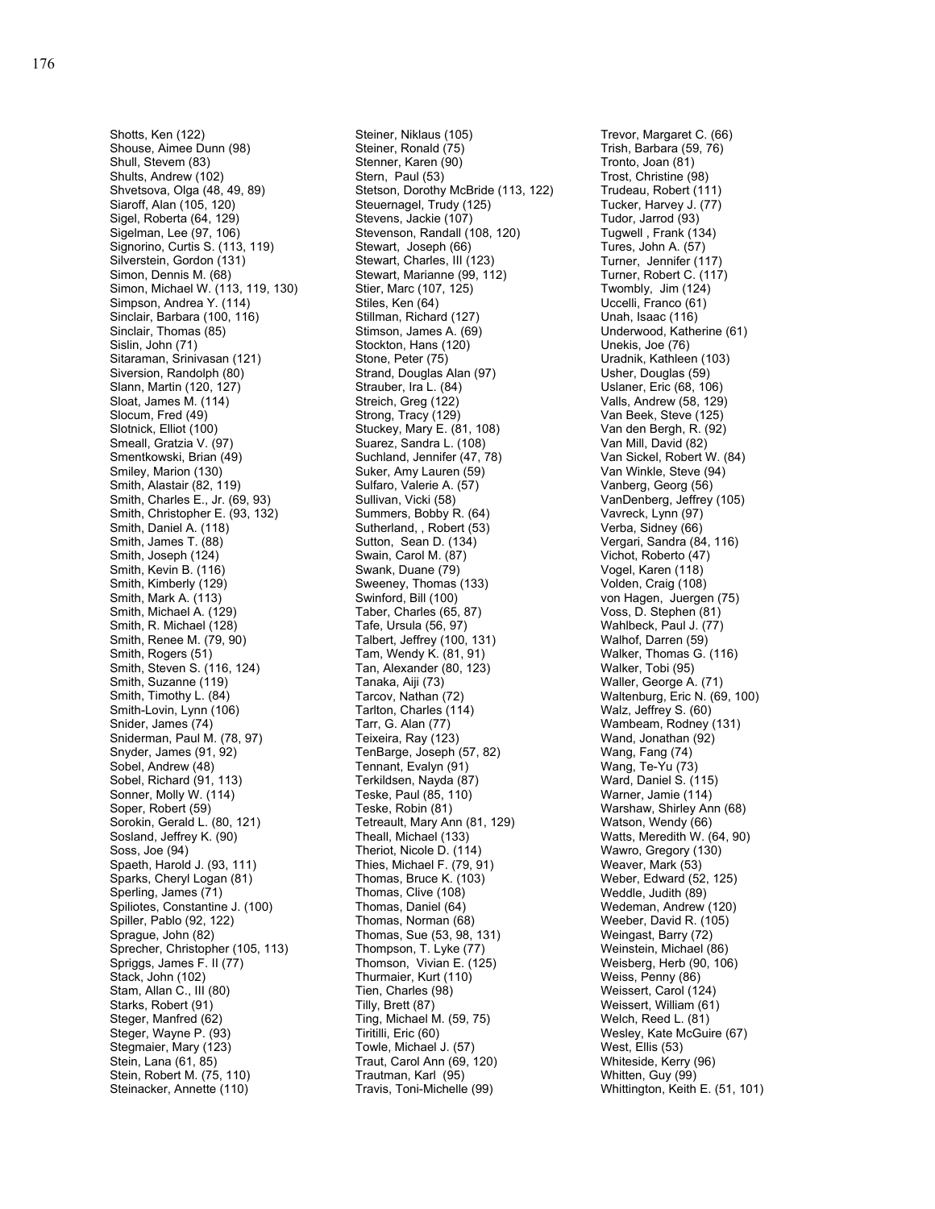Shotts, Ken (122)
Shouse, Aimee Dunn (98)
Shull, Stevem (83)
Shults, Andrew (102)
Shvetsova, Olga (48, 49, 89)
Siaroff, Alan (105, 120)
Sigel, Roberta (64, 129)
Sigelman, Lee (97, 106)
Signorino, Curtis S. (113, 119)
Silverstein, Gordon (131)
Simon, Dennis M. (68)
Simon, Michael W. (113, 119, 130)
Simpson, Andrea Y. (114)
Sinclair, Barbara (100, 116)
Sinclair, Thomas (85)
Sislin, John (71)
Sitaraman, Srinivasan (121)
Siversion, Randolph (80)
Slann, Martin (120, 127)
Sloat, James M. (114)
Slocum, Fred (49)
Slotnick, Elliot (100)
Smeall, Gratzia V. (97)
Smentkowski, Brian (49)
Smiley, Marion (130)
Smith, Alastair (82, 119)
Smith, Charles E., Jr. (69, 93)
Smith, Christopher E. (93, 132)
Smith, Daniel A. (118)
Smith, James T. (88)
Smith, Joseph (124)
Smith, Kevin B. (116)
Smith, Kimberly (129)
Smith, Mark A. (113)
Smith, Michael A. (129)
Smith, R. Michael (128)
Smith, Renee M. (79, 90)
Smith, Rogers (51)
Smith, Steven S. (116, 124)
Smith, Suzanne (119)
Smith, Timothy L. (84)
Smith-Lovin, Lynn (106)
Snider, James (74)
Sniderman, Paul M. (78, 97)
Snyder, James (91, 92)
Sobel, Andrew (48)
Sobel, Richard (91, 113)
Sonner, Molly W. (114)
Soper, Robert (59)
Sorokin, Gerald L. (80, 121)
Sosland, Jeffrey K. (90)
Soss, Joe (94)
Spaeth, Harold J. (93, 111)
Sparks, Cheryl Logan (81)
Sperling, James (71)
Spiliotes, Constantine J. (100)
Spiller, Pablo (92, 122)
Sprague, John (82)
Sprecher, Christopher (105, 113)
Spriggs, James F. II (77)
Stack, John (102)
Stam, Allan C., III (80)
Starks, Robert (91)
Steger, Manfred (62)
Steger, Wayne P. (93)
Stegmaier, Mary (123)
Stein, Lana (61, 85)
Stein, Robert M. (75, 110)
Steinacker, Annette (110)
Steiner, Niklaus (105)
Steiner, Ronald (75)
Stenner, Karen (90)
Stern, Paul (53)
Stetson, Dorothy McBride (113, 122)
Steuernagel, Trudy (125)
Stevens, Jackie (107)
Stevenson, Randall (108, 120)
Stewart, Joseph (66)
Stewart, Charles, III (123)
Stewart, Marianne (99, 112)
Stier, Marc (107, 125)
Stiles, Ken (64)
Stillman, Richard (127)
Stimson, James A. (69)
Stockton, Hans (120)
Stone, Peter (75)
Strand, Douglas Alan (97)
Strauber, Ira L. (84)
Streich, Greg (122)
Strong, Tracy (129)
Stuckey, Mary E. (81, 108)
Suarez, Sandra L. (108)
Suchland, Jennifer (47, 78)
Suker, Amy Lauren (59)
Sulfaro, Valerie A. (57)
Sullivan, Vicki (58)
Summers, Bobby R. (64)
Sutherland, , Robert (53)
Sutton, Sean D. (134)
Swain, Carol M. (87)
Swank, Duane (79)
Sweeney, Thomas (133)
Swinford, Bill (100)
Taber, Charles (65, 87)
Tafe, Ursula (56, 97)
Talbert, Jeffrey (100, 131)
Tam, Wendy K. (81, 91)
Tan, Alexander (80, 123)
Tanaka, Aiji (73)
Tarcov, Nathan (72)
Tarlton, Charles (114)
Tarr, G. Alan (77)
Teixeira, Ray (123)
TenBarge, Joseph (57, 82)
Tennant, Evalyn (91)
Terkildsen, Nayda (87)
Teske, Paul (85, 110)
Teske, Robin (81)
Tetreault, Mary Ann (81, 129)
Theall, Michael (133)
Theriot, Nicole D. (114)
Thies, Michael F. (79, 91)
Thomas, Bruce K. (103)
Thomas, Clive (108)
Thomas, Daniel (64)
Thomas, Norman (68)
Thomas, Sue (53, 98, 131)
Thompson, T. Lyke (77)
Thomson, Vivian E. (125)
Thurmaier, Kurt (110)
Tien, Charles (98)
Tilly, Brett (87)
Ting, Michael M. (59, 75)
Tiritilli, Eric (60)
Towle, Michael J. (57)
Traut, Carol Ann (69, 120)
Trautman, Karl (95)
Travis, Toni-Michelle (99)
Trevor, Margaret C. (66)
Trish, Barbara (59, 76)
Tronto, Joan (81)
Trost, Christine (98)
Trudeau, Robert (111)
Tucker, Harvey J. (77)
Tudor, Jarrod (93)
Tugwell , Frank (134)
Tures, John A. (57)
Turner, Jennifer (117)
Turner, Robert C. (117)
Twombly, Jim (124)
Uccelli, Franco (61)
Unah, Isaac (116)
Underwood, Katherine (61)
Unekis, Joe (76)
Uradnik, Kathleen (103)
Usher, Douglas (59)
Uslaner, Eric (68, 106)
Valls, Andrew (58, 129)
Van Beek, Steve (125)
Van den Bergh, R. (92)
Van Mill, David (82)
Van Sickel, Robert W. (84)
Van Winkle, Steve (94)
Vanberg, Georg (56)
VanDenberg, Jeffrey (105)
Vavreck, Lynn (97)
Verba, Sidney (66)
Vergari, Sandra (84, 116)
Vichot, Roberto (47)
Vogel, Karen (118)
Volden, Craig (108)
von Hagen, Juergen (75)
Voss, D. Stephen (81)
Wahlbeck, Paul J. (77)
Walhof, Darren (59)
Walker, Thomas G. (116)
Walker, Tobi (95)
Waller, George A. (71)
Waltenburg, Eric N. (69, 100)
Walz, Jeffrey S. (60)
Wambeam, Rodney (131)
Wand, Jonathan (92)
Wang, Fang (74)
Wang, Te-Yu (73)
Ward, Daniel S. (115)
Warner, Jamie (114)
Warshaw, Shirley Ann (68)
Watson, Wendy (66)
Watts, Meredith W. (64, 90)
Wawro, Gregory (130)
Weaver, Mark (53)
Weber, Edward (52, 125)
Weddle, Judith (89)
Wedeman, Andrew (120)
Weeber, David R. (105)
Weingast, Barry (72)
Weinstein, Michael (86)
Weisberg, Herb (90, 106)
Weiss, Penny (86)
Weissert, Carol (124)
Weissert, William (61)
Welch, Reed L. (81)
Wesley, Kate McGuire (67)
West, Ellis (53)
Whiteside, Kerry (96)
Whitten, Guy (99)
Whittington, Keith E. (51, 101)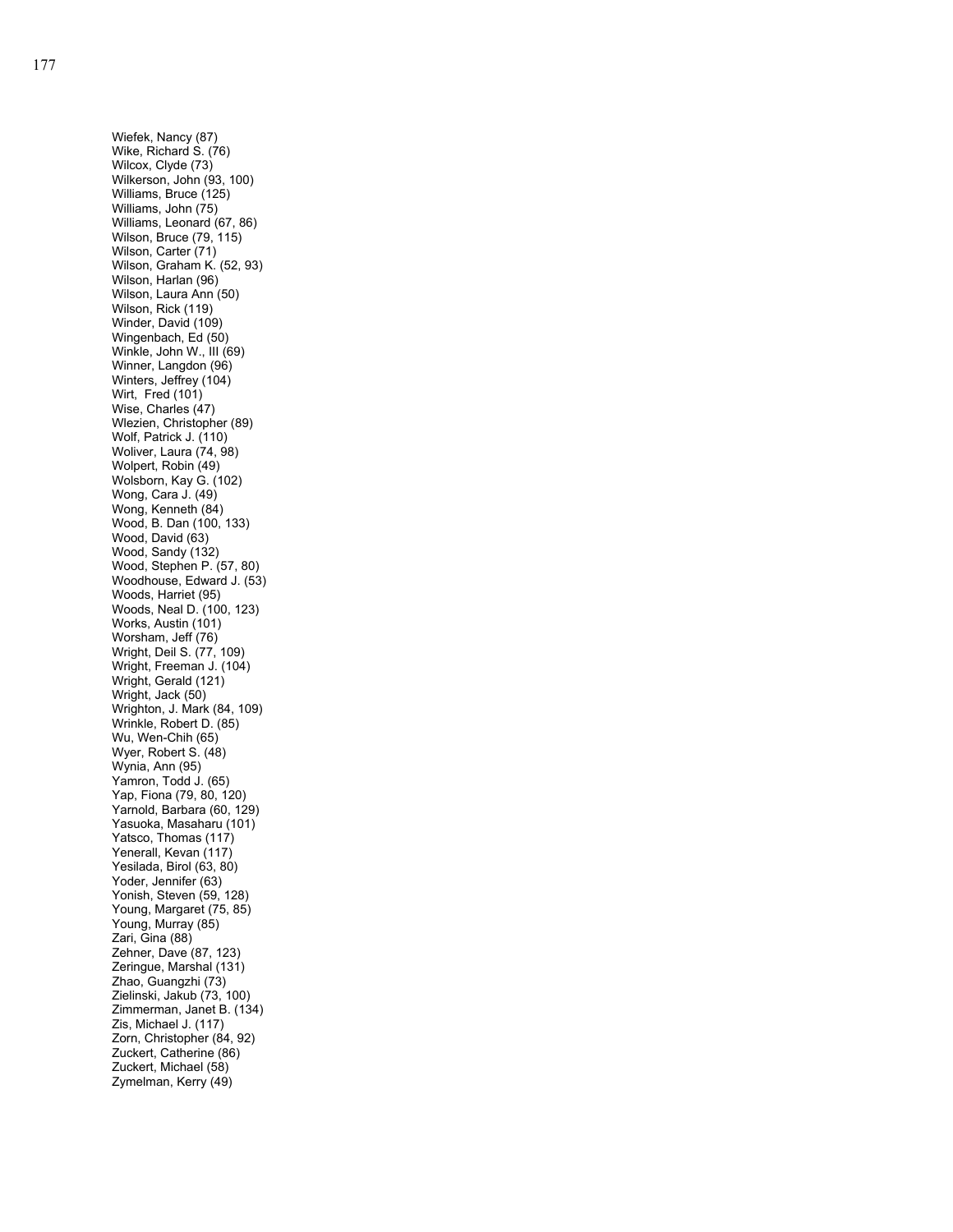Wiefek, Nancy (87)
Wike, Richard S. (76)
Wilcox, Clyde (73)
Wilkerson, John (93, 100)
Williams, Bruce (125)
Williams, John (75)
Williams, Leonard (67, 86)
Wilson, Bruce (79, 115)
Wilson, Carter (71)
Wilson, Graham K. (52, 93)
Wilson, Harlan (96)
Wilson, Laura Ann (50)
Wilson, Rick (119)
Winder, David (109)
Wingenbach, Ed (50)
Winkle, John W., III (69)
Winner, Langdon (96)
Winters, Jeffrey (104)
Wirt, Fred (101)
Wise, Charles (47)
Wlezien, Christopher (89)
Wolf, Patrick J. (110)
Woliver, Laura (74, 98)
Wolpert, Robin (49)
Wolsborn, Kay G. (102)
Wong, Cara J. (49)
Wong, Kenneth (84)
Wood, B. Dan (100, 133)
Wood, David (63)
Wood, Sandy (132)
Wood, Stephen P. (57, 80)
Woodhouse, Edward J. (53)
Woods, Harriet (95)
Woods, Neal D. (100, 123)
Works, Austin (101)
Worsham, Jeff (76)
Wright, Deil S. (77, 109)
Wright, Freeman J. (104)
Wright, Gerald (121)
Wright, Jack (50)
Wrighton, J. Mark (84, 109)
Wrinkle, Robert D. (85)
Wu, Wen-Chih (65)
Wyer, Robert S. (48)
Wynia, Ann (95)
Yamron, Todd J. (65)
Yap, Fiona (79, 80, 120)
Yarnold, Barbara (60, 129)
Yasuoka, Masaharu (101)
Yatsco, Thomas (117)
Yenerall, Kevan (117)
Yesilada, Birol (63, 80)
Yoder, Jennifer (63)
Yonish, Steven (59, 128)
Young, Margaret (75, 85)
Young, Murray (85)
Zari, Gina (88)
Zehner, Dave (87, 123)
Zeringue, Marshal (131)
Zhao, Guangzhi (73)
Zielinski, Jakub (73, 100)
Zimmerman, Janet B. (134)
Zis, Michael J. (117)
Zorn, Christopher (84, 92)
Zuckert, Catherine (86)
Zuckert, Michael (58)
Zymelman, Kerry (49)